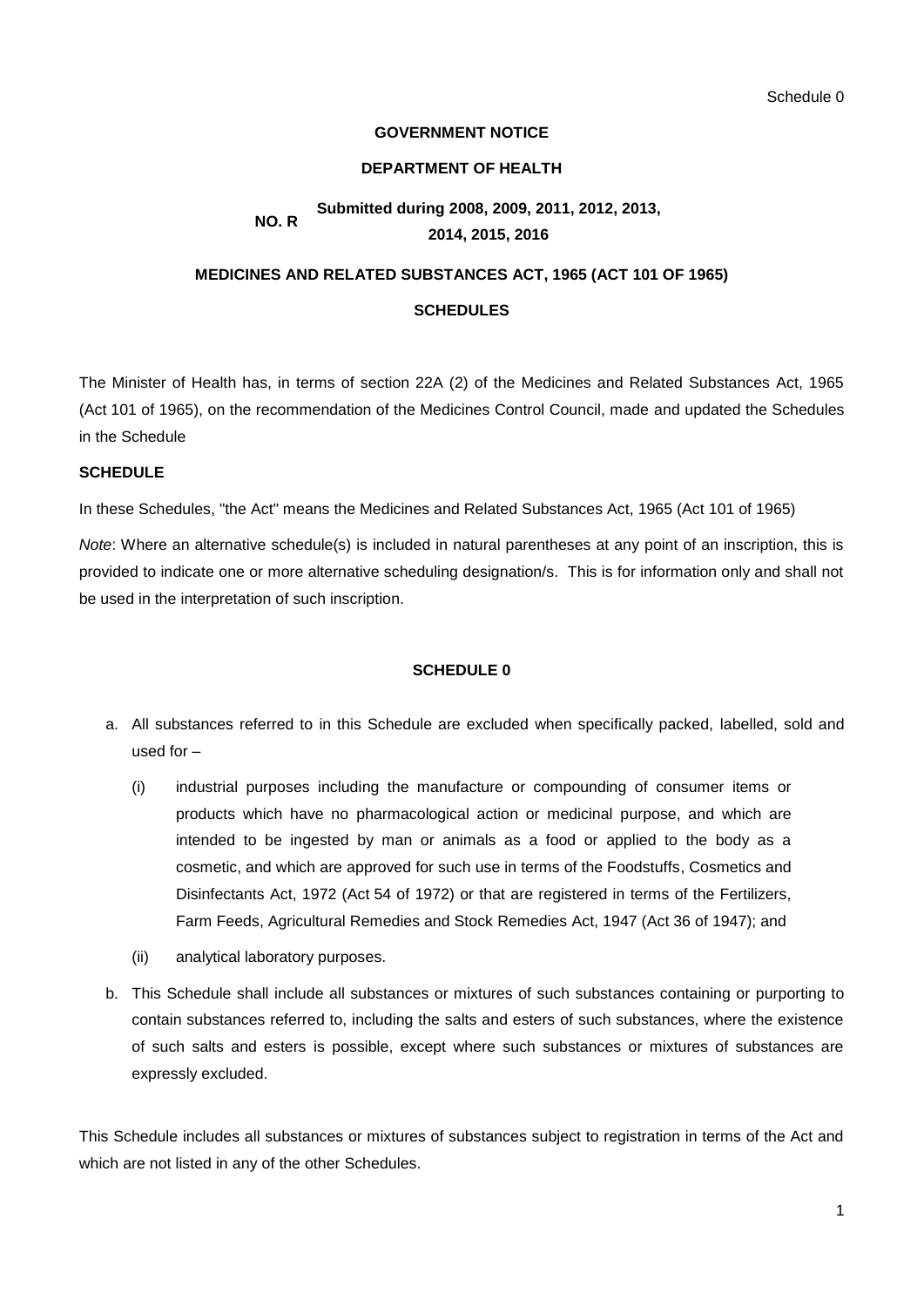**GOVERNMENT NOTICE**

**DEPARTMENT OF HEALTH**

**NO. R** **Submitted during 2008, 2009, 2011, 2012, 2013, 2014, 2015, 2016**

**MEDICINES AND RELATED SUBSTANCES ACT, 1965 (ACT 101 OF 1965)**

**SCHEDULES**

The Minister of Health has, in terms of section 22A (2) of the Medicines and Related Substances Act, 1965 (Act 101 of 1965), on the recommendation of the Medicines Control Council, made and updated the Schedules in the Schedule

**SCHEDULE**

In these Schedules, "the Act" means the Medicines and Related Substances Act, 1965 (Act 101 of 1965)

*Note*: Where an alternative schedule(s) is included in natural parentheses at any point of an inscription, this is provided to indicate one or more alternative scheduling designation/s. This is for information only and shall not be used in the interpretation of such inscription.

## SCHEDULE 0

a. All substances referred to in this Schedule are excluded when specifically packed, labelled, sold and used for –

   (i) industrial purposes including the manufacture or compounding of consumer items or products which have no pharmacological action or medicinal purpose, and which are intended to be ingested by man or animals as a food or applied to the body as a cosmetic, and which are approved for such use in terms of the Foodstuffs, Cosmetics and Disinfectants Act, 1972 (Act 54 of 1972) or that are registered in terms of the Fertilizers, Farm Feeds, Agricultural Remedies and Stock Remedies Act, 1947 (Act 36 of 1947); and

   (ii) analytical laboratory purposes.

b. This Schedule shall include all substances or mixtures of such substances containing or purporting to contain substances referred to, including the salts and esters of such substances, where the existence of such salts and esters is possible, except where such substances or mixtures of substances are expressly excluded.

This Schedule includes all substances or mixtures of substances subject to registration in terms of the Act and which are not listed in any of the other Schedules.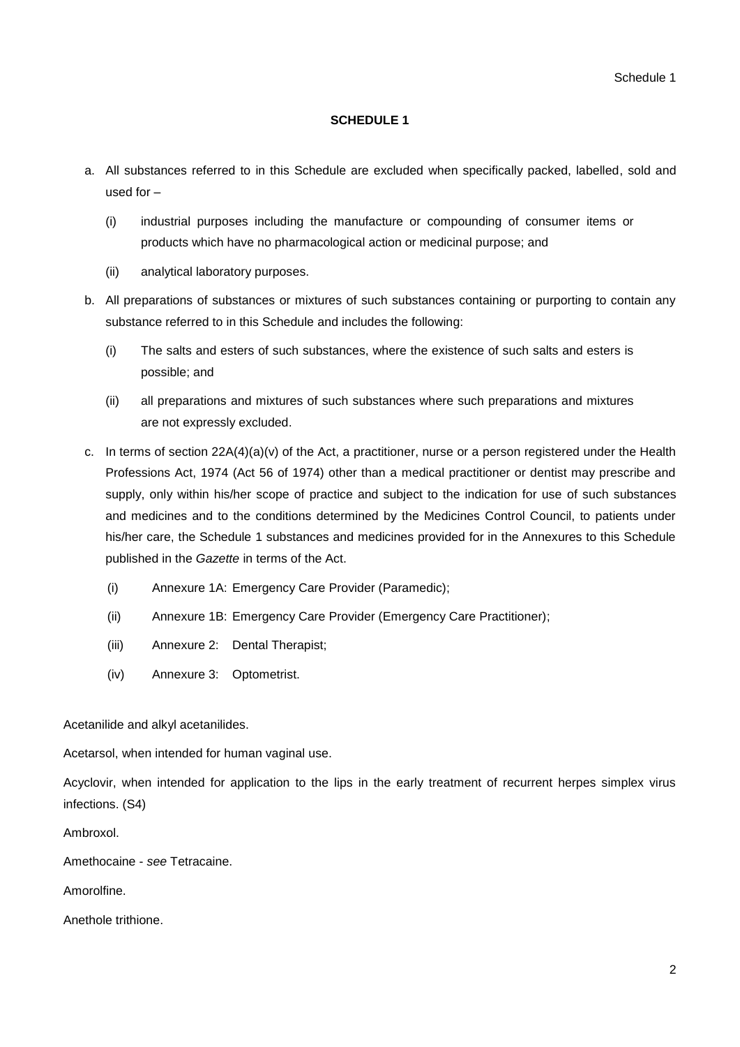## SCHEDULE 1

a. All substances referred to in this Schedule are excluded when specifically packed, labelled, sold and used for –

   (i) industrial purposes including the manufacture or compounding of consumer items or products which have no pharmacological action or medicinal purpose; and

   (ii) analytical laboratory purposes.

b. All preparations of substances or mixtures of such substances containing or purporting to contain any substance referred to in this Schedule and includes the following:

   (i) The salts and esters of such substances, where the existence of such salts and esters is possible; and

   (ii) all preparations and mixtures of such substances where such preparations and mixtures are not expressly excluded.

c. In terms of section 22A(4)(a)(v) of the Act, a practitioner, nurse or a person registered under the Health Professions Act, 1974 (Act 56 of 1974) other than a medical practitioner or dentist may prescribe and supply, only within his/her scope of practice and subject to the indication for use of such substances and medicines and to the conditions determined by the Medicines Control Council, to patients under his/her care, the Schedule 1 substances and medicines provided for in the Annexures to this Schedule published in the *Gazette* in terms of the Act.

   (i) Annexure 1A: Emergency Care Provider (Paramedic);

   (ii) Annexure 1B: Emergency Care Provider (Emergency Care Practitioner);

   (iii) Annexure 2: Dental Therapist;

   (iv) Annexure 3: Optometrist.

Acetanilide and alkyl acetanilides.

Acetarsol, when intended for human vaginal use.

Acyclovir, when intended for application to the lips in the early treatment of recurrent herpes simplex virus infections. (S4)

Ambroxol.

Amethocaine - *see* Tetracaine.

Amorolfine.

Anethole trithione.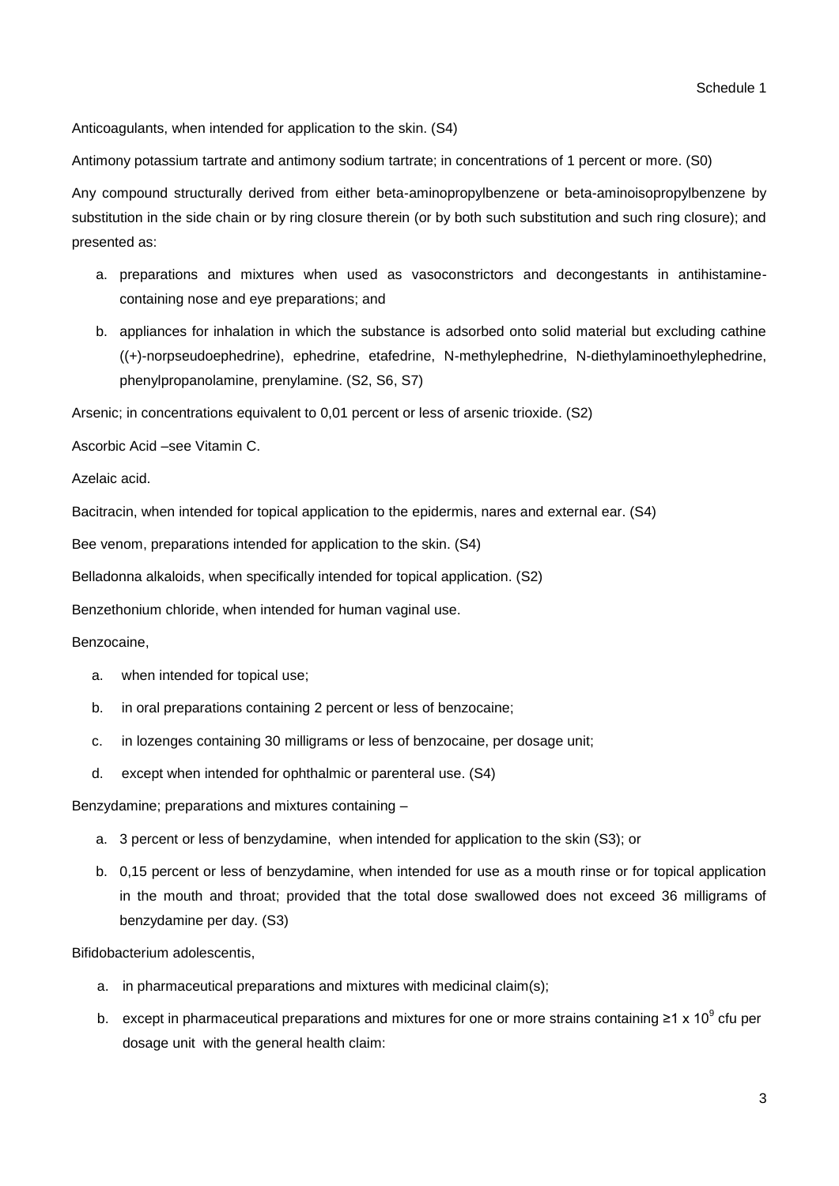Anticoagulants, when intended for application to the skin. (S4)

Antimony potassium tartrate and antimony sodium tartrate; in concentrations of 1 percent or more. (S0)

Any compound structurally derived from either beta-aminopropylbenzene or beta-aminoisopropylbenzene by substitution in the side chain or by ring closure therein (or by both such substitution and such ring closure); and presented as:

a. preparations and mixtures when used as vasoconstrictors and decongestants in antihistamine-containing nose and eye preparations; and

b. appliances for inhalation in which the substance is adsorbed onto solid material but excluding cathine ((+)-norpseudoephedrine), ephedrine, etafedrine, N-methylephedrine, N-diethylaminoethylephedrine, phenylpropanolamine, prenylamine. (S2, S6, S7)

Arsenic; in concentrations equivalent to 0,01 percent or less of arsenic trioxide. (S2)

Ascorbic Acid –see Vitamin C.

Azelaic acid.

Bacitracin, when intended for topical application to the epidermis, nares and external ear. (S4)

Bee venom, preparations intended for application to the skin. (S4)

Belladonna alkaloids, when specifically intended for topical application. (S2)

Benzethonium chloride, when intended for human vaginal use.

Benzocaine,

a. when intended for topical use;

b. in oral preparations containing 2 percent or less of benzocaine;

c. in lozenges containing 30 milligrams or less of benzocaine, per dosage unit;

d. except when intended for ophthalmic or parenteral use. (S4)

Benzydamine; preparations and mixtures containing –

a. 3 percent or less of benzydamine, when intended for application to the skin (S3); or

b. 0,15 percent or less of benzydamine, when intended for use as a mouth rinse or for topical application in the mouth and throat; provided that the total dose swallowed does not exceed 36 milligrams of benzydamine per day. (S3)

Bifidobacterium adolescentis,

a. in pharmaceutical preparations and mixtures with medicinal claim(s);

b. except in pharmaceutical preparations and mixtures for one or more strains containing ≥1 x $10^9$ cfu per dosage unit with the general health claim: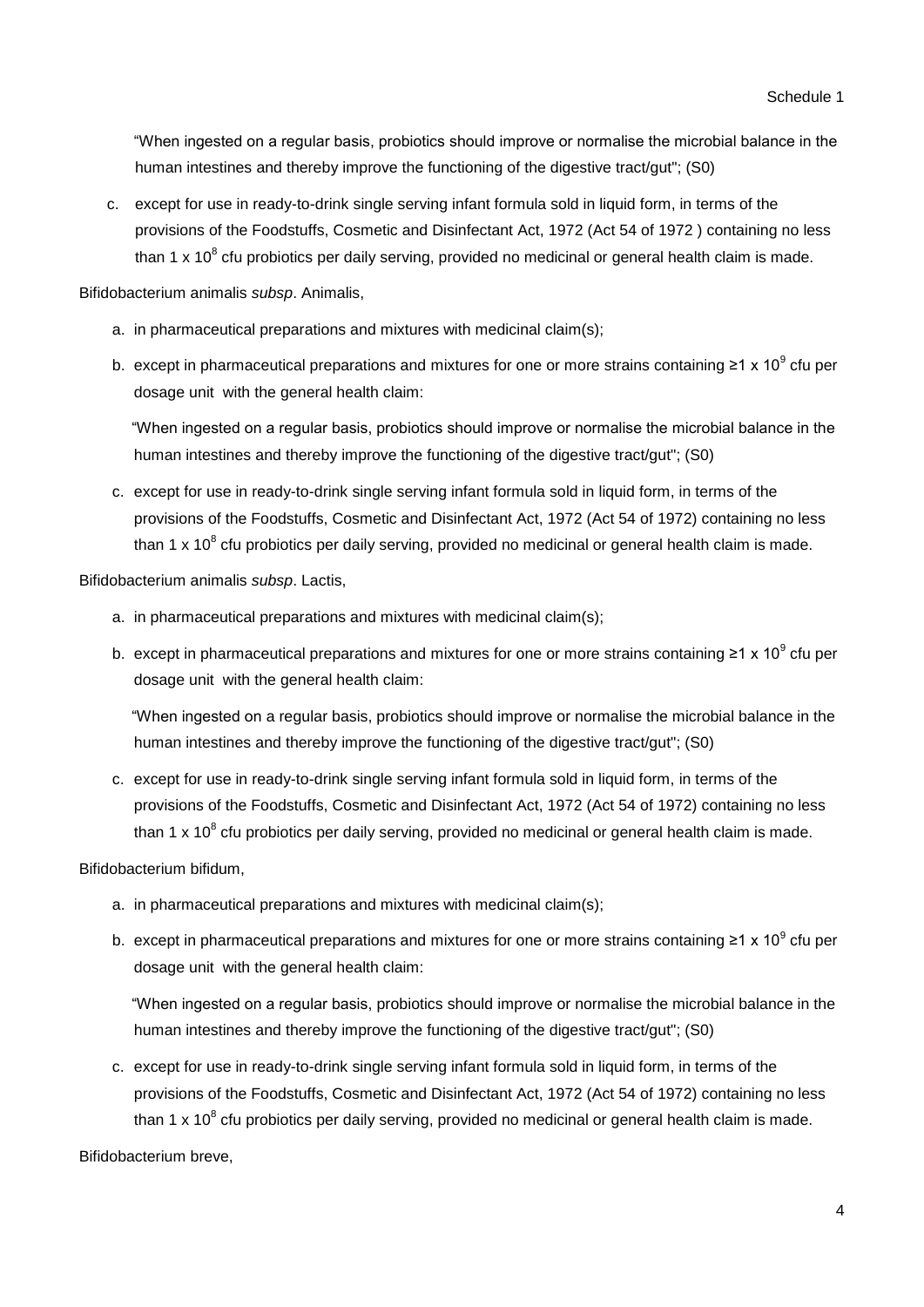"When ingested on a regular basis, probiotics should improve or normalise the microbial balance in the human intestines and thereby improve the functioning of the digestive tract/gut"; (S0)

c. except for use in ready-to-drink single serving infant formula sold in liquid form, in terms of the provisions of the Foodstuffs, Cosmetic and Disinfectant Act, 1972 (Act 54 of 1972 ) containing no less than 1 x $10^8$ cfu probiotics per daily serving, provided no medicinal or general health claim is made.

Bifidobacterium animalis *subsp*. Animalis,

a. in pharmaceutical preparations and mixtures with medicinal claim(s);

b. except in pharmaceutical preparations and mixtures for one or more strains containing ≥1 x $10^9$ cfu per dosage unit with the general health claim:

"When ingested on a regular basis, probiotics should improve or normalise the microbial balance in the human intestines and thereby improve the functioning of the digestive tract/gut"; (S0)

c. except for use in ready-to-drink single serving infant formula sold in liquid form, in terms of the provisions of the Foodstuffs, Cosmetic and Disinfectant Act, 1972 (Act 54 of 1972) containing no less than 1 x $10^8$ cfu probiotics per daily serving, provided no medicinal or general health claim is made.

Bifidobacterium animalis *subsp*. Lactis,

a. in pharmaceutical preparations and mixtures with medicinal claim(s);

b. except in pharmaceutical preparations and mixtures for one or more strains containing ≥1 x $10^9$ cfu per dosage unit with the general health claim:

"When ingested on a regular basis, probiotics should improve or normalise the microbial balance in the human intestines and thereby improve the functioning of the digestive tract/gut"; (S0)

c. except for use in ready-to-drink single serving infant formula sold in liquid form, in terms of the provisions of the Foodstuffs, Cosmetic and Disinfectant Act, 1972 (Act 54 of 1972) containing no less than 1 x $10^8$ cfu probiotics per daily serving, provided no medicinal or general health claim is made.

Bifidobacterium bifidum,

a. in pharmaceutical preparations and mixtures with medicinal claim(s);

b. except in pharmaceutical preparations and mixtures for one or more strains containing ≥1 x $10^9$ cfu per dosage unit with the general health claim:

"When ingested on a regular basis, probiotics should improve or normalise the microbial balance in the human intestines and thereby improve the functioning of the digestive tract/gut"; (S0)

c. except for use in ready-to-drink single serving infant formula sold in liquid form, in terms of the provisions of the Foodstuffs, Cosmetic and Disinfectant Act, 1972 (Act 54 of 1972) containing no less than 1 x $10^8$ cfu probiotics per daily serving, provided no medicinal or general health claim is made.

Bifidobacterium breve,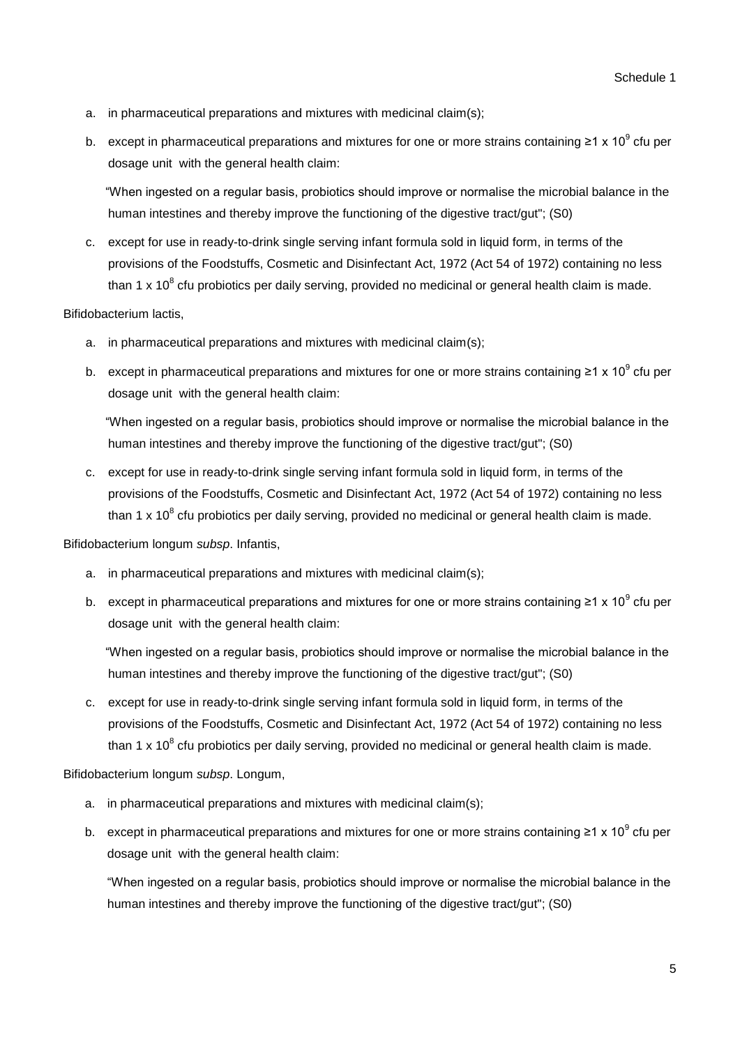a. in pharmaceutical preparations and mixtures with medicinal claim(s);

b. except in pharmaceutical preparations and mixtures for one or more strains containing ≥1 x $10^9$ cfu per dosage unit with the general health claim:

"When ingested on a regular basis, probiotics should improve or normalise the microbial balance in the human intestines and thereby improve the functioning of the digestive tract/gut"; (S0)

c. except for use in ready-to-drink single serving infant formula sold in liquid form, in terms of the provisions of the Foodstuffs, Cosmetic and Disinfectant Act, 1972 (Act 54 of 1972) containing no less than 1 x $10^8$ cfu probiotics per daily serving, provided no medicinal or general health claim is made.

Bifidobacterium lactis,

a. in pharmaceutical preparations and mixtures with medicinal claim(s);

b. except in pharmaceutical preparations and mixtures for one or more strains containing ≥1 x $10^9$ cfu per dosage unit with the general health claim:

"When ingested on a regular basis, probiotics should improve or normalise the microbial balance in the human intestines and thereby improve the functioning of the digestive tract/gut"; (S0)

c. except for use in ready-to-drink single serving infant formula sold in liquid form, in terms of the provisions of the Foodstuffs, Cosmetic and Disinfectant Act, 1972 (Act 54 of 1972) containing no less than 1 x $10^8$ cfu probiotics per daily serving, provided no medicinal or general health claim is made.

Bifidobacterium longum *subsp*. Infantis,

a. in pharmaceutical preparations and mixtures with medicinal claim(s);

b. except in pharmaceutical preparations and mixtures for one or more strains containing ≥1 x $10^9$ cfu per dosage unit with the general health claim:

"When ingested on a regular basis, probiotics should improve or normalise the microbial balance in the human intestines and thereby improve the functioning of the digestive tract/gut"; (S0)

c. except for use in ready-to-drink single serving infant formula sold in liquid form, in terms of the provisions of the Foodstuffs, Cosmetic and Disinfectant Act, 1972 (Act 54 of 1972) containing no less than 1 x $10^8$ cfu probiotics per daily serving, provided no medicinal or general health claim is made.

Bifidobacterium longum *subsp*. Longum,

a. in pharmaceutical preparations and mixtures with medicinal claim(s);

b. except in pharmaceutical preparations and mixtures for one or more strains containing ≥1 x $10^9$ cfu per dosage unit with the general health claim:

"When ingested on a regular basis, probiotics should improve or normalise the microbial balance in the human intestines and thereby improve the functioning of the digestive tract/gut"; (S0)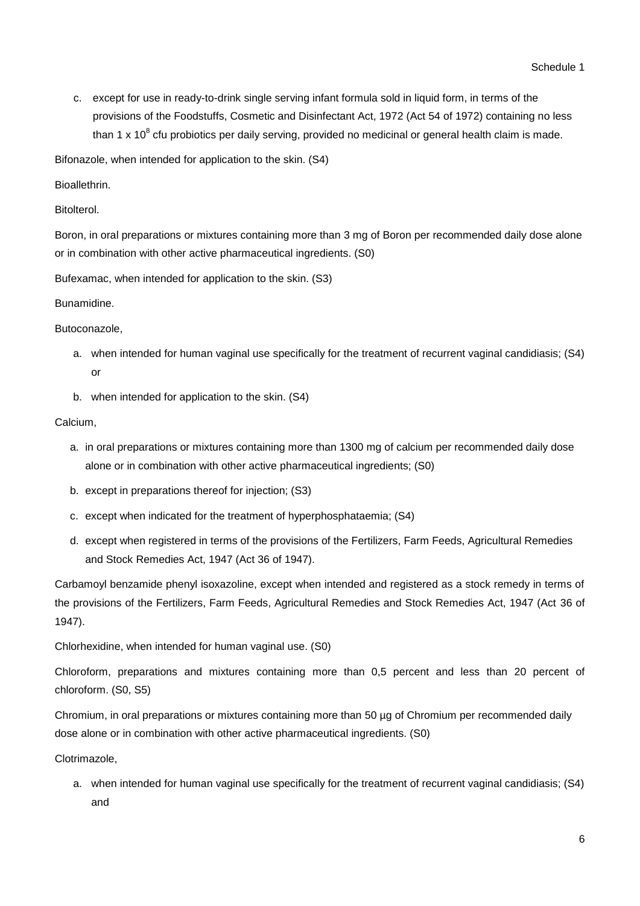c. except for use in ready-to-drink single serving infant formula sold in liquid form, in terms of the provisions of the Foodstuffs, Cosmetic and Disinfectant Act, 1972 (Act 54 of 1972) containing no less than 1 x $10^8$ cfu probiotics per daily serving, provided no medicinal or general health claim is made.

Bifonazole, when intended for application to the skin. (S4)

Bioallethrin.

Bitolterol.

Boron, in oral preparations or mixtures containing more than 3 mg of Boron per recommended daily dose alone or in combination with other active pharmaceutical ingredients. (S0)

Bufexamac, when intended for application to the skin. (S3)

Bunamidine.

Butoconazole,

a. when intended for human vaginal use specifically for the treatment of recurrent vaginal candidiasis; (S4) or

b. when intended for application to the skin. (S4)

Calcium,

a. in oral preparations or mixtures containing more than 1300 mg of calcium per recommended daily dose alone or in combination with other active pharmaceutical ingredients; (S0)

b. except in preparations thereof for injection; (S3)

c. except when indicated for the treatment of hyperphosphataemia; (S4)

d. except when registered in terms of the provisions of the Fertilizers, Farm Feeds, Agricultural Remedies and Stock Remedies Act, 1947 (Act 36 of 1947).

Carbamoyl benzamide phenyl isoxazoline, except when intended and registered as a stock remedy in terms of the provisions of the Fertilizers, Farm Feeds, Agricultural Remedies and Stock Remedies Act, 1947 (Act 36 of 1947).

Chlorhexidine, when intended for human vaginal use. (S0)

Chloroform, preparations and mixtures containing more than 0,5 percent and less than 20 percent of chloroform. (S0, S5)

Chromium, in oral preparations or mixtures containing more than 50 µg of Chromium per recommended daily dose alone or in combination with other active pharmaceutical ingredients. (S0)

Clotrimazole,

a. when intended for human vaginal use specifically for the treatment of recurrent vaginal candidiasis; (S4) and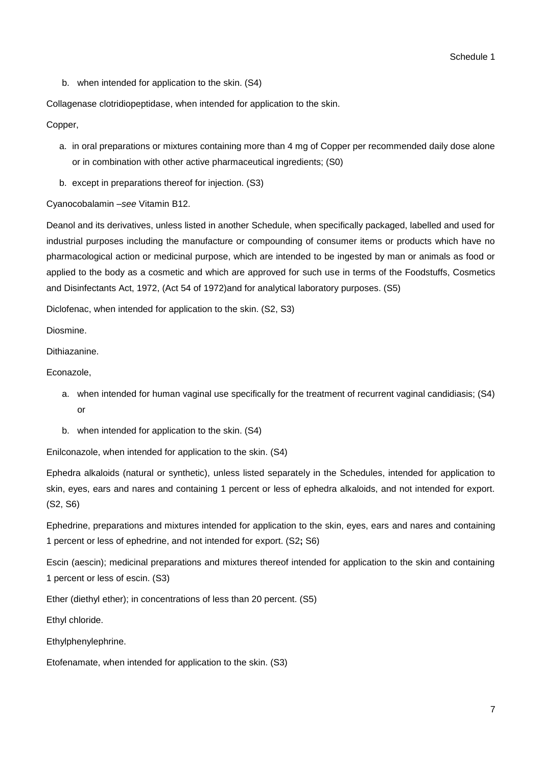b. when intended for application to the skin. (S4)

Collagenase clotridiopeptidase, when intended for application to the skin.

Copper,

a. in oral preparations or mixtures containing more than 4 mg of Copper per recommended daily dose alone or in combination with other active pharmaceutical ingredients; (S0)
b. except in preparations thereof for injection. (S3)

Cyanocobalamin –*see* Vitamin B12.

Deanol and its derivatives, unless listed in another Schedule, when specifically packaged, labelled and used for industrial purposes including the manufacture or compounding of consumer items or products which have no pharmacological action or medicinal purpose, which are intended to be ingested by man or animals as food or applied to the body as a cosmetic and which are approved for such use in terms of the Foodstuffs, Cosmetics and Disinfectants Act, 1972, (Act 54 of 1972)and for analytical laboratory purposes. (S5)

Diclofenac, when intended for application to the skin. (S2, S3)

Diosmine.

Dithiazanine.

Econazole,

a. when intended for human vaginal use specifically for the treatment of recurrent vaginal candidiasis; (S4) or
b. when intended for application to the skin. (S4)

Enilconazole, when intended for application to the skin. (S4)

Ephedra alkaloids (natural or synthetic), unless listed separately in the Schedules, intended for application to skin, eyes, ears and nares and containing 1 percent or less of ephedra alkaloids, and not intended for export. (S2, S6)

Ephedrine, preparations and mixtures intended for application to the skin, eyes, ears and nares and containing 1 percent or less of ephedrine, and not intended for export. (S2**;** S6)

Escin (aescin); medicinal preparations and mixtures thereof intended for application to the skin and containing 1 percent or less of escin. (S3)

Ether (diethyl ether); in concentrations of less than 20 percent. (S5)

Ethyl chloride.

Ethylphenylephrine.

Etofenamate, when intended for application to the skin. (S3)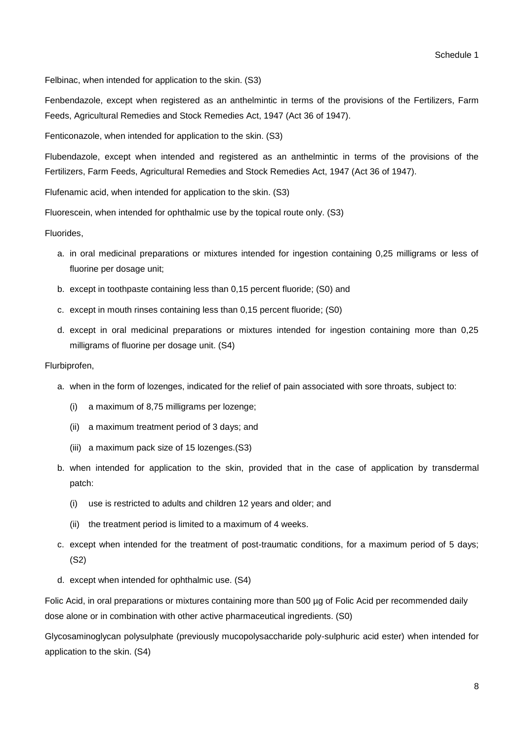Felbinac, when intended for application to the skin. (S3)

Fenbendazole, except when registered as an anthelmintic in terms of the provisions of the Fertilizers, Farm Feeds, Agricultural Remedies and Stock Remedies Act, 1947 (Act 36 of 1947).

Fenticonazole, when intended for application to the skin. (S3)

Flubendazole, except when intended and registered as an anthelmintic in terms of the provisions of the Fertilizers, Farm Feeds, Agricultural Remedies and Stock Remedies Act, 1947 (Act 36 of 1947).

Flufenamic acid, when intended for application to the skin. (S3)

Fluorescein, when intended for ophthalmic use by the topical route only. (S3)

Fluorides,

a. in oral medicinal preparations or mixtures intended for ingestion containing 0,25 milligrams or less of fluorine per dosage unit;
b. except in toothpaste containing less than 0,15 percent fluoride; (S0) and
c. except in mouth rinses containing less than 0,15 percent fluoride; (S0)
d. except in oral medicinal preparations or mixtures intended for ingestion containing more than 0,25 milligrams of fluorine per dosage unit. (S4)

Flurbiprofen,

a. when in the form of lozenges, indicated for the relief of pain associated with sore throats, subject to:
   (i) a maximum of 8,75 milligrams per lozenge;
   (ii) a maximum treatment period of 3 days; and
   (iii) a maximum pack size of 15 lozenges.(S3)
b. when intended for application to the skin, provided that in the case of application by transdermal patch:
   (i) use is restricted to adults and children 12 years and older; and
   (ii) the treatment period is limited to a maximum of 4 weeks.
c. except when intended for the treatment of post-traumatic conditions, for a maximum period of 5 days; (S2)
d. except when intended for ophthalmic use. (S4)

Folic Acid, in oral preparations or mixtures containing more than 500 µg of Folic Acid per recommended daily dose alone or in combination with other active pharmaceutical ingredients. (S0)

Glycosaminoglycan polysulphate (previously mucopolysaccharide poly-sulphuric acid ester) when intended for application to the skin. (S4)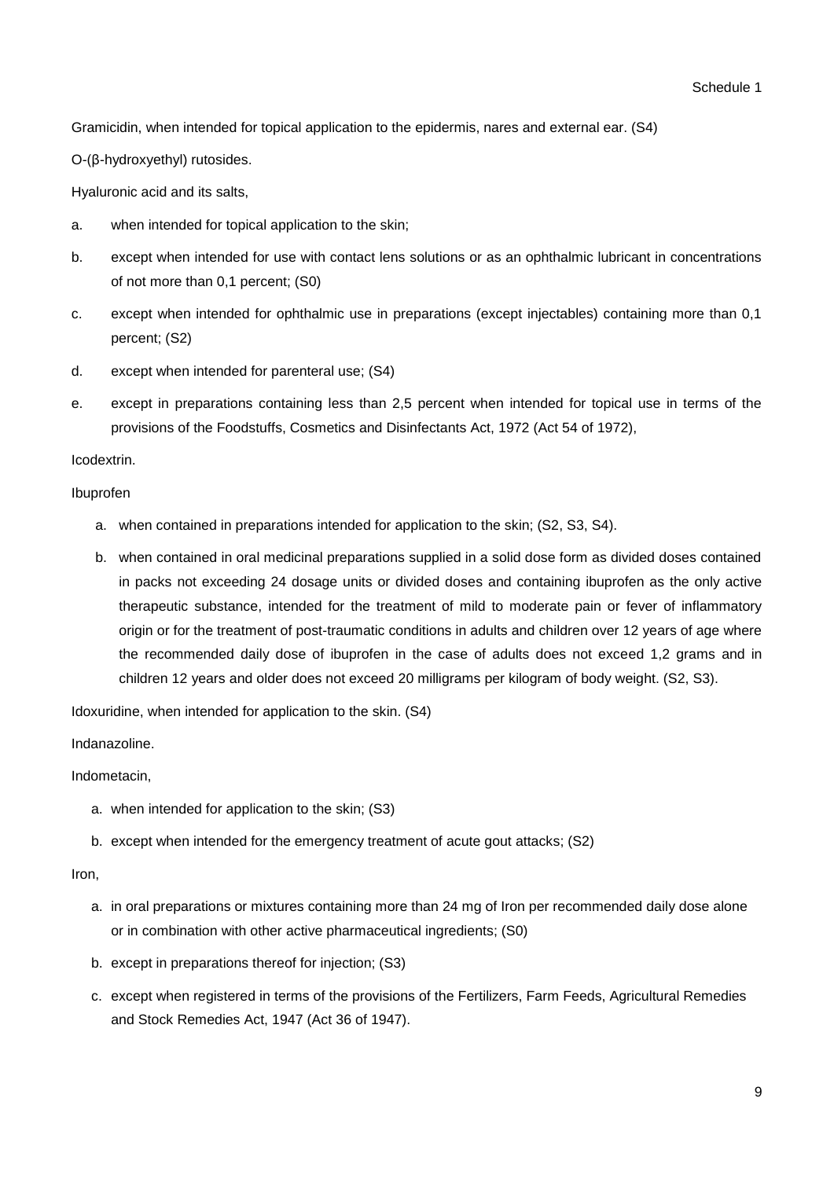Gramicidin, when intended for topical application to the epidermis, nares and external ear. (S4)

O-(β-hydroxyethyl) rutosides.

Hyaluronic acid and its salts,

a. when intended for topical application to the skin;

b. except when intended for use with contact lens solutions or as an ophthalmic lubricant in concentrations of not more than 0,1 percent; (S0)

c. except when intended for ophthalmic use in preparations (except injectables) containing more than 0,1 percent; (S2)

d. except when intended for parenteral use; (S4)

e. except in preparations containing less than 2,5 percent when intended for topical use in terms of the provisions of the Foodstuffs, Cosmetics and Disinfectants Act, 1972 (Act 54 of 1972),

Icodextrin.

Ibuprofen

a. when contained in preparations intended for application to the skin; (S2, S3, S4).

b. when contained in oral medicinal preparations supplied in a solid dose form as divided doses contained in packs not exceeding 24 dosage units or divided doses and containing ibuprofen as the only active therapeutic substance, intended for the treatment of mild to moderate pain or fever of inflammatory origin or for the treatment of post-traumatic conditions in adults and children over 12 years of age where the recommended daily dose of ibuprofen in the case of adults does not exceed 1,2 grams and in children 12 years and older does not exceed 20 milligrams per kilogram of body weight. (S2, S3).

Idoxuridine, when intended for application to the skin. (S4)

Indanazoline.

Indometacin,

a. when intended for application to the skin; (S3)

b. except when intended for the emergency treatment of acute gout attacks; (S2)

Iron,

a. in oral preparations or mixtures containing more than 24 mg of Iron per recommended daily dose alone or in combination with other active pharmaceutical ingredients; (S0)

b. except in preparations thereof for injection; (S3)

c. except when registered in terms of the provisions of the Fertilizers, Farm Feeds, Agricultural Remedies and Stock Remedies Act, 1947 (Act 36 of 1947).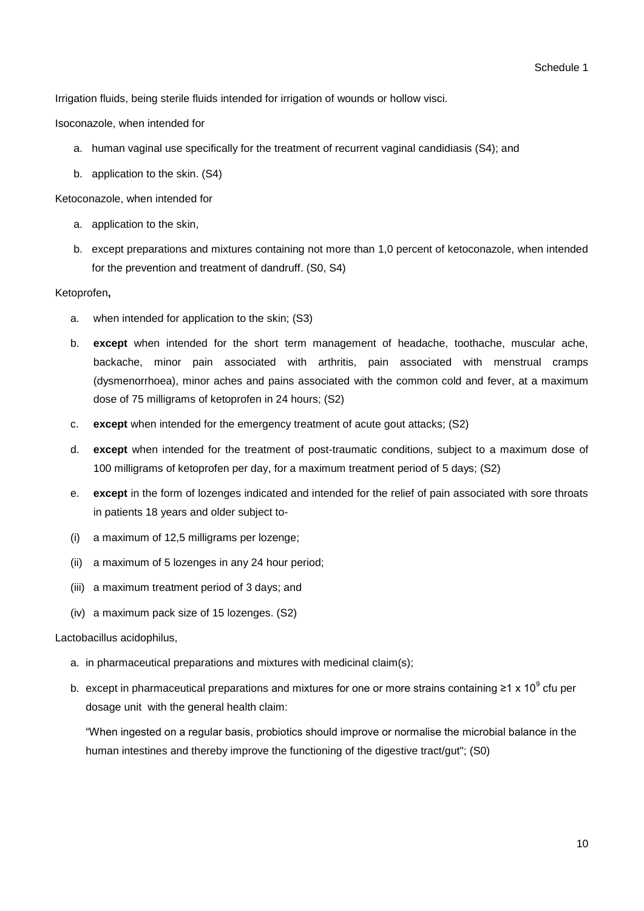Irrigation fluids, being sterile fluids intended for irrigation of wounds or hollow visci.

Isoconazole, when intended for

a. human vaginal use specifically for the treatment of recurrent vaginal candidiasis (S4); and

b. application to the skin. (S4)

Ketoconazole, when intended for

a. application to the skin,

b. except preparations and mixtures containing not more than 1,0 percent of ketoconazole, when intended for the prevention and treatment of dandruff. (S0, S4)

Ketoprofen**,**

a. when intended for application to the skin; (S3)

b. **except** when intended for the short term management of headache, toothache, muscular ache, backache, minor pain associated with arthritis, pain associated with menstrual cramps (dysmenorrhoea), minor aches and pains associated with the common cold and fever, at a maximum dose of 75 milligrams of ketoprofen in 24 hours; (S2)

c. **except** when intended for the emergency treatment of acute gout attacks; (S2)

d. **except** when intended for the treatment of post-traumatic conditions, subject to a maximum dose of 100 milligrams of ketoprofen per day, for a maximum treatment period of 5 days; (S2)

e. **except** in the form of lozenges indicated and intended for the relief of pain associated with sore throats in patients 18 years and older subject to-

(i) a maximum of 12,5 milligrams per lozenge;

(ii) a maximum of 5 lozenges in any 24 hour period;

(iii) a maximum treatment period of 3 days; and

(iv) a maximum pack size of 15 lozenges. (S2)

Lactobacillus acidophilus,

a. in pharmaceutical preparations and mixtures with medicinal claim(s);

b. except in pharmaceutical preparations and mixtures for one or more strains containing $\geq 1 \times 10^9$ cfu per dosage unit with the general health claim:

"When ingested on a regular basis, probiotics should improve or normalise the microbial balance in the human intestines and thereby improve the functioning of the digestive tract/gut"; (S0)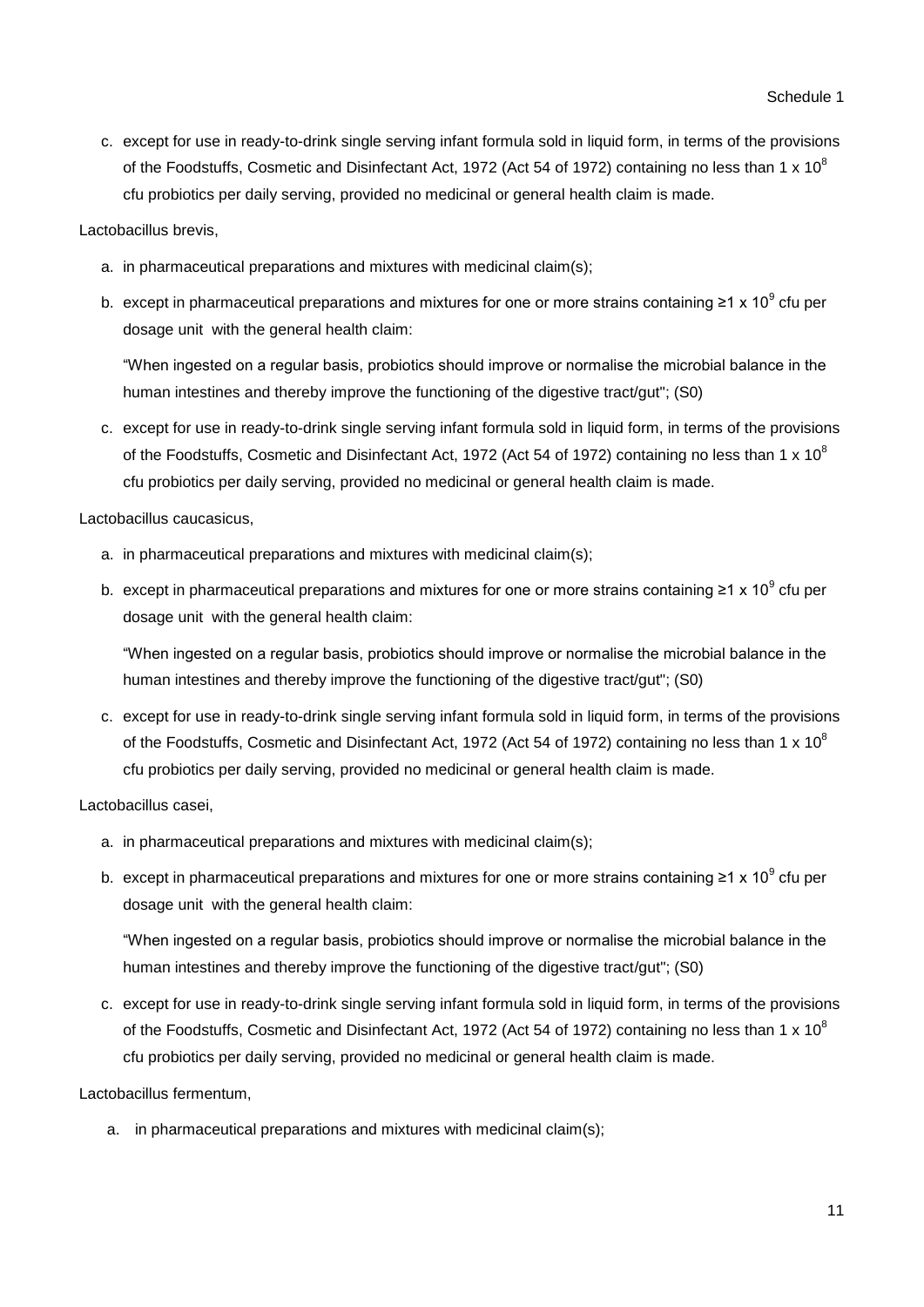c. except for use in ready-to-drink single serving infant formula sold in liquid form, in terms of the provisions of the Foodstuffs, Cosmetic and Disinfectant Act, 1972 (Act 54 of 1972) containing no less than 1 x $10^8$ cfu probiotics per daily serving, provided no medicinal or general health claim is made.

Lactobacillus brevis,

a. in pharmaceutical preparations and mixtures with medicinal claim(s);

b. except in pharmaceutical preparations and mixtures for one or more strains containing ≥1 x $10^9$ cfu per dosage unit with the general health claim:

   "When ingested on a regular basis, probiotics should improve or normalise the microbial balance in the human intestines and thereby improve the functioning of the digestive tract/gut"; (S0)

c. except for use in ready-to-drink single serving infant formula sold in liquid form, in terms of the provisions of the Foodstuffs, Cosmetic and Disinfectant Act, 1972 (Act 54 of 1972) containing no less than 1 x $10^8$ cfu probiotics per daily serving, provided no medicinal or general health claim is made.

Lactobacillus caucasicus,

a. in pharmaceutical preparations and mixtures with medicinal claim(s);

b. except in pharmaceutical preparations and mixtures for one or more strains containing ≥1 x $10^9$ cfu per dosage unit with the general health claim:

   "When ingested on a regular basis, probiotics should improve or normalise the microbial balance in the human intestines and thereby improve the functioning of the digestive tract/gut"; (S0)

c. except for use in ready-to-drink single serving infant formula sold in liquid form, in terms of the provisions of the Foodstuffs, Cosmetic and Disinfectant Act, 1972 (Act 54 of 1972) containing no less than 1 x $10^8$ cfu probiotics per daily serving, provided no medicinal or general health claim is made.

Lactobacillus casei,

a. in pharmaceutical preparations and mixtures with medicinal claim(s);

b. except in pharmaceutical preparations and mixtures for one or more strains containing ≥1 x $10^9$ cfu per dosage unit with the general health claim:

   "When ingested on a regular basis, probiotics should improve or normalise the microbial balance in the human intestines and thereby improve the functioning of the digestive tract/gut"; (S0)

c. except for use in ready-to-drink single serving infant formula sold in liquid form, in terms of the provisions of the Foodstuffs, Cosmetic and Disinfectant Act, 1972 (Act 54 of 1972) containing no less than 1 x $10^8$ cfu probiotics per daily serving, provided no medicinal or general health claim is made.

Lactobacillus fermentum,

a. in pharmaceutical preparations and mixtures with medicinal claim(s);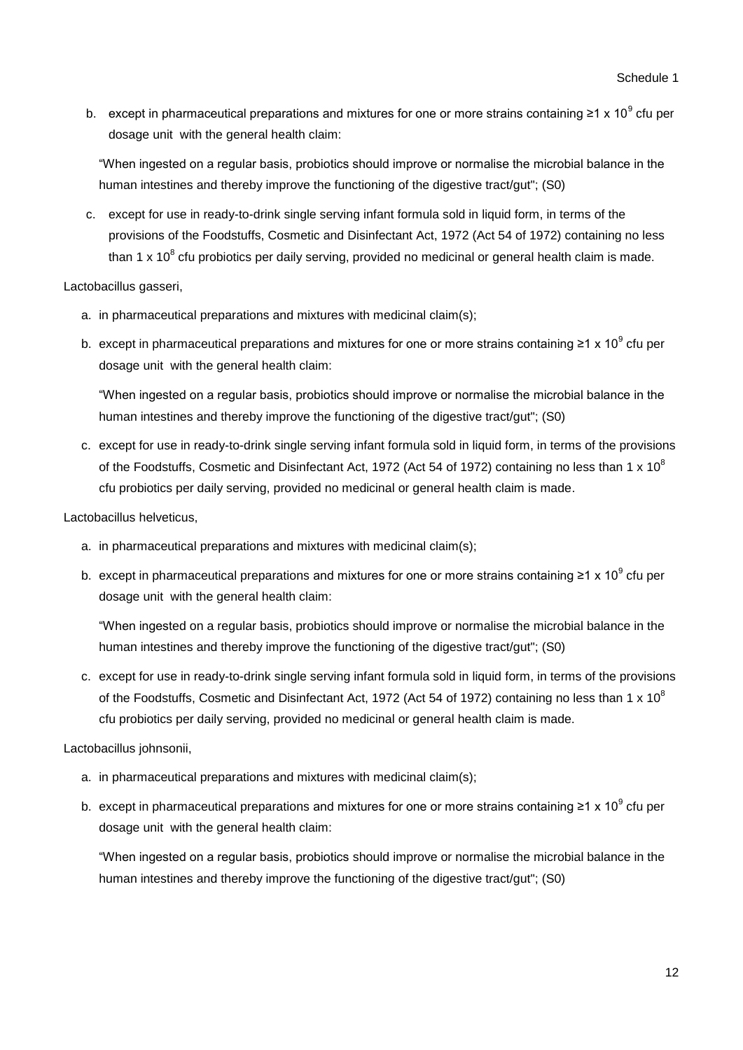b. except in pharmaceutical preparations and mixtures for one or more strains containing ≥1 x $10^9$ cfu per dosage unit with the general health claim:

   "When ingested on a regular basis, probiotics should improve or normalise the microbial balance in the human intestines and thereby improve the functioning of the digestive tract/gut"; (S0)

c. except for use in ready-to-drink single serving infant formula sold in liquid form, in terms of the provisions of the Foodstuffs, Cosmetic and Disinfectant Act, 1972 (Act 54 of 1972) containing no less than 1 x $10^8$ cfu probiotics per daily serving, provided no medicinal or general health claim is made.

Lactobacillus gasseri,

a. in pharmaceutical preparations and mixtures with medicinal claim(s);
b. except in pharmaceutical preparations and mixtures for one or more strains containing ≥1 x $10^9$ cfu per dosage unit with the general health claim:

   "When ingested on a regular basis, probiotics should improve or normalise the microbial balance in the human intestines and thereby improve the functioning of the digestive tract/gut"; (S0)

c. except for use in ready-to-drink single serving infant formula sold in liquid form, in terms of the provisions of the Foodstuffs, Cosmetic and Disinfectant Act, 1972 (Act 54 of 1972) containing no less than 1 x $10^8$ cfu probiotics per daily serving, provided no medicinal or general health claim is made.

Lactobacillus helveticus,

a. in pharmaceutical preparations and mixtures with medicinal claim(s);
b. except in pharmaceutical preparations and mixtures for one or more strains containing ≥1 x $10^9$ cfu per dosage unit with the general health claim:

   "When ingested on a regular basis, probiotics should improve or normalise the microbial balance in the human intestines and thereby improve the functioning of the digestive tract/gut"; (S0)

c. except for use in ready-to-drink single serving infant formula sold in liquid form, in terms of the provisions of the Foodstuffs, Cosmetic and Disinfectant Act, 1972 (Act 54 of 1972) containing no less than 1 x $10^8$ cfu probiotics per daily serving, provided no medicinal or general health claim is made.

Lactobacillus johnsonii,

a. in pharmaceutical preparations and mixtures with medicinal claim(s);
b. except in pharmaceutical preparations and mixtures for one or more strains containing ≥1 x $10^9$ cfu per dosage unit with the general health claim:

   "When ingested on a regular basis, probiotics should improve or normalise the microbial balance in the human intestines and thereby improve the functioning of the digestive tract/gut"; (S0)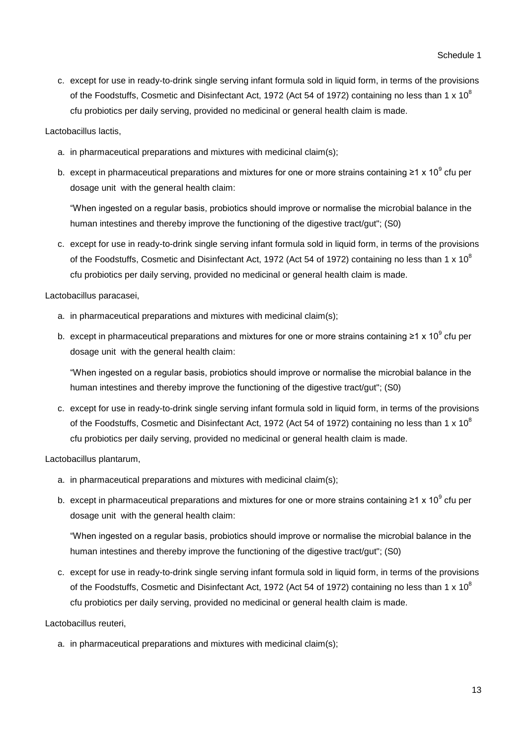c. except for use in ready-to-drink single serving infant formula sold in liquid form, in terms of the provisions of the Foodstuffs, Cosmetic and Disinfectant Act, 1972 (Act 54 of 1972) containing no less than 1 x $10^8$ cfu probiotics per daily serving, provided no medicinal or general health claim is made.

Lactobacillus lactis,

a. in pharmaceutical preparations and mixtures with medicinal claim(s);

b. except in pharmaceutical preparations and mixtures for one or more strains containing ≥1 x $10^9$ cfu per dosage unit with the general health claim:

   "When ingested on a regular basis, probiotics should improve or normalise the microbial balance in the human intestines and thereby improve the functioning of the digestive tract/gut"; (S0)

c. except for use in ready-to-drink single serving infant formula sold in liquid form, in terms of the provisions of the Foodstuffs, Cosmetic and Disinfectant Act, 1972 (Act 54 of 1972) containing no less than 1 x $10^8$ cfu probiotics per daily serving, provided no medicinal or general health claim is made.

Lactobacillus paracasei,

a. in pharmaceutical preparations and mixtures with medicinal claim(s);

b. except in pharmaceutical preparations and mixtures for one or more strains containing ≥1 x $10^9$ cfu per dosage unit with the general health claim:

   "When ingested on a regular basis, probiotics should improve or normalise the microbial balance in the human intestines and thereby improve the functioning of the digestive tract/gut"; (S0)

c. except for use in ready-to-drink single serving infant formula sold in liquid form, in terms of the provisions of the Foodstuffs, Cosmetic and Disinfectant Act, 1972 (Act 54 of 1972) containing no less than 1 x $10^8$ cfu probiotics per daily serving, provided no medicinal or general health claim is made.

Lactobacillus plantarum,

a. in pharmaceutical preparations and mixtures with medicinal claim(s);

b. except in pharmaceutical preparations and mixtures for one or more strains containing ≥1 x $10^9$ cfu per dosage unit with the general health claim:

   "When ingested on a regular basis, probiotics should improve or normalise the microbial balance in the human intestines and thereby improve the functioning of the digestive tract/gut"; (S0)

c. except for use in ready-to-drink single serving infant formula sold in liquid form, in terms of the provisions of the Foodstuffs, Cosmetic and Disinfectant Act, 1972 (Act 54 of 1972) containing no less than 1 x $10^8$ cfu probiotics per daily serving, provided no medicinal or general health claim is made.

Lactobacillus reuteri,

a. in pharmaceutical preparations and mixtures with medicinal claim(s);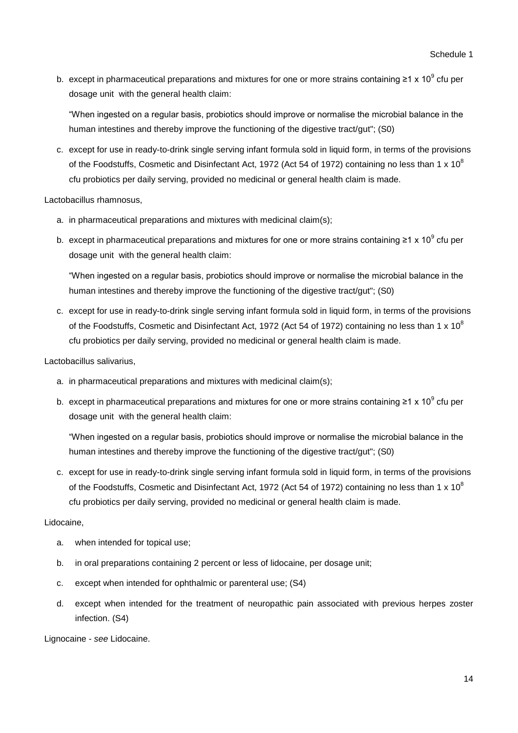b. except in pharmaceutical preparations and mixtures for one or more strains containing ≥1 x $10^9$ cfu per dosage unit with the general health claim:

   "When ingested on a regular basis, probiotics should improve or normalise the microbial balance in the human intestines and thereby improve the functioning of the digestive tract/gut"; (S0)

c. except for use in ready-to-drink single serving infant formula sold in liquid form, in terms of the provisions of the Foodstuffs, Cosmetic and Disinfectant Act, 1972 (Act 54 of 1972) containing no less than 1 x $10^8$ cfu probiotics per daily serving, provided no medicinal or general health claim is made.

Lactobacillus rhamnosus,

a. in pharmaceutical preparations and mixtures with medicinal claim(s);

b. except in pharmaceutical preparations and mixtures for one or more strains containing ≥1 x $10^9$ cfu per dosage unit with the general health claim:

   "When ingested on a regular basis, probiotics should improve or normalise the microbial balance in the human intestines and thereby improve the functioning of the digestive tract/gut"; (S0)

c. except for use in ready-to-drink single serving infant formula sold in liquid form, in terms of the provisions of the Foodstuffs, Cosmetic and Disinfectant Act, 1972 (Act 54 of 1972) containing no less than 1 x $10^8$ cfu probiotics per daily serving, provided no medicinal or general health claim is made.

Lactobacillus salivarius,

a. in pharmaceutical preparations and mixtures with medicinal claim(s);

b. except in pharmaceutical preparations and mixtures for one or more strains containing ≥1 x $10^9$ cfu per dosage unit with the general health claim:

   "When ingested on a regular basis, probiotics should improve or normalise the microbial balance in the human intestines and thereby improve the functioning of the digestive tract/gut"; (S0)

c. except for use in ready-to-drink single serving infant formula sold in liquid form, in terms of the provisions of the Foodstuffs, Cosmetic and Disinfectant Act, 1972 (Act 54 of 1972) containing no less than 1 x $10^8$ cfu probiotics per daily serving, provided no medicinal or general health claim is made.

Lidocaine,

a. when intended for topical use;

b. in oral preparations containing 2 percent or less of lidocaine, per dosage unit;

c. except when intended for ophthalmic or parenteral use; (S4)

d. except when intended for the treatment of neuropathic pain associated with previous herpes zoster infection. (S4)

Lignocaine - *see* Lidocaine.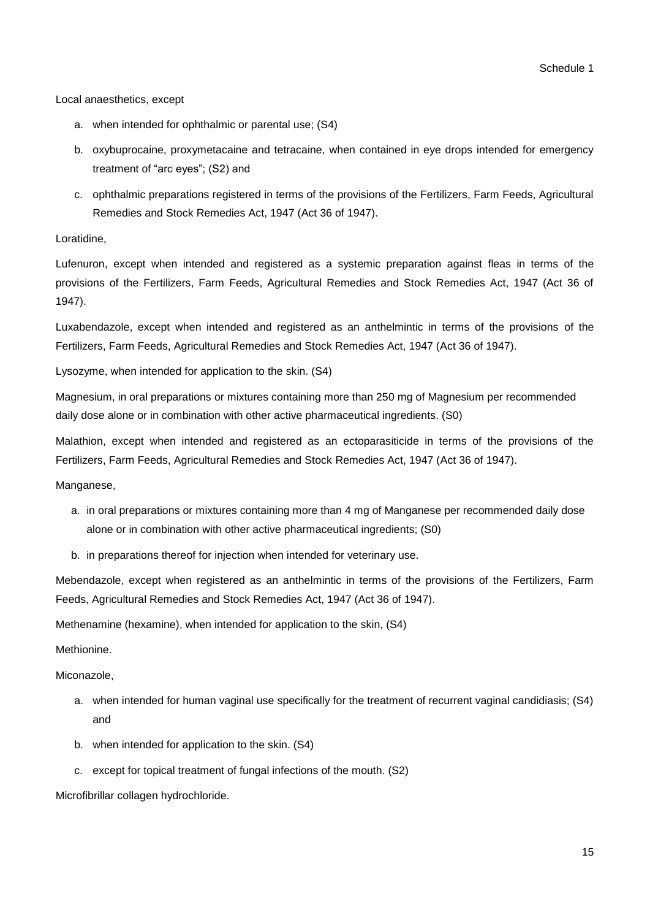Schedule 1

Local anaesthetics, except

a. when intended for ophthalmic or parental use; (S4)
b. oxybuprocaine, proxymetacaine and tetracaine, when contained in eye drops intended for emergency treatment of "arc eyes"; (S2) and
c. ophthalmic preparations registered in terms of the provisions of the Fertilizers, Farm Feeds, Agricultural Remedies and Stock Remedies Act, 1947 (Act 36 of 1947).

Loratidine,

Lufenuron, except when intended and registered as a systemic preparation against fleas in terms of the provisions of the Fertilizers, Farm Feeds, Agricultural Remedies and Stock Remedies Act, 1947 (Act 36 of 1947).

Luxabendazole, except when intended and registered as an anthelmintic in terms of the provisions of the Fertilizers, Farm Feeds, Agricultural Remedies and Stock Remedies Act, 1947 (Act 36 of 1947).

Lysozyme, when intended for application to the skin. (S4)

Magnesium, in oral preparations or mixtures containing more than 250 mg of Magnesium per recommended daily dose alone or in combination with other active pharmaceutical ingredients. (S0)

Malathion, except when intended and registered as an ectoparasiticide in terms of the provisions of the Fertilizers, Farm Feeds, Agricultural Remedies and Stock Remedies Act, 1947 (Act 36 of 1947).

Manganese,

a. in oral preparations or mixtures containing more than 4 mg of Manganese per recommended daily dose alone or in combination with other active pharmaceutical ingredients; (S0)
b. in preparations thereof for injection when intended for veterinary use.

Mebendazole, except when registered as an anthelmintic in terms of the provisions of the Fertilizers, Farm Feeds, Agricultural Remedies and Stock Remedies Act, 1947 (Act 36 of 1947).

Methenamine (hexamine), when intended for application to the skin, (S4)

Methionine.

Miconazole,

a. when intended for human vaginal use specifically for the treatment of recurrent vaginal candidiasis; (S4) and
b. when intended for application to the skin. (S4)
c. except for topical treatment of fungal infections of the mouth. (S2)

Microfibrillar collagen hydrochloride.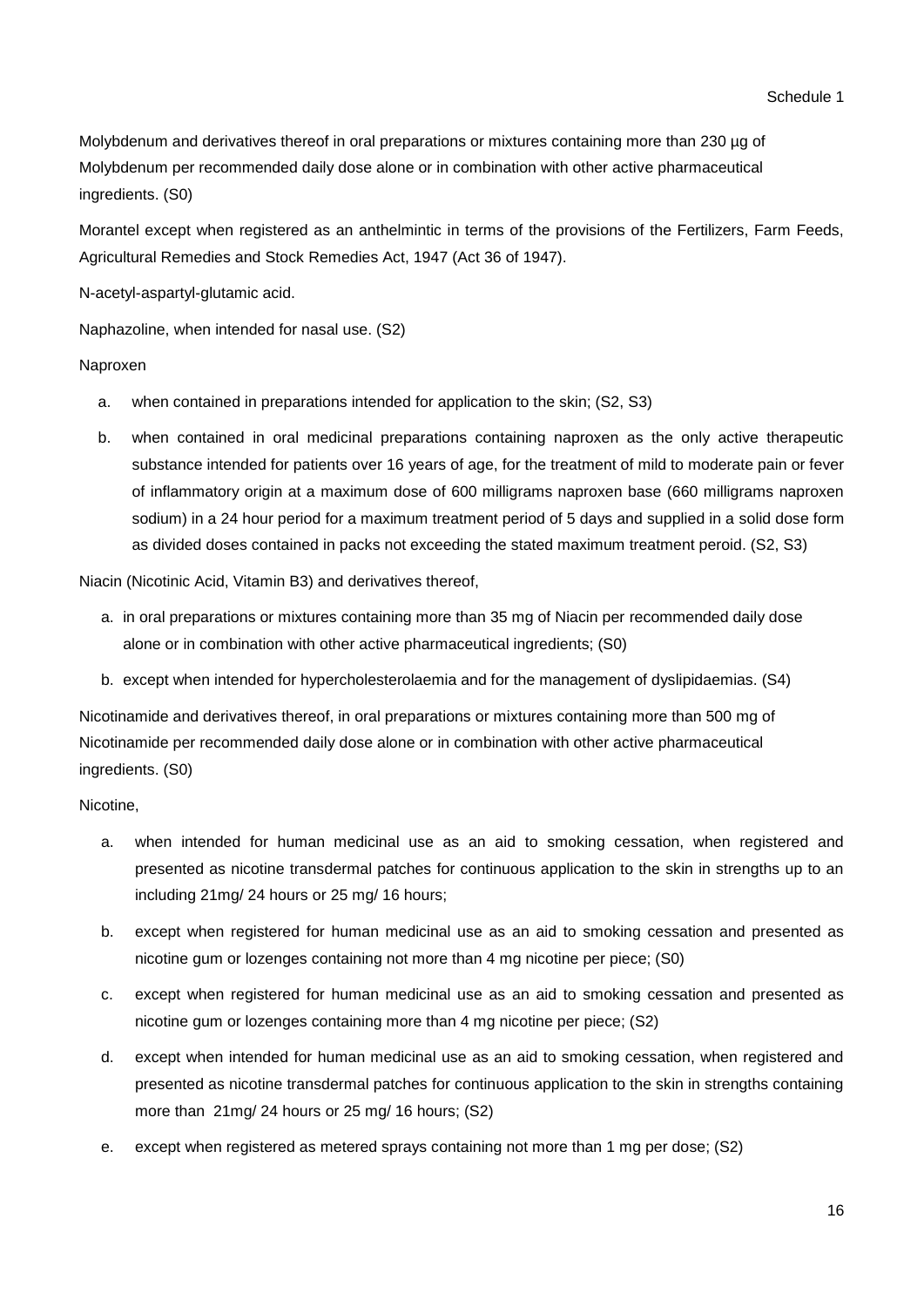Molybdenum and derivatives thereof in oral preparations or mixtures containing more than 230 µg of Molybdenum per recommended daily dose alone or in combination with other active pharmaceutical ingredients. (S0)

Morantel except when registered as an anthelmintic in terms of the provisions of the Fertilizers, Farm Feeds, Agricultural Remedies and Stock Remedies Act, 1947 (Act 36 of 1947).

N-acetyl-aspartyl-glutamic acid.

Naphazoline, when intended for nasal use. (S2)

Naproxen

a. when contained in preparations intended for application to the skin; (S2, S3)
b. when contained in oral medicinal preparations containing naproxen as the only active therapeutic substance intended for patients over 16 years of age, for the treatment of mild to moderate pain or fever of inflammatory origin at a maximum dose of 600 milligrams naproxen base (660 milligrams naproxen sodium) in a 24 hour period for a maximum treatment period of 5 days and supplied in a solid dose form as divided doses contained in packs not exceeding the stated maximum treatment peroid. (S2, S3)

Niacin (Nicotinic Acid, Vitamin B3) and derivatives thereof,

a. in oral preparations or mixtures containing more than 35 mg of Niacin per recommended daily dose alone or in combination with other active pharmaceutical ingredients; (S0)
b. except when intended for hypercholesterolaemia and for the management of dyslipidaemias. (S4)

Nicotinamide and derivatives thereof, in oral preparations or mixtures containing more than 500 mg of Nicotinamide per recommended daily dose alone or in combination with other active pharmaceutical ingredients. (S0)

Nicotine,

a. when intended for human medicinal use as an aid to smoking cessation, when registered and presented as nicotine transdermal patches for continuous application to the skin in strengths up to an including 21mg/ 24 hours or 25 mg/ 16 hours;
b. except when registered for human medicinal use as an aid to smoking cessation and presented as nicotine gum or lozenges containing not more than 4 mg nicotine per piece; (S0)
c. except when registered for human medicinal use as an aid to smoking cessation and presented as nicotine gum or lozenges containing more than 4 mg nicotine per piece; (S2)
d. except when intended for human medicinal use as an aid to smoking cessation, when registered and presented as nicotine transdermal patches for continuous application to the skin in strengths containing more than 21mg/ 24 hours or 25 mg/ 16 hours; (S2)
e. except when registered as metered sprays containing not more than 1 mg per dose; (S2)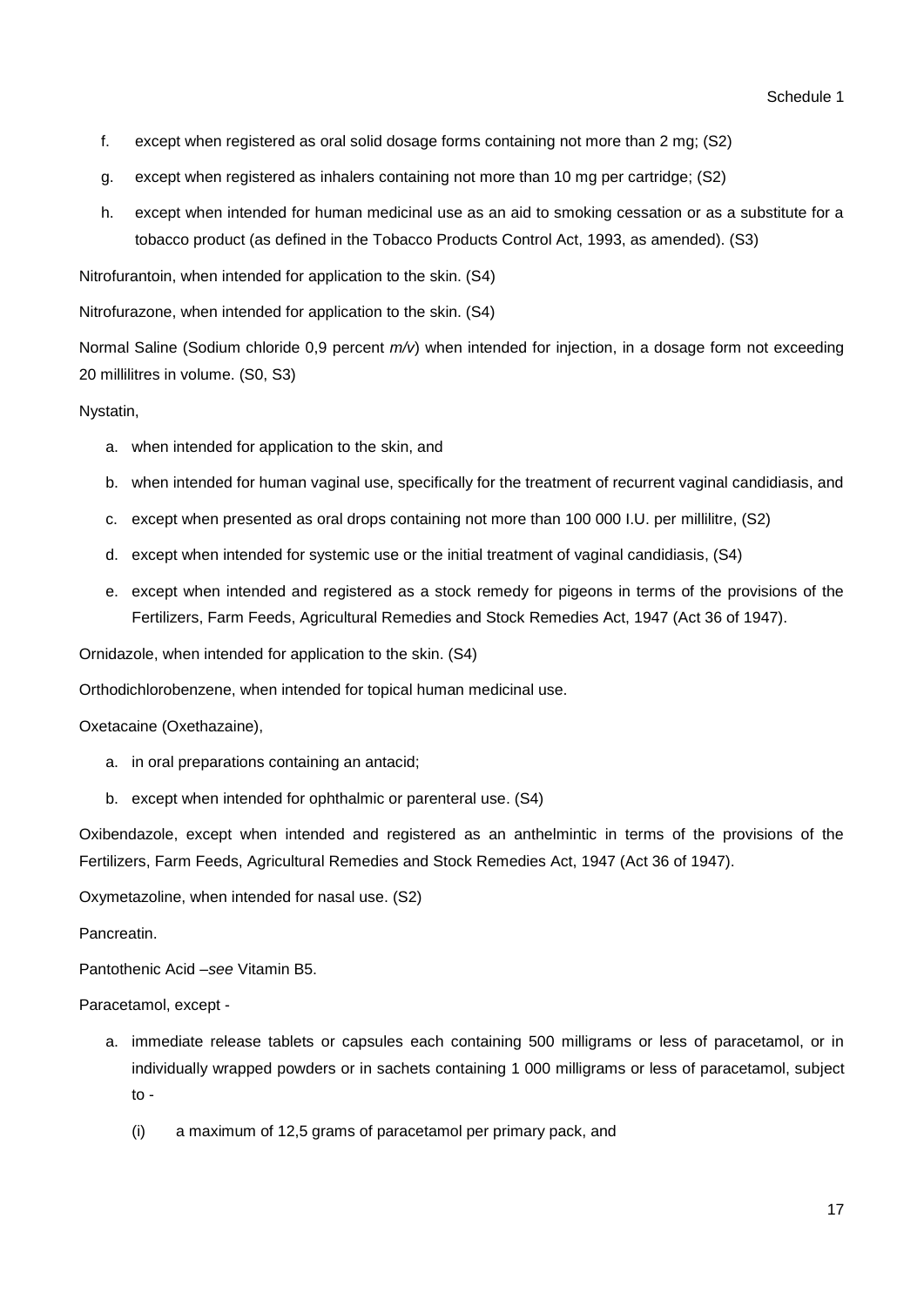f. except when registered as oral solid dosage forms containing not more than 2 mg; (S2)

g. except when registered as inhalers containing not more than 10 mg per cartridge; (S2)

h. except when intended for human medicinal use as an aid to smoking cessation or as a substitute for a tobacco product (as defined in the Tobacco Products Control Act, 1993, as amended). (S3)

Nitrofurantoin, when intended for application to the skin. (S4)

Nitrofurazone, when intended for application to the skin. (S4)

Normal Saline (Sodium chloride 0,9 percent *m/v*) when intended for injection, in a dosage form not exceeding 20 millilitres in volume. (S0, S3)

Nystatin,

a. when intended for application to the skin, and

b. when intended for human vaginal use, specifically for the treatment of recurrent vaginal candidiasis, and

c. except when presented as oral drops containing not more than 100 000 I.U. per millilitre, (S2)

d. except when intended for systemic use or the initial treatment of vaginal candidiasis, (S4)

e. except when intended and registered as a stock remedy for pigeons in terms of the provisions of the Fertilizers, Farm Feeds, Agricultural Remedies and Stock Remedies Act, 1947 (Act 36 of 1947).

Ornidazole, when intended for application to the skin. (S4)

Orthodichlorobenzene, when intended for topical human medicinal use.

Oxetacaine (Oxethazaine),

a. in oral preparations containing an antacid;

b. except when intended for ophthalmic or parenteral use. (S4)

Oxibendazole, except when intended and registered as an anthelmintic in terms of the provisions of the Fertilizers, Farm Feeds, Agricultural Remedies and Stock Remedies Act, 1947 (Act 36 of 1947).

Oxymetazoline, when intended for nasal use. (S2)

Pancreatin.

Pantothenic Acid –*see* Vitamin B5.

Paracetamol, except -

a. immediate release tablets or capsules each containing 500 milligrams or less of paracetamol, or in individually wrapped powders or in sachets containing 1 000 milligrams or less of paracetamol, subject to -

    (i) a maximum of 12,5 grams of paracetamol per primary pack, and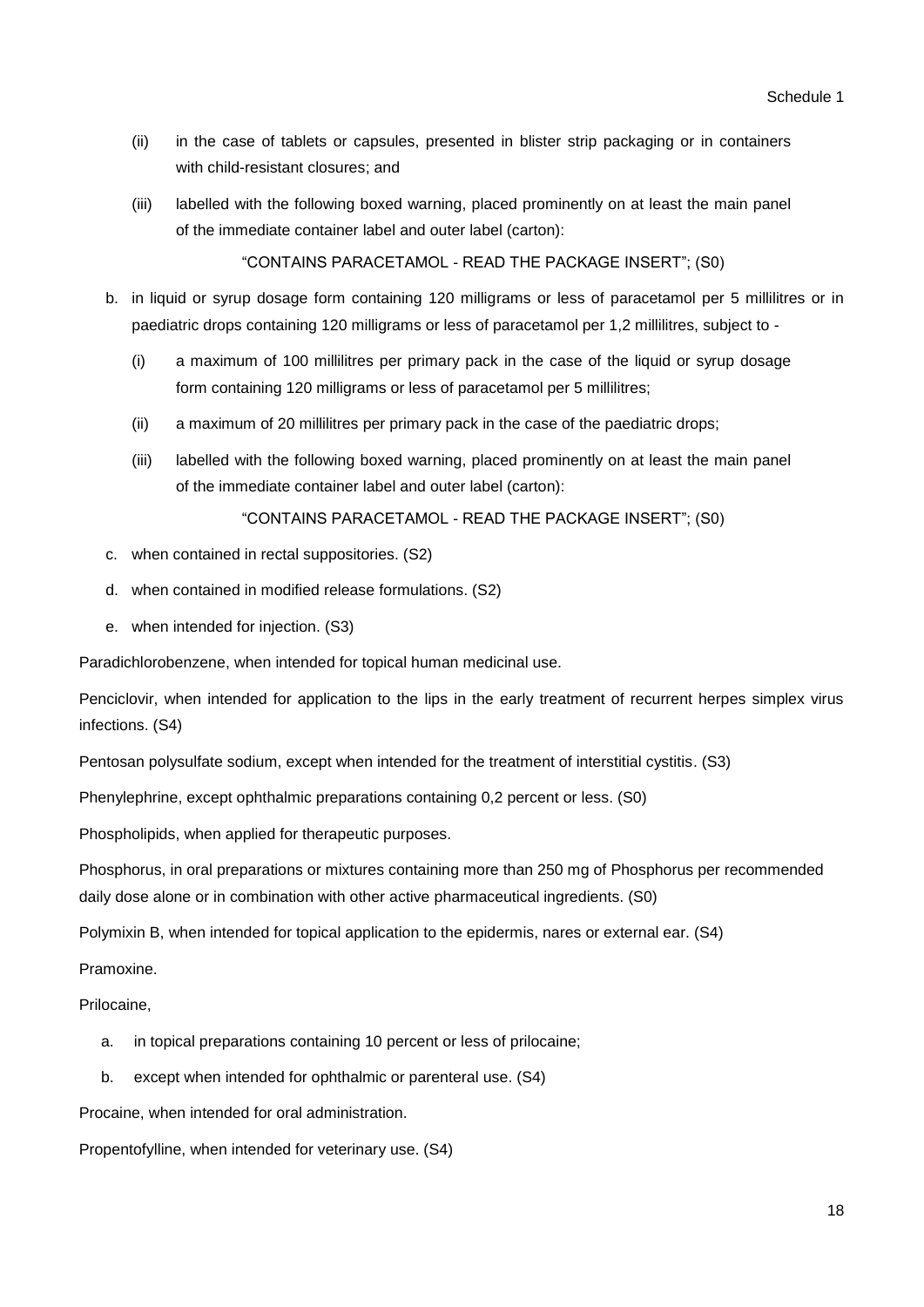(ii) in the case of tablets or capsules, presented in blister strip packaging or in containers with child-resistant closures; and

(iii) labelled with the following boxed warning, placed prominently on at least the main panel of the immediate container label and outer label (carton):

"CONTAINS PARACETAMOL - READ THE PACKAGE INSERT"; (S0)

b. in liquid or syrup dosage form containing 120 milligrams or less of paracetamol per 5 millilitres or in paediatric drops containing 120 milligrams or less of paracetamol per 1,2 millilitres, subject to -

(i) a maximum of 100 millilitres per primary pack in the case of the liquid or syrup dosage form containing 120 milligrams or less of paracetamol per 5 millilitres;

(ii) a maximum of 20 millilitres per primary pack in the case of the paediatric drops;

(iii) labelled with the following boxed warning, placed prominently on at least the main panel of the immediate container label and outer label (carton):

"CONTAINS PARACETAMOL - READ THE PACKAGE INSERT"; (S0)

c. when contained in rectal suppositories. (S2)

d. when contained in modified release formulations. (S2)

e. when intended for injection. (S3)

Paradichlorobenzene, when intended for topical human medicinal use.

Penciclovir, when intended for application to the lips in the early treatment of recurrent herpes simplex virus infections. (S4)

Pentosan polysulfate sodium, except when intended for the treatment of interstitial cystitis. (S3)

Phenylephrine, except ophthalmic preparations containing 0,2 percent or less. (S0)

Phospholipids, when applied for therapeutic purposes.

Phosphorus, in oral preparations or mixtures containing more than 250 mg of Phosphorus per recommended daily dose alone or in combination with other active pharmaceutical ingredients. (S0)

Polymixin B, when intended for topical application to the epidermis, nares or external ear. (S4)

Pramoxine.

Prilocaine,

a. in topical preparations containing 10 percent or less of prilocaine;

b. except when intended for ophthalmic or parenteral use. (S4)

Procaine, when intended for oral administration.

Propentofylline, when intended for veterinary use. (S4)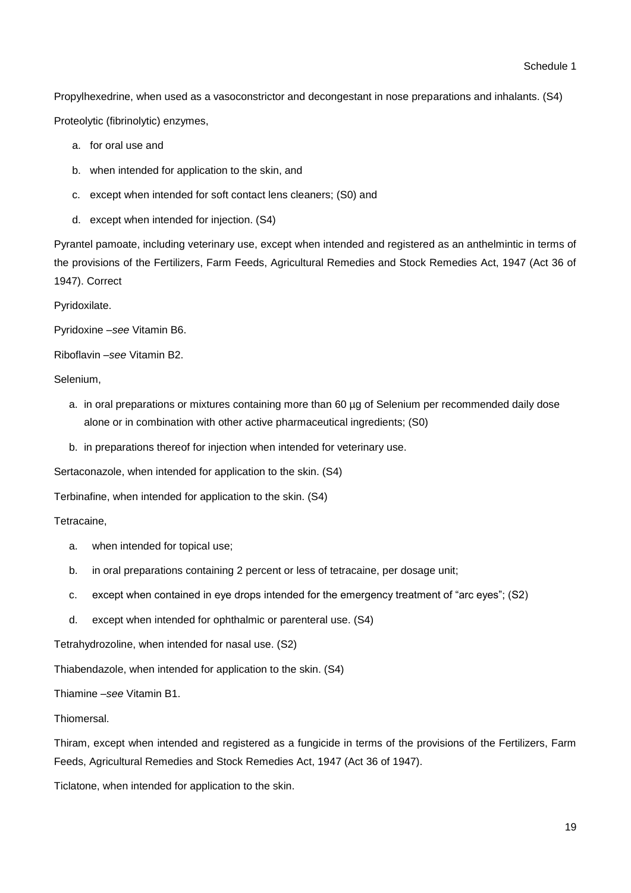Propylhexedrine, when used as a vasoconstrictor and decongestant in nose preparations and inhalants. (S4)

Proteolytic (fibrinolytic) enzymes,

a. for oral use and
b. when intended for application to the skin, and
c. except when intended for soft contact lens cleaners; (S0) and
d. except when intended for injection. (S4)

Pyrantel pamoate, including veterinary use, except when intended and registered as an anthelmintic in terms of the provisions of the Fertilizers, Farm Feeds, Agricultural Remedies and Stock Remedies Act, 1947 (Act 36 of 1947). Correct

Pyridoxilate.

Pyridoxine –*see* Vitamin B6.

Riboflavin –*see* Vitamin B2.

Selenium,

a. in oral preparations or mixtures containing more than 60 µg of Selenium per recommended daily dose alone or in combination with other active pharmaceutical ingredients; (S0)
b. in preparations thereof for injection when intended for veterinary use.

Sertaconazole, when intended for application to the skin. (S4)

Terbinafine, when intended for application to the skin. (S4)

Tetracaine,

a. when intended for topical use;
b. in oral preparations containing 2 percent or less of tetracaine, per dosage unit;
c. except when contained in eye drops intended for the emergency treatment of "arc eyes"; (S2)
d. except when intended for ophthalmic or parenteral use. (S4)

Tetrahydrozoline, when intended for nasal use. (S2)

Thiabendazole, when intended for application to the skin. (S4)

Thiamine –*see* Vitamin B1.

Thiomersal.

Thiram, except when intended and registered as a fungicide in terms of the provisions of the Fertilizers, Farm Feeds, Agricultural Remedies and Stock Remedies Act, 1947 (Act 36 of 1947).

Ticlatone, when intended for application to the skin.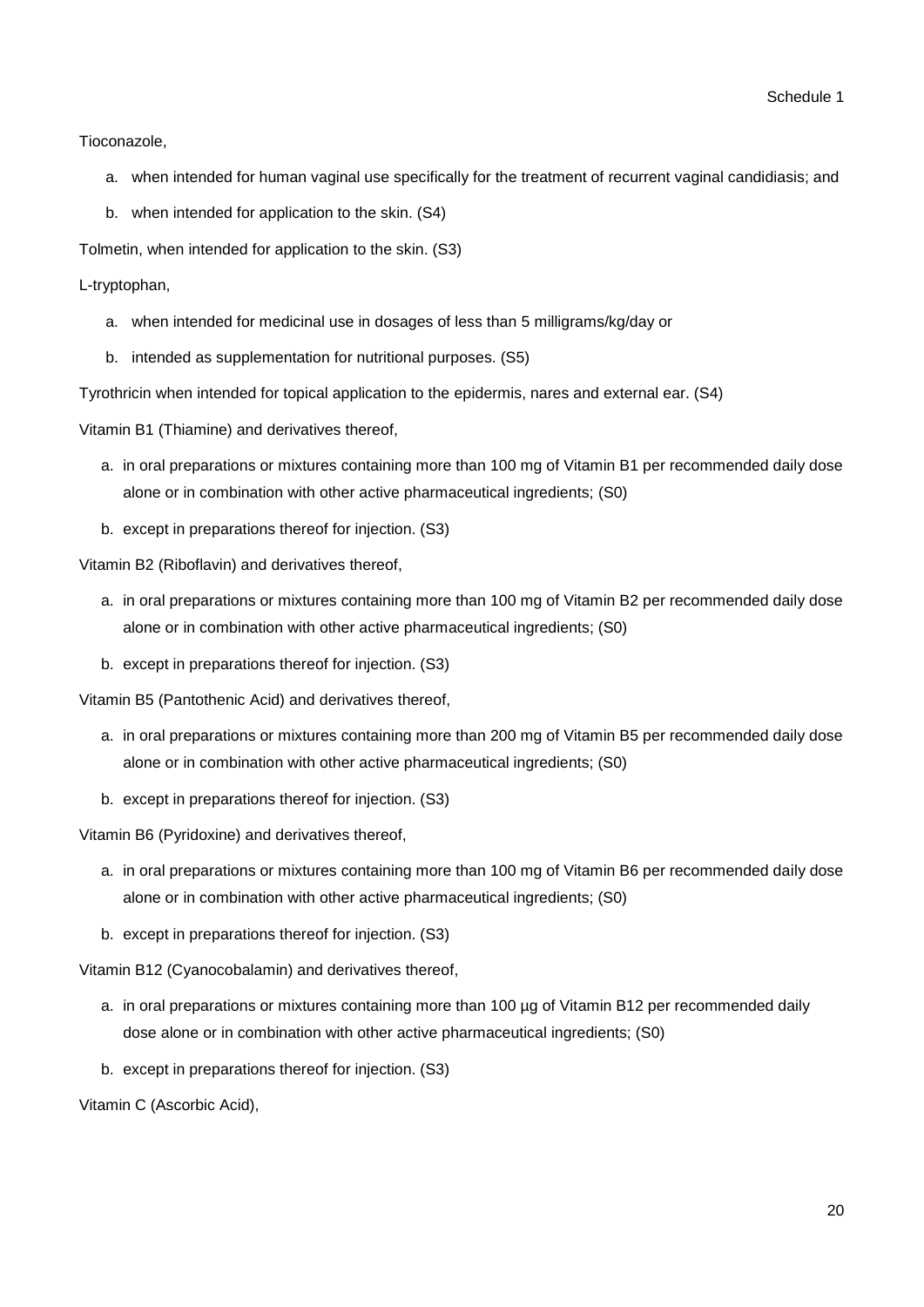Tioconazole,

a. when intended for human vaginal use specifically for the treatment of recurrent vaginal candidiasis; and

b. when intended for application to the skin. (S4)

Tolmetin, when intended for application to the skin. (S3)

L-tryptophan,

a. when intended for medicinal use in dosages of less than 5 milligrams/kg/day or

b. intended as supplementation for nutritional purposes. (S5)

Tyrothricin when intended for topical application to the epidermis, nares and external ear. (S4)

Vitamin B1 (Thiamine) and derivatives thereof,

a. in oral preparations or mixtures containing more than 100 mg of Vitamin B1 per recommended daily dose alone or in combination with other active pharmaceutical ingredients; (S0)

b. except in preparations thereof for injection. (S3)

Vitamin B2 (Riboflavin) and derivatives thereof,

a. in oral preparations or mixtures containing more than 100 mg of Vitamin B2 per recommended daily dose alone or in combination with other active pharmaceutical ingredients; (S0)

b. except in preparations thereof for injection. (S3)

Vitamin B5 (Pantothenic Acid) and derivatives thereof,

a. in oral preparations or mixtures containing more than 200 mg of Vitamin B5 per recommended daily dose alone or in combination with other active pharmaceutical ingredients; (S0)

b. except in preparations thereof for injection. (S3)

Vitamin B6 (Pyridoxine) and derivatives thereof,

a. in oral preparations or mixtures containing more than 100 mg of Vitamin B6 per recommended daily dose alone or in combination with other active pharmaceutical ingredients; (S0)

b. except in preparations thereof for injection. (S3)

Vitamin B12 (Cyanocobalamin) and derivatives thereof,

a. in oral preparations or mixtures containing more than 100 µg of Vitamin B12 per recommended daily dose alone or in combination with other active pharmaceutical ingredients; (S0)

b. except in preparations thereof for injection. (S3)

Vitamin C (Ascorbic Acid),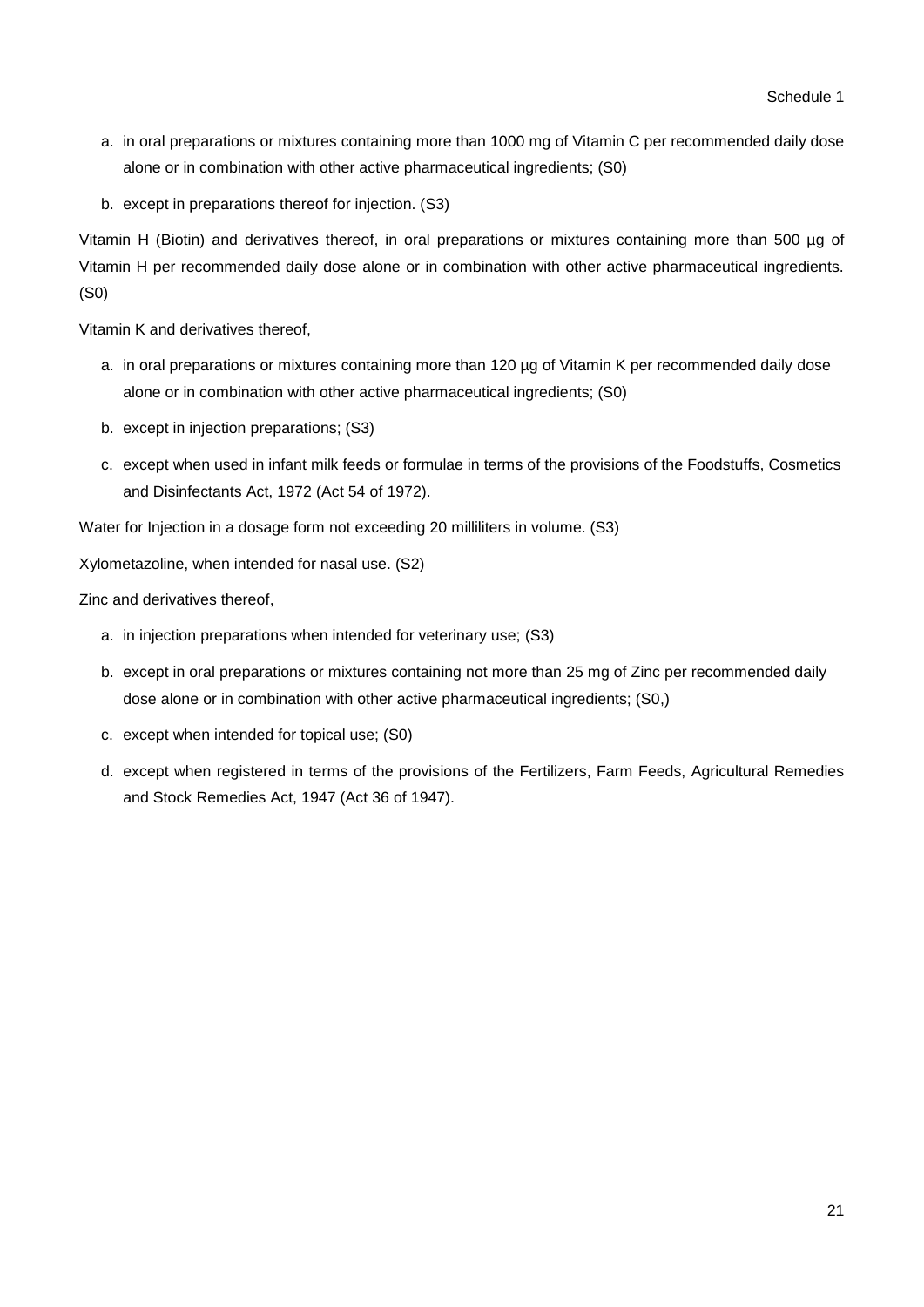a. in oral preparations or mixtures containing more than 1000 mg of Vitamin C per recommended daily dose alone or in combination with other active pharmaceutical ingredients; (S0)

b. except in preparations thereof for injection. (S3)

Vitamin H (Biotin) and derivatives thereof, in oral preparations or mixtures containing more than 500 µg of Vitamin H per recommended daily dose alone or in combination with other active pharmaceutical ingredients. (S0)

Vitamin K and derivatives thereof,

a. in oral preparations or mixtures containing more than 120 µg of Vitamin K per recommended daily dose alone or in combination with other active pharmaceutical ingredients; (S0)

b. except in injection preparations; (S3)

c. except when used in infant milk feeds or formulae in terms of the provisions of the Foodstuffs, Cosmetics and Disinfectants Act, 1972 (Act 54 of 1972).

Water for Injection in a dosage form not exceeding 20 milliliters in volume. (S3)

Xylometazoline, when intended for nasal use. (S2)

Zinc and derivatives thereof,

a. in injection preparations when intended for veterinary use; (S3)

b. except in oral preparations or mixtures containing not more than 25 mg of Zinc per recommended daily dose alone or in combination with other active pharmaceutical ingredients; (S0,)

c. except when intended for topical use; (S0)

d. except when registered in terms of the provisions of the Fertilizers, Farm Feeds, Agricultural Remedies and Stock Remedies Act, 1947 (Act 36 of 1947).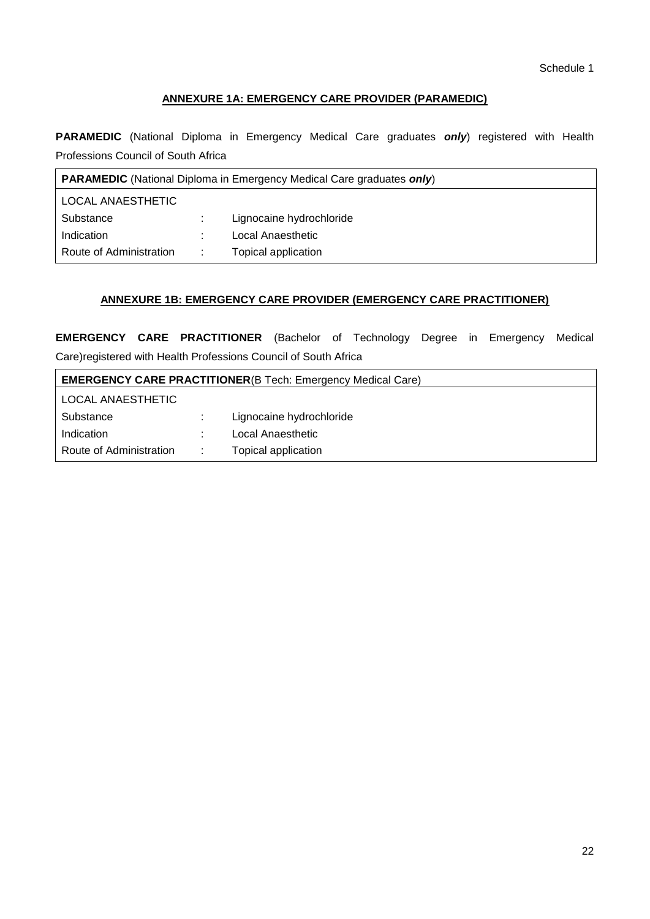Schedule 1

## ANNEXURE 1A: EMERGENCY CARE PROVIDER (PARAMEDIC)

**PARAMEDIC** (National Diploma in Emergency Medical Care graduates ***only***) registered with Health Professions Council of South Africa

| **PARAMEDIC** (National Diploma in Emergency Medical Care graduates ***only***) | | |
|---|---|---|
| LOCAL ANAESTHETIC | | |
| Substance | : | Lignocaine hydrochloride |
| Indication | : | Local Anaesthetic |
| Route of Administration | : | Topical application |

## ANNEXURE 1B: EMERGENCY CARE PROVIDER (EMERGENCY CARE PRACTITIONER)

**EMERGENCY CARE PRACTITIONER** (Bachelor of Technology Degree in Emergency Medical Care)registered with Health Professions Council of South Africa

| **EMERGENCY CARE PRACTITIONER**(B Tech: Emergency Medical Care) | | |
|---|---|---|
| LOCAL ANAESTHETIC | | |
| Substance | : | Lignocaine hydrochloride |
| Indication | : | Local Anaesthetic |
| Route of Administration | : | Topical application |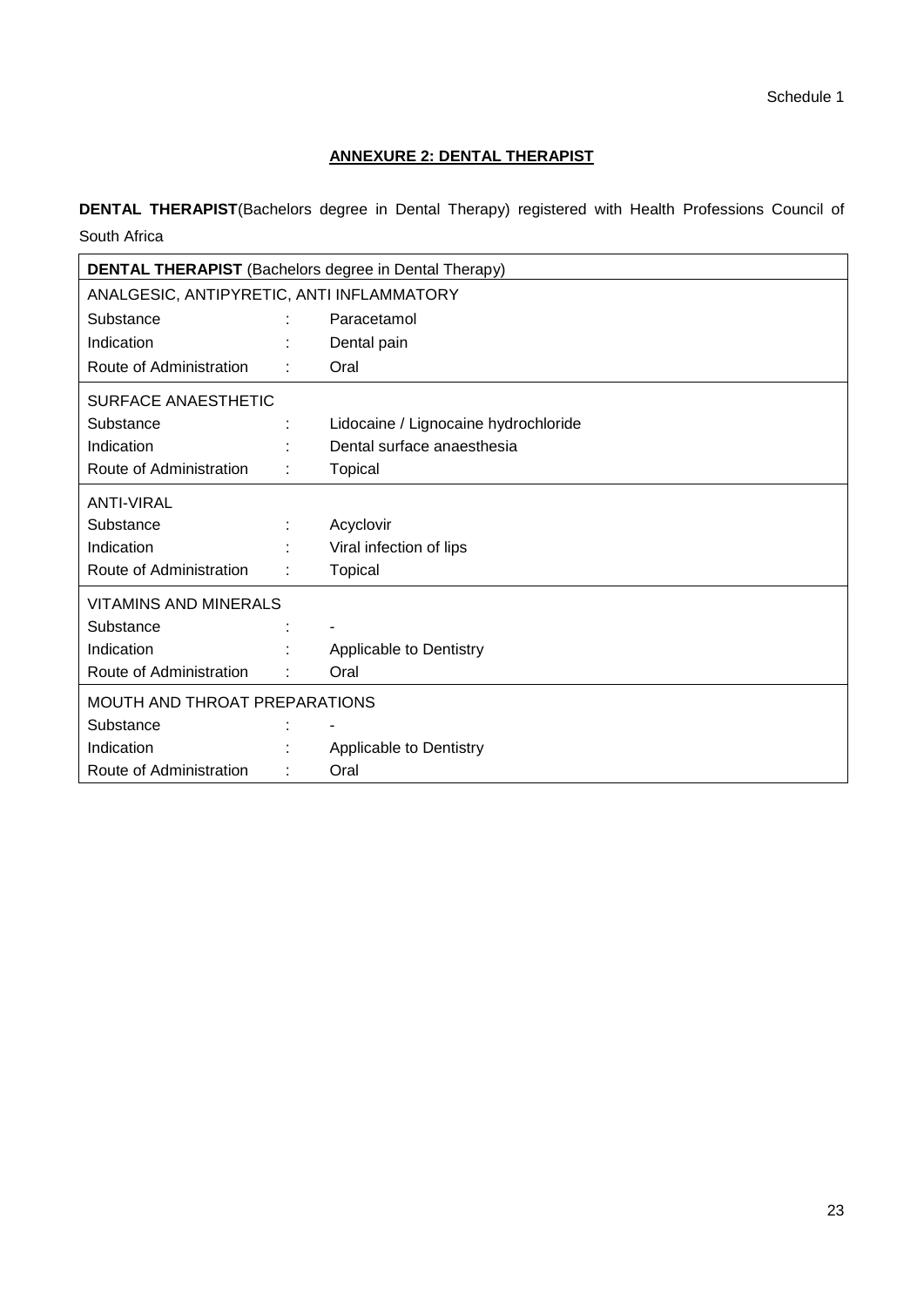Schedule 1

## ANNEXURE 2: DENTAL THERAPIST

**DENTAL THERAPIST**(Bachelors degree in Dental Therapy) registered with Health Professions Council of South Africa

| **DENTAL THERAPIST** (Bachelors degree in Dental Therapy) | | |
|---|---|---|
| ANALGESIC, ANTIPYRETIC, ANTI INFLAMMATORY | | |
| Substance | : | Paracetamol |
| Indication | : | Dental pain |
| Route of Administration | : | Oral |
| SURFACE ANAESTHETIC | | |
| Substance | : | Lidocaine / Lignocaine hydrochloride |
| Indication | : | Dental surface anaesthesia |
| Route of Administration | : | Topical |
| ANTI-VIRAL | | |
| Substance | : | Acyclovir |
| Indication | : | Viral infection of lips |
| Route of Administration | : | Topical |
| VITAMINS AND MINERALS | | |
| Substance | : | - |
| Indication | : | Applicable to Dentistry |
| Route of Administration | : | Oral |
| MOUTH AND THROAT PREPARATIONS | | |
| Substance | : | - |
| Indication | : | Applicable to Dentistry |
| Route of Administration | : | Oral |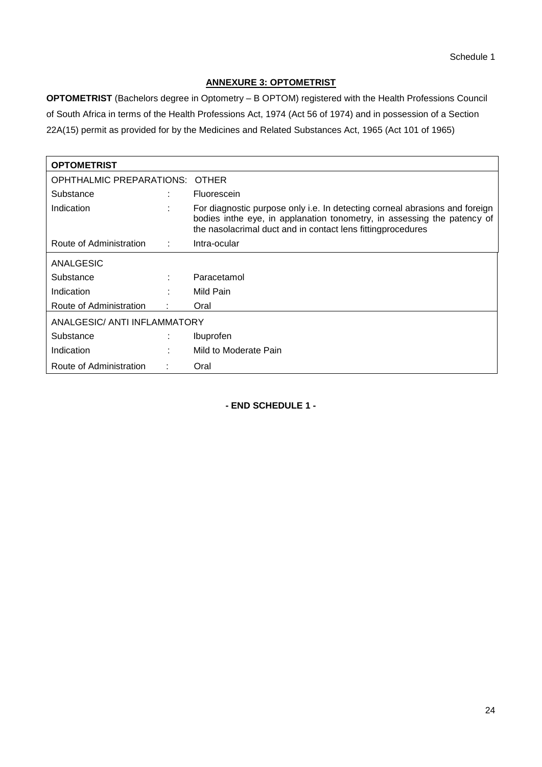## ANNEXURE 3: OPTOMETRIST

**OPTOMETRIST** (Bachelors degree in Optometry – B OPTOM) registered with the Health Professions Council of South Africa in terms of the Health Professions Act, 1974 (Act 56 of 1974) and in possession of a Section 22A(15) permit as provided for by the Medicines and Related Substances Act, 1965 (Act 101 of 1965)

| **OPTOMETRIST** | | |
|---|---|---|
| OPHTHALMIC PREPARATIONS: OTHER | | |
| Substance | : | Fluorescein |
| Indication | : | For diagnostic purpose only i.e. In detecting corneal abrasions and foreign bodies inthe eye, in applanation tonometry, in assessing the patency of the nasolacrimal duct and in contact lens fittingprocedures |
| Route of Administration | : | Intra-ocular |
| ANALGESIC | | |
| Substance | : | Paracetamol |
| Indication | : | Mild Pain |
| Route of Administration | : | Oral |
| ANALGESIC/ ANTI INFLAMMATORY | | |
| Substance | : | Ibuprofen |
| Indication | : | Mild to Moderate Pain |
| Route of Administration | : | Oral |

**- END SCHEDULE 1 -**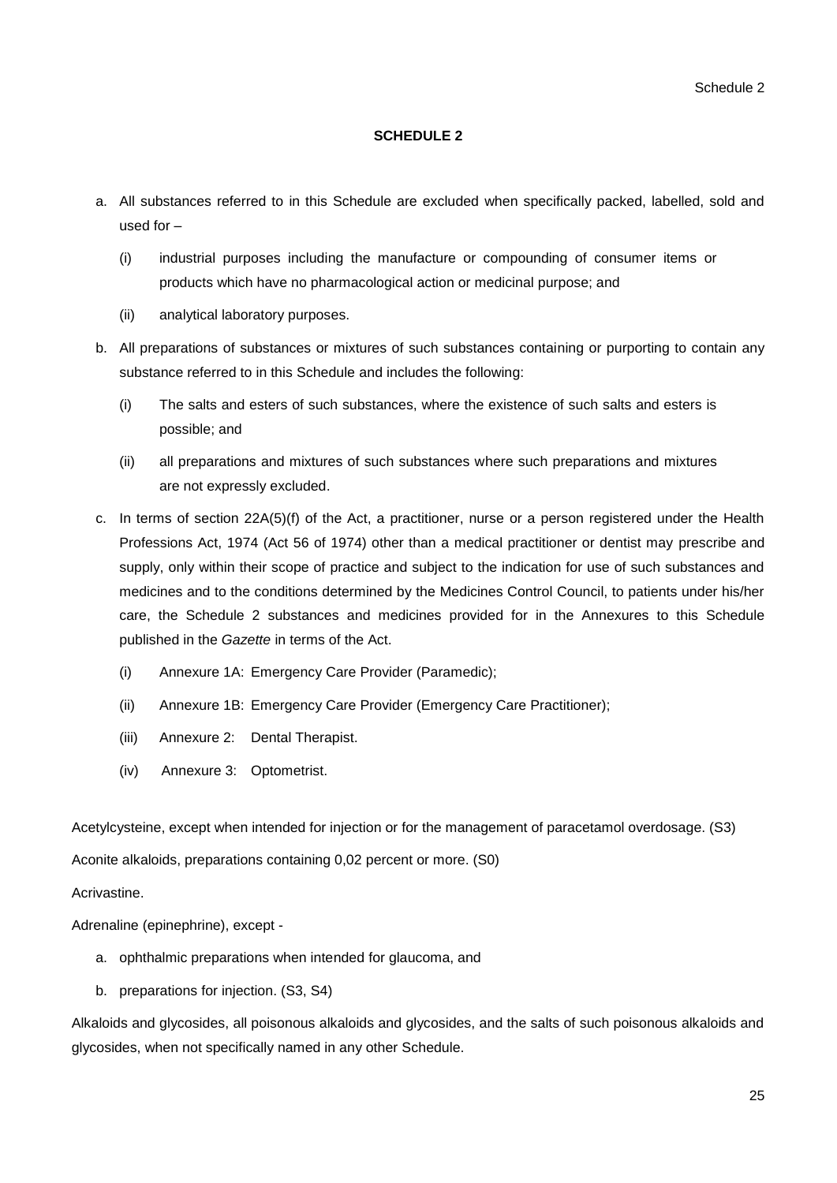# SCHEDULE 2

a. All substances referred to in this Schedule are excluded when specifically packed, labelled, sold and used for –

   (i) industrial purposes including the manufacture or compounding of consumer items or products which have no pharmacological action or medicinal purpose; and

   (ii) analytical laboratory purposes.

b. All preparations of substances or mixtures of such substances containing or purporting to contain any substance referred to in this Schedule and includes the following:

   (i) The salts and esters of such substances, where the existence of such salts and esters is possible; and

   (ii) all preparations and mixtures of such substances where such preparations and mixtures are not expressly excluded.

c. In terms of section 22A(5)(f) of the Act, a practitioner, nurse or a person registered under the Health Professions Act, 1974 (Act 56 of 1974) other than a medical practitioner or dentist may prescribe and supply, only within their scope of practice and subject to the indication for use of such substances and medicines and to the conditions determined by the Medicines Control Council, to patients under his/her care, the Schedule 2 substances and medicines provided for in the Annexures to this Schedule published in the *Gazette* in terms of the Act.

   (i) Annexure 1A: Emergency Care Provider (Paramedic);

   (ii) Annexure 1B: Emergency Care Provider (Emergency Care Practitioner);

   (iii) Annexure 2: Dental Therapist.

   (iv) Annexure 3: Optometrist.

Acetylcysteine, except when intended for injection or for the management of paracetamol overdosage. (S3)

Aconite alkaloids, preparations containing 0,02 percent or more. (S0)

Acrivastine.

Adrenaline (epinephrine), except -

a. ophthalmic preparations when intended for glaucoma, and

b. preparations for injection. (S3, S4)

Alkaloids and glycosides, all poisonous alkaloids and glycosides, and the salts of such poisonous alkaloids and glycosides, when not specifically named in any other Schedule.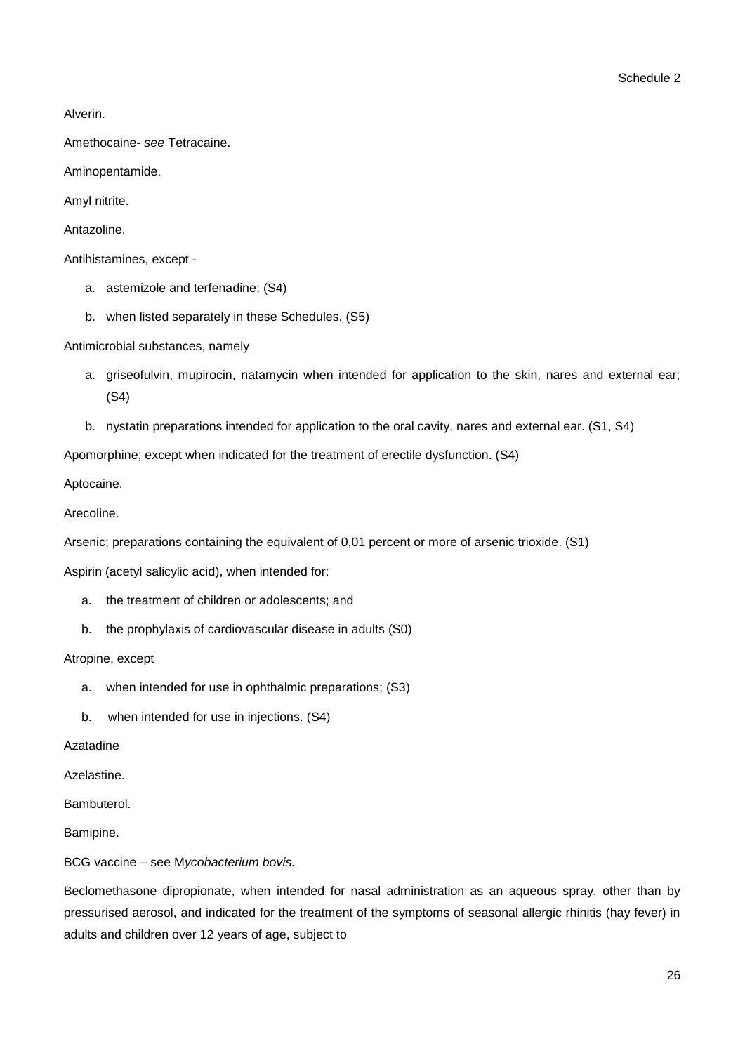Alverin.

Amethocaine- *see* Tetracaine.

Aminopentamide.

Amyl nitrite.

Antazoline.

Antihistamines, except -

a. astemizole and terfenadine; (S4)

b. when listed separately in these Schedules. (S5)

Antimicrobial substances, namely

a. griseofulvin, mupirocin, natamycin when intended for application to the skin, nares and external ear; (S4)

b. nystatin preparations intended for application to the oral cavity, nares and external ear. (S1, S4)

Apomorphine; except when indicated for the treatment of erectile dysfunction. (S4)

Aptocaine.

Arecoline.

Arsenic; preparations containing the equivalent of 0,01 percent or more of arsenic trioxide. (S1)

Aspirin (acetyl salicylic acid), when intended for:

a. the treatment of children or adolescents; and

b. the prophylaxis of cardiovascular disease in adults (S0)

Atropine, except

a. when intended for use in ophthalmic preparations; (S3)

b. when intended for use in injections. (S4)

Azatadine

Azelastine.

Bambuterol.

Bamipine.

BCG vaccine – see M*ycobacterium bovis.*

Beclomethasone dipropionate, when intended for nasal administration as an aqueous spray, other than by pressurised aerosol, and indicated for the treatment of the symptoms of seasonal allergic rhinitis (hay fever) in adults and children over 12 years of age, subject to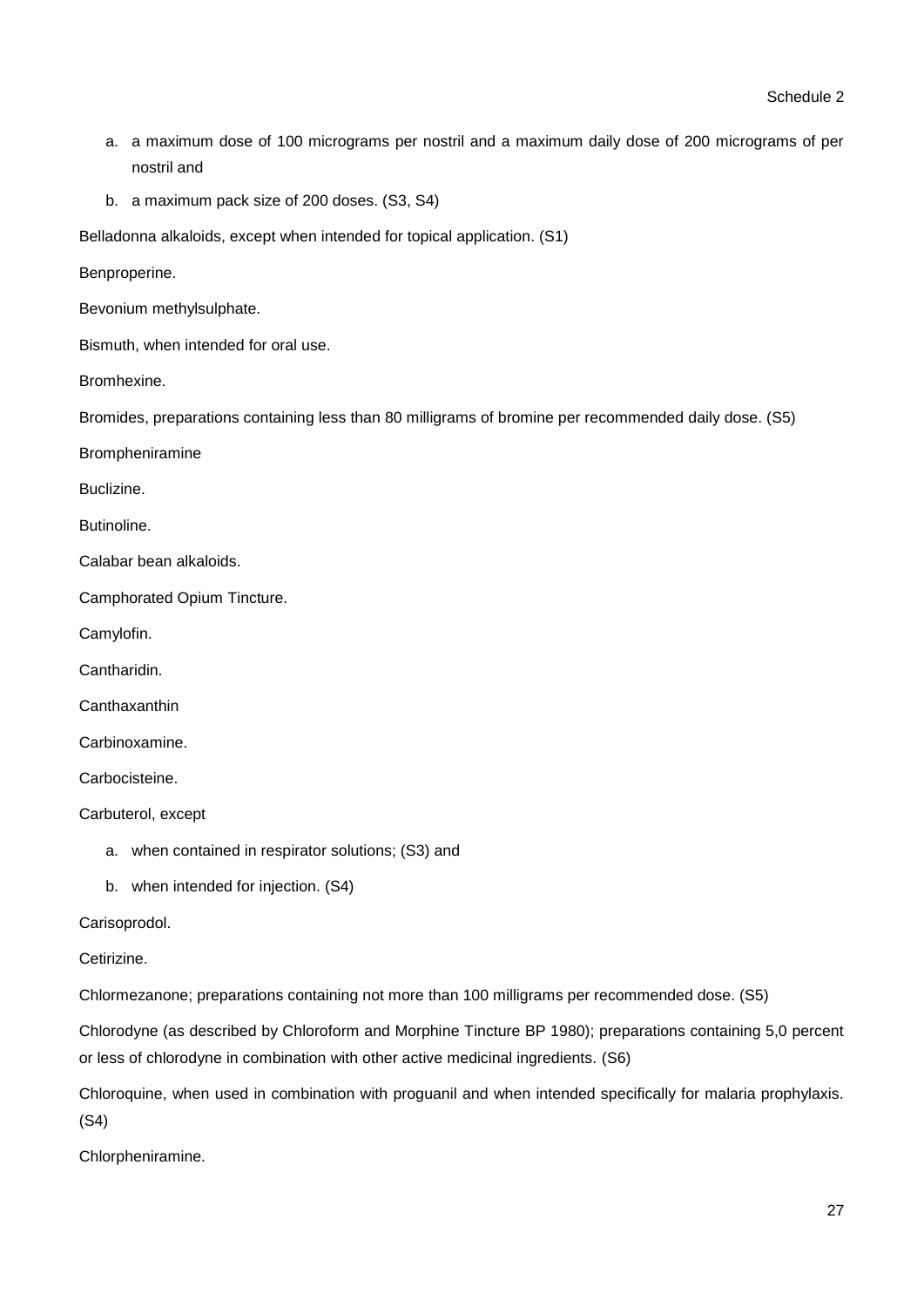a. a maximum dose of 100 micrograms per nostril and a maximum daily dose of 200 micrograms of per nostril and
b. a maximum pack size of 200 doses. (S3, S4)

Belladonna alkaloids, except when intended for topical application. (S1)

Benproperine.

Bevonium methylsulphate.

Bismuth, when intended for oral use.

Bromhexine.

Bromides, preparations containing less than 80 milligrams of bromine per recommended daily dose. (S5)

Brompheniramine

Buclizine.

Butinoline.

Calabar bean alkaloids.

Camphorated Opium Tincture.

Camylofin.

Cantharidin.

Canthaxanthin

Carbinoxamine.

Carbocisteine.

Carbuterol, except

a. when contained in respirator solutions; (S3) and
b. when intended for injection. (S4)

Carisoprodol.

Cetirizine.

Chlormezanone; preparations containing not more than 100 milligrams per recommended dose. (S5)

Chlorodyne (as described by Chloroform and Morphine Tincture BP 1980); preparations containing 5,0 percent or less of chlorodyne in combination with other active medicinal ingredients. (S6)

Chloroquine, when used in combination with proguanil and when intended specifically for malaria prophylaxis. (S4)

Chlorpheniramine.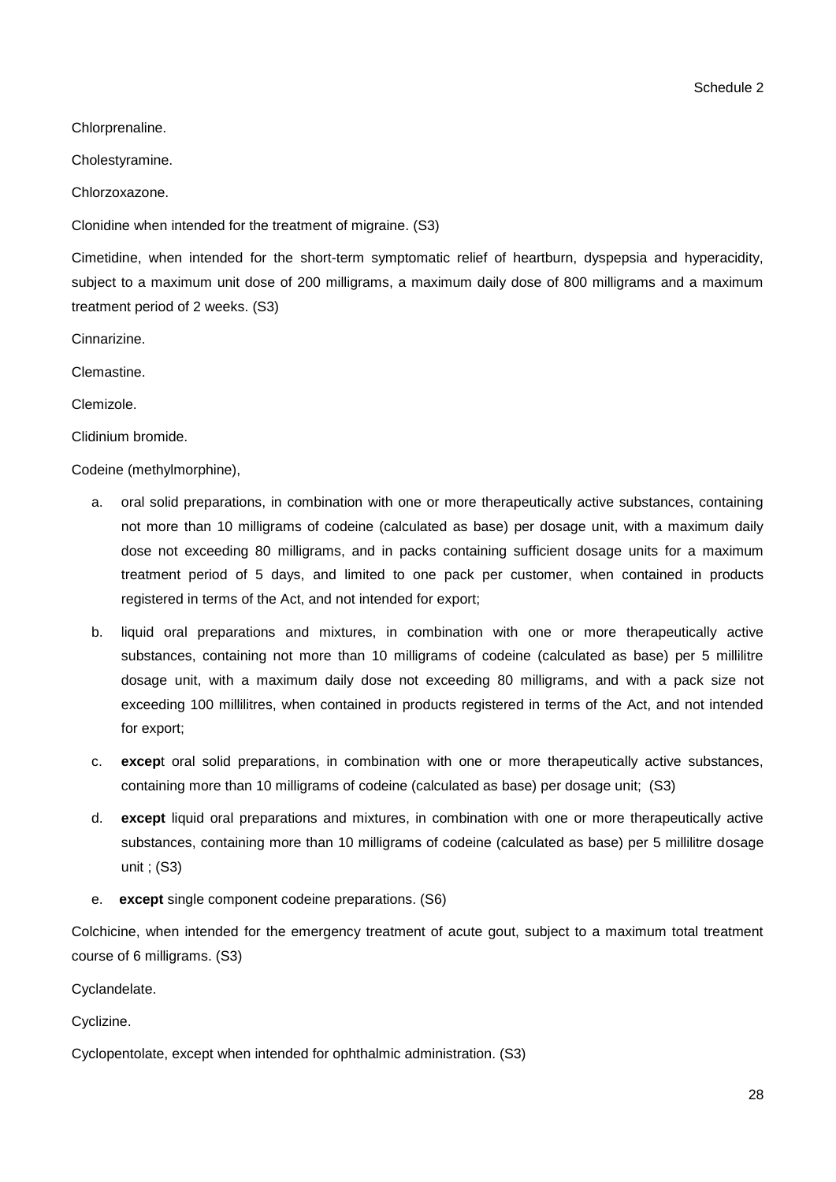Chlorprenaline.

Cholestyramine.

Chlorzoxazone.

Clonidine when intended for the treatment of migraine. (S3)

Cimetidine, when intended for the short-term symptomatic relief of heartburn, dyspepsia and hyperacidity, subject to a maximum unit dose of 200 milligrams, a maximum daily dose of 800 milligrams and a maximum treatment period of 2 weeks. (S3)

Cinnarizine.

Clemastine.

Clemizole.

Clidinium bromide.

Codeine (methylmorphine),

a. oral solid preparations, in combination with one or more therapeutically active substances, containing not more than 10 milligrams of codeine (calculated as base) per dosage unit, with a maximum daily dose not exceeding 80 milligrams, and in packs containing sufficient dosage units for a maximum treatment period of 5 days, and limited to one pack per customer, when contained in products registered in terms of the Act, and not intended for export;

b. liquid oral preparations and mixtures, in combination with one or more therapeutically active substances, containing not more than 10 milligrams of codeine (calculated as base) per 5 millilitre dosage unit, with a maximum daily dose not exceeding 80 milligrams, and with a pack size not exceeding 100 millilitres, when contained in products registered in terms of the Act, and not intended for export;

c. **excep**t oral solid preparations, in combination with one or more therapeutically active substances, containing more than 10 milligrams of codeine (calculated as base) per dosage unit; (S3)

d. **except** liquid oral preparations and mixtures, in combination with one or more therapeutically active substances, containing more than 10 milligrams of codeine (calculated as base) per 5 millilitre dosage unit ; (S3)

e. **except** single component codeine preparations. (S6)

Colchicine, when intended for the emergency treatment of acute gout, subject to a maximum total treatment course of 6 milligrams. (S3)

Cyclandelate.

Cyclizine.

Cyclopentolate, except when intended for ophthalmic administration. (S3)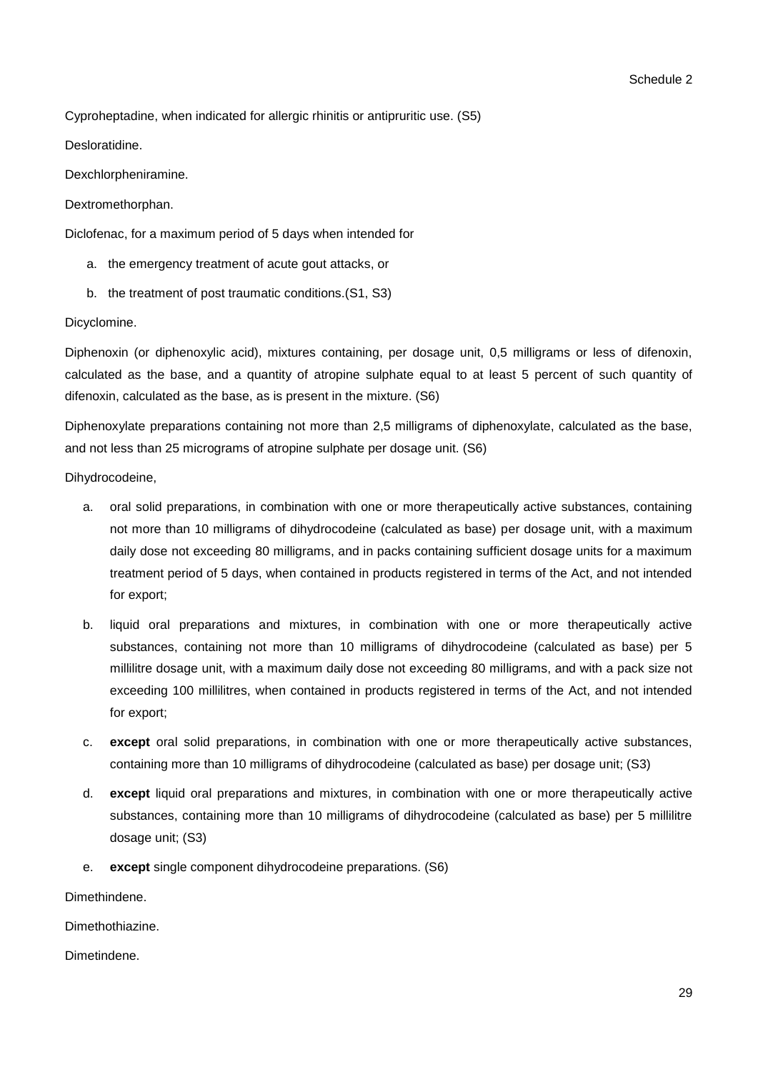Cyproheptadine, when indicated for allergic rhinitis or antipruritic use. (S5)

Desloratidine.

Dexchlorpheniramine.

Dextromethorphan.

Diclofenac, for a maximum period of 5 days when intended for

a. the emergency treatment of acute gout attacks, or
b. the treatment of post traumatic conditions.(S1, S3)

Dicyclomine.

Diphenoxin (or diphenoxylic acid), mixtures containing, per dosage unit, 0,5 milligrams or less of difenoxin, calculated as the base, and a quantity of atropine sulphate equal to at least 5 percent of such quantity of difenoxin, calculated as the base, as is present in the mixture. (S6)

Diphenoxylate preparations containing not more than 2,5 milligrams of diphenoxylate, calculated as the base, and not less than 25 micrograms of atropine sulphate per dosage unit. (S6)

Dihydrocodeine,

a. oral solid preparations, in combination with one or more therapeutically active substances, containing not more than 10 milligrams of dihydrocodeine (calculated as base) per dosage unit, with a maximum daily dose not exceeding 80 milligrams, and in packs containing sufficient dosage units for a maximum treatment period of 5 days, when contained in products registered in terms of the Act, and not intended for export;
b. liquid oral preparations and mixtures, in combination with one or more therapeutically active substances, containing not more than 10 milligrams of dihydrocodeine (calculated as base) per 5 millilitre dosage unit, with a maximum daily dose not exceeding 80 milligrams, and with a pack size not exceeding 100 millilitres, when contained in products registered in terms of the Act, and not intended for export;
c. **except** oral solid preparations, in combination with one or more therapeutically active substances, containing more than 10 milligrams of dihydrocodeine (calculated as base) per dosage unit; (S3)
d. **except** liquid oral preparations and mixtures, in combination with one or more therapeutically active substances, containing more than 10 milligrams of dihydrocodeine (calculated as base) per 5 millilitre dosage unit; (S3)
e. **except** single component dihydrocodeine preparations. (S6)

Dimethindene.

Dimethothiazine.

Dimetindene.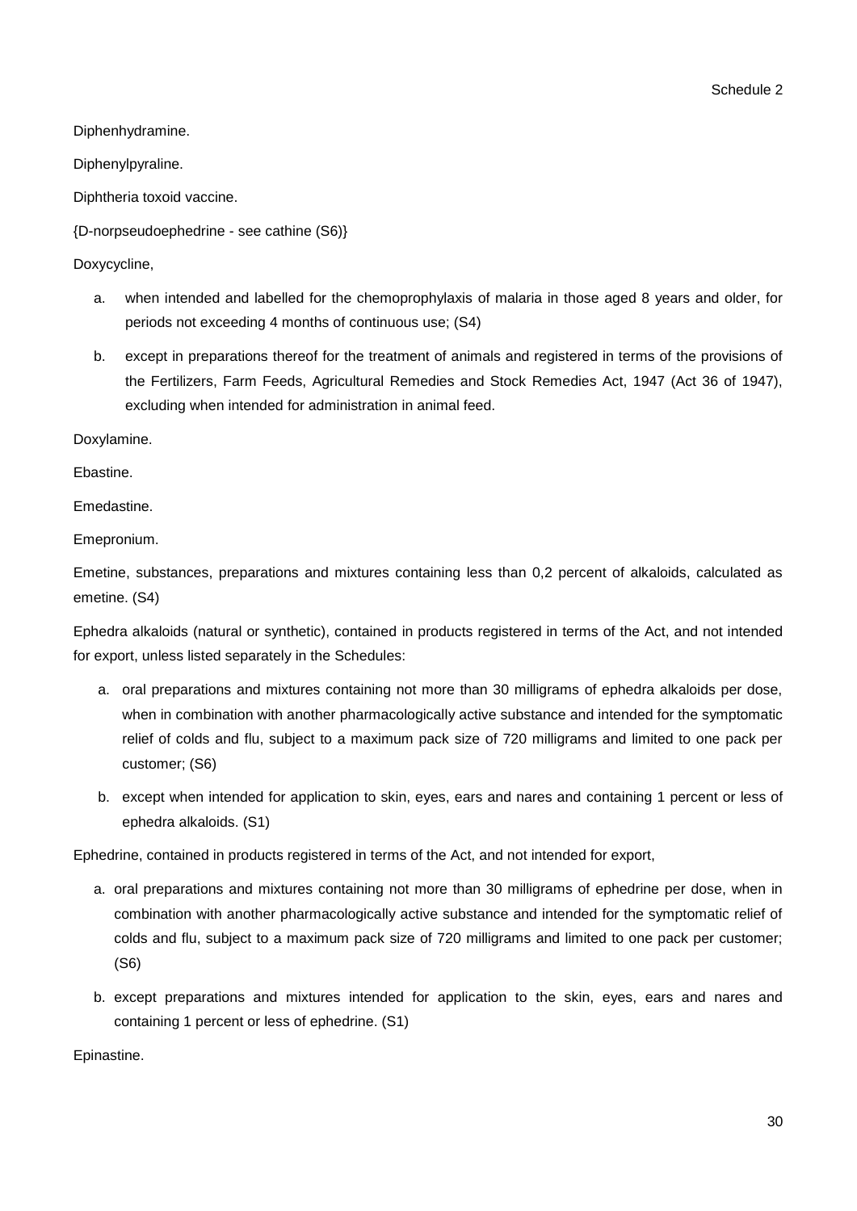Diphenhydramine.

Diphenylpyraline.

Diphtheria toxoid vaccine.

{D-norpseudoephedrine - see cathine (S6)}

Doxycycline,

a. when intended and labelled for the chemoprophylaxis of malaria in those aged 8 years and older, for periods not exceeding 4 months of continuous use; (S4)

b. except in preparations thereof for the treatment of animals and registered in terms of the provisions of the Fertilizers, Farm Feeds, Agricultural Remedies and Stock Remedies Act, 1947 (Act 36 of 1947), excluding when intended for administration in animal feed.

Doxylamine.

Ebastine.

Emedastine.

Emepronium.

Emetine, substances, preparations and mixtures containing less than 0,2 percent of alkaloids, calculated as emetine. (S4)

Ephedra alkaloids (natural or synthetic), contained in products registered in terms of the Act, and not intended for export, unless listed separately in the Schedules:

a. oral preparations and mixtures containing not more than 30 milligrams of ephedra alkaloids per dose, when in combination with another pharmacologically active substance and intended for the symptomatic relief of colds and flu, subject to a maximum pack size of 720 milligrams and limited to one pack per customer; (S6)

b. except when intended for application to skin, eyes, ears and nares and containing 1 percent or less of ephedra alkaloids. (S1)

Ephedrine, contained in products registered in terms of the Act, and not intended for export,

a. oral preparations and mixtures containing not more than 30 milligrams of ephedrine per dose, when in combination with another pharmacologically active substance and intended for the symptomatic relief of colds and flu, subject to a maximum pack size of 720 milligrams and limited to one pack per customer; (S6)

b. except preparations and mixtures intended for application to the skin, eyes, ears and nares and containing 1 percent or less of ephedrine. (S1)

Epinastine.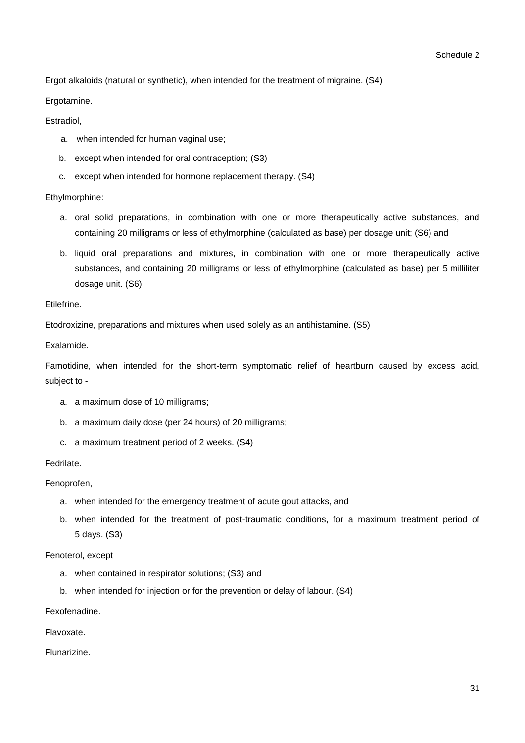Ergot alkaloids (natural or synthetic), when intended for the treatment of migraine. (S4)

Ergotamine.

Estradiol,

a. when intended for human vaginal use;
b. except when intended for oral contraception; (S3)
c. except when intended for hormone replacement therapy. (S4)

Ethylmorphine:

a. oral solid preparations, in combination with one or more therapeutically active substances, and containing 20 milligrams or less of ethylmorphine (calculated as base) per dosage unit; (S6) and
b. liquid oral preparations and mixtures, in combination with one or more therapeutically active substances, and containing 20 milligrams or less of ethylmorphine (calculated as base) per 5 milliliter dosage unit. (S6)

Etilefrine.

Etodroxizine, preparations and mixtures when used solely as an antihistamine. (S5)

Exalamide.

Famotidine, when intended for the short-term symptomatic relief of heartburn caused by excess acid, subject to -

a. a maximum dose of 10 milligrams;
b. a maximum daily dose (per 24 hours) of 20 milligrams;
c. a maximum treatment period of 2 weeks. (S4)

Fedrilate.

Fenoprofen,

a. when intended for the emergency treatment of acute gout attacks, and
b. when intended for the treatment of post-traumatic conditions, for a maximum treatment period of 5 days. (S3)

Fenoterol, except

a. when contained in respirator solutions; (S3) and
b. when intended for injection or for the prevention or delay of labour. (S4)

Fexofenadine.

Flavoxate.

Flunarizine.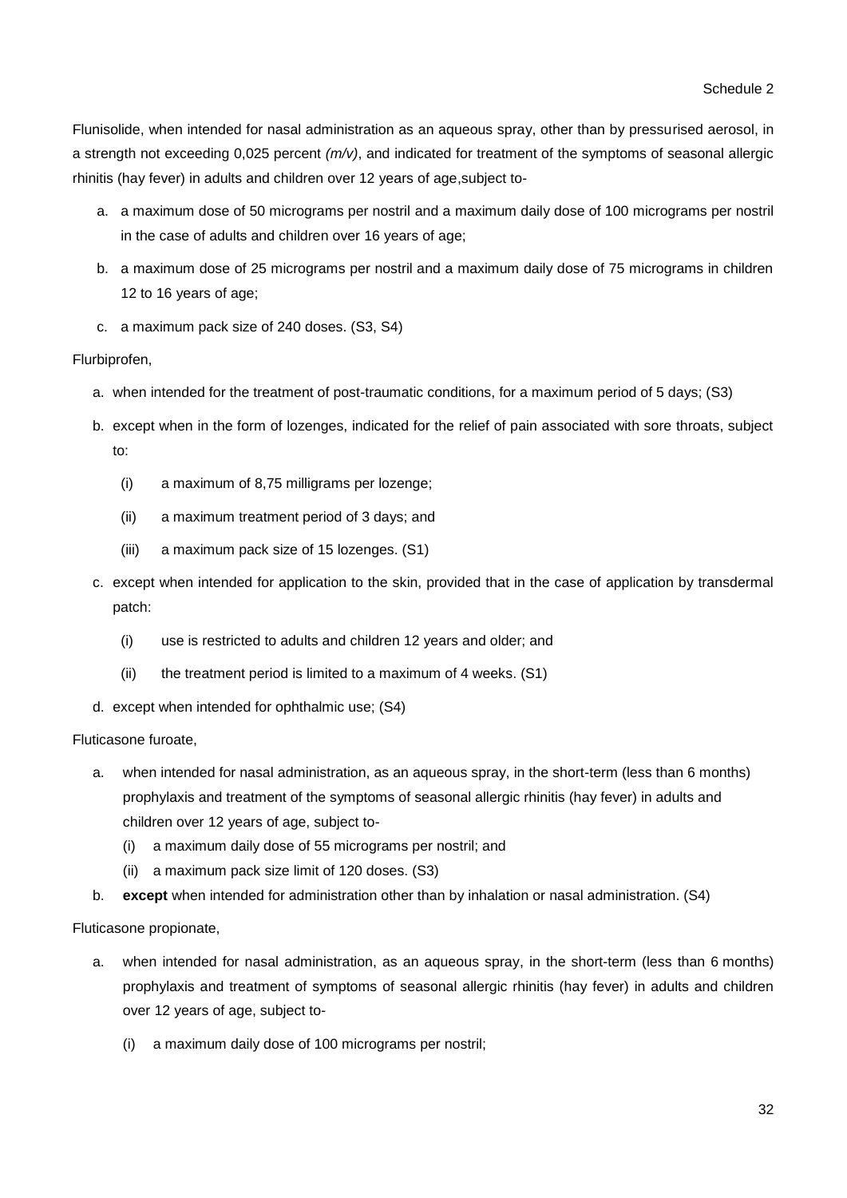Flunisolide, when intended for nasal administration as an aqueous spray, other than by pressurised aerosol, in a strength not exceeding 0,025 percent *(m/v)*, and indicated for treatment of the symptoms of seasonal allergic rhinitis (hay fever) in adults and children over 12 years of age,subject to-

a. a maximum dose of 50 micrograms per nostril and a maximum daily dose of 100 micrograms per nostril in the case of adults and children over 16 years of age;
b. a maximum dose of 25 micrograms per nostril and a maximum daily dose of 75 micrograms in children 12 to 16 years of age;
c. a maximum pack size of 240 doses. (S3, S4)

Flurbiprofen,

a. when intended for the treatment of post-traumatic conditions, for a maximum period of 5 days; (S3)
b. except when in the form of lozenges, indicated for the relief of pain associated with sore throats, subject to:
   (i) a maximum of 8,75 milligrams per lozenge;
   (ii) a maximum treatment period of 3 days; and
   (iii) a maximum pack size of 15 lozenges. (S1)
c. except when intended for application to the skin, provided that in the case of application by transdermal patch:
   (i) use is restricted to adults and children 12 years and older; and
   (ii) the treatment period is limited to a maximum of 4 weeks. (S1)
d. except when intended for ophthalmic use; (S4)

Fluticasone furoate,

a. when intended for nasal administration, as an aqueous spray, in the short-term (less than 6 months) prophylaxis and treatment of the symptoms of seasonal allergic rhinitis (hay fever) in adults and children over 12 years of age, subject to-
   (i) a maximum daily dose of 55 micrograms per nostril; and
   (ii) a maximum pack size limit of 120 doses. (S3)
b. **except** when intended for administration other than by inhalation or nasal administration. (S4)

Fluticasone propionate,

a. when intended for nasal administration, as an aqueous spray, in the short-term (less than 6 months) prophylaxis and treatment of symptoms of seasonal allergic rhinitis (hay fever) in adults and children over 12 years of age, subject to-
   (i) a maximum daily dose of 100 micrograms per nostril;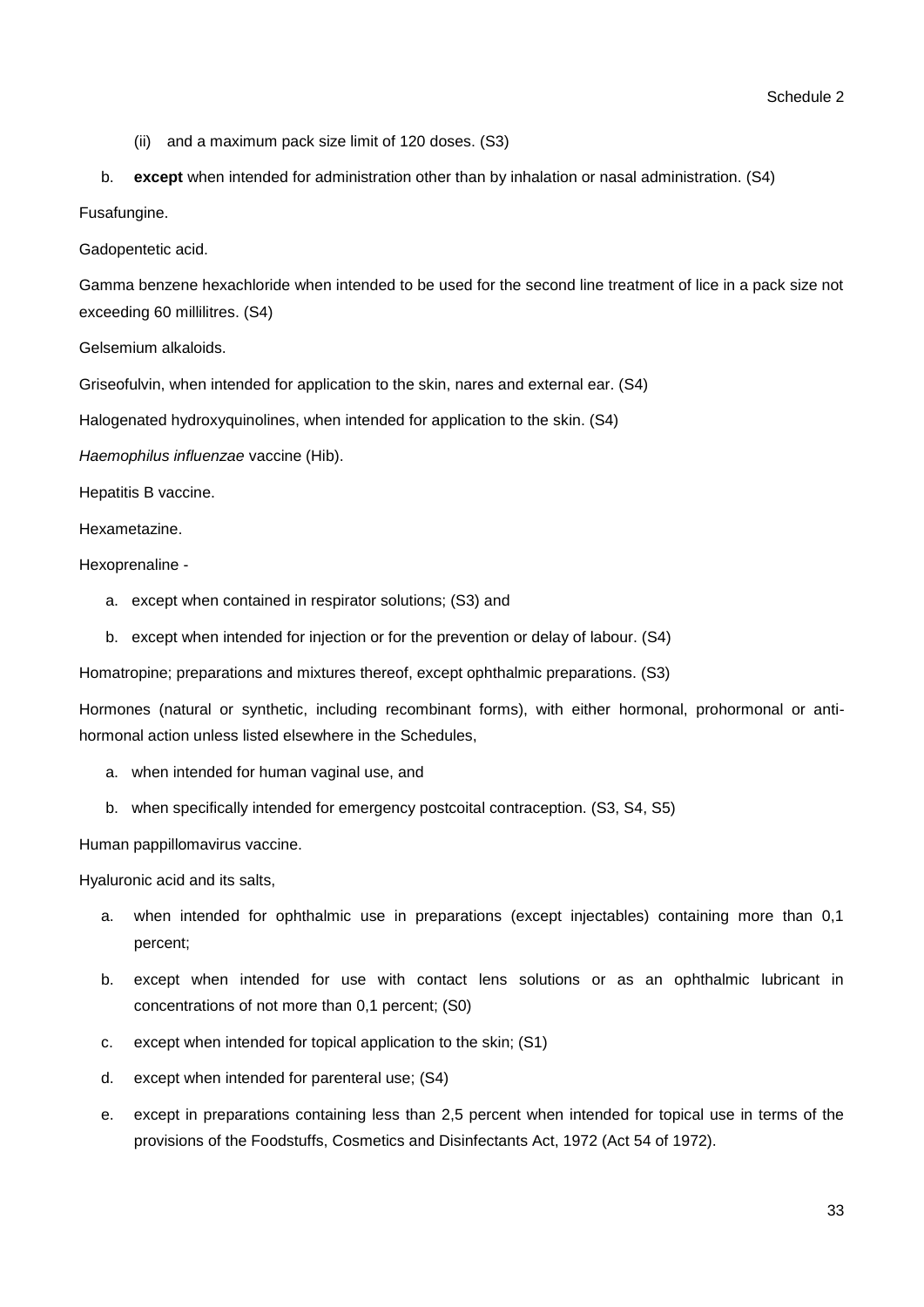(ii) and a maximum pack size limit of 120 doses. (S3)

b. **except** when intended for administration other than by inhalation or nasal administration. (S4)

Fusafungine.

Gadopentetic acid.

Gamma benzene hexachloride when intended to be used for the second line treatment of lice in a pack size not exceeding 60 millilitres. (S4)

Gelsemium alkaloids.

Griseofulvin, when intended for application to the skin, nares and external ear. (S4)

Halogenated hydroxyquinolines, when intended for application to the skin. (S4)

*Haemophilus influenzae* vaccine (Hib).

Hepatitis B vaccine.

Hexametazine.

Hexoprenaline -

a. except when contained in respirator solutions; (S3) and

b. except when intended for injection or for the prevention or delay of labour. (S4)

Homatropine; preparations and mixtures thereof, except ophthalmic preparations. (S3)

Hormones (natural or synthetic, including recombinant forms), with either hormonal, prohormonal or anti-hormonal action unless listed elsewhere in the Schedules,

a. when intended for human vaginal use, and

b. when specifically intended for emergency postcoital contraception. (S3, S4, S5)

Human pappillomavirus vaccine.

Hyaluronic acid and its salts,

a. when intended for ophthalmic use in preparations (except injectables) containing more than 0,1 percent;

b. except when intended for use with contact lens solutions or as an ophthalmic lubricant in concentrations of not more than 0,1 percent; (S0)

c. except when intended for topical application to the skin; (S1)

d. except when intended for parenteral use; (S4)

e. except in preparations containing less than 2,5 percent when intended for topical use in terms of the provisions of the Foodstuffs, Cosmetics and Disinfectants Act, 1972 (Act 54 of 1972).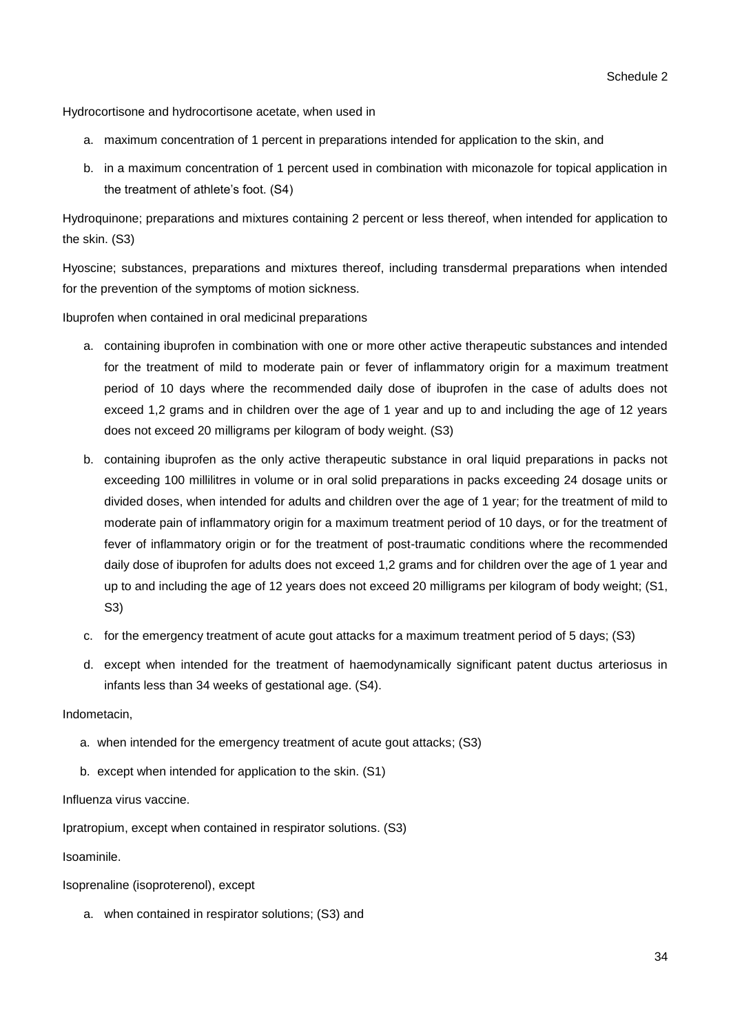Hydrocortisone and hydrocortisone acetate, when used in

a. maximum concentration of 1 percent in preparations intended for application to the skin, and
b. in a maximum concentration of 1 percent used in combination with miconazole for topical application in the treatment of athlete's foot. (S4)

Hydroquinone; preparations and mixtures containing 2 percent or less thereof, when intended for application to the skin. (S3)

Hyoscine; substances, preparations and mixtures thereof, including transdermal preparations when intended for the prevention of the symptoms of motion sickness.

Ibuprofen when contained in oral medicinal preparations

a. containing ibuprofen in combination with one or more other active therapeutic substances and intended for the treatment of mild to moderate pain or fever of inflammatory origin for a maximum treatment period of 10 days where the recommended daily dose of ibuprofen in the case of adults does not exceed 1,2 grams and in children over the age of 1 year and up to and including the age of 12 years does not exceed 20 milligrams per kilogram of body weight. (S3)
b. containing ibuprofen as the only active therapeutic substance in oral liquid preparations in packs not exceeding 100 millilitres in volume or in oral solid preparations in packs exceeding 24 dosage units or divided doses, when intended for adults and children over the age of 1 year; for the treatment of mild to moderate pain of inflammatory origin for a maximum treatment period of 10 days, or for the treatment of fever of inflammatory origin or for the treatment of post-traumatic conditions where the recommended daily dose of ibuprofen for adults does not exceed 1,2 grams and for children over the age of 1 year and up to and including the age of 12 years does not exceed 20 milligrams per kilogram of body weight; (S1, S3)
c. for the emergency treatment of acute gout attacks for a maximum treatment period of 5 days; (S3)
d. except when intended for the treatment of haemodynamically significant patent ductus arteriosus in infants less than 34 weeks of gestational age. (S4).

Indometacin,

a. when intended for the emergency treatment of acute gout attacks; (S3)
b. except when intended for application to the skin. (S1)

Influenza virus vaccine.

Ipratropium, except when contained in respirator solutions. (S3)

Isoaminile.

Isoprenaline (isoproterenol), except

a. when contained in respirator solutions; (S3) and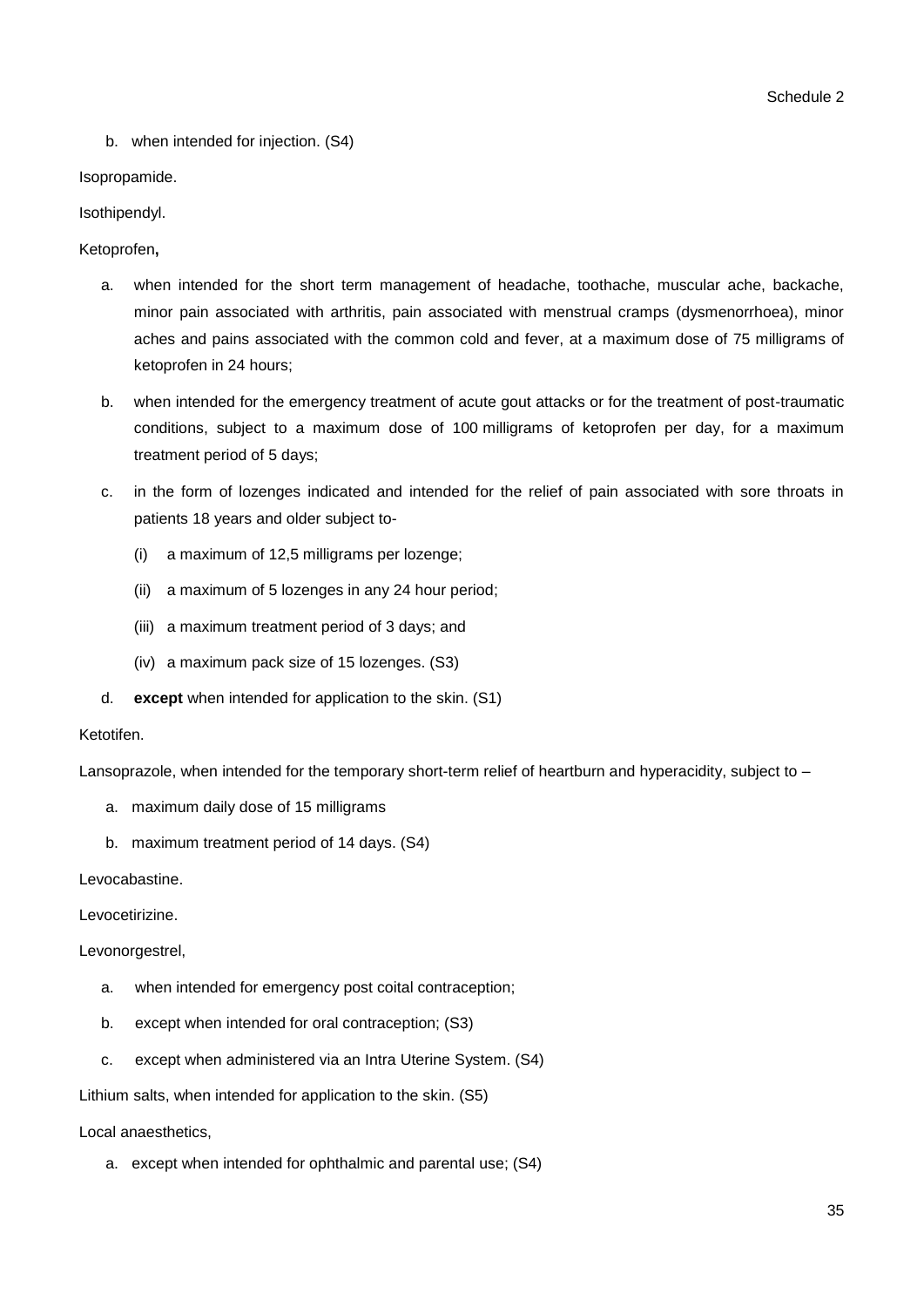b. when intended for injection. (S4)

Isopropamide.

Isothipendyl.

Ketoprofen**,**

a. when intended for the short term management of headache, toothache, muscular ache, backache, minor pain associated with arthritis, pain associated with menstrual cramps (dysmenorrhoea), minor aches and pains associated with the common cold and fever, at a maximum dose of 75 milligrams of ketoprofen in 24 hours;

b. when intended for the emergency treatment of acute gout attacks or for the treatment of post-traumatic conditions, subject to a maximum dose of 100 milligrams of ketoprofen per day, for a maximum treatment period of 5 days;

c. in the form of lozenges indicated and intended for the relief of pain associated with sore throats in patients 18 years and older subject to-

   (i) a maximum of 12,5 milligrams per lozenge;

   (ii) a maximum of 5 lozenges in any 24 hour period;

   (iii) a maximum treatment period of 3 days; and

   (iv) a maximum pack size of 15 lozenges. (S3)

d. **except** when intended for application to the skin. (S1)

Ketotifen.

Lansoprazole, when intended for the temporary short-term relief of heartburn and hyperacidity, subject to –

a. maximum daily dose of 15 milligrams

b. maximum treatment period of 14 days. (S4)

Levocabastine.

Levocetirizine.

Levonorgestrel,

a. when intended for emergency post coital contraception;

b. except when intended for oral contraception; (S3)

c. except when administered via an Intra Uterine System. (S4)

Lithium salts, when intended for application to the skin. (S5)

Local anaesthetics,

a. except when intended for ophthalmic and parental use; (S4)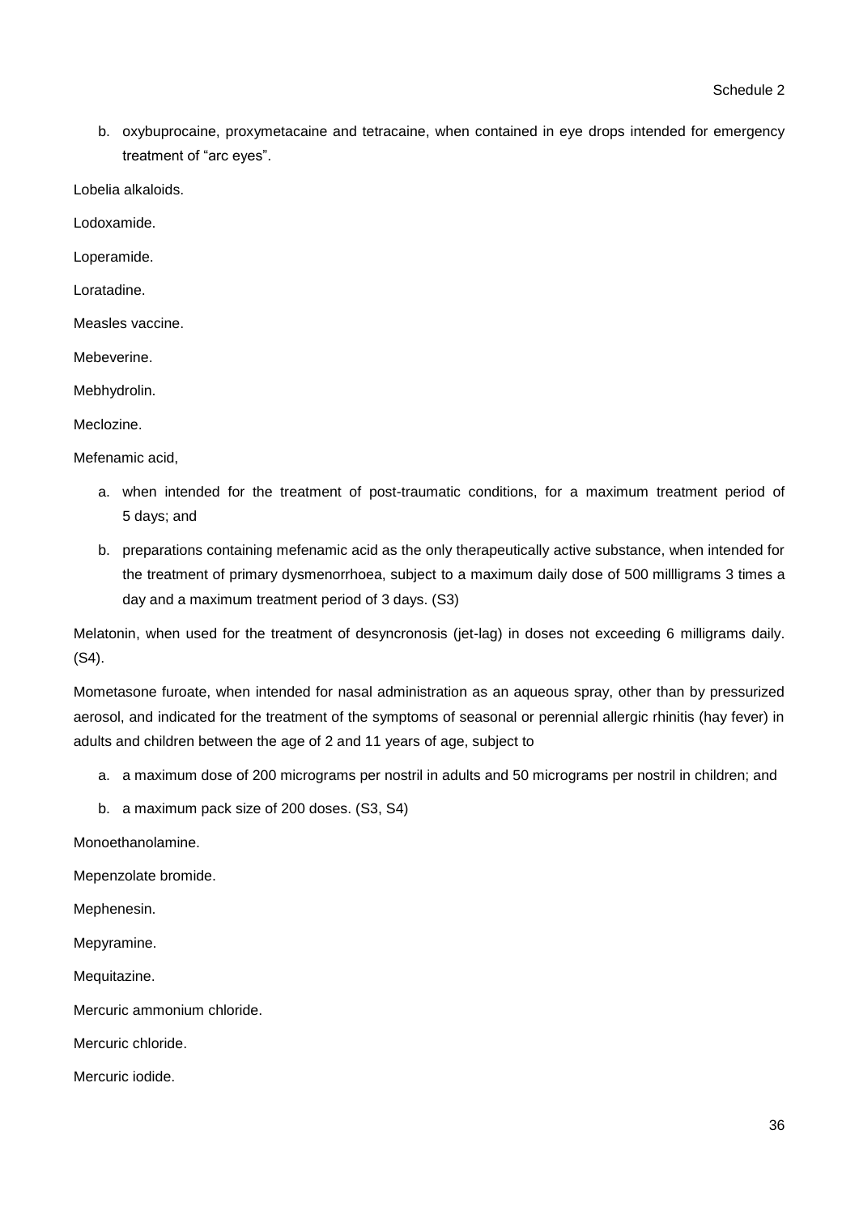b. oxybuprocaine, proxymetacaine and tetracaine, when contained in eye drops intended for emergency treatment of "arc eyes".

Lobelia alkaloids.

Lodoxamide.

Loperamide.

Loratadine.

Measles vaccine.

Mebeverine.

Mebhydrolin.

Meclozine.

Mefenamic acid,

a. when intended for the treatment of post-traumatic conditions, for a maximum treatment period of 5 days; and

b. preparations containing mefenamic acid as the only therapeutically active substance, when intended for the treatment of primary dysmenorrhoea, subject to a maximum daily dose of 500 millligrams 3 times a day and a maximum treatment period of 3 days. (S3)

Melatonin, when used for the treatment of desyncronosis (jet-lag) in doses not exceeding 6 milligrams daily. (S4).

Mometasone furoate, when intended for nasal administration as an aqueous spray, other than by pressurized aerosol, and indicated for the treatment of the symptoms of seasonal or perennial allergic rhinitis (hay fever) in adults and children between the age of 2 and 11 years of age, subject to

a. a maximum dose of 200 micrograms per nostril in adults and 50 micrograms per nostril in children; and

b. a maximum pack size of 200 doses. (S3, S4)

Monoethanolamine.

Mepenzolate bromide.

Mephenesin.

Mepyramine.

Mequitazine.

Mercuric ammonium chloride.

Mercuric chloride.

Mercuric iodide.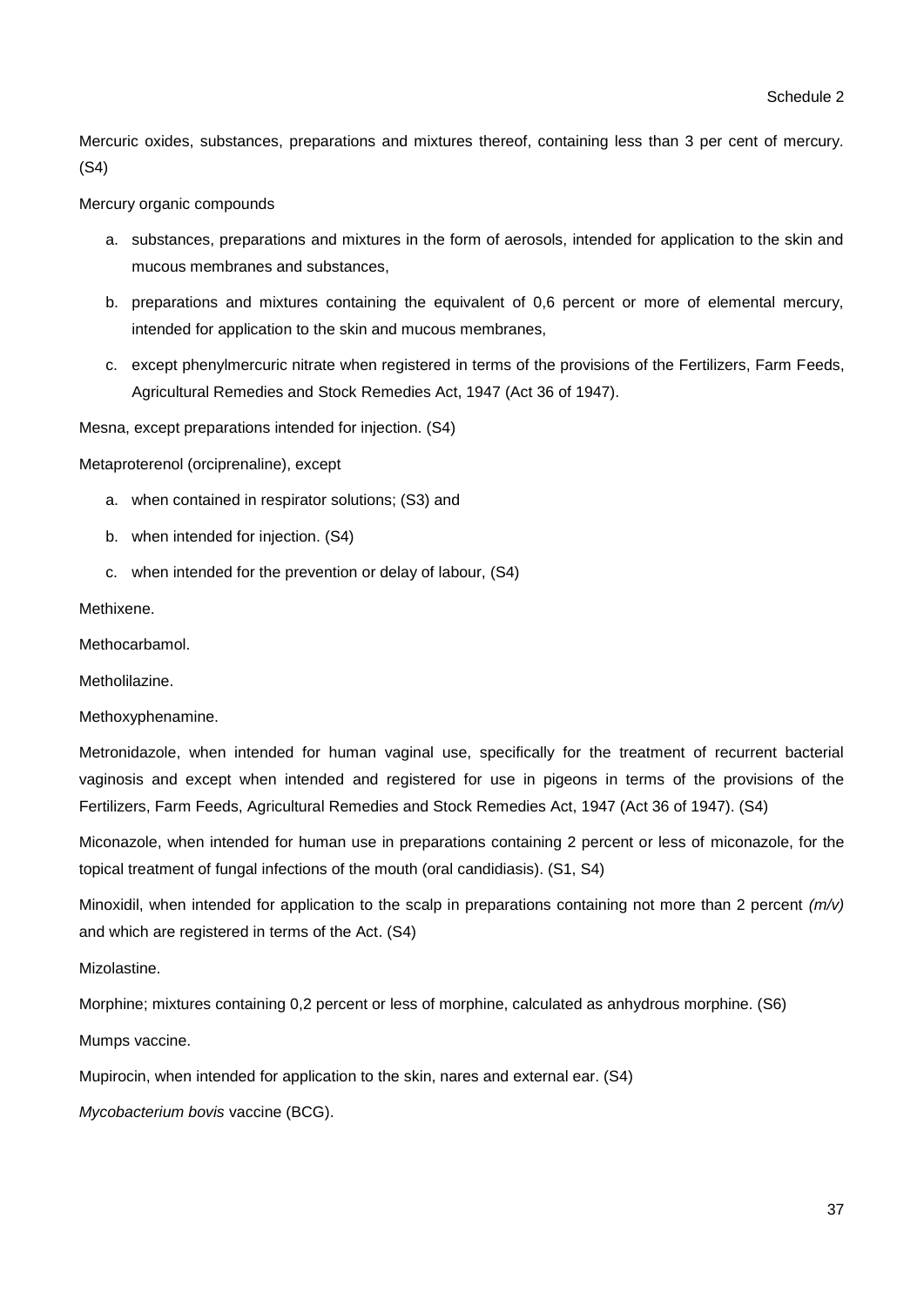Mercuric oxides, substances, preparations and mixtures thereof, containing less than 3 per cent of mercury. (S4)

Mercury organic compounds

a. substances, preparations and mixtures in the form of aerosols, intended for application to the skin and mucous membranes and substances,
b. preparations and mixtures containing the equivalent of 0,6 percent or more of elemental mercury, intended for application to the skin and mucous membranes,
c. except phenylmercuric nitrate when registered in terms of the provisions of the Fertilizers, Farm Feeds, Agricultural Remedies and Stock Remedies Act, 1947 (Act 36 of 1947).

Mesna, except preparations intended for injection. (S4)

Metaproterenol (orciprenaline), except

a. when contained in respirator solutions; (S3) and
b. when intended for injection. (S4)
c. when intended for the prevention or delay of labour, (S4)

Methixene.

Methocarbamol.

Metholilazine.

Methoxyphenamine.

Metronidazole, when intended for human vaginal use, specifically for the treatment of recurrent bacterial vaginosis and except when intended and registered for use in pigeons in terms of the provisions of the Fertilizers, Farm Feeds, Agricultural Remedies and Stock Remedies Act, 1947 (Act 36 of 1947). (S4)

Miconazole, when intended for human use in preparations containing 2 percent or less of miconazole, for the topical treatment of fungal infections of the mouth (oral candidiasis). (S1, S4)

Minoxidil, when intended for application to the scalp in preparations containing not more than 2 percent *(m/v)* and which are registered in terms of the Act. (S4)

Mizolastine.

Morphine; mixtures containing 0,2 percent or less of morphine, calculated as anhydrous morphine. (S6)

Mumps vaccine.

Mupirocin, when intended for application to the skin, nares and external ear. (S4)

*Mycobacterium bovis* vaccine (BCG).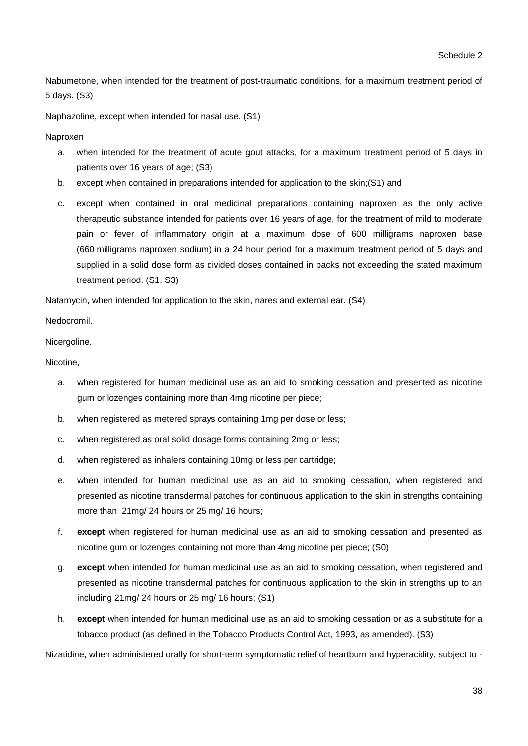Nabumetone, when intended for the treatment of post-traumatic conditions, for a maximum treatment period of 5 days. (S3)

Naphazoline, except when intended for nasal use. (S1)

Naproxen

a. when intended for the treatment of acute gout attacks, for a maximum treatment period of 5 days in patients over 16 years of age; (S3)
b. except when contained in preparations intended for application to the skin;(S1) and
c. except when contained in oral medicinal preparations containing naproxen as the only active therapeutic substance intended for patients over 16 years of age, for the treatment of mild to moderate pain or fever of inflammatory origin at a maximum dose of 600 milligrams naproxen base (660 milligrams naproxen sodium) in a 24 hour period for a maximum treatment period of 5 days and supplied in a solid dose form as divided doses contained in packs not exceeding the stated maximum treatment period. (S1, S3)

Natamycin, when intended for application to the skin, nares and external ear. (S4)

Nedocromil.

Nicergoline.

Nicotine,

a. when registered for human medicinal use as an aid to smoking cessation and presented as nicotine gum or lozenges containing more than 4mg nicotine per piece;
b. when registered as metered sprays containing 1mg per dose or less;
c. when registered as oral solid dosage forms containing 2mg or less;
d. when registered as inhalers containing 10mg or less per cartridge;
e. when intended for human medicinal use as an aid to smoking cessation, when registered and presented as nicotine transdermal patches for continuous application to the skin in strengths containing more than 21mg/ 24 hours or 25 mg/ 16 hours;
f. **except** when registered for human medicinal use as an aid to smoking cessation and presented as nicotine gum or lozenges containing not more than 4mg nicotine per piece; (S0)
g. **except** when intended for human medicinal use as an aid to smoking cessation, when registered and presented as nicotine transdermal patches for continuous application to the skin in strengths up to an including 21mg/ 24 hours or 25 mg/ 16 hours; (S1)
h. **except** when intended for human medicinal use as an aid to smoking cessation or as a substitute for a tobacco product (as defined in the Tobacco Products Control Act, 1993, as amended). (S3)

Nizatidine, when administered orally for short-term symptomatic relief of heartburn and hyperacidity, subject to -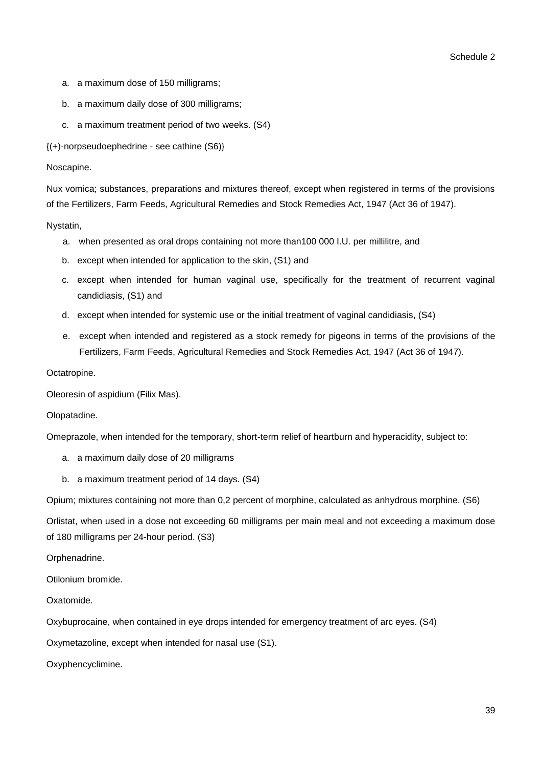a. a maximum dose of 150 milligrams;

b. a maximum daily dose of 300 milligrams;

c. a maximum treatment period of two weeks. (S4)

{(+)-norpseudoephedrine - see cathine (S6)}

Noscapine.

Nux vomica; substances, preparations and mixtures thereof, except when registered in terms of the provisions of the Fertilizers, Farm Feeds, Agricultural Remedies and Stock Remedies Act, 1947 (Act 36 of 1947).

Nystatin,

a. when presented as oral drops containing not more than100 000 I.U. per millilitre, and

b. except when intended for application to the skin, (S1) and

c. except when intended for human vaginal use, specifically for the treatment of recurrent vaginal candidiasis, (S1) and

d. except when intended for systemic use or the initial treatment of vaginal candidiasis, (S4)

e. except when intended and registered as a stock remedy for pigeons in terms of the provisions of the Fertilizers, Farm Feeds, Agricultural Remedies and Stock Remedies Act, 1947 (Act 36 of 1947).

Octatropine.

Oleoresin of aspidium (Filix Mas).

Olopatadine.

Omeprazole, when intended for the temporary, short-term relief of heartburn and hyperacidity, subject to:

a. a maximum daily dose of 20 milligrams

b. a maximum treatment period of 14 days. (S4)

Opium; mixtures containing not more than 0,2 percent of morphine, calculated as anhydrous morphine. (S6)

Orlistat, when used in a dose not exceeding 60 milligrams per main meal and not exceeding a maximum dose of 180 milligrams per 24-hour period. (S3)

Orphenadrine.

Otilonium bromide.

Oxatomide.

Oxybuprocaine, when contained in eye drops intended for emergency treatment of arc eyes. (S4)

Oxymetazoline, except when intended for nasal use (S1).

Oxyphencyclimine.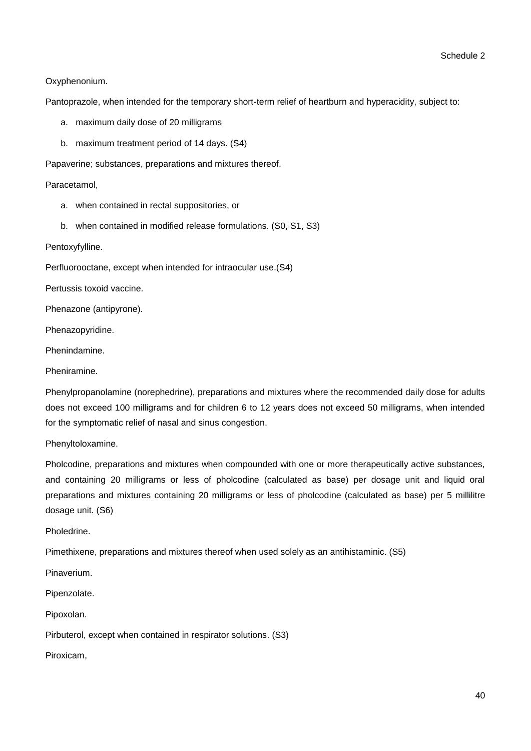Oxyphenonium.

Pantoprazole, when intended for the temporary short-term relief of heartburn and hyperacidity, subject to:

a. maximum daily dose of 20 milligrams
b. maximum treatment period of 14 days. (S4)

Papaverine; substances, preparations and mixtures thereof.

Paracetamol,

a. when contained in rectal suppositories, or
b. when contained in modified release formulations. (S0, S1, S3)

Pentoxyfylline.

Perfluorooctane, except when intended for intraocular use.(S4)

Pertussis toxoid vaccine.

Phenazone (antipyrone).

Phenazopyridine.

Phenindamine.

Pheniramine.

Phenylpropanolamine (norephedrine), preparations and mixtures where the recommended daily dose for adults does not exceed 100 milligrams and for children 6 to 12 years does not exceed 50 milligrams, when intended for the symptomatic relief of nasal and sinus congestion.

Phenyltoloxamine.

Pholcodine, preparations and mixtures when compounded with one or more therapeutically active substances, and containing 20 milligrams or less of pholcodine (calculated as base) per dosage unit and liquid oral preparations and mixtures containing 20 milligrams or less of pholcodine (calculated as base) per 5 millilitre dosage unit. (S6)

Pholedrine.

Pimethixene, preparations and mixtures thereof when used solely as an antihistaminic. (S5)

Pinaverium.

Pipenzolate.

Pipoxolan.

Pirbuterol, except when contained in respirator solutions. (S3)

Piroxicam,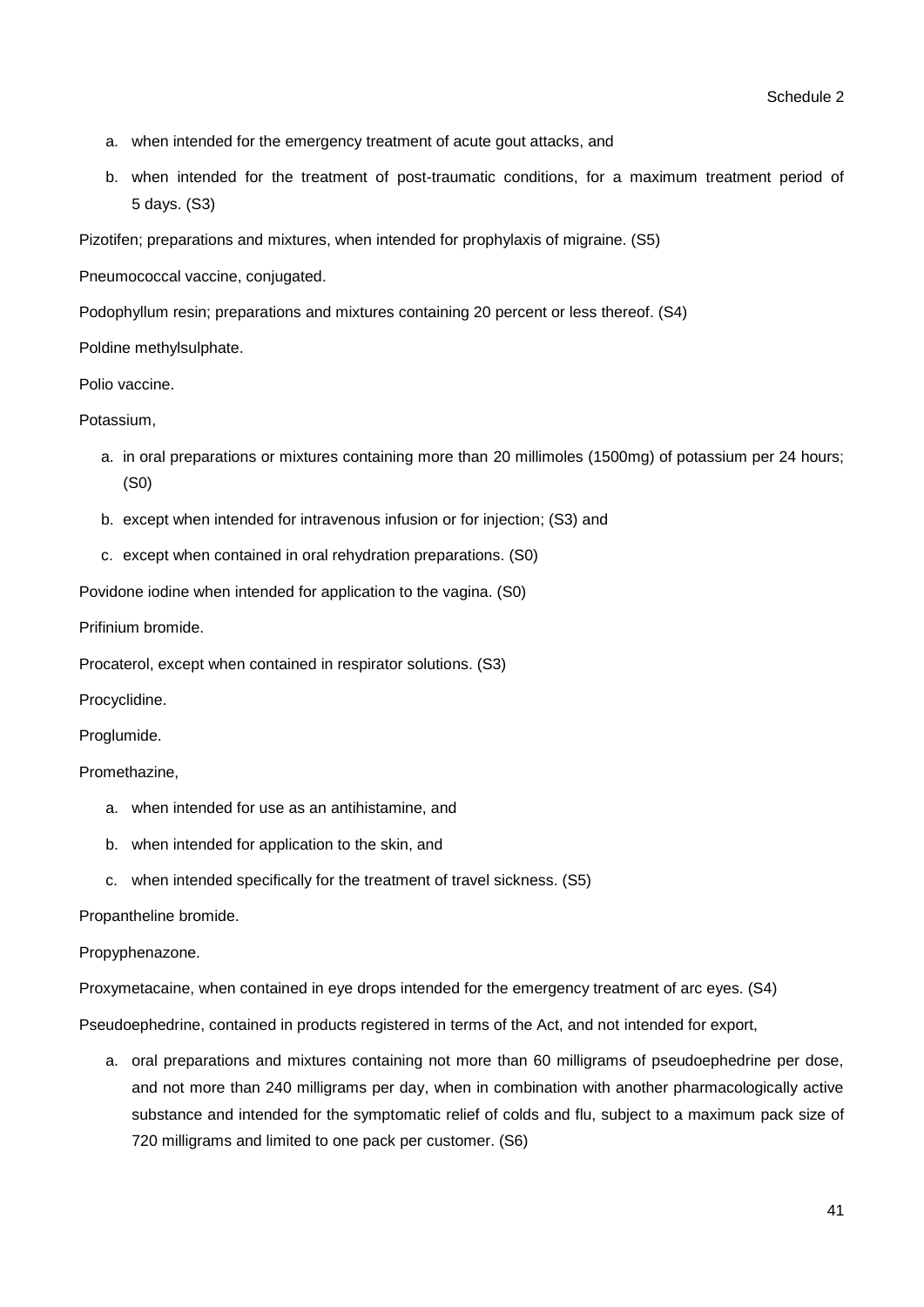a. when intended for the emergency treatment of acute gout attacks, and
b. when intended for the treatment of post-traumatic conditions, for a maximum treatment period of 5 days. (S3)

Pizotifen; preparations and mixtures, when intended for prophylaxis of migraine. (S5)

Pneumococcal vaccine, conjugated.

Podophyllum resin; preparations and mixtures containing 20 percent or less thereof. (S4)

Poldine methylsulphate.

Polio vaccine.

Potassium,

a. in oral preparations or mixtures containing more than 20 millimoles (1500mg) of potassium per 24 hours; (S0)
b. except when intended for intravenous infusion or for injection; (S3) and
c. except when contained in oral rehydration preparations. (S0)

Povidone iodine when intended for application to the vagina. (S0)

Prifinium bromide.

Procaterol, except when contained in respirator solutions. (S3)

Procyclidine.

Proglumide.

Promethazine,

a. when intended for use as an antihistamine, and
b. when intended for application to the skin, and
c. when intended specifically for the treatment of travel sickness. (S5)

Propantheline bromide.

Propyphenazone.

Proxymetacaine, when contained in eye drops intended for the emergency treatment of arc eyes. (S4)

Pseudoephedrine, contained in products registered in terms of the Act, and not intended for export,

a. oral preparations and mixtures containing not more than 60 milligrams of pseudoephedrine per dose, and not more than 240 milligrams per day, when in combination with another pharmacologically active substance and intended for the symptomatic relief of colds and flu, subject to a maximum pack size of 720 milligrams and limited to one pack per customer. (S6)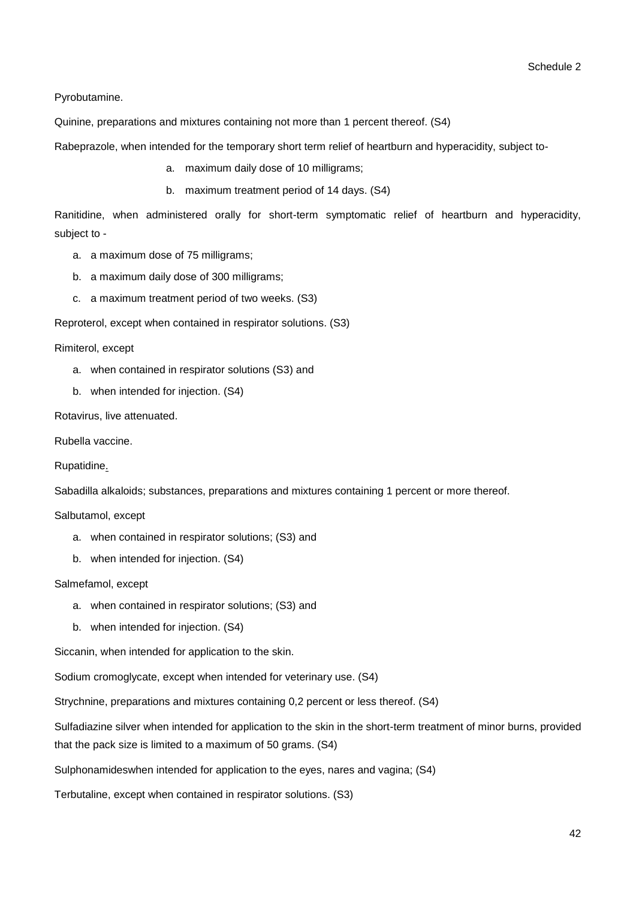Pyrobutamine.

Quinine, preparations and mixtures containing not more than 1 percent thereof. (S4)

Rabeprazole, when intended for the temporary short term relief of heartburn and hyperacidity, subject to-

a. maximum daily dose of 10 milligrams;
b. maximum treatment period of 14 days. (S4)

Ranitidine, when administered orally for short-term symptomatic relief of heartburn and hyperacidity, subject to -

a. a maximum dose of 75 milligrams;
b. a maximum daily dose of 300 milligrams;
c. a maximum treatment period of two weeks. (S3)

Reproterol, except when contained in respirator solutions. (S3)

Rimiterol, except

a. when contained in respirator solutions (S3) and
b. when intended for injection. (S4)

Rotavirus, live attenuated.

Rubella vaccine.

Rupatidine.

Sabadilla alkaloids; substances, preparations and mixtures containing 1 percent or more thereof.

Salbutamol, except

a. when contained in respirator solutions; (S3) and
b. when intended for injection. (S4)

Salmefamol, except

a. when contained in respirator solutions; (S3) and
b. when intended for injection. (S4)

Siccanin, when intended for application to the skin.

Sodium cromoglycate, except when intended for veterinary use. (S4)

Strychnine, preparations and mixtures containing 0,2 percent or less thereof. (S4)

Sulfadiazine silver when intended for application to the skin in the short-term treatment of minor burns, provided that the pack size is limited to a maximum of 50 grams. (S4)

Sulphonamideswhen intended for application to the eyes, nares and vagina; (S4)

Terbutaline, except when contained in respirator solutions. (S3)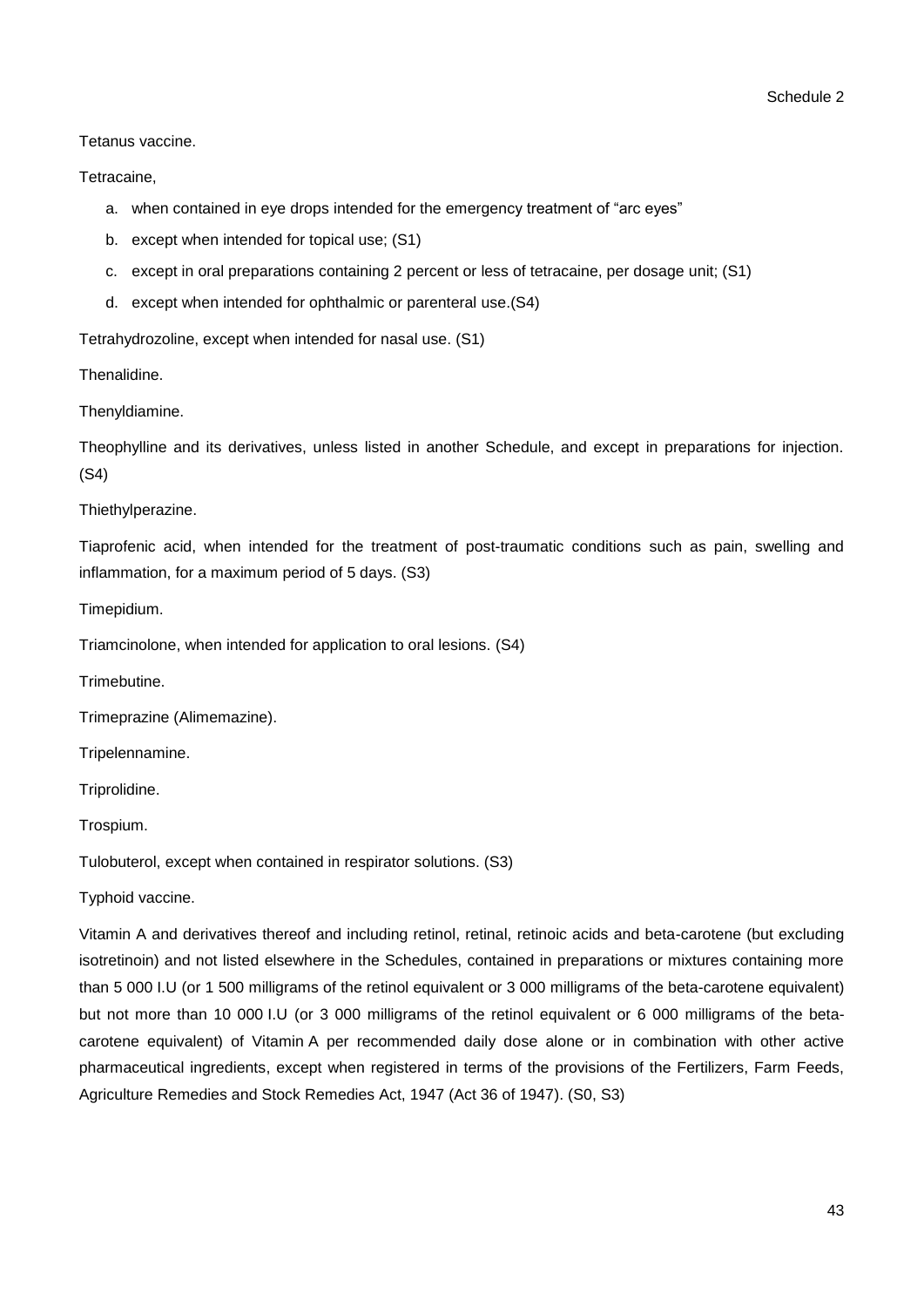Tetanus vaccine.

Tetracaine,

a. when contained in eye drops intended for the emergency treatment of “arc eyes”
b. except when intended for topical use; (S1)
c. except in oral preparations containing 2 percent or less of tetracaine, per dosage unit; (S1)
d. except when intended for ophthalmic or parenteral use.(S4)

Tetrahydrozoline, except when intended for nasal use. (S1)

Thenalidine.

Thenyldiamine.

Theophylline and its derivatives, unless listed in another Schedule, and except in preparations for injection. (S4)

Thiethylperazine.

Tiaprofenic acid, when intended for the treatment of post-traumatic conditions such as pain, swelling and inflammation, for a maximum period of 5 days. (S3)

Timepidium.

Triamcinolone, when intended for application to oral lesions. (S4)

Trimebutine.

Trimeprazine (Alimemazine).

Tripelennamine.

Triprolidine.

Trospium.

Tulobuterol, except when contained in respirator solutions. (S3)

Typhoid vaccine.

Vitamin A and derivatives thereof and including retinol, retinal, retinoic acids and beta-carotene (but excluding isotretinoin) and not listed elsewhere in the Schedules, contained in preparations or mixtures containing more than 5 000 I.U (or 1 500 milligrams of the retinol equivalent or 3 000 milligrams of the beta-carotene equivalent) but not more than 10 000 I.U (or 3 000 milligrams of the retinol equivalent or 6 000 milligrams of the beta-carotene equivalent) of Vitamin A per recommended daily dose alone or in combination with other active pharmaceutical ingredients, except when registered in terms of the provisions of the Fertilizers, Farm Feeds, Agriculture Remedies and Stock Remedies Act, 1947 (Act 36 of 1947). (S0, S3)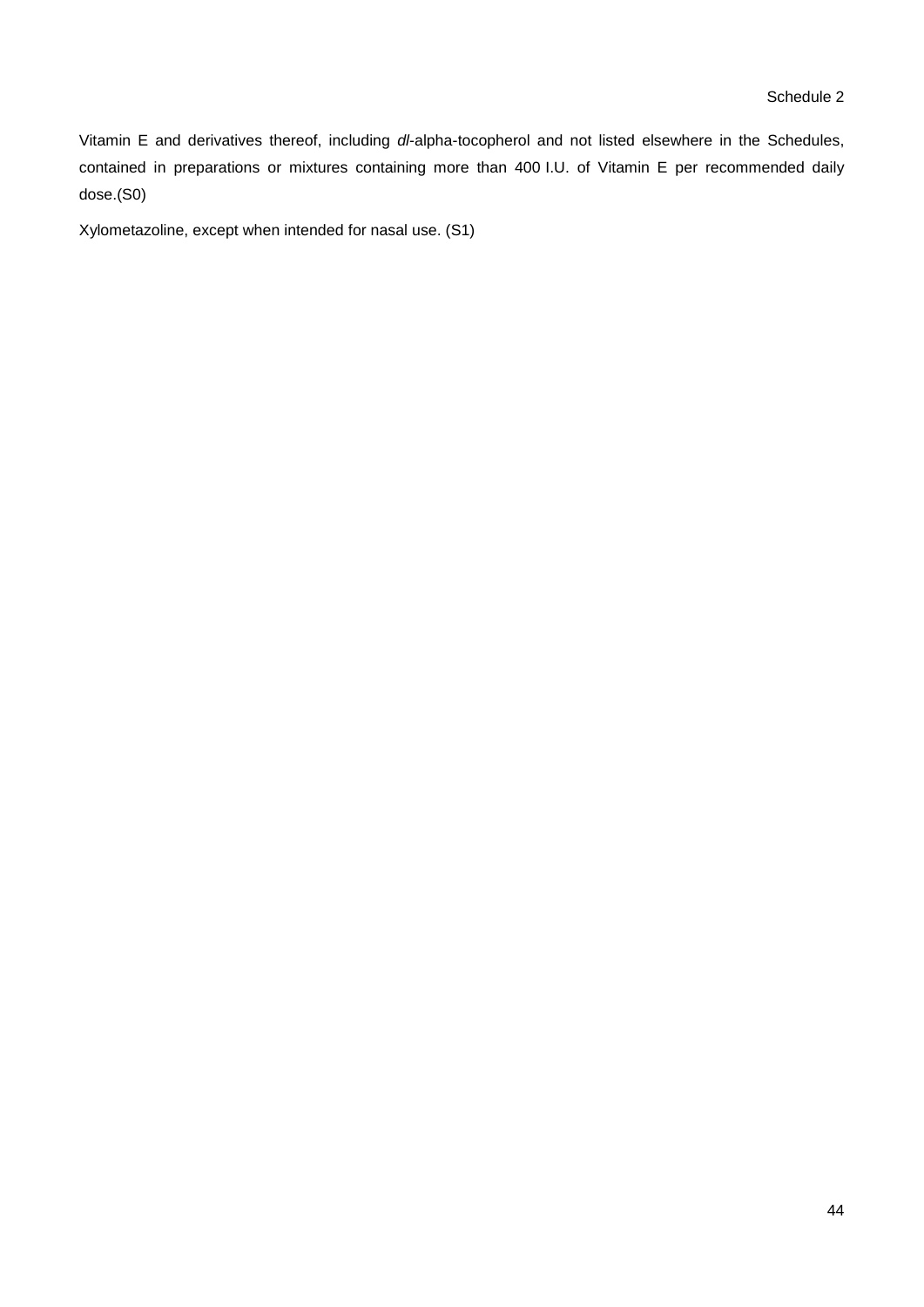Vitamin E and derivatives thereof, including *dl*-alpha-tocopherol and not listed elsewhere in the Schedules, contained in preparations or mixtures containing more than 400 I.U. of Vitamin E per recommended daily dose.(S0)

Xylometazoline, except when intended for nasal use. (S1)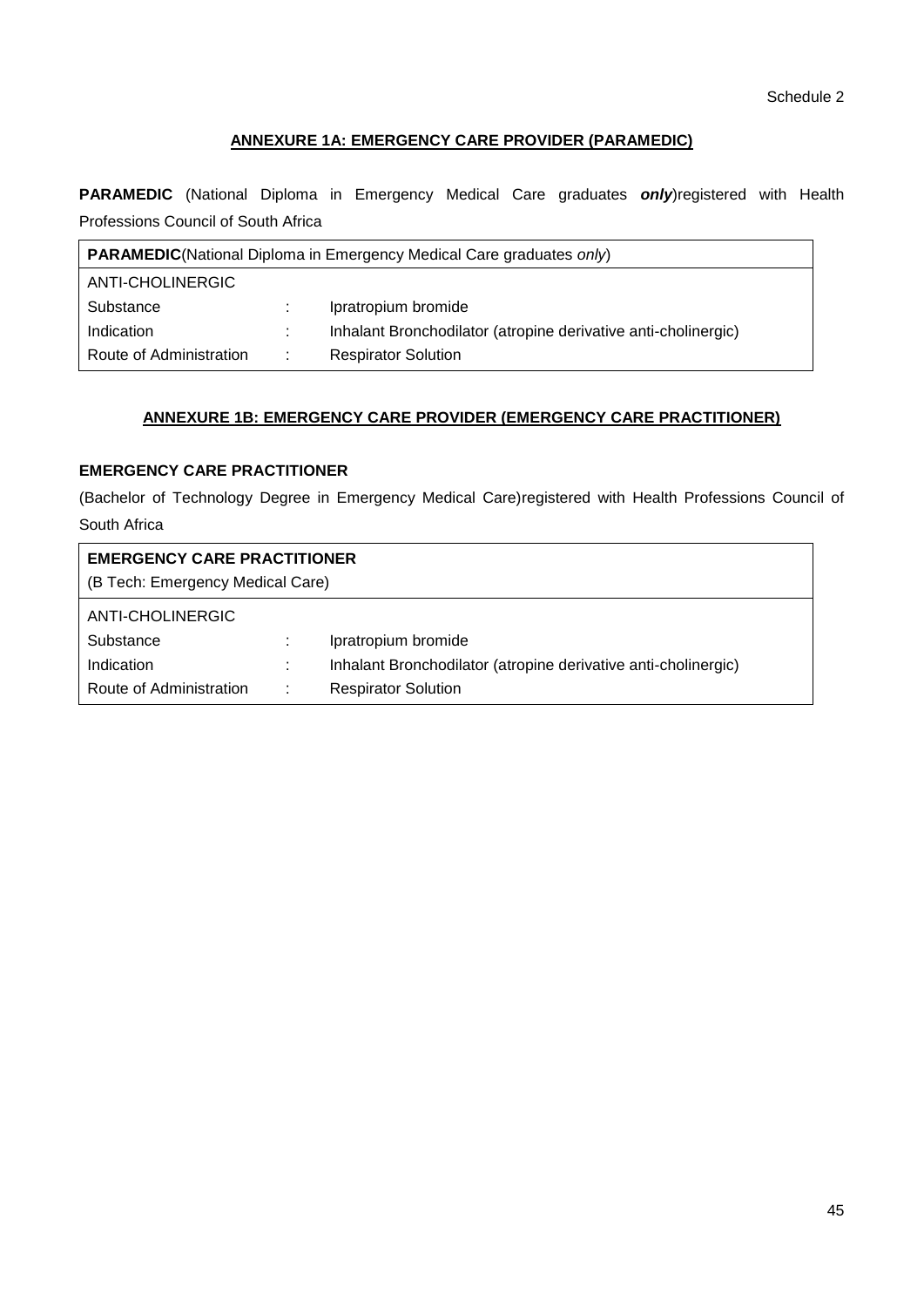Schedule 2

## ANNEXURE 1A: EMERGENCY CARE PROVIDER (PARAMEDIC)

**PARAMEDIC** (National Diploma in Emergency Medical Care graduates ***only***)registered with Health Professions Council of South Africa

| **PARAMEDIC**(National Diploma in Emergency Medical Care graduates *only*) | | |
|---|---|---|
| ANTI-CHOLINERGIC | | |
| Substance | : | Ipratropium bromide |
| Indication | : | Inhalant Bronchodilator (atropine derivative anti-cholinergic) |
| Route of Administration | : | Respirator Solution |

## ANNEXURE 1B: EMERGENCY CARE PROVIDER (EMERGENCY CARE PRACTITIONER)

**EMERGENCY CARE PRACTITIONER**

(Bachelor of Technology Degree in Emergency Medical Care)registered with Health Professions Council of South Africa

| **EMERGENCY CARE PRACTITIONER** (B Tech: Emergency Medical Care) | | |
|---|---|---|
| ANTI-CHOLINERGIC | | |
| Substance | : | Ipratropium bromide |
| Indication | : | Inhalant Bronchodilator (atropine derivative anti-cholinergic) |
| Route of Administration | : | Respirator Solution |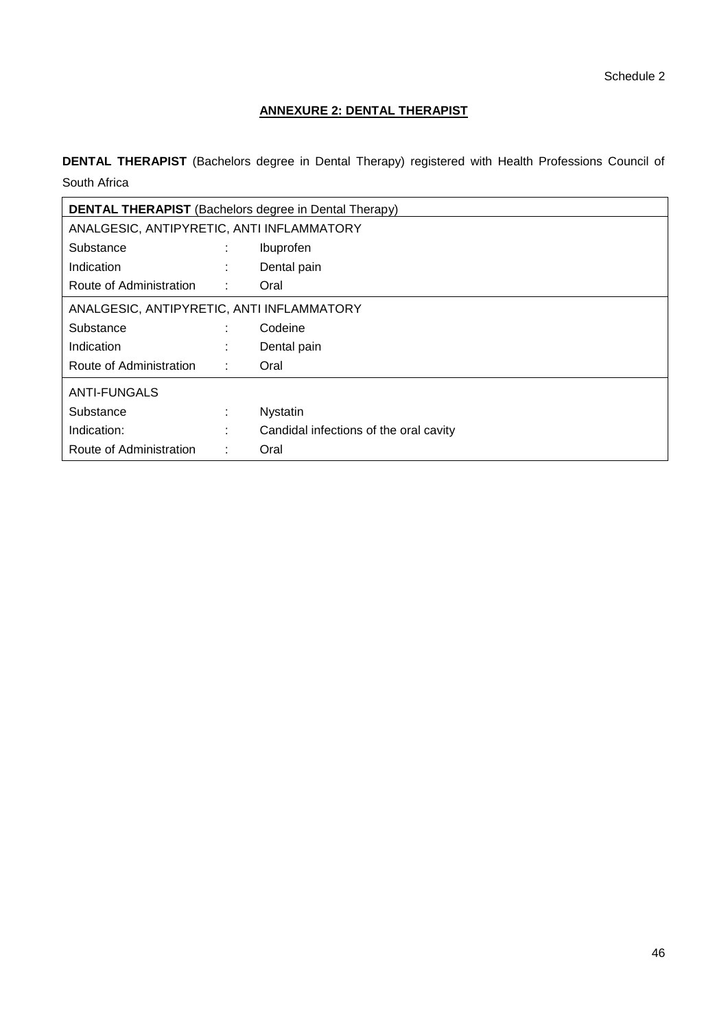Schedule 2

## ANNEXURE 2: DENTAL THERAPIST

**DENTAL THERAPIST** (Bachelors degree in Dental Therapy) registered with Health Professions Council of South Africa

| **DENTAL THERAPIST** (Bachelors degree in Dental Therapy) | | |
|---|---|---|
| ANALGESIC, ANTIPYRETIC, ANTI INFLAMMATORY | | |
| Substance | : | Ibuprofen |
| Indication | : | Dental pain |
| Route of Administration | : | Oral |
| ANALGESIC, ANTIPYRETIC, ANTI INFLAMMATORY | | |
| Substance | : | Codeine |
| Indication | : | Dental pain |
| Route of Administration | : | Oral |
| ANTI-FUNGALS | | |
| Substance | : | Nystatin |
| Indication: | : | Candidal infections of the oral cavity |
| Route of Administration | : | Oral |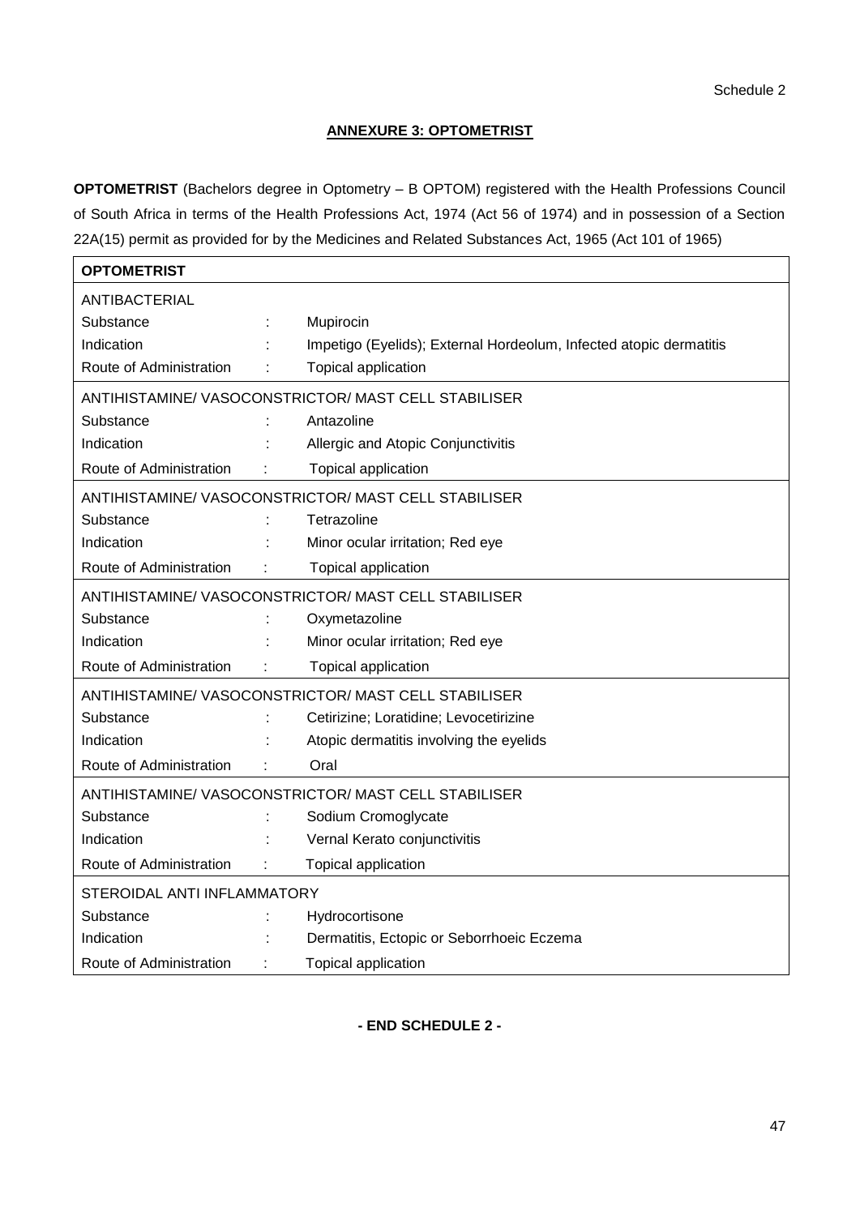Schedule 2

## ANNEXURE 3: OPTOMETRIST

**OPTOMETRIST** (Bachelors degree in Optometry – B OPTOM) registered with the Health Professions Council of South Africa in terms of the Health Professions Act, 1974 (Act 56 of 1974) and in possession of a Section 22A(15) permit as provided for by the Medicines and Related Substances Act, 1965 (Act 101 of 1965)

| **OPTOMETRIST** | | |
|---|---|---|
| ANTIBACTERIAL | | |
| Substance | : | Mupirocin |
| Indication | : | Impetigo (Eyelids); External Hordeolum, Infected atopic dermatitis |
| Route of Administration | : | Topical application |
| ANTIHISTAMINE/ VASOCONSTRICTOR/ MAST CELL STABILISER | | |
| Substance | : | Antazoline |
| Indication | : | Allergic and Atopic Conjunctivitis |
| Route of Administration | : | Topical application |
| ANTIHISTAMINE/ VASOCONSTRICTOR/ MAST CELL STABILISER | | |
| Substance | : | Tetrazoline |
| Indication | : | Minor ocular irritation; Red eye |
| Route of Administration | : | Topical application |
| ANTIHISTAMINE/ VASOCONSTRICTOR/ MAST CELL STABILISER | | |
| Substance | : | Oxymetazoline |
| Indication | : | Minor ocular irritation; Red eye |
| Route of Administration | : | Topical application |
| ANTIHISTAMINE/ VASOCONSTRICTOR/ MAST CELL STABILISER | | |
| Substance | : | Cetirizine; Loratidine; Levocetirizine |
| Indication | : | Atopic dermatitis involving the eyelids |
| Route of Administration | : | Oral |
| ANTIHISTAMINE/ VASOCONSTRICTOR/ MAST CELL STABILISER | | |
| Substance | : | Sodium Cromoglycate |
| Indication | : | Vernal Kerato conjunctivitis |
| Route of Administration | : | Topical application |
| STEROIDAL ANTI INFLAMMATORY | | |
| Substance | : | Hydrocortisone |
| Indication | : | Dermatitis, Ectopic or Seborrhoeic Eczema |
| Route of Administration | : | Topical application |

**- END SCHEDULE 2 -**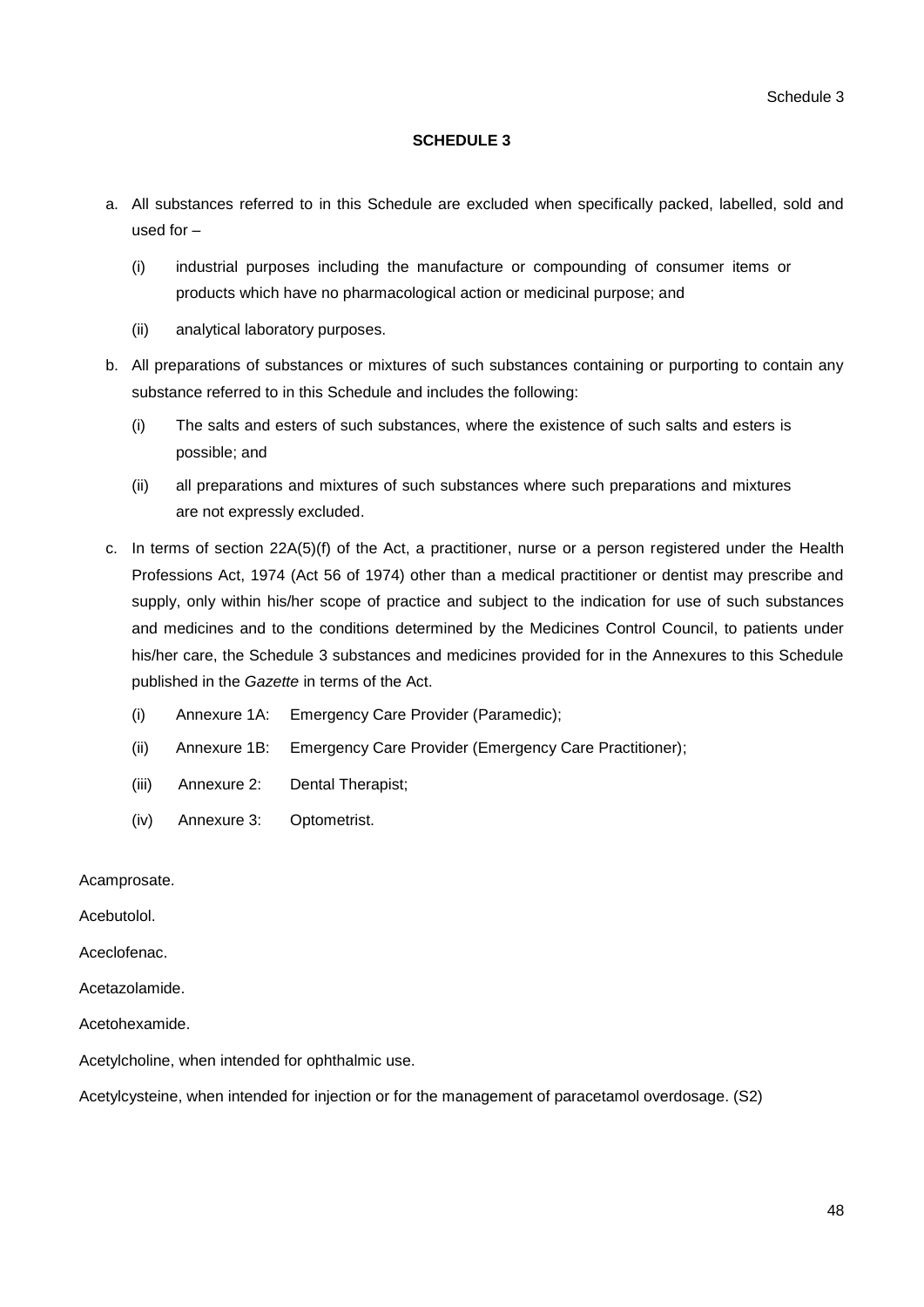## SCHEDULE 3

a. All substances referred to in this Schedule are excluded when specifically packed, labelled, sold and used for –

   (i) industrial purposes including the manufacture or compounding of consumer items or products which have no pharmacological action or medicinal purpose; and

   (ii) analytical laboratory purposes.

b. All preparations of substances or mixtures of such substances containing or purporting to contain any substance referred to in this Schedule and includes the following:

   (i) The salts and esters of such substances, where the existence of such salts and esters is possible; and

   (ii) all preparations and mixtures of such substances where such preparations and mixtures are not expressly excluded.

c. In terms of section 22A(5)(f) of the Act, a practitioner, nurse or a person registered under the Health Professions Act, 1974 (Act 56 of 1974) other than a medical practitioner or dentist may prescribe and supply, only within his/her scope of practice and subject to the indication for use of such substances and medicines and to the conditions determined by the Medicines Control Council, to patients under his/her care, the Schedule 3 substances and medicines provided for in the Annexures to this Schedule published in the *Gazette* in terms of the Act.

   (i) Annexure 1A: Emergency Care Provider (Paramedic);

   (ii) Annexure 1B: Emergency Care Provider (Emergency Care Practitioner);

   (iii) Annexure 2: Dental Therapist;

   (iv) Annexure 3: Optometrist.

Acamprosate.

Acebutolol.

Aceclofenac.

Acetazolamide.

Acetohexamide.

Acetylcholine, when intended for ophthalmic use.

Acetylcysteine, when intended for injection or for the management of paracetamol overdosage. (S2)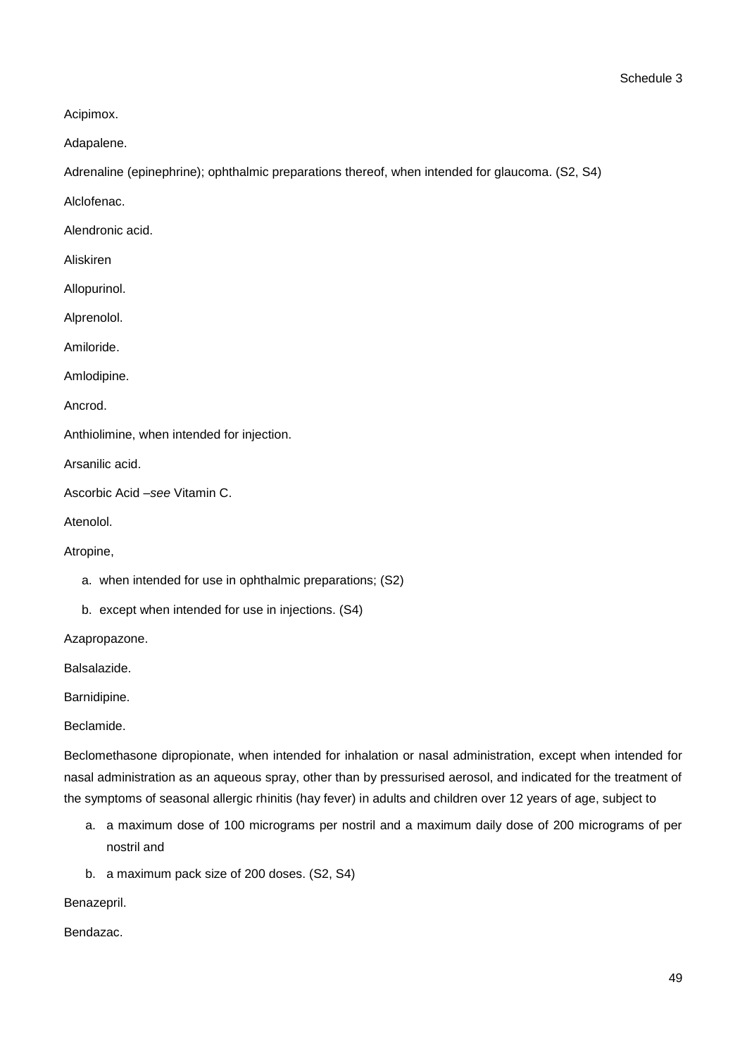Schedule 3

Acipimox.

Adapalene.

Adrenaline (epinephrine); ophthalmic preparations thereof, when intended for glaucoma. (S2, S4)

Alclofenac.

Alendronic acid.

Aliskiren

Allopurinol.

Alprenolol.

Amiloride.

Amlodipine.

Ancrod.

Anthiolimine, when intended for injection.

Arsanilic acid.

Ascorbic Acid –*see* Vitamin C.

Atenolol.

Atropine,

a. when intended for use in ophthalmic preparations; (S2)
b. except when intended for use in injections. (S4)

Azapropazone.

Balsalazide.

Barnidipine.

Beclamide.

Beclomethasone dipropionate, when intended for inhalation or nasal administration, except when intended for nasal administration as an aqueous spray, other than by pressurised aerosol, and indicated for the treatment of the symptoms of seasonal allergic rhinitis (hay fever) in adults and children over 12 years of age, subject to

a. a maximum dose of 100 micrograms per nostril and a maximum daily dose of 200 micrograms of per nostril and
b. a maximum pack size of 200 doses. (S2, S4)

Benazepril.

Bendazac.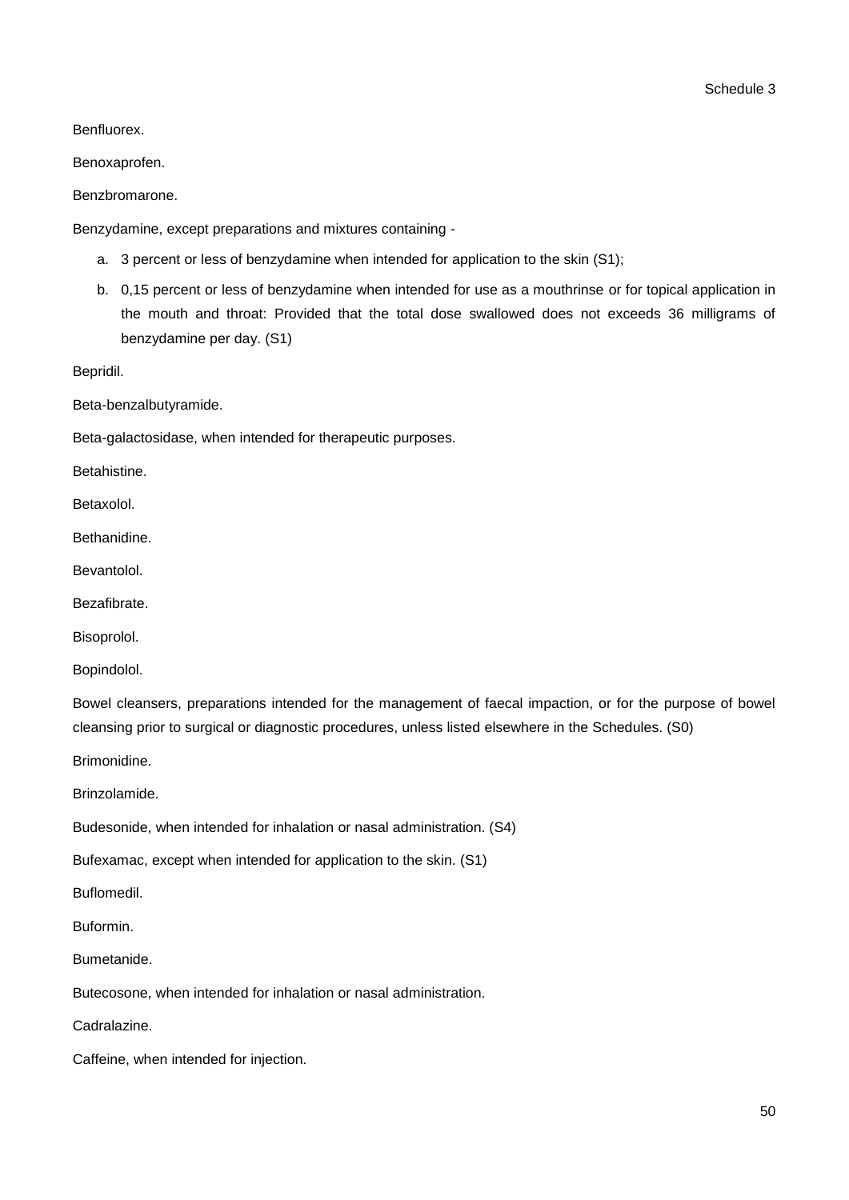Benfluorex.

Benoxaprofen.

Benzbromarone.

Benzydamine, except preparations and mixtures containing -

a. 3 percent or less of benzydamine when intended for application to the skin (S1);
b. 0,15 percent or less of benzydamine when intended for use as a mouthrinse or for topical application in the mouth and throat: Provided that the total dose swallowed does not exceeds 36 milligrams of benzydamine per day. (S1)

Bepridil.

Beta-benzalbutyramide.

Beta-galactosidase, when intended for therapeutic purposes.

Betahistine.

Betaxolol.

Bethanidine.

Bevantolol.

Bezafibrate.

Bisoprolol.

Bopindolol.

Bowel cleansers, preparations intended for the management of faecal impaction, or for the purpose of bowel cleansing prior to surgical or diagnostic procedures, unless listed elsewhere in the Schedules. (S0)

Brimonidine.

Brinzolamide.

Budesonide, when intended for inhalation or nasal administration. (S4)

Bufexamac, except when intended for application to the skin. (S1)

Buflomedil.

Buformin.

Bumetanide.

Butecosone, when intended for inhalation or nasal administration.

Cadralazine.

Caffeine, when intended for injection.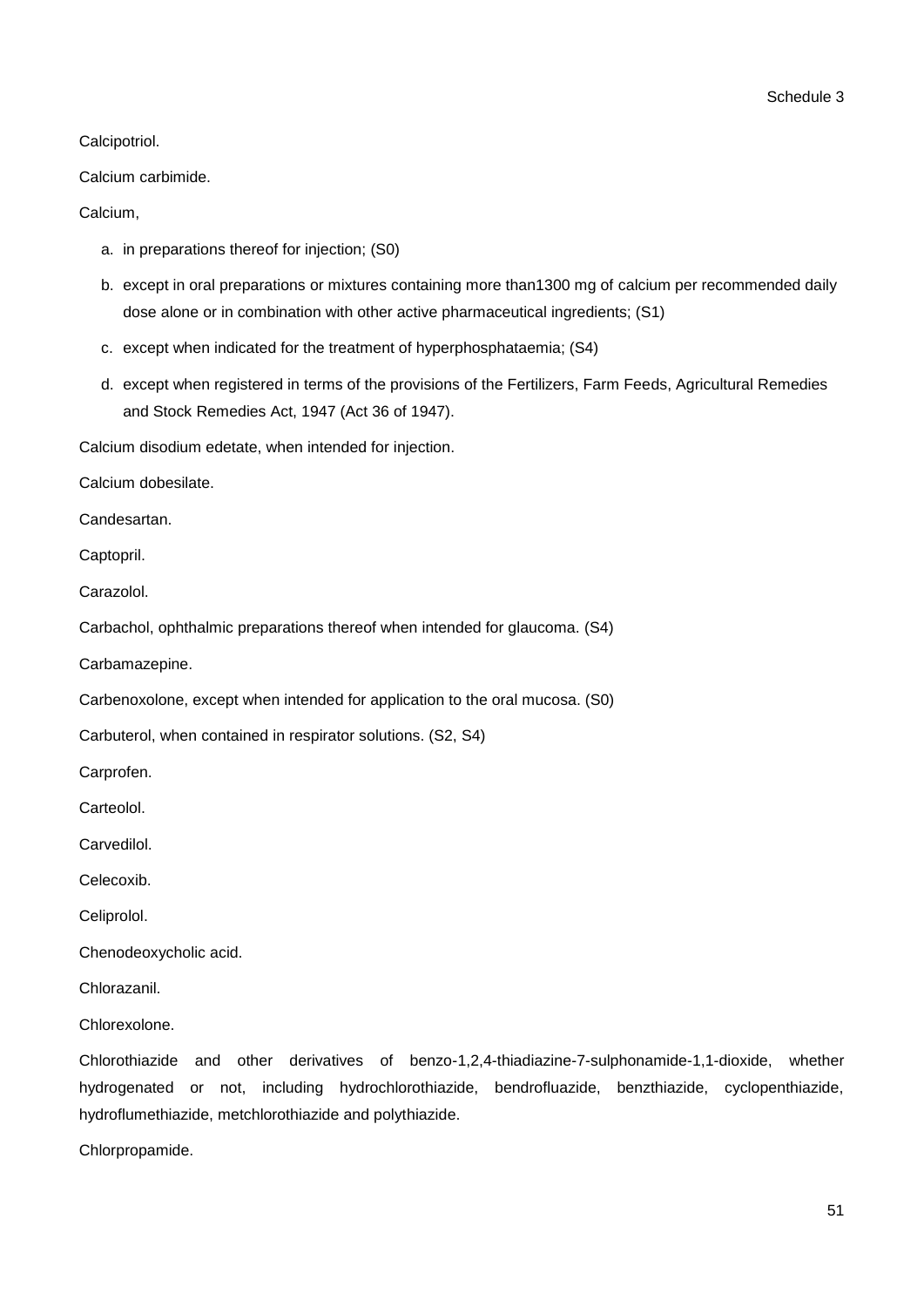Calcipotriol.

Calcium carbimide.

Calcium,

a. in preparations thereof for injection; (S0)
b. except in oral preparations or mixtures containing more than1300 mg of calcium per recommended daily dose alone or in combination with other active pharmaceutical ingredients; (S1)
c. except when indicated for the treatment of hyperphosphataemia; (S4)
d. except when registered in terms of the provisions of the Fertilizers, Farm Feeds, Agricultural Remedies and Stock Remedies Act, 1947 (Act 36 of 1947).

Calcium disodium edetate, when intended for injection.

Calcium dobesilate.

Candesartan.

Captopril.

Carazolol.

Carbachol, ophthalmic preparations thereof when intended for glaucoma. (S4)

Carbamazepine.

Carbenoxolone, except when intended for application to the oral mucosa. (S0)

Carbuterol, when contained in respirator solutions. (S2, S4)

Carprofen.

Carteolol.

Carvedilol.

Celecoxib.

Celiprolol.

Chenodeoxycholic acid.

Chlorazanil.

Chlorexolone.

Chlorothiazide and other derivatives of benzo-1,2,4-thiadiazine-7-sulphonamide-1,1-dioxide, whether hydrogenated or not, including hydrochlorothiazide, bendrofluazide, benzthiazide, cyclopenthiazide, hydroflumethiazide, metchlorothiazide and polythiazide.

Chlorpropamide.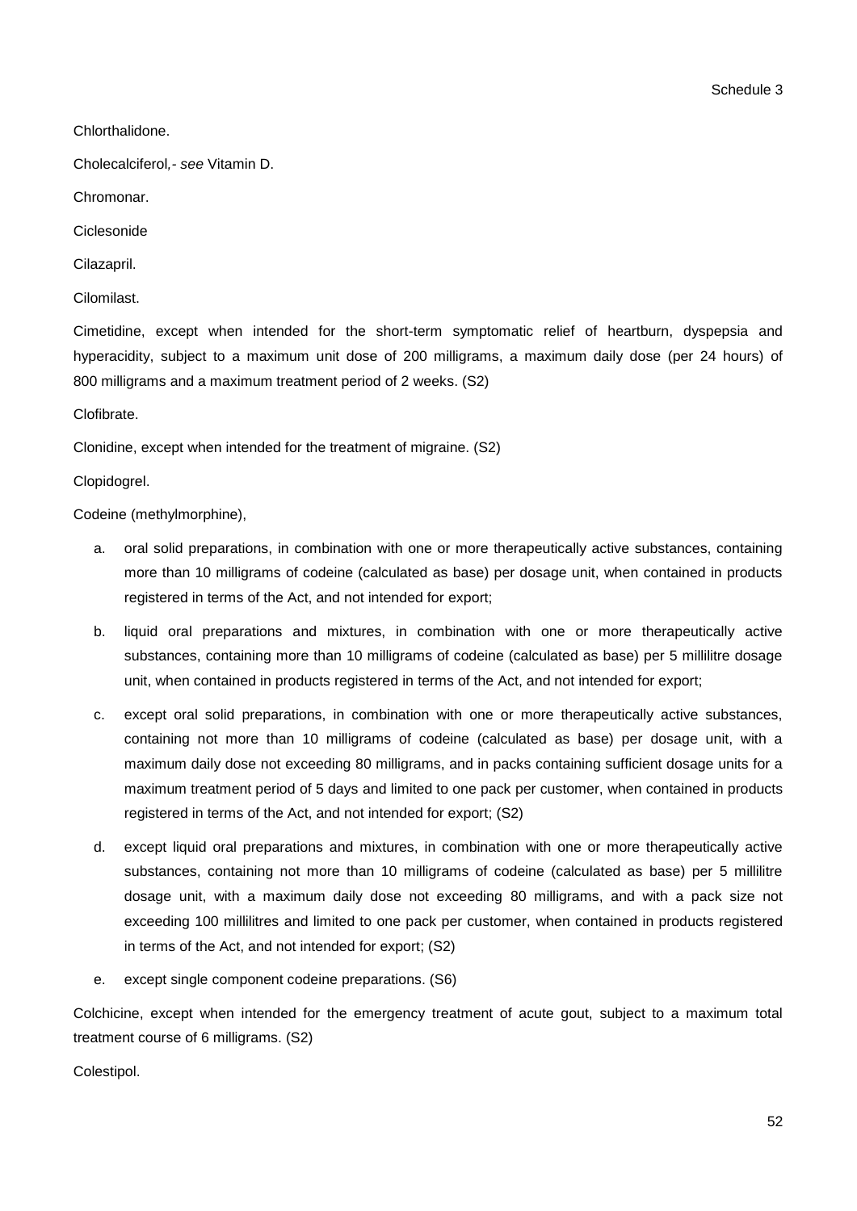Chlorthalidone.

Cholecalciferol,- *see* Vitamin D.

Chromonar.

Ciclesonide

Cilazapril.

Cilomilast.

Cimetidine, except when intended for the short-term symptomatic relief of heartburn, dyspepsia and hyperacidity, subject to a maximum unit dose of 200 milligrams, a maximum daily dose (per 24 hours) of 800 milligrams and a maximum treatment period of 2 weeks. (S2)

Clofibrate.

Clonidine, except when intended for the treatment of migraine. (S2)

Clopidogrel.

Codeine (methylmorphine),

a. oral solid preparations, in combination with one or more therapeutically active substances, containing more than 10 milligrams of codeine (calculated as base) per dosage unit, when contained in products registered in terms of the Act, and not intended for export;

b. liquid oral preparations and mixtures, in combination with one or more therapeutically active substances, containing more than 10 milligrams of codeine (calculated as base) per 5 millilitre dosage unit, when contained in products registered in terms of the Act, and not intended for export;

c. except oral solid preparations, in combination with one or more therapeutically active substances, containing not more than 10 milligrams of codeine (calculated as base) per dosage unit, with a maximum daily dose not exceeding 80 milligrams, and in packs containing sufficient dosage units for a maximum treatment period of 5 days and limited to one pack per customer, when contained in products registered in terms of the Act, and not intended for export; (S2)

d. except liquid oral preparations and mixtures, in combination with one or more therapeutically active substances, containing not more than 10 milligrams of codeine (calculated as base) per 5 millilitre dosage unit, with a maximum daily dose not exceeding 80 milligrams, and with a pack size not exceeding 100 millilitres and limited to one pack per customer, when contained in products registered in terms of the Act, and not intended for export; (S2)

e. except single component codeine preparations. (S6)

Colchicine, except when intended for the emergency treatment of acute gout, subject to a maximum total treatment course of 6 milligrams. (S2)

Colestipol.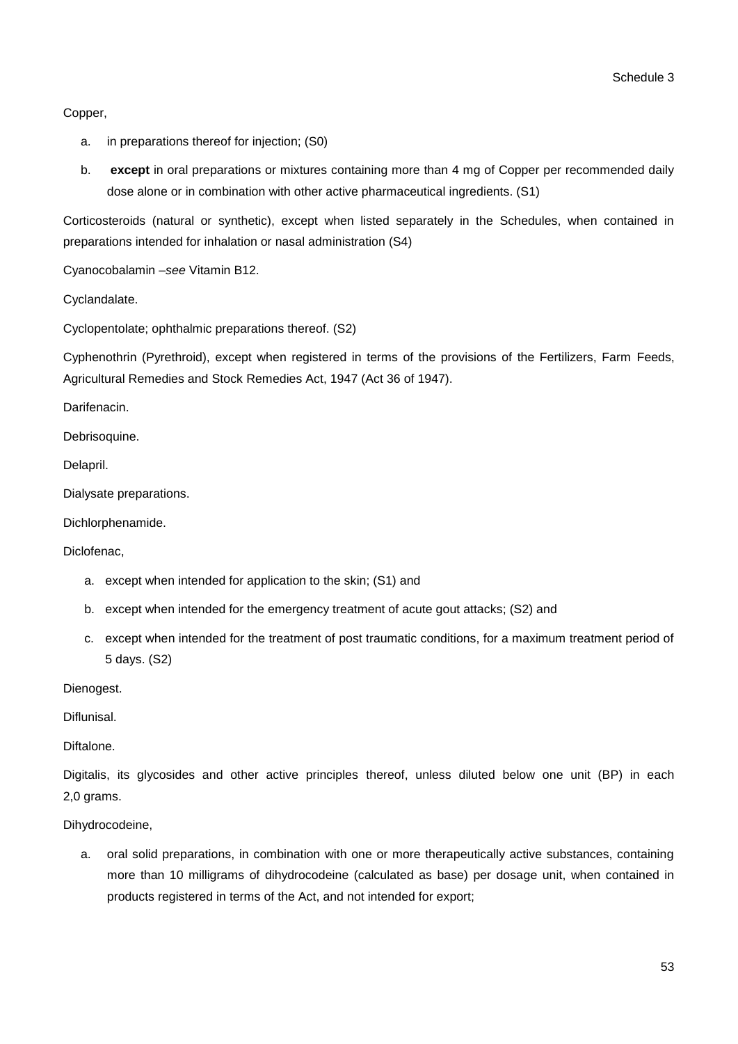Copper,

a. in preparations thereof for injection; (S0)

b. **except** in oral preparations or mixtures containing more than 4 mg of Copper per recommended daily dose alone or in combination with other active pharmaceutical ingredients. (S1)

Corticosteroids (natural or synthetic), except when listed separately in the Schedules, when contained in preparations intended for inhalation or nasal administration (S4)

Cyanocobalamin –*see* Vitamin B12.

Cyclandalate.

Cyclopentolate; ophthalmic preparations thereof. (S2)

Cyphenothrin (Pyrethroid), except when registered in terms of the provisions of the Fertilizers, Farm Feeds, Agricultural Remedies and Stock Remedies Act, 1947 (Act 36 of 1947).

Darifenacin.

Debrisoquine.

Delapril.

Dialysate preparations.

Dichlorphenamide.

Diclofenac,

a. except when intended for application to the skin; (S1) and

b. except when intended for the emergency treatment of acute gout attacks; (S2) and

c. except when intended for the treatment of post traumatic conditions, for a maximum treatment period of 5 days. (S2)

Dienogest.

Diflunisal.

Diftalone.

Digitalis, its glycosides and other active principles thereof, unless diluted below one unit (BP) in each 2,0 grams.

Dihydrocodeine,

a. oral solid preparations, in combination with one or more therapeutically active substances, containing more than 10 milligrams of dihydrocodeine (calculated as base) per dosage unit, when contained in products registered in terms of the Act, and not intended for export;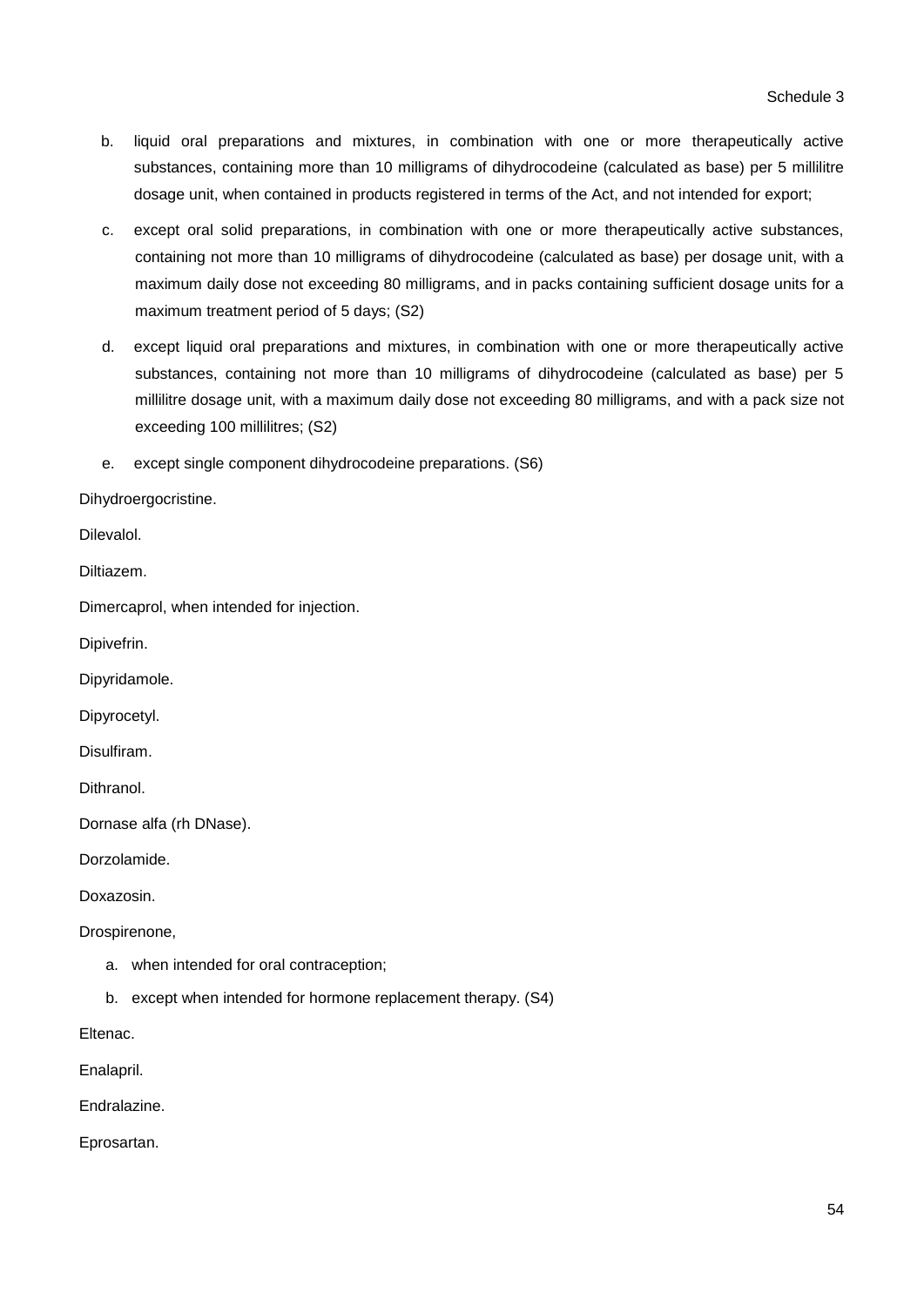b. liquid oral preparations and mixtures, in combination with one or more therapeutically active substances, containing more than 10 milligrams of dihydrocodeine (calculated as base) per 5 millilitre dosage unit, when contained in products registered in terms of the Act, and not intended for export;

c. except oral solid preparations, in combination with one or more therapeutically active substances, containing not more than 10 milligrams of dihydrocodeine (calculated as base) per dosage unit, with a maximum daily dose not exceeding 80 milligrams, and in packs containing sufficient dosage units for a maximum treatment period of 5 days; (S2)

d. except liquid oral preparations and mixtures, in combination with one or more therapeutically active substances, containing not more than 10 milligrams of dihydrocodeine (calculated as base) per 5 millilitre dosage unit, with a maximum daily dose not exceeding 80 milligrams, and with a pack size not exceeding 100 millilitres; (S2)

e. except single component dihydrocodeine preparations. (S6)

Dihydroergocristine.

Dilevalol.

Diltiazem.

Dimercaprol, when intended for injection.

Dipivefrin.

Dipyridamole.

Dipyrocetyl.

Disulfiram.

Dithranol.

Dornase alfa (rh DNase).

Dorzolamide.

Doxazosin.

Drospirenone,

a. when intended for oral contraception;

b. except when intended for hormone replacement therapy. (S4)

Eltenac.

Enalapril.

Endralazine.

Eprosartan.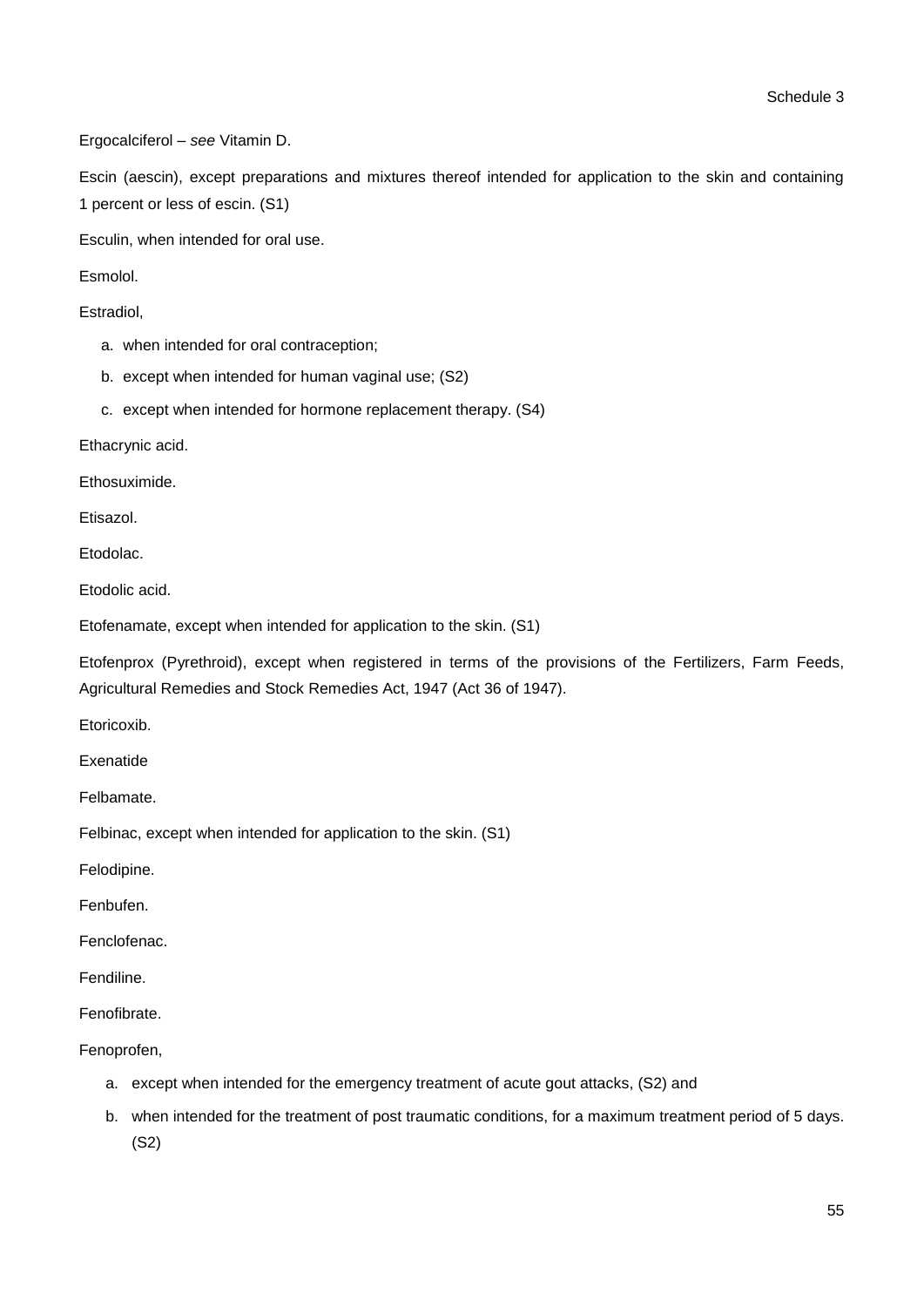Ergocalciferol – *see* Vitamin D.

Escin (aescin), except preparations and mixtures thereof intended for application to the skin and containing 1 percent or less of escin. (S1)

Esculin, when intended for oral use.

Esmolol.

Estradiol,

a. when intended for oral contraception;
b. except when intended for human vaginal use; (S2)
c. except when intended for hormone replacement therapy. (S4)

Ethacrynic acid.

Ethosuximide.

Etisazol.

Etodolac.

Etodolic acid.

Etofenamate, except when intended for application to the skin. (S1)

Etofenprox (Pyrethroid), except when registered in terms of the provisions of the Fertilizers, Farm Feeds, Agricultural Remedies and Stock Remedies Act, 1947 (Act 36 of 1947).

Etoricoxib.

Exenatide

Felbamate.

Felbinac, except when intended for application to the skin. (S1)

Felodipine.

Fenbufen.

Fenclofenac.

Fendiline.

Fenofibrate.

Fenoprofen,

a. except when intended for the emergency treatment of acute gout attacks, (S2) and
b. when intended for the treatment of post traumatic conditions, for a maximum treatment period of 5 days. (S2)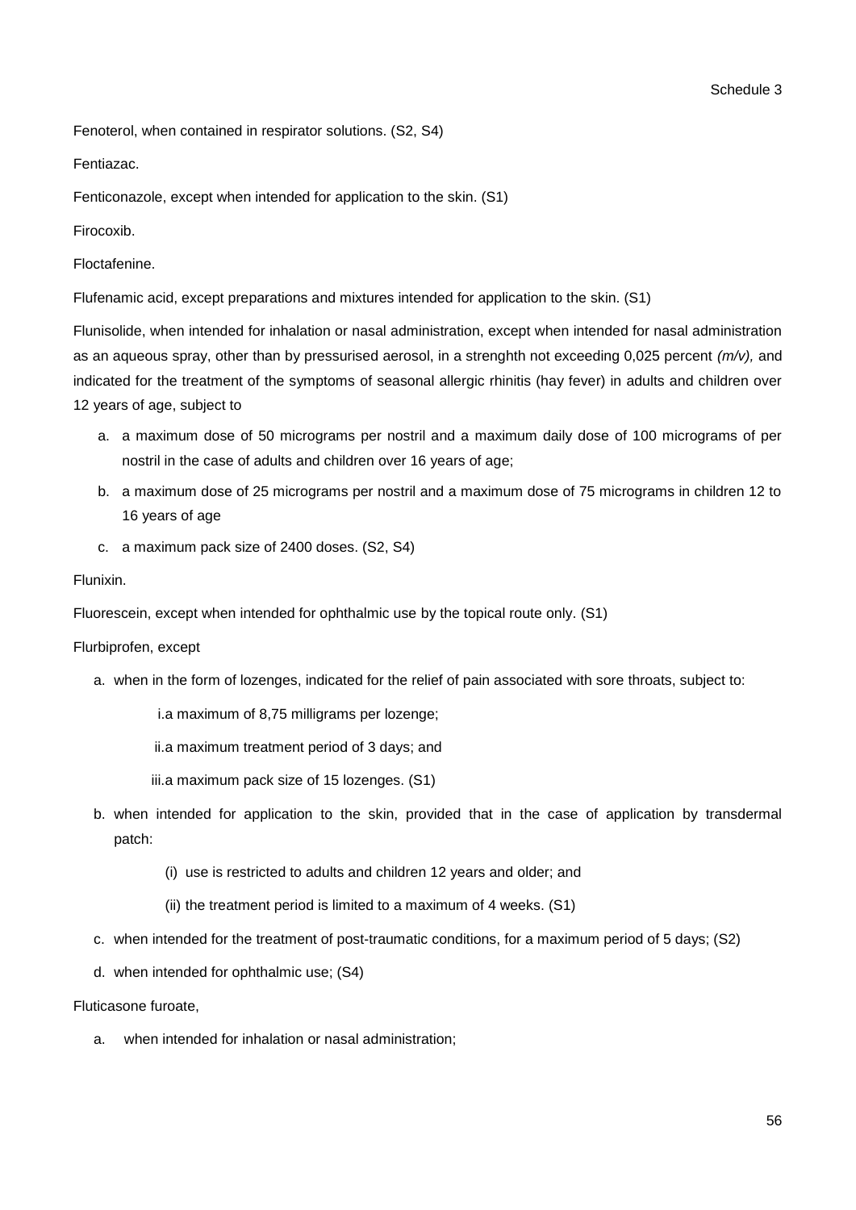Fenoterol, when contained in respirator solutions. (S2, S4)

Fentiazac.

Fenticonazole, except when intended for application to the skin. (S1)

Firocoxib.

Floctafenine.

Flufenamic acid, except preparations and mixtures intended for application to the skin. (S1)

Flunisolide, when intended for inhalation or nasal administration, except when intended for nasal administration as an aqueous spray, other than by pressurised aerosol, in a strenghth not exceeding 0,025 percent *(m/v),* and indicated for the treatment of the symptoms of seasonal allergic rhinitis (hay fever) in adults and children over 12 years of age, subject to

a. a maximum dose of 50 micrograms per nostril and a maximum daily dose of 100 micrograms of per nostril in the case of adults and children over 16 years of age;

b. a maximum dose of 25 micrograms per nostril and a maximum dose of 75 micrograms in children 12 to 16 years of age

c. a maximum pack size of 2400 doses. (S2, S4)

Flunixin.

Fluorescein, except when intended for ophthalmic use by the topical route only. (S1)

Flurbiprofen, except

a. when in the form of lozenges, indicated for the relief of pain associated with sore throats, subject to:

    i. a maximum of 8,75 milligrams per lozenge;

    ii. a maximum treatment period of 3 days; and

    iii. a maximum pack size of 15 lozenges. (S1)

b. when intended for application to the skin, provided that in the case of application by transdermal patch:

    (i) use is restricted to adults and children 12 years and older; and

    (ii) the treatment period is limited to a maximum of 4 weeks. (S1)

c. when intended for the treatment of post-traumatic conditions, for a maximum period of 5 days; (S2)

d. when intended for ophthalmic use; (S4)

Fluticasone furoate,

a. when intended for inhalation or nasal administration;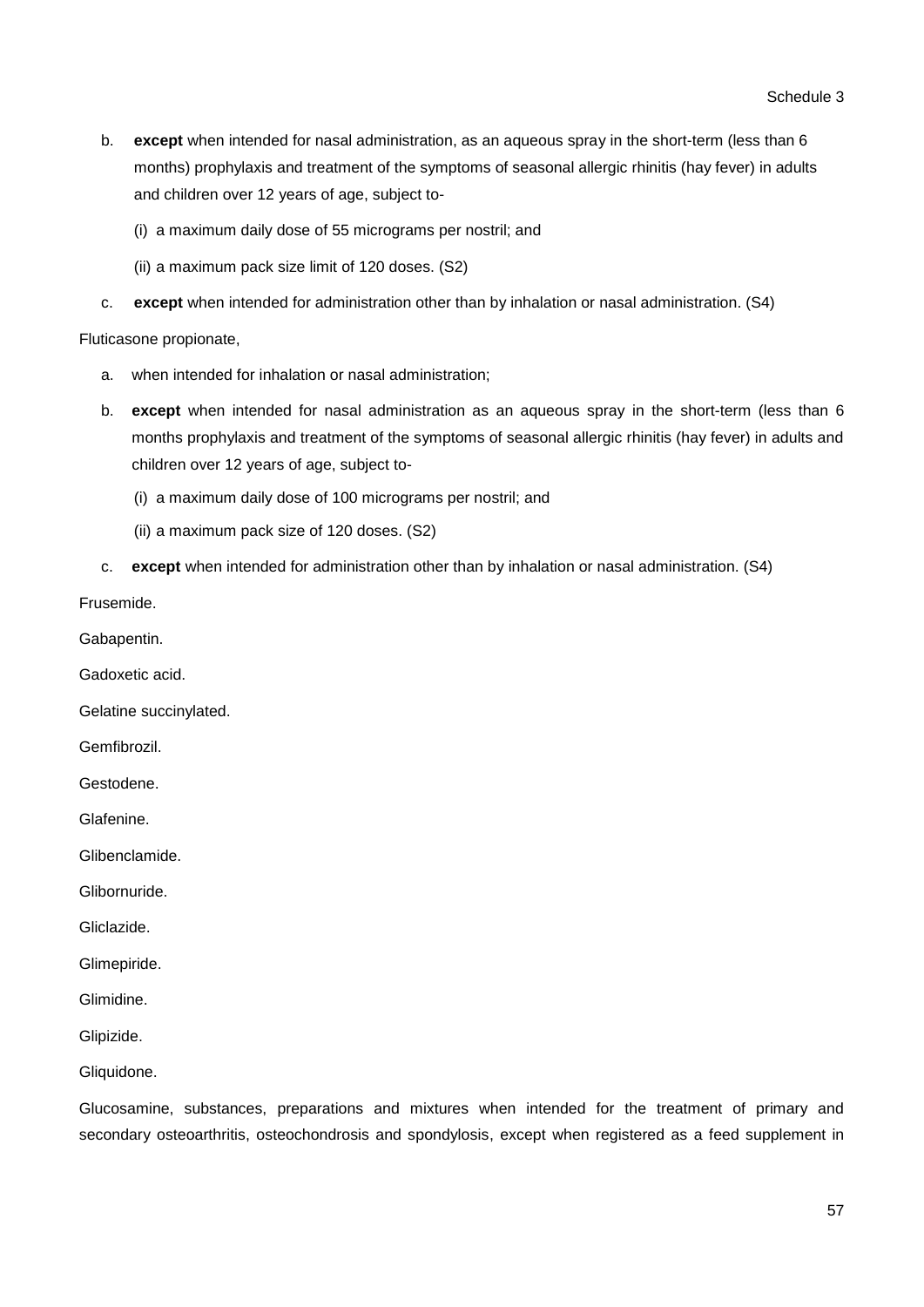b. **except** when intended for nasal administration, as an aqueous spray in the short-term (less than 6 months) prophylaxis and treatment of the symptoms of seasonal allergic rhinitis (hay fever) in adults and children over 12 years of age, subject to-

   (i) a maximum daily dose of 55 micrograms per nostril; and

   (ii) a maximum pack size limit of 120 doses. (S2)

c. **except** when intended for administration other than by inhalation or nasal administration. (S4)

Fluticasone propionate,

a. when intended for inhalation or nasal administration;

b. **except** when intended for nasal administration as an aqueous spray in the short-term (less than 6 months prophylaxis and treatment of the symptoms of seasonal allergic rhinitis (hay fever) in adults and children over 12 years of age, subject to-

   (i) a maximum daily dose of 100 micrograms per nostril; and

   (ii) a maximum pack size of 120 doses. (S2)

c. **except** when intended for administration other than by inhalation or nasal administration. (S4)

Frusemide.

Gabapentin.

Gadoxetic acid.

Gelatine succinylated.

Gemfibrozil.

Gestodene.

Glafenine.

Glibenclamide.

Glibornuride.

Gliclazide.

Glimepiride.

Glimidine.

Glipizide.

Gliquidone.

Glucosamine, substances, preparations and mixtures when intended for the treatment of primary and secondary osteoarthritis, osteochondrosis and spondylosis, except when registered as a feed supplement in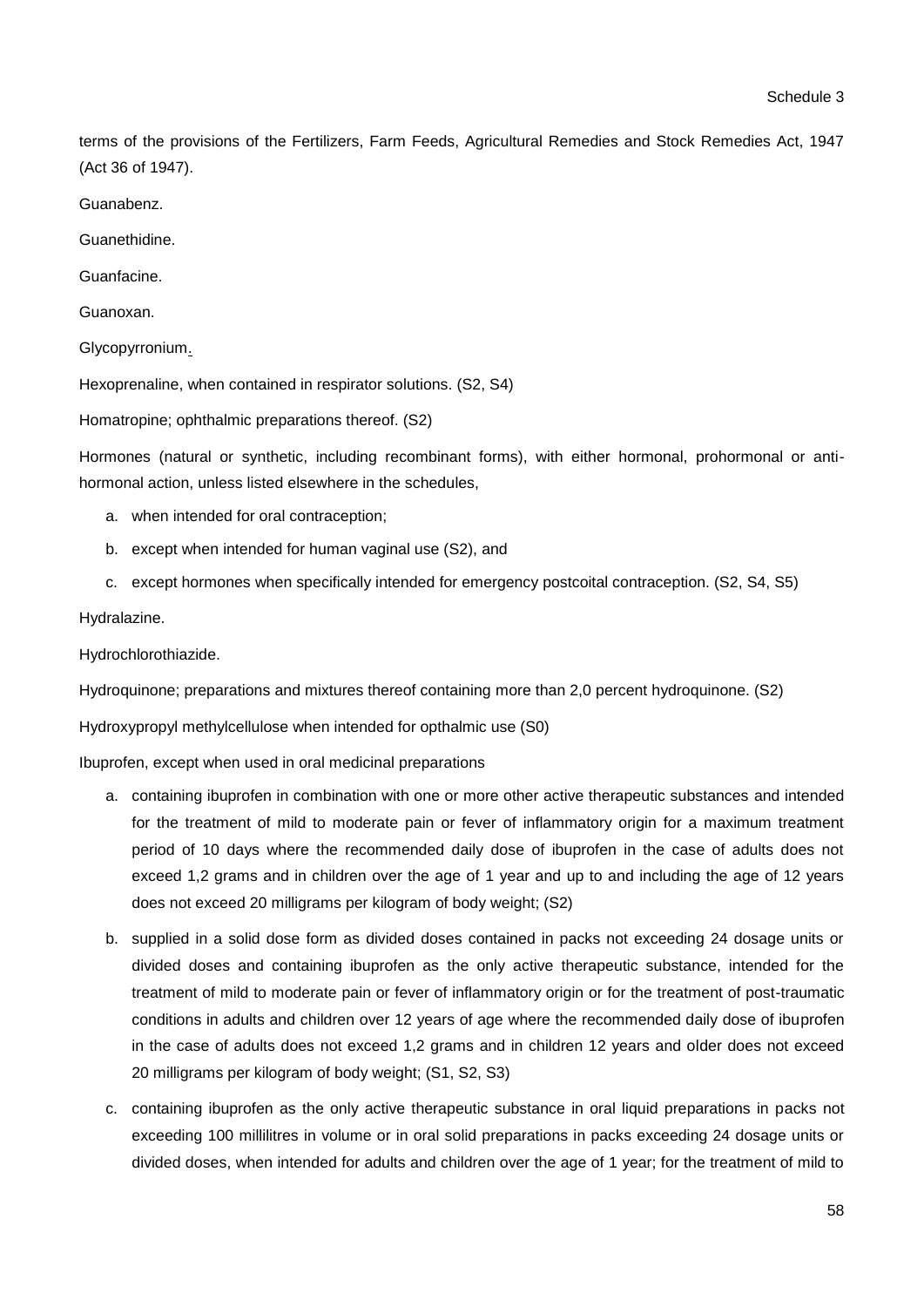terms of the provisions of the Fertilizers, Farm Feeds, Agricultural Remedies and Stock Remedies Act, 1947 (Act 36 of 1947).

Guanabenz.

Guanethidine.

Guanfacine.

Guanoxan.

Glycopyrronium.

Hexoprenaline, when contained in respirator solutions. (S2, S4)

Homatropine; ophthalmic preparations thereof. (S2)

Hormones (natural or synthetic, including recombinant forms), with either hormonal, prohormonal or anti-hormonal action, unless listed elsewhere in the schedules,

a. when intended for oral contraception;
b. except when intended for human vaginal use (S2), and
c. except hormones when specifically intended for emergency postcoital contraception. (S2, S4, S5)

Hydralazine.

Hydrochlorothiazide.

Hydroquinone; preparations and mixtures thereof containing more than 2,0 percent hydroquinone. (S2)

Hydroxypropyl methylcellulose when intended for opthalmic use (S0)

Ibuprofen, except when used in oral medicinal preparations

a. containing ibuprofen in combination with one or more other active therapeutic substances and intended for the treatment of mild to moderate pain or fever of inflammatory origin for a maximum treatment period of 10 days where the recommended daily dose of ibuprofen in the case of adults does not exceed 1,2 grams and in children over the age of 1 year and up to and including the age of 12 years does not exceed 20 milligrams per kilogram of body weight; (S2)
b. supplied in a solid dose form as divided doses contained in packs not exceeding 24 dosage units or divided doses and containing ibuprofen as the only active therapeutic substance, intended for the treatment of mild to moderate pain or fever of inflammatory origin or for the treatment of post-traumatic conditions in adults and children over 12 years of age where the recommended daily dose of ibuprofen in the case of adults does not exceed 1,2 grams and in children 12 years and older does not exceed 20 milligrams per kilogram of body weight; (S1, S2, S3)
c. containing ibuprofen as the only active therapeutic substance in oral liquid preparations in packs not exceeding 100 millilitres in volume or in oral solid preparations in packs exceeding 24 dosage units or divided doses, when intended for adults and children over the age of 1 year; for the treatment of mild to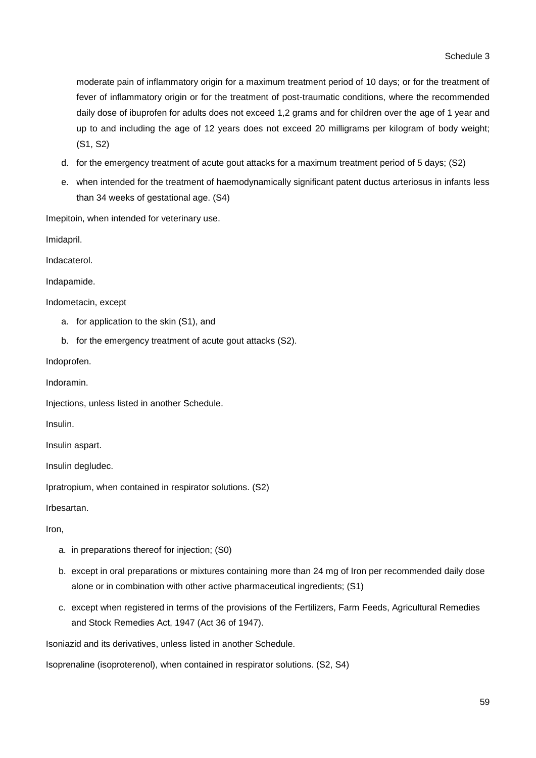moderate pain of inflammatory origin for a maximum treatment period of 10 days; or for the treatment of fever of inflammatory origin or for the treatment of post-traumatic conditions, where the recommended daily dose of ibuprofen for adults does not exceed 1,2 grams and for children over the age of 1 year and up to and including the age of 12 years does not exceed 20 milligrams per kilogram of body weight; (S1, S2)

d. for the emergency treatment of acute gout attacks for a maximum treatment period of 5 days; (S2)

e. when intended for the treatment of haemodynamically significant patent ductus arteriosus in infants less than 34 weeks of gestational age. (S4)

Imepitoin, when intended for veterinary use.

Imidapril.

Indacaterol.

Indapamide.

Indometacin, except

a. for application to the skin (S1), and
b. for the emergency treatment of acute gout attacks (S2).

Indoprofen.

Indoramin.

Injections, unless listed in another Schedule.

Insulin.

Insulin aspart.

Insulin degludec.

Ipratropium, when contained in respirator solutions. (S2)

Irbesartan.

Iron,

a. in preparations thereof for injection; (S0)
b. except in oral preparations or mixtures containing more than 24 mg of Iron per recommended daily dose alone or in combination with other active pharmaceutical ingredients; (S1)
c. except when registered in terms of the provisions of the Fertilizers, Farm Feeds, Agricultural Remedies and Stock Remedies Act, 1947 (Act 36 of 1947).

Isoniazid and its derivatives, unless listed in another Schedule.

Isoprenaline (isoproterenol), when contained in respirator solutions. (S2, S4)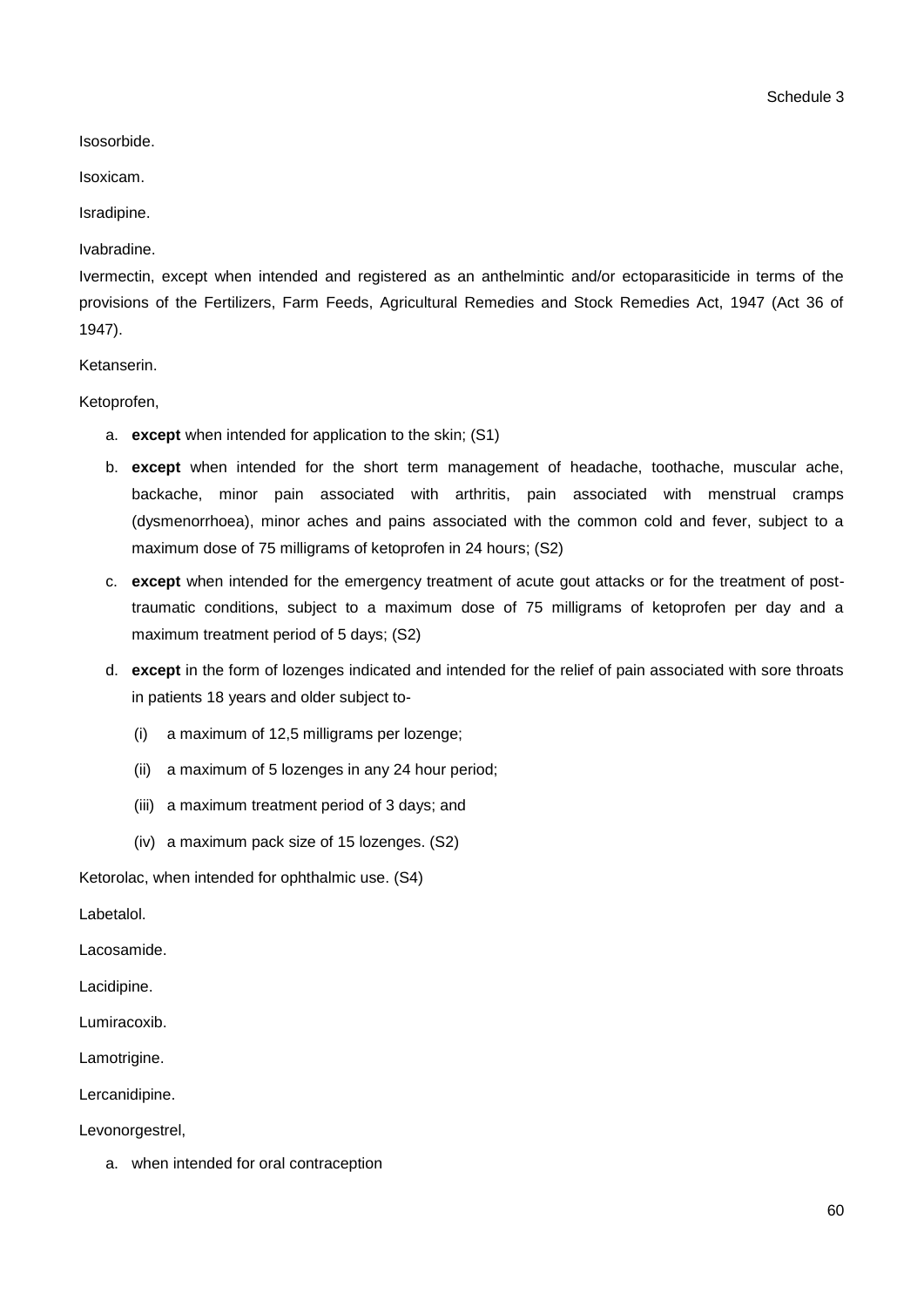Isosorbide.

Isoxicam.

Isradipine.

Ivabradine.

Ivermectin, except when intended and registered as an anthelmintic and/or ectoparasiticide in terms of the provisions of the Fertilizers, Farm Feeds, Agricultural Remedies and Stock Remedies Act, 1947 (Act 36 of 1947).

Ketanserin.

Ketoprofen,

a. **except** when intended for application to the skin; (S1)
b. **except** when intended for the short term management of headache, toothache, muscular ache, backache, minor pain associated with arthritis, pain associated with menstrual cramps (dysmenorrhoea), minor aches and pains associated with the common cold and fever, subject to a maximum dose of 75 milligrams of ketoprofen in 24 hours; (S2)
c. **except** when intended for the emergency treatment of acute gout attacks or for the treatment of post-traumatic conditions, subject to a maximum dose of 75 milligrams of ketoprofen per day and a maximum treatment period of 5 days; (S2)
d. **except** in the form of lozenges indicated and intended for the relief of pain associated with sore throats in patients 18 years and older subject to-
    (i) a maximum of 12,5 milligrams per lozenge;
    (ii) a maximum of 5 lozenges in any 24 hour period;
    (iii) a maximum treatment period of 3 days; and
    (iv) a maximum pack size of 15 lozenges. (S2)

Ketorolac, when intended for ophthalmic use. (S4)

Labetalol.

Lacosamide.

Lacidipine.

Lumiracoxib.

Lamotrigine.

Lercanidipine.

Levonorgestrel,

a. when intended for oral contraception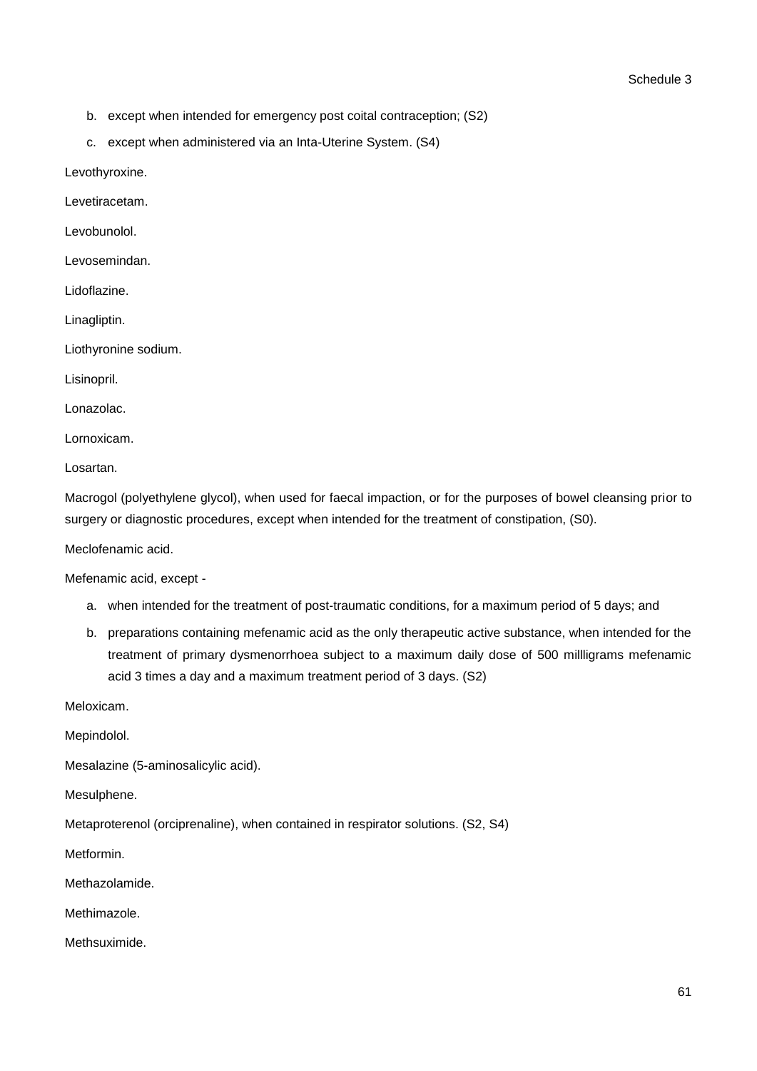b. except when intended for emergency post coital contraception; (S2)
c. except when administered via an Inta-Uterine System. (S4)

Levothyroxine.

Levetiracetam.

Levobunolol.

Levosemindan.

Lidoflazine.

Linagliptin.

Liothyronine sodium.

Lisinopril.

Lonazolac.

Lornoxicam.

Losartan.

Macrogol (polyethylene glycol), when used for faecal impaction, or for the purposes of bowel cleansing prior to surgery or diagnostic procedures, except when intended for the treatment of constipation, (S0).

Meclofenamic acid.

Mefenamic acid, except -

a. when intended for the treatment of post-traumatic conditions, for a maximum period of 5 days; and
b. preparations containing mefenamic acid as the only therapeutic active substance, when intended for the treatment of primary dysmenorrhoea subject to a maximum daily dose of 500 millligrams mefenamic acid 3 times a day and a maximum treatment period of 3 days. (S2)

Meloxicam.

Mepindolol.

Mesalazine (5-aminosalicylic acid).

Mesulphene.

Metaproterenol (orciprenaline), when contained in respirator solutions. (S2, S4)

Metformin.

Methazolamide.

Methimazole.

Methsuximide.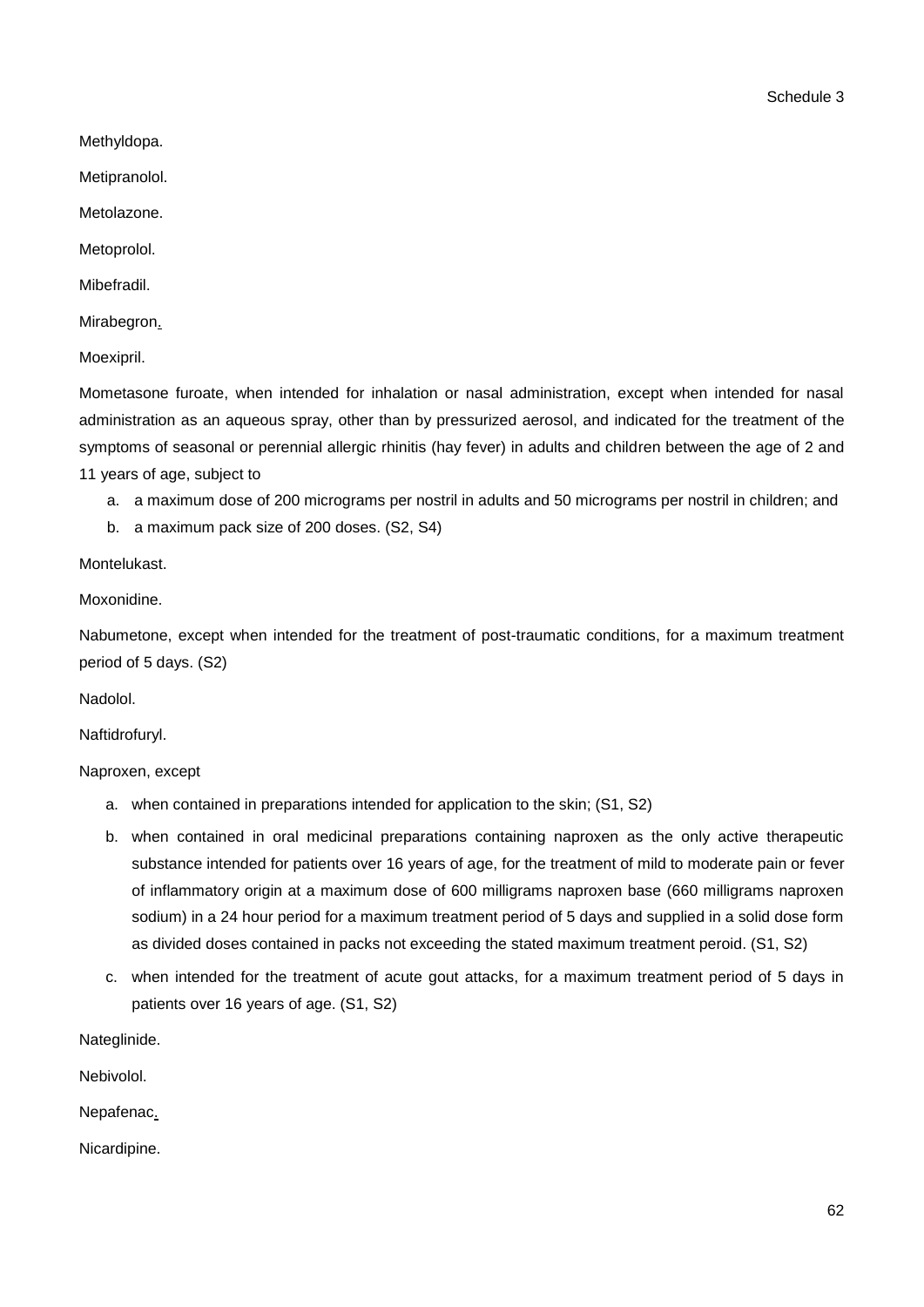Methyldopa.

Metipranolol.

Metolazone.

Metoprolol.

Mibefradil.

Mirabegron.

Moexipril.

Mometasone furoate, when intended for inhalation or nasal administration, except when intended for nasal administration as an aqueous spray, other than by pressurized aerosol, and indicated for the treatment of the symptoms of seasonal or perennial allergic rhinitis (hay fever) in adults and children between the age of 2 and 11 years of age, subject to

a. a maximum dose of 200 micrograms per nostril in adults and 50 micrograms per nostril in children; and
b. a maximum pack size of 200 doses. (S2, S4)

Montelukast.

Moxonidine.

Nabumetone, except when intended for the treatment of post-traumatic conditions, for a maximum treatment period of 5 days. (S2)

Nadolol.

Naftidrofuryl.

Naproxen, except

a. when contained in preparations intended for application to the skin; (S1, S2)
b. when contained in oral medicinal preparations containing naproxen as the only active therapeutic substance intended for patients over 16 years of age, for the treatment of mild to moderate pain or fever of inflammatory origin at a maximum dose of 600 milligrams naproxen base (660 milligrams naproxen sodium) in a 24 hour period for a maximum treatment period of 5 days and supplied in a solid dose form as divided doses contained in packs not exceeding the stated maximum treatment peroid. (S1, S2)
c. when intended for the treatment of acute gout attacks, for a maximum treatment period of 5 days in patients over 16 years of age. (S1, S2)

Nateglinide.

Nebivolol.

Nepafenac.

Nicardipine.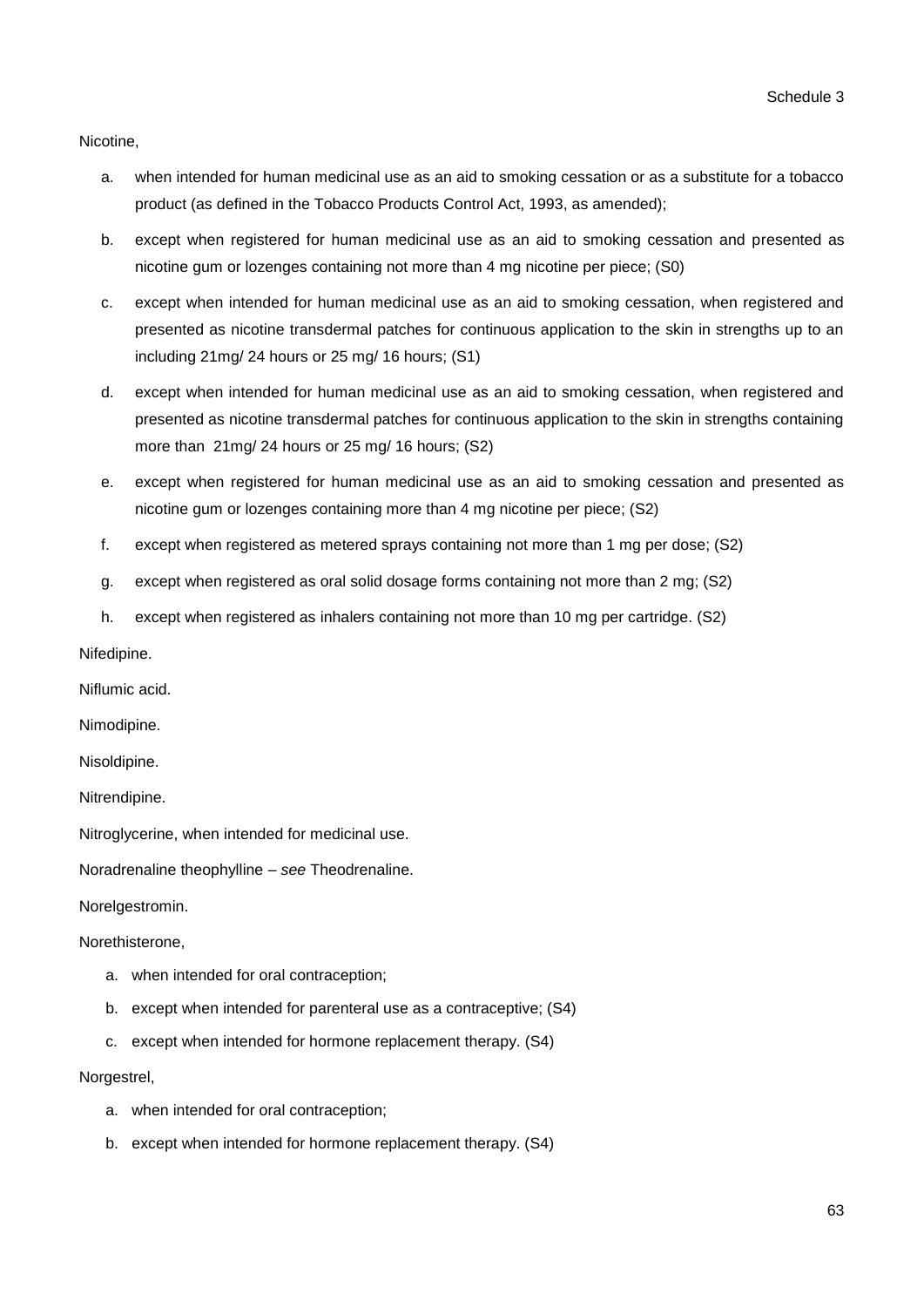Nicotine,

a. when intended for human medicinal use as an aid to smoking cessation or as a substitute for a tobacco product (as defined in the Tobacco Products Control Act, 1993, as amended);

b. except when registered for human medicinal use as an aid to smoking cessation and presented as nicotine gum or lozenges containing not more than 4 mg nicotine per piece; (S0)

c. except when intended for human medicinal use as an aid to smoking cessation, when registered and presented as nicotine transdermal patches for continuous application to the skin in strengths up to an including 21mg/ 24 hours or 25 mg/ 16 hours; (S1)

d. except when intended for human medicinal use as an aid to smoking cessation, when registered and presented as nicotine transdermal patches for continuous application to the skin in strengths containing more than 21mg/ 24 hours or 25 mg/ 16 hours; (S2)

e. except when registered for human medicinal use as an aid to smoking cessation and presented as nicotine gum or lozenges containing more than 4 mg nicotine per piece; (S2)

f. except when registered as metered sprays containing not more than 1 mg per dose; (S2)

g. except when registered as oral solid dosage forms containing not more than 2 mg; (S2)

h. except when registered as inhalers containing not more than 10 mg per cartridge. (S2)

Nifedipine.

Niflumic acid.

Nimodipine.

Nisoldipine.

Nitrendipine.

Nitroglycerine, when intended for medicinal use.

Noradrenaline theophylline – *see* Theodrenaline.

Norelgestromin.

Norethisterone,

a. when intended for oral contraception;

b. except when intended for parenteral use as a contraceptive; (S4)

c. except when intended for hormone replacement therapy. (S4)

Norgestrel,

a. when intended for oral contraception;

b. except when intended for hormone replacement therapy. (S4)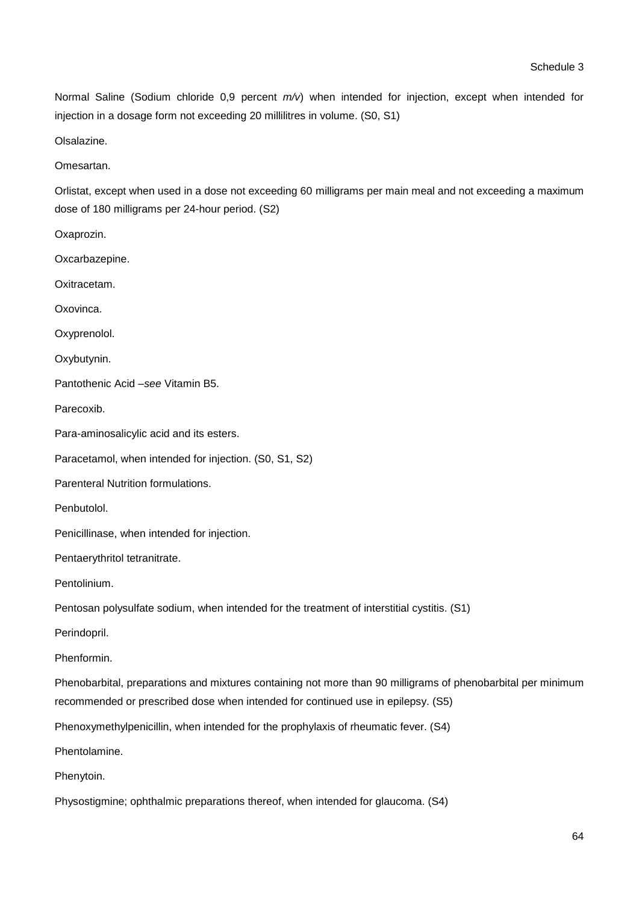Normal Saline (Sodium chloride 0,9 percent *m/v*) when intended for injection, except when intended for injection in a dosage form not exceeding 20 millilitres in volume. (S0, S1)

Olsalazine.

Omesartan.

Orlistat, except when used in a dose not exceeding 60 milligrams per main meal and not exceeding a maximum dose of 180 milligrams per 24-hour period. (S2)

Oxaprozin.

Oxcarbazepine.

Oxitracetam.

Oxovinca.

Oxyprenolol.

Oxybutynin.

Pantothenic Acid –*see* Vitamin B5.

Parecoxib.

Para-aminosalicylic acid and its esters.

Paracetamol, when intended for injection. (S0, S1, S2)

Parenteral Nutrition formulations.

Penbutolol.

Penicillinase, when intended for injection.

Pentaerythritol tetranitrate.

Pentolinium.

Pentosan polysulfate sodium, when intended for the treatment of interstitial cystitis. (S1)

Perindopril.

Phenformin.

Phenobarbital, preparations and mixtures containing not more than 90 milligrams of phenobarbital per minimum recommended or prescribed dose when intended for continued use in epilepsy. (S5)

Phenoxymethylpenicillin, when intended for the prophylaxis of rheumatic fever. (S4)

Phentolamine.

Phenytoin.

Physostigmine; ophthalmic preparations thereof, when intended for glaucoma. (S4)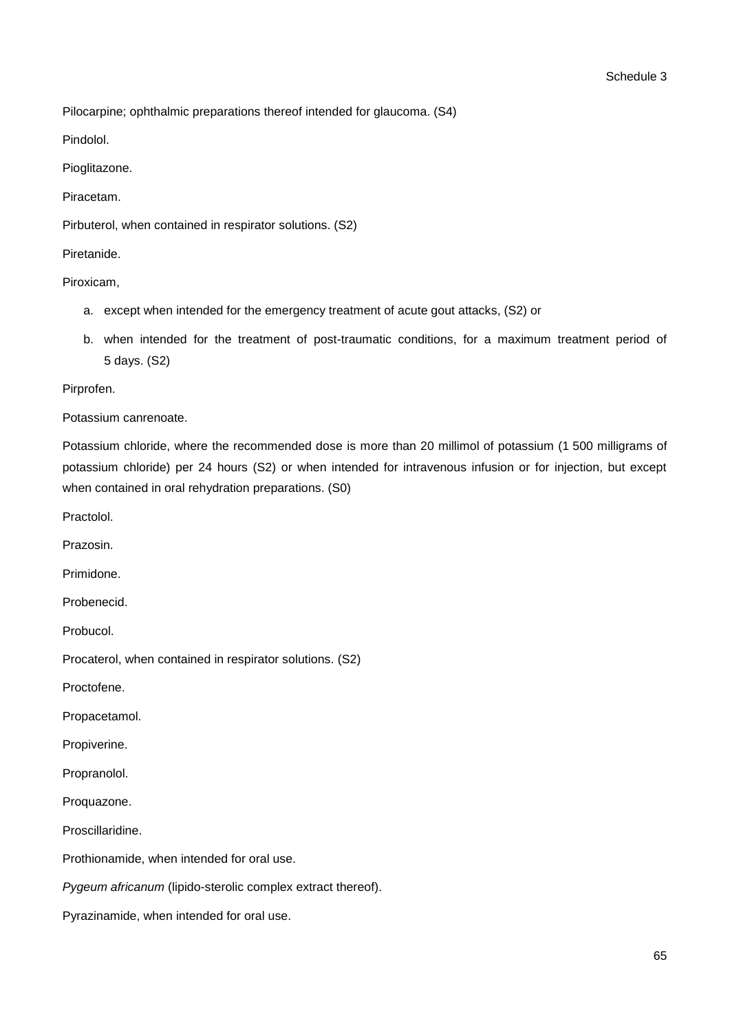Pilocarpine; ophthalmic preparations thereof intended for glaucoma. (S4)

Pindolol.

Pioglitazone.

Piracetam.

Pirbuterol, when contained in respirator solutions. (S2)

Piretanide.

Piroxicam,

a. except when intended for the emergency treatment of acute gout attacks, (S2) or
b. when intended for the treatment of post-traumatic conditions, for a maximum treatment period of 5 days. (S2)

Pirprofen.

Potassium canrenoate.

Potassium chloride, where the recommended dose is more than 20 millimol of potassium (1 500 milligrams of potassium chloride) per 24 hours (S2) or when intended for intravenous infusion or for injection, but except when contained in oral rehydration preparations. (S0)

Practolol.

Prazosin.

Primidone.

Probenecid.

Probucol.

Procaterol, when contained in respirator solutions. (S2)

Proctofene.

Propacetamol.

Propiverine.

Propranolol.

Proquazone.

Proscillaridine.

Prothionamide, when intended for oral use.

*Pygeum africanum* (lipido-sterolic complex extract thereof).

Pyrazinamide, when intended for oral use.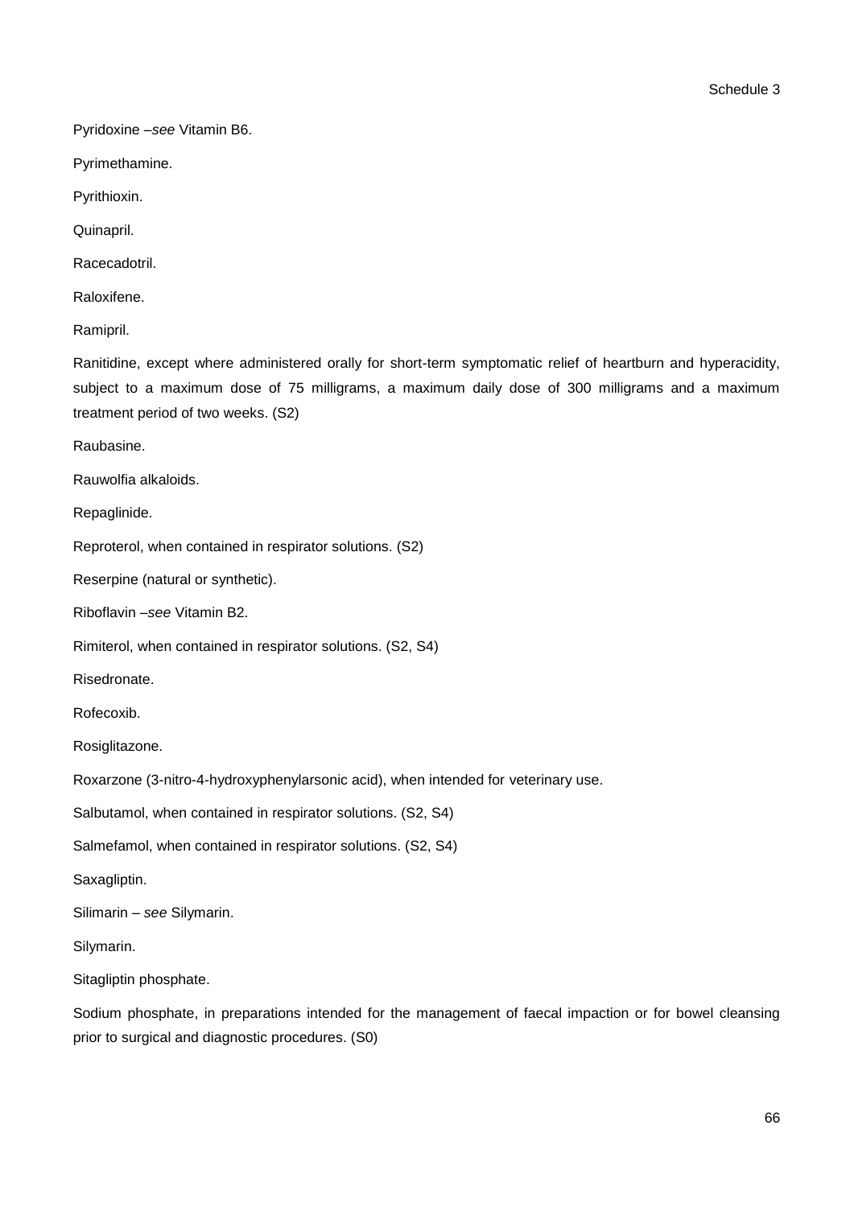Pyridoxine –*see* Vitamin B6.

Pyrimethamine.

Pyrithioxin.

Quinapril.

Racecadotril.

Raloxifene.

Ramipril.

Ranitidine, except where administered orally for short-term symptomatic relief of heartburn and hyperacidity, subject to a maximum dose of 75 milligrams, a maximum daily dose of 300 milligrams and a maximum treatment period of two weeks. (S2)

Raubasine.

Rauwolfia alkaloids.

Repaglinide.

Reproterol, when contained in respirator solutions. (S2)

Reserpine (natural or synthetic).

Riboflavin –*see* Vitamin B2.

Rimiterol, when contained in respirator solutions. (S2, S4)

Risedronate.

Rofecoxib.

Rosiglitazone.

Roxarzone (3-nitro-4-hydroxyphenylarsonic acid), when intended for veterinary use.

Salbutamol, when contained in respirator solutions. (S2, S4)

Salmefamol, when contained in respirator solutions. (S2, S4)

Saxagliptin.

Silimarin – *see* Silymarin.

Silymarin.

Sitagliptin phosphate.

Sodium phosphate, in preparations intended for the management of faecal impaction or for bowel cleansing prior to surgical and diagnostic procedures. (S0)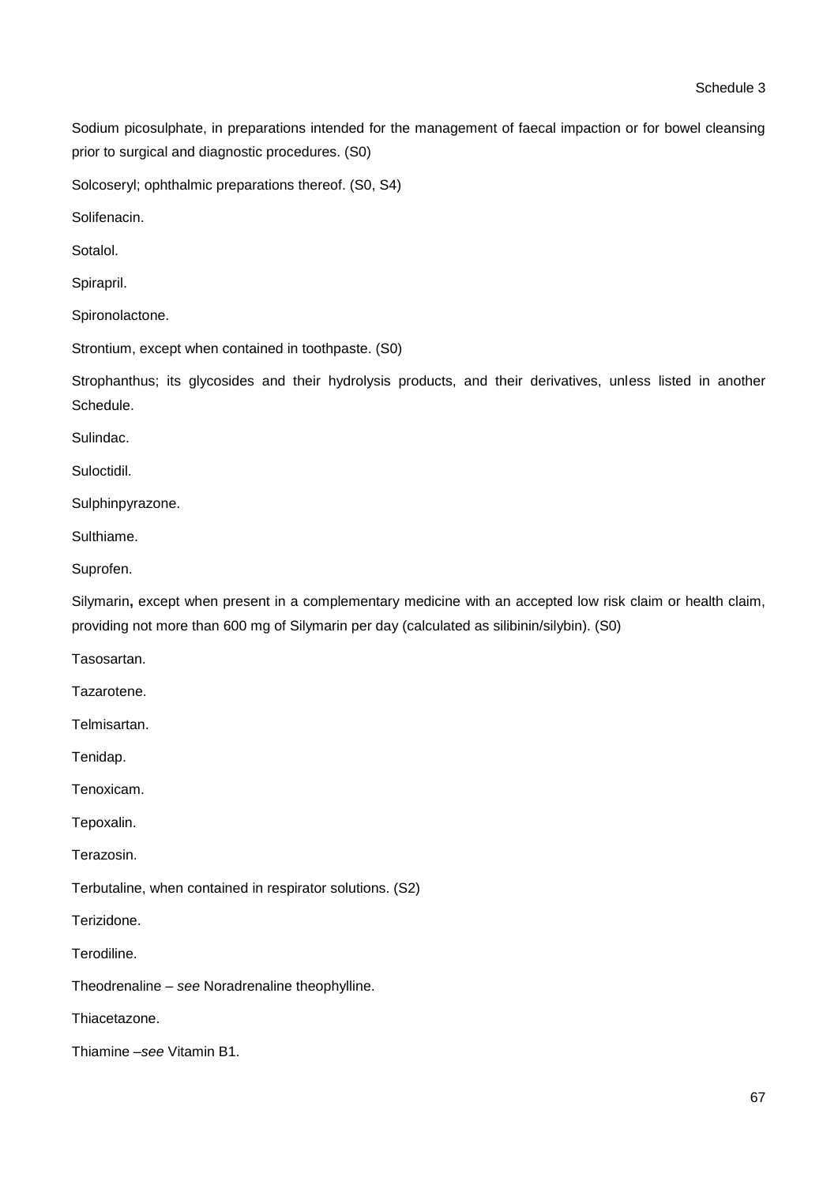Sodium picosulphate, in preparations intended for the management of faecal impaction or for bowel cleansing prior to surgical and diagnostic procedures. (S0)

Solcoseryl; ophthalmic preparations thereof. (S0, S4)

Solifenacin.

Sotalol.

Spirapril.

Spironolactone.

Strontium, except when contained in toothpaste. (S0)

Strophanthus; its glycosides and their hydrolysis products, and their derivatives, unless listed in another Schedule.

Sulindac.

Suloctidil.

Sulphinpyrazone.

Sulthiame.

Suprofen.

Silymarin**,** except when present in a complementary medicine with an accepted low risk claim or health claim, providing not more than 600 mg of Silymarin per day (calculated as silibinin/silybin). (S0)

Tasosartan.

Tazarotene.

Telmisartan.

Tenidap.

Tenoxicam.

Tepoxalin.

Terazosin.

Terbutaline, when contained in respirator solutions. (S2)

Terizidone.

Terodiline.

Theodrenaline – *see* Noradrenaline theophylline.

Thiacetazone.

Thiamine –*see* Vitamin B1.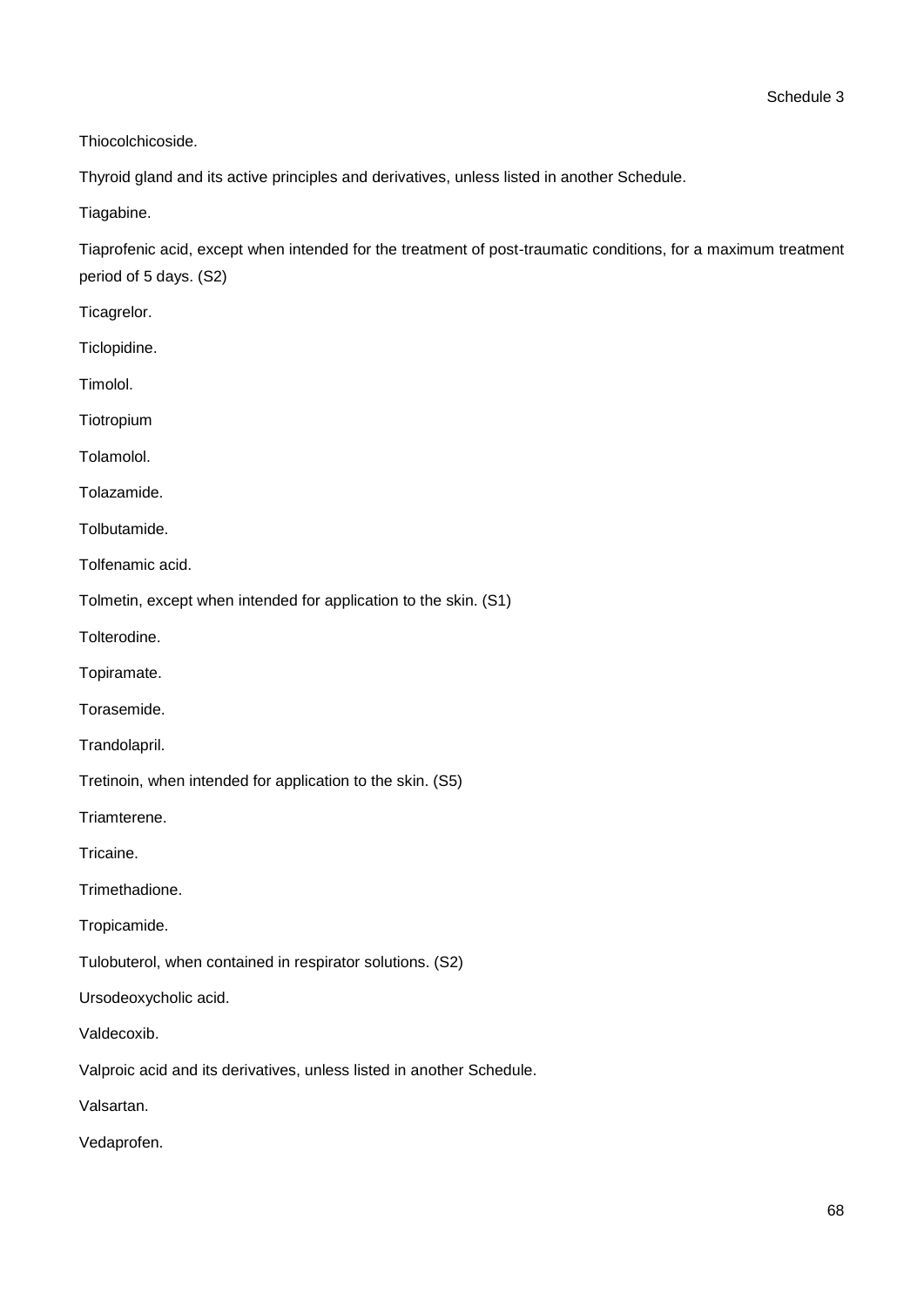Thiocolchicoside.

Thyroid gland and its active principles and derivatives, unless listed in another Schedule.

Tiagabine.

Tiaprofenic acid, except when intended for the treatment of post-traumatic conditions, for a maximum treatment period of 5 days. (S2)

Ticagrelor.

Ticlopidine.

Timolol.

Tiotropium

Tolamolol.

Tolazamide.

Tolbutamide.

Tolfenamic acid.

Tolmetin, except when intended for application to the skin. (S1)

Tolterodine.

Topiramate.

Torasemide.

Trandolapril.

Tretinoin, when intended for application to the skin. (S5)

Triamterene.

Tricaine.

Trimethadione.

Tropicamide.

Tulobuterol, when contained in respirator solutions. (S2)

Ursodeoxycholic acid.

Valdecoxib.

Valproic acid and its derivatives, unless listed in another Schedule.

Valsartan.

Vedaprofen.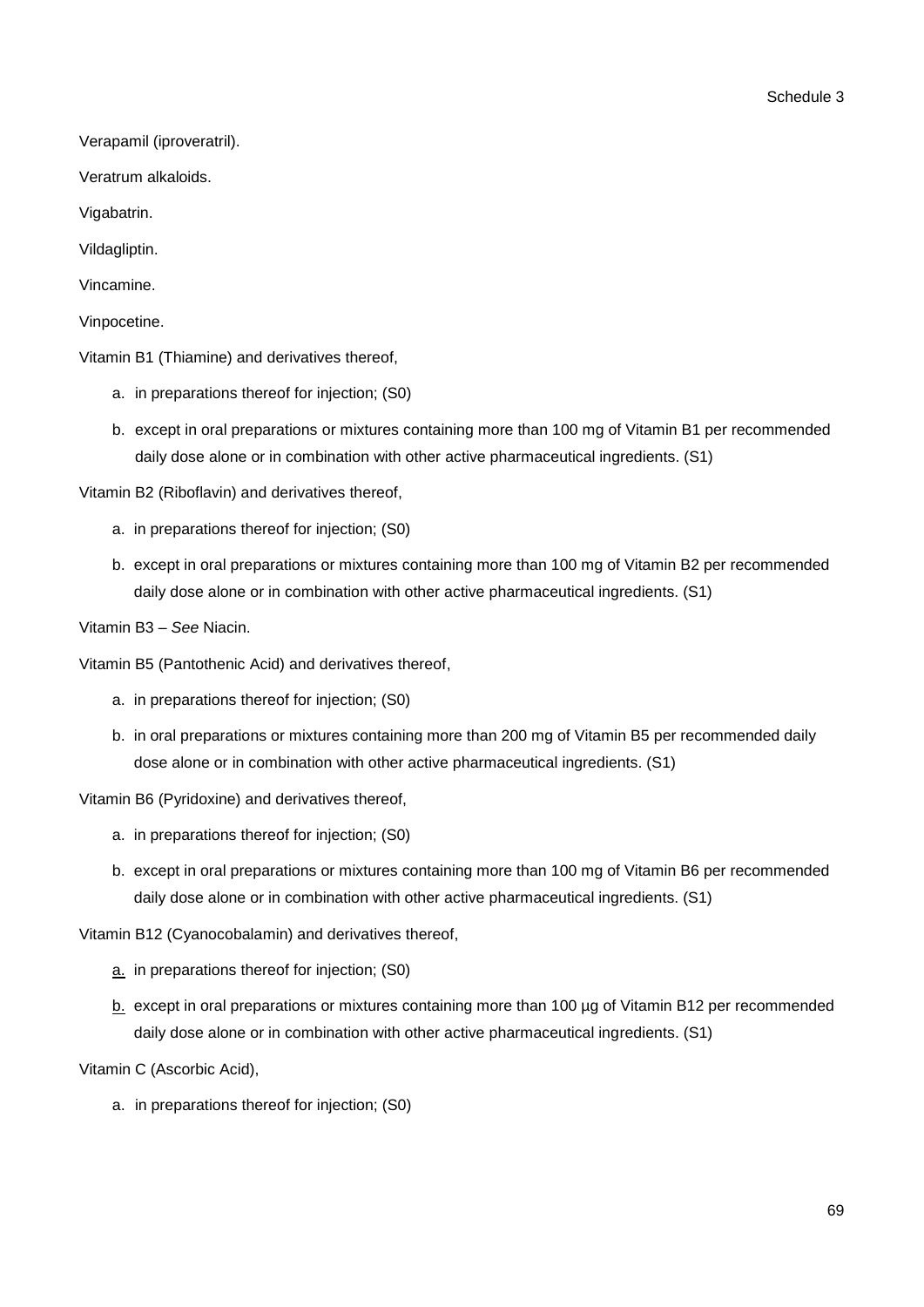Verapamil (iproveratril).

Veratrum alkaloids.

Vigabatrin.

Vildagliptin.

Vincamine.

Vinpocetine.

Vitamin B1 (Thiamine) and derivatives thereof,

a. in preparations thereof for injection; (S0)

b. except in oral preparations or mixtures containing more than 100 mg of Vitamin B1 per recommended daily dose alone or in combination with other active pharmaceutical ingredients. (S1)

Vitamin B2 (Riboflavin) and derivatives thereof,

a. in preparations thereof for injection; (S0)

b. except in oral preparations or mixtures containing more than 100 mg of Vitamin B2 per recommended daily dose alone or in combination with other active pharmaceutical ingredients. (S1)

Vitamin B3 – *See* Niacin.

Vitamin B5 (Pantothenic Acid) and derivatives thereof,

a. in preparations thereof for injection; (S0)

b. in oral preparations or mixtures containing more than 200 mg of Vitamin B5 per recommended daily dose alone or in combination with other active pharmaceutical ingredients. (S1)

Vitamin B6 (Pyridoxine) and derivatives thereof,

a. in preparations thereof for injection; (S0)

b. except in oral preparations or mixtures containing more than 100 mg of Vitamin B6 per recommended daily dose alone or in combination with other active pharmaceutical ingredients. (S1)

Vitamin B12 (Cyanocobalamin) and derivatives thereof,

a. in preparations thereof for injection; (S0)

b. except in oral preparations or mixtures containing more than 100 µg of Vitamin B12 per recommended daily dose alone or in combination with other active pharmaceutical ingredients. (S1)

Vitamin C (Ascorbic Acid),

a. in preparations thereof for injection; (S0)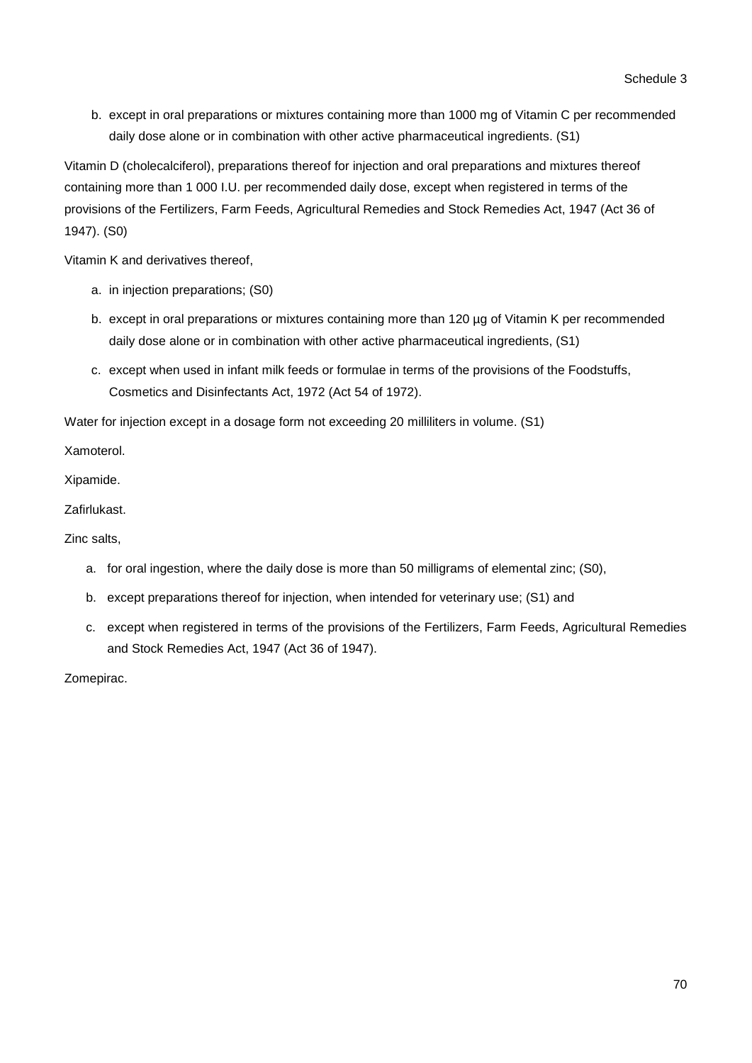b. except in oral preparations or mixtures containing more than 1000 mg of Vitamin C per recommended daily dose alone or in combination with other active pharmaceutical ingredients. (S1)

Vitamin D (cholecalciferol), preparations thereof for injection and oral preparations and mixtures thereof containing more than 1 000 I.U. per recommended daily dose, except when registered in terms of the provisions of the Fertilizers, Farm Feeds, Agricultural Remedies and Stock Remedies Act, 1947 (Act 36 of 1947). (S0)

Vitamin K and derivatives thereof,

a. in injection preparations; (S0)
b. except in oral preparations or mixtures containing more than 120 µg of Vitamin K per recommended daily dose alone or in combination with other active pharmaceutical ingredients, (S1)
c. except when used in infant milk feeds or formulae in terms of the provisions of the Foodstuffs, Cosmetics and Disinfectants Act, 1972 (Act 54 of 1972).

Water for injection except in a dosage form not exceeding 20 milliliters in volume. (S1)

Xamoterol.

Xipamide.

Zafirlukast.

Zinc salts,

a. for oral ingestion, where the daily dose is more than 50 milligrams of elemental zinc; (S0),
b. except preparations thereof for injection, when intended for veterinary use; (S1) and
c. except when registered in terms of the provisions of the Fertilizers, Farm Feeds, Agricultural Remedies and Stock Remedies Act, 1947 (Act 36 of 1947).

Zomepirac.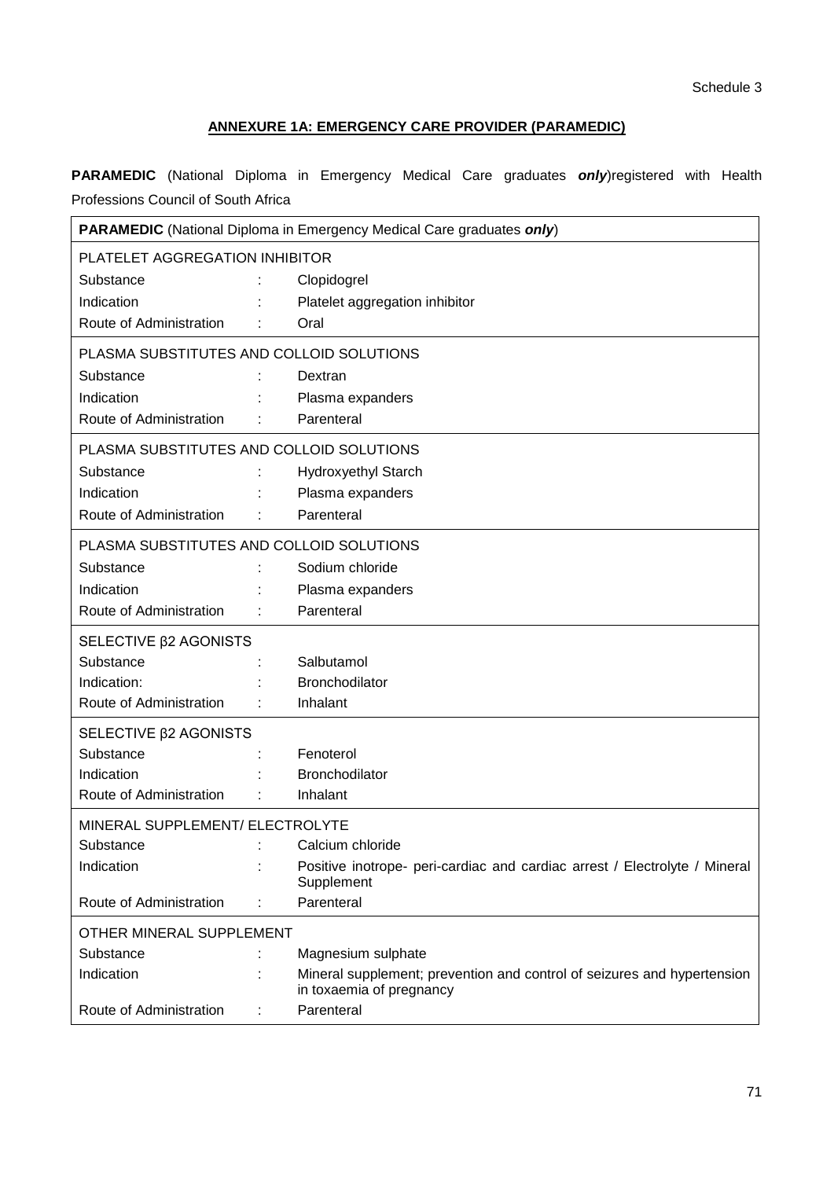Schedule 3

## ANNEXURE 1A: EMERGENCY CARE PROVIDER (PARAMEDIC)

**PARAMEDIC** (National Diploma in Emergency Medical Care graduates ***only***)registered with Health Professions Council of South Africa

| **PARAMEDIC** (National Diploma in Emergency Medical Care graduates ***only***) | | |
|---|---|---|
| PLATELET AGGREGATION INHIBITOR | | |
| Substance | : | Clopidogrel |
| Indication | : | Platelet aggregation inhibitor |
| Route of Administration | : | Oral |
| PLASMA SUBSTITUTES AND COLLOID SOLUTIONS | | |
| Substance | : | Dextran |
| Indication | : | Plasma expanders |
| Route of Administration | : | Parenteral |
| PLASMA SUBSTITUTES AND COLLOID SOLUTIONS | | |
| Substance | : | Hydroxyethyl Starch |
| Indication | : | Plasma expanders |
| Route of Administration | : | Parenteral |
| PLASMA SUBSTITUTES AND COLLOID SOLUTIONS | | |
| Substance | : | Sodium chloride |
| Indication | : | Plasma expanders |
| Route of Administration | : | Parenteral |
| SELECTIVE β2 AGONISTS | | |
| Substance | : | Salbutamol |
| Indication: | : | Bronchodilator |
| Route of Administration | : | Inhalant |
| SELECTIVE β2 AGONISTS | | |
| Substance | : | Fenoterol |
| Indication | : | Bronchodilator |
| Route of Administration | : | Inhalant |
| MINERAL SUPPLEMENT/ ELECTROLYTE | | |
| Substance | : | Calcium chloride |
| Indication | : | Positive inotrope- peri-cardiac and cardiac arrest / Electrolyte / Mineral Supplement |
| Route of Administration | : | Parenteral |
| OTHER MINERAL SUPPLEMENT | | |
| Substance | : | Magnesium sulphate |
| Indication | : | Mineral supplement; prevention and control of seizures and hypertension in toxaemia of pregnancy |
| Route of Administration | : | Parenteral |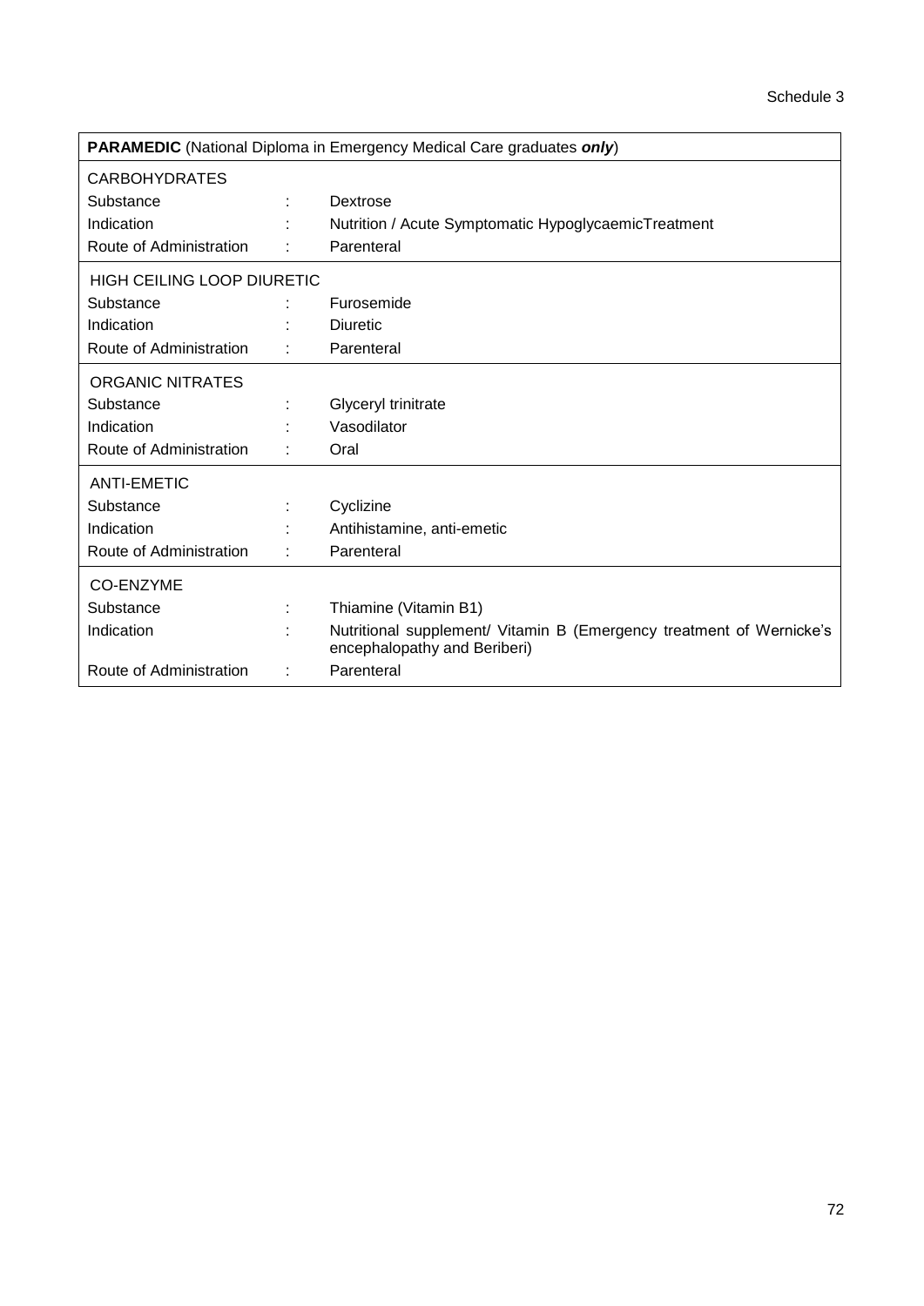Schedule 3

| **PARAMEDIC** (National Diploma in Emergency Medical Care graduates ***only***) | | |
|---|---|---|
| CARBOHYDRATES | | |
| Substance | : | Dextrose |
| Indication | : | Nutrition / Acute Symptomatic HypoglycaemicTreatment |
| Route of Administration | : | Parenteral |
| HIGH CEILING LOOP DIURETIC | | |
| Substance | : | Furosemide |
| Indication | : | Diuretic |
| Route of Administration | : | Parenteral |
| ORGANIC NITRATES | | |
| Substance | : | Glyceryl trinitrate |
| Indication | : | Vasodilator |
| Route of Administration | : | Oral |
| ANTI-EMETIC | | |
| Substance | : | Cyclizine |
| Indication | : | Antihistamine, anti-emetic |
| Route of Administration | : | Parenteral |
| CO-ENZYME | | |
| Substance | : | Thiamine (Vitamin B1) |
| Indication | : | Nutritional supplement/ Vitamin B (Emergency treatment of Wernicke's encephalopathy and Beriberi) |
| Route of Administration | : | Parenteral |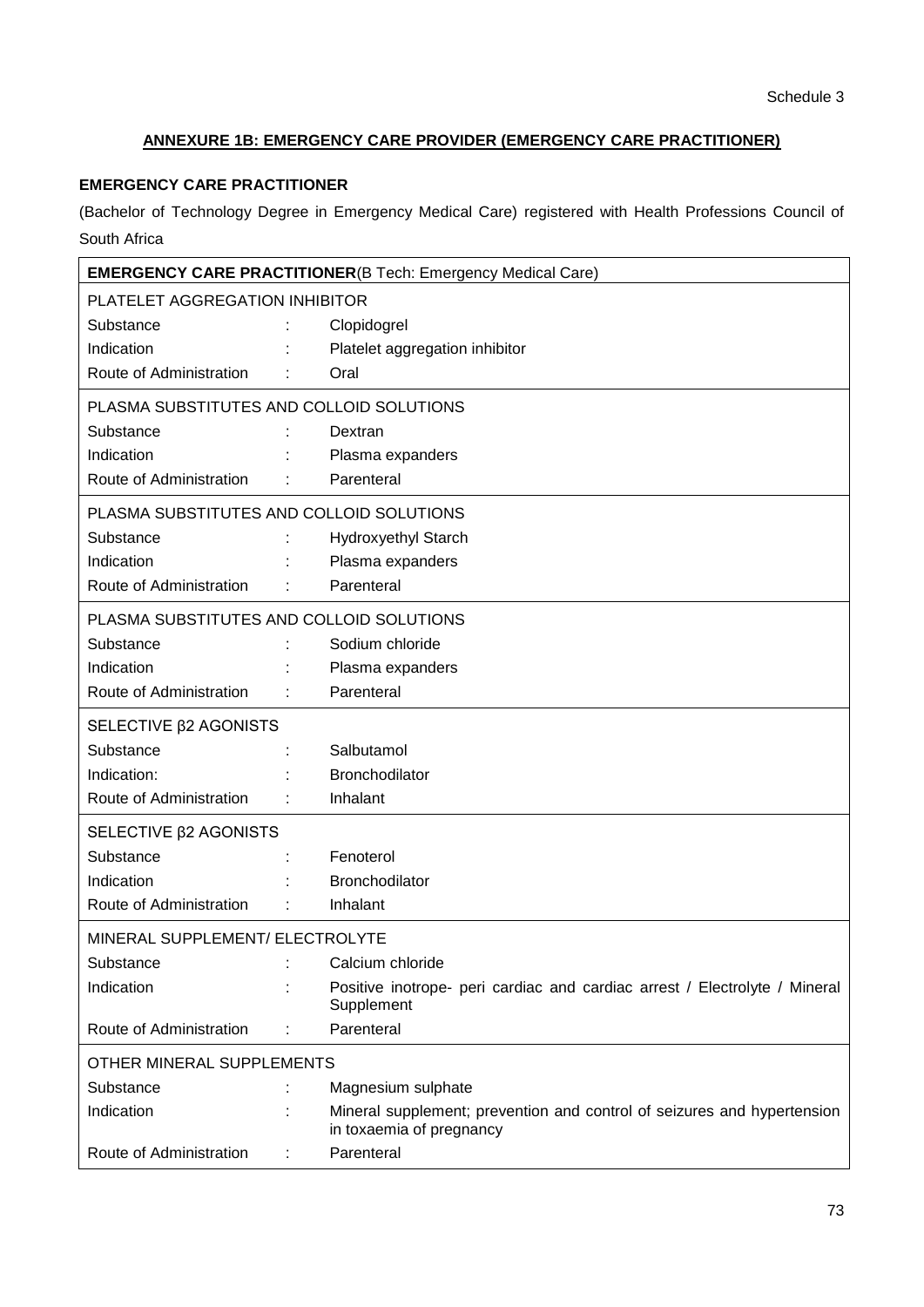Schedule 3

## ANNEXURE 1B: EMERGENCY CARE PROVIDER (EMERGENCY CARE PRACTITIONER)

### EMERGENCY CARE PRACTITIONER

(Bachelor of Technology Degree in Emergency Medical Care) registered with Health Professions Council of South Africa

| **EMERGENCY CARE PRACTITIONER**(B Tech: Emergency Medical Care) | | |
|---|---|---|
| PLATELET AGGREGATION INHIBITOR | | |
| Substance | : | Clopidogrel |
| Indication | : | Platelet aggregation inhibitor |
| Route of Administration | : | Oral |
| PLASMA SUBSTITUTES AND COLLOID SOLUTIONS | | |
| Substance | : | Dextran |
| Indication | : | Plasma expanders |
| Route of Administration | : | Parenteral |
| PLASMA SUBSTITUTES AND COLLOID SOLUTIONS | | |
| Substance | : | Hydroxyethyl Starch |
| Indication | : | Plasma expanders |
| Route of Administration | : | Parenteral |
| PLASMA SUBSTITUTES AND COLLOID SOLUTIONS | | |
| Substance | : | Sodium chloride |
| Indication | : | Plasma expanders |
| Route of Administration | : | Parenteral |
| SELECTIVE β2 AGONISTS | | |
| Substance | : | Salbutamol |
| Indication: | : | Bronchodilator |
| Route of Administration | : | Inhalant |
| SELECTIVE β2 AGONISTS | | |
| Substance | : | Fenoterol |
| Indication | : | Bronchodilator |
| Route of Administration | : | Inhalant |
| MINERAL SUPPLEMENT/ ELECTROLYTE | | |
| Substance | : | Calcium chloride |
| Indication | : | Positive inotrope- peri cardiac and cardiac arrest / Electrolyte / Mineral Supplement |
| Route of Administration | : | Parenteral |
| OTHER MINERAL SUPPLEMENTS | | |
| Substance | : | Magnesium sulphate |
| Indication | : | Mineral supplement; prevention and control of seizures and hypertension in toxaemia of pregnancy |
| Route of Administration | : | Parenteral |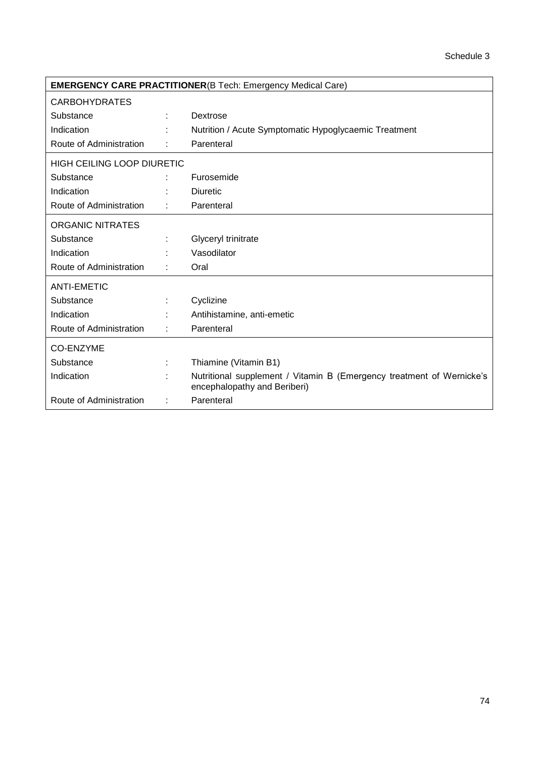Schedule 3

| **EMERGENCY CARE PRACTITIONER** (B Tech: Emergency Medical Care) | | |
|---|---|---|
| CARBOHYDRATES | | |
| Substance | : | Dextrose |
| Indication | : | Nutrition / Acute Symptomatic Hypoglycaemic Treatment |
| Route of Administration | : | Parenteral |
| HIGH CEILING LOOP DIURETIC | | |
| Substance | : | Furosemide |
| Indication | : | Diuretic |
| Route of Administration | : | Parenteral |
| ORGANIC NITRATES | | |
| Substance | : | Glyceryl trinitrate |
| Indication | : | Vasodilator |
| Route of Administration | : | Oral |
| ANTI-EMETIC | | |
| Substance | : | Cyclizine |
| Indication | : | Antihistamine, anti-emetic |
| Route of Administration | : | Parenteral |
| CO-ENZYME | | |
| Substance | : | Thiamine (Vitamin B1) |
| Indication | : | Nutritional supplement / Vitamin B (Emergency treatment of Wernicke's encephalopathy and Beriberi) |
| Route of Administration | : | Parenteral |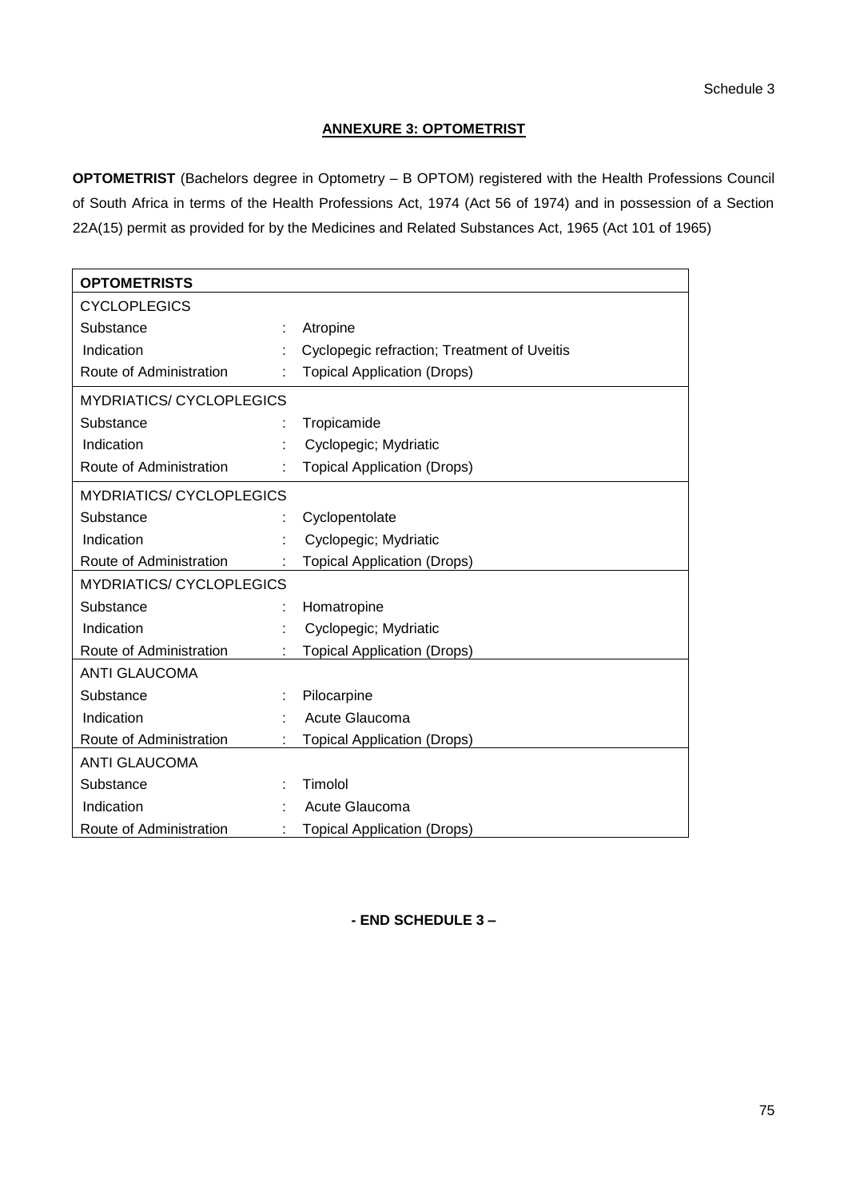Schedule 3

## ANNEXURE 3: OPTOMETRIST

**OPTOMETRIST** (Bachelors degree in Optometry – B OPTOM) registered with the Health Professions Council of South Africa in terms of the Health Professions Act, 1974 (Act 56 of 1974) and in possession of a Section 22A(15) permit as provided for by the Medicines and Related Substances Act, 1965 (Act 101 of 1965)

| **OPTOMETRISTS** | | |
|---|---|---|
| CYCLOPLEGICS | | |
| Substance | : | Atropine |
| Indication | : | Cyclopegic refraction; Treatment of Uveitis |
| Route of Administration | : | Topical Application (Drops) |
| MYDRIATICS/ CYCLOPLEGICS | | |
| Substance | : | Tropicamide |
| Indication | : | Cyclopegic; Mydriatic |
| Route of Administration | : | Topical Application (Drops) |
| MYDRIATICS/ CYCLOPLEGICS | | |
| Substance | : | Cyclopentolate |
| Indication | : | Cyclopegic; Mydriatic |
| Route of Administration | : | Topical Application (Drops) |
| MYDRIATICS/ CYCLOPLEGICS | | |
| Substance | : | Homatropine |
| Indication | : | Cyclopegic; Mydriatic |
| Route of Administration | : | Topical Application (Drops) |
| ANTI GLAUCOMA | | |
| Substance | : | Pilocarpine |
| Indication | : | Acute Glaucoma |
| Route of Administration | : | Topical Application (Drops) |
| ANTI GLAUCOMA | | |
| Substance | : | Timolol |
| Indication | : | Acute Glaucoma |
| Route of Administration | : | Topical Application (Drops) |

**- END SCHEDULE 3 –**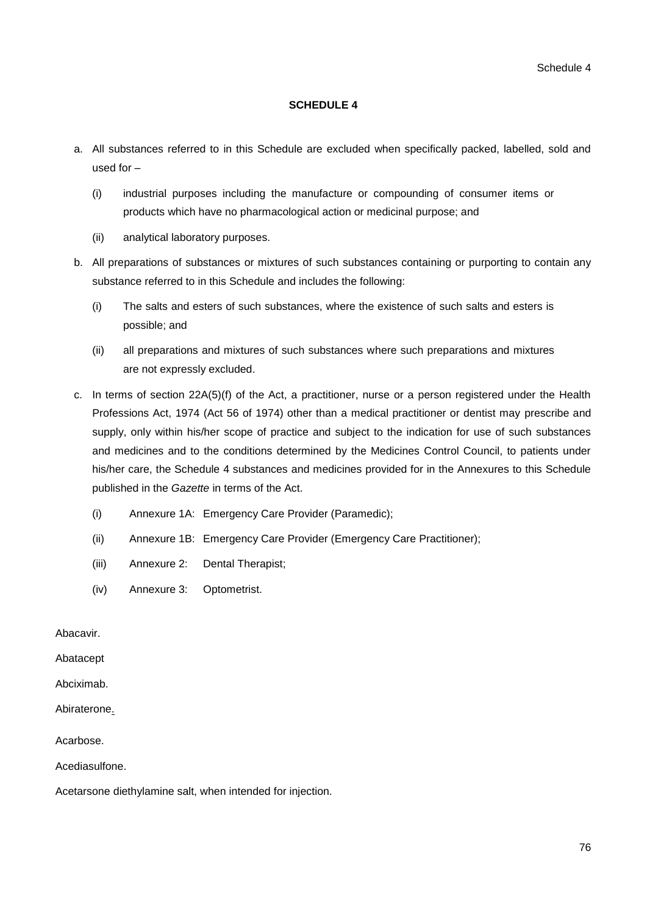# SCHEDULE 4

a. All substances referred to in this Schedule are excluded when specifically packed, labelled, sold and used for –

   (i) industrial purposes including the manufacture or compounding of consumer items or products which have no pharmacological action or medicinal purpose; and

   (ii) analytical laboratory purposes.

b. All preparations of substances or mixtures of such substances containing or purporting to contain any substance referred to in this Schedule and includes the following:

   (i) The salts and esters of such substances, where the existence of such salts and esters is possible; and

   (ii) all preparations and mixtures of such substances where such preparations and mixtures are not expressly excluded.

c. In terms of section 22A(5)(f) of the Act, a practitioner, nurse or a person registered under the Health Professions Act, 1974 (Act 56 of 1974) other than a medical practitioner or dentist may prescribe and supply, only within his/her scope of practice and subject to the indication for use of such substances and medicines and to the conditions determined by the Medicines Control Council, to patients under his/her care, the Schedule 4 substances and medicines provided for in the Annexures to this Schedule published in the *Gazette* in terms of the Act.

   (i) Annexure 1A: Emergency Care Provider (Paramedic);

   (ii) Annexure 1B: Emergency Care Provider (Emergency Care Practitioner);

   (iii) Annexure 2: Dental Therapist;

   (iv) Annexure 3: Optometrist.

Abacavir.

Abatacept

Abciximab.

Abiraterone.

Acarbose.

Acediasulfone.

Acetarsone diethylamine salt, when intended for injection.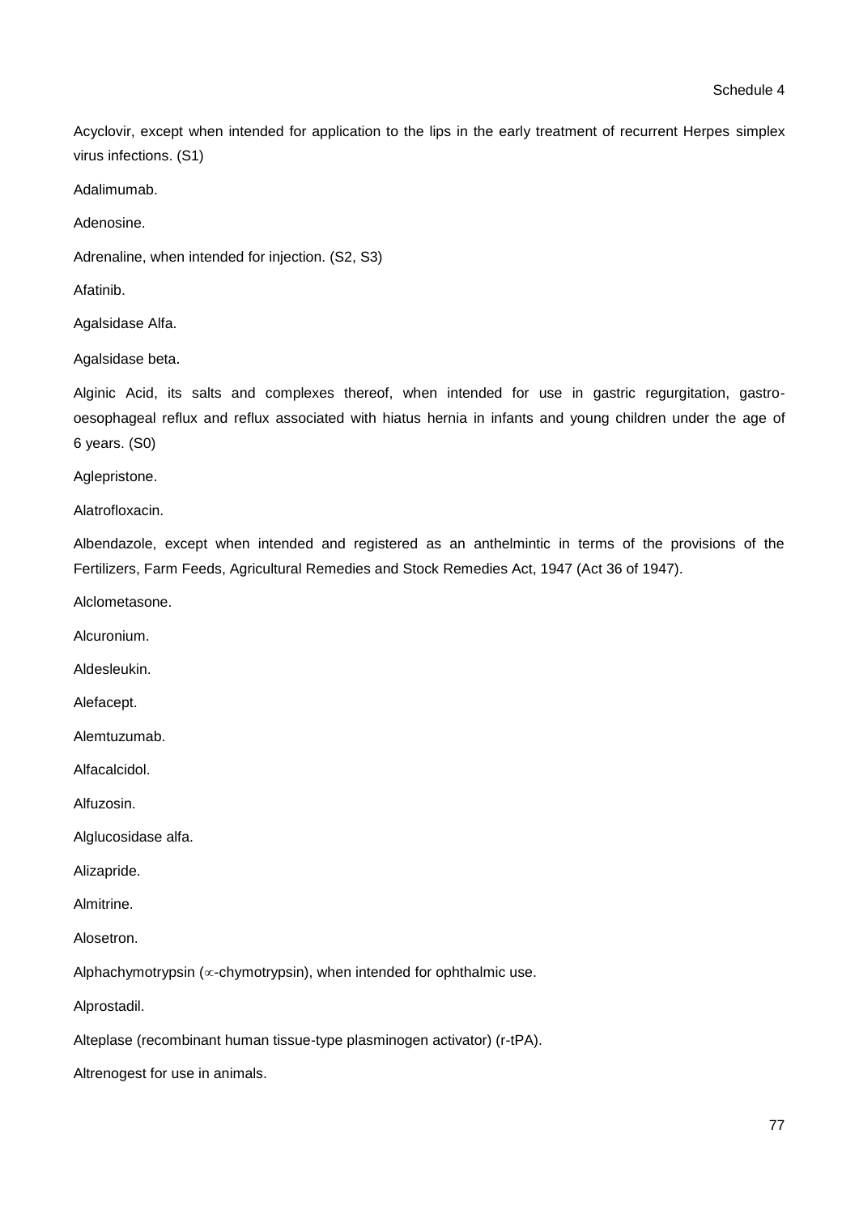Acyclovir, except when intended for application to the lips in the early treatment of recurrent Herpes simplex virus infections. (S1)

Adalimumab.

Adenosine.

Adrenaline, when intended for injection. (S2, S3)

Afatinib.

Agalsidase Alfa.

Agalsidase beta.

Alginic Acid, its salts and complexes thereof, when intended for use in gastric regurgitation, gastro-oesophageal reflux and reflux associated with hiatus hernia in infants and young children under the age of 6 years. (S0)

Aglepristone.

Alatrofloxacin.

Albendazole, except when intended and registered as an anthelmintic in terms of the provisions of the Fertilizers, Farm Feeds, Agricultural Remedies and Stock Remedies Act, 1947 (Act 36 of 1947).

Alclometasone.

Alcuronium.

Aldesleukin.

Alefacept.

Alemtuzumab.

Alfacalcidol.

Alfuzosin.

Alglucosidase alfa.

Alizapride.

Almitrine.

Alosetron.

Alphachymotrypsin ($\alpha$-chymotrypsin), when intended for ophthalmic use.

Alprostadil.

Alteplase (recombinant human tissue-type plasminogen activator) (r-tPA).

Altrenogest for use in animals.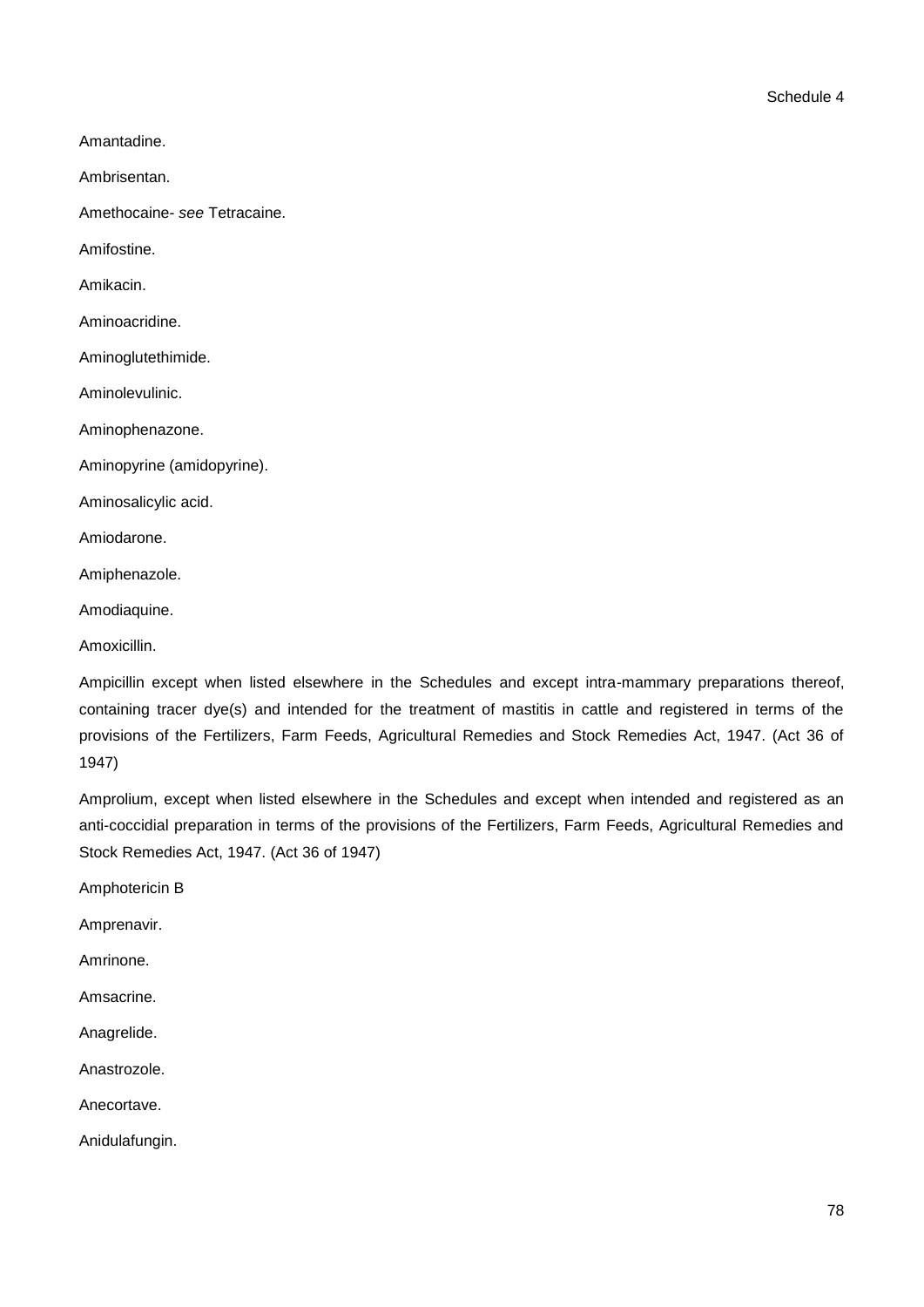Amantadine.

Ambrisentan.

Amethocaine- *see* Tetracaine.

Amifostine.

Amikacin.

Aminoacridine.

Aminoglutethimide.

Aminolevulinic.

Aminophenazone.

Aminopyrine (amidopyrine).

Aminosalicylic acid.

Amiodarone.

Amiphenazole.

Amodiaquine.

Amoxicillin.

Ampicillin except when listed elsewhere in the Schedules and except intra-mammary preparations thereof, containing tracer dye(s) and intended for the treatment of mastitis in cattle and registered in terms of the provisions of the Fertilizers, Farm Feeds, Agricultural Remedies and Stock Remedies Act, 1947. (Act 36 of 1947)

Amprolium, except when listed elsewhere in the Schedules and except when intended and registered as an anti-coccidial preparation in terms of the provisions of the Fertilizers, Farm Feeds, Agricultural Remedies and Stock Remedies Act, 1947. (Act 36 of 1947)

Amphotericin B

Amprenavir.

Amrinone.

Amsacrine.

Anagrelide.

Anastrozole.

Anecortave.

Anidulafungin.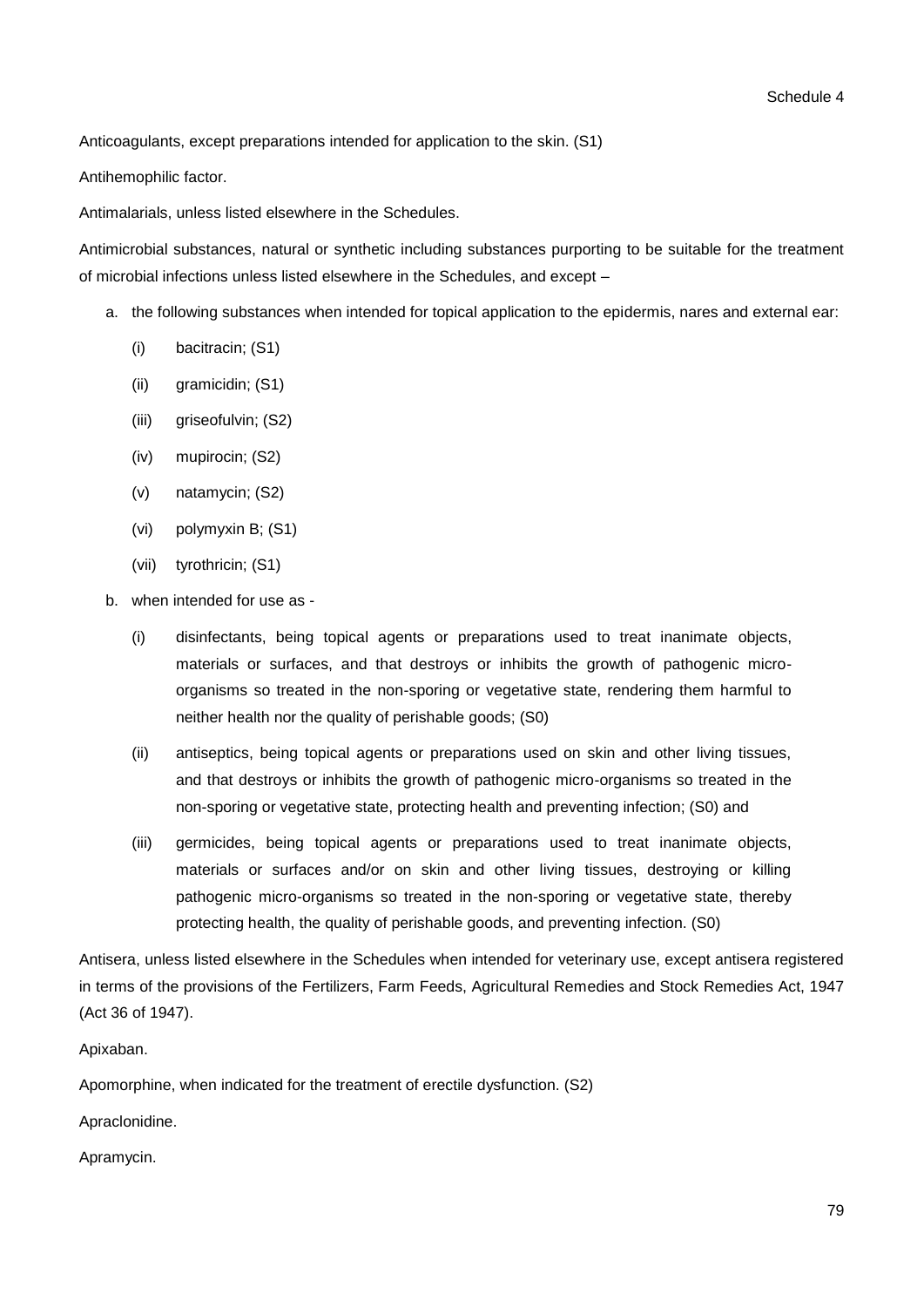Schedule 4

Anticoagulants, except preparations intended for application to the skin. (S1)

Antihemophilic factor.

Antimalarials, unless listed elsewhere in the Schedules.

Antimicrobial substances, natural or synthetic including substances purporting to be suitable for the treatment of microbial infections unless listed elsewhere in the Schedules, and except –

a. the following substances when intended for topical application to the epidermis, nares and external ear:
   - (i) bacitracin; (S1)
   - (ii) gramicidin; (S1)
   - (iii) griseofulvin; (S2)
   - (iv) mupirocin; (S2)
   - (v) natamycin; (S2)
   - (vi) polymyxin B; (S1)
   - (vii) tyrothricin; (S1)
b. when intended for use as -
   - (i) disinfectants, being topical agents or preparations used to treat inanimate objects, materials or surfaces, and that destroys or inhibits the growth of pathogenic micro-organisms so treated in the non-sporing or vegetative state, rendering them harmful to neither health nor the quality of perishable goods; (S0)
   - (ii) antiseptics, being topical agents or preparations used on skin and other living tissues, and that destroys or inhibits the growth of pathogenic micro-organisms so treated in the non-sporing or vegetative state, protecting health and preventing infection; (S0) and
   - (iii) germicides, being topical agents or preparations used to treat inanimate objects, materials or surfaces and/or on skin and other living tissues, destroying or killing pathogenic micro-organisms so treated in the non-sporing or vegetative state, thereby protecting health, the quality of perishable goods, and preventing infection. (S0)

Antisera, unless listed elsewhere in the Schedules when intended for veterinary use, except antisera registered in terms of the provisions of the Fertilizers, Farm Feeds, Agricultural Remedies and Stock Remedies Act, 1947 (Act 36 of 1947).

Apixaban.

Apomorphine, when indicated for the treatment of erectile dysfunction. (S2)

Apraclonidine.

Apramycin.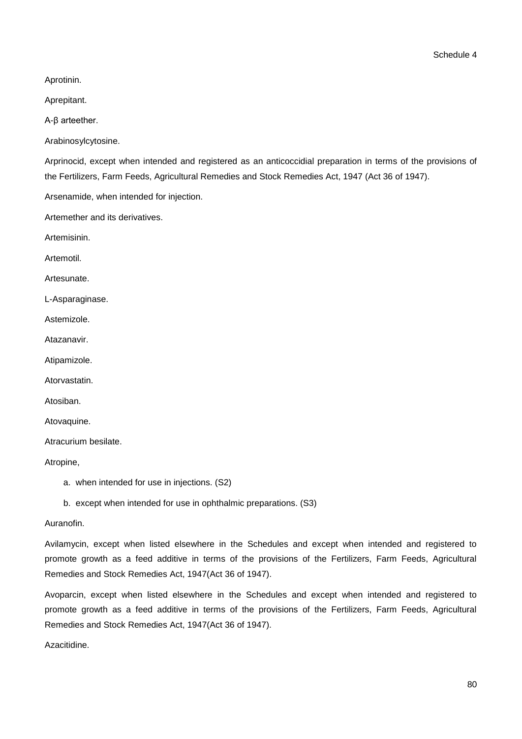Aprotinin.

Aprepitant.

A-β arteether.

Arabinosylcytosine.

Arprinocid, except when intended and registered as an anticoccidial preparation in terms of the provisions of the Fertilizers, Farm Feeds, Agricultural Remedies and Stock Remedies Act, 1947 (Act 36 of 1947).

Arsenamide, when intended for injection.

Artemether and its derivatives.

Artemisinin.

Artemotil.

Artesunate.

L-Asparaginase.

Astemizole.

Atazanavir.

Atipamizole.

Atorvastatin.

Atosiban.

Atovaquine.

Atracurium besilate.

Atropine,

a. when intended for use in injections. (S2)
b. except when intended for use in ophthalmic preparations. (S3)

Auranofin.

Avilamycin, except when listed elsewhere in the Schedules and except when intended and registered to promote growth as a feed additive in terms of the provisions of the Fertilizers, Farm Feeds, Agricultural Remedies and Stock Remedies Act, 1947(Act 36 of 1947).

Avoparcin, except when listed elsewhere in the Schedules and except when intended and registered to promote growth as a feed additive in terms of the provisions of the Fertilizers, Farm Feeds, Agricultural Remedies and Stock Remedies Act, 1947(Act 36 of 1947).

Azacitidine.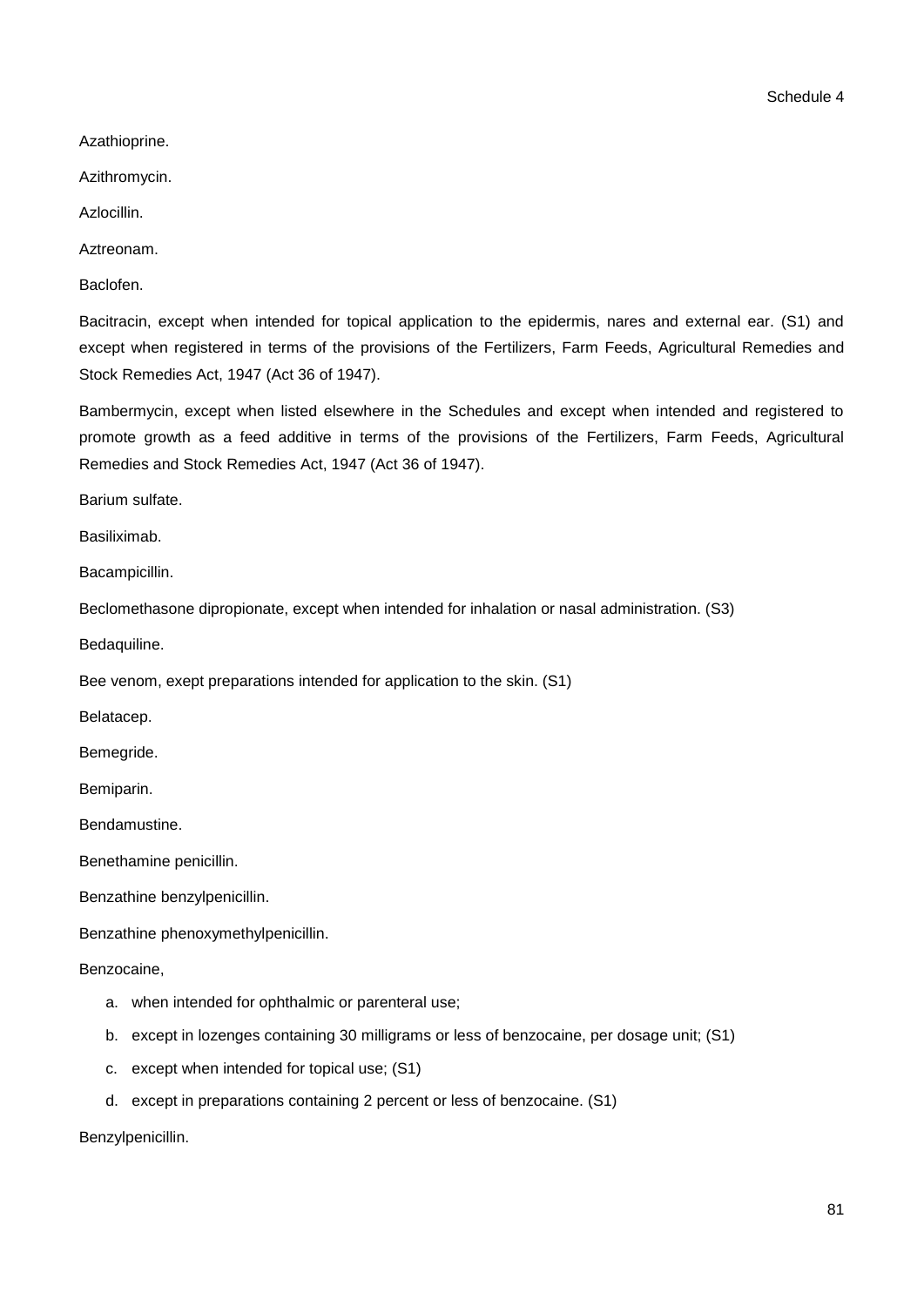Azathioprine.

Azithromycin.

Azlocillin.

Aztreonam.

Baclofen.

Bacitracin, except when intended for topical application to the epidermis, nares and external ear. (S1) and except when registered in terms of the provisions of the Fertilizers, Farm Feeds, Agricultural Remedies and Stock Remedies Act, 1947 (Act 36 of 1947).

Bambermycin, except when listed elsewhere in the Schedules and except when intended and registered to promote growth as a feed additive in terms of the provisions of the Fertilizers, Farm Feeds, Agricultural Remedies and Stock Remedies Act, 1947 (Act 36 of 1947).

Barium sulfate.

Basiliximab.

Bacampicillin.

Beclomethasone dipropionate, except when intended for inhalation or nasal administration. (S3)

Bedaquiline.

Bee venom, exept preparations intended for application to the skin. (S1)

Belatacep.

Bemegride.

Bemiparin.

Bendamustine.

Benethamine penicillin.

Benzathine benzylpenicillin.

Benzathine phenoxymethylpenicillin.

Benzocaine,

a. when intended for ophthalmic or parenteral use;
b. except in lozenges containing 30 milligrams or less of benzocaine, per dosage unit; (S1)
c. except when intended for topical use; (S1)
d. except in preparations containing 2 percent or less of benzocaine. (S1)

Benzylpenicillin.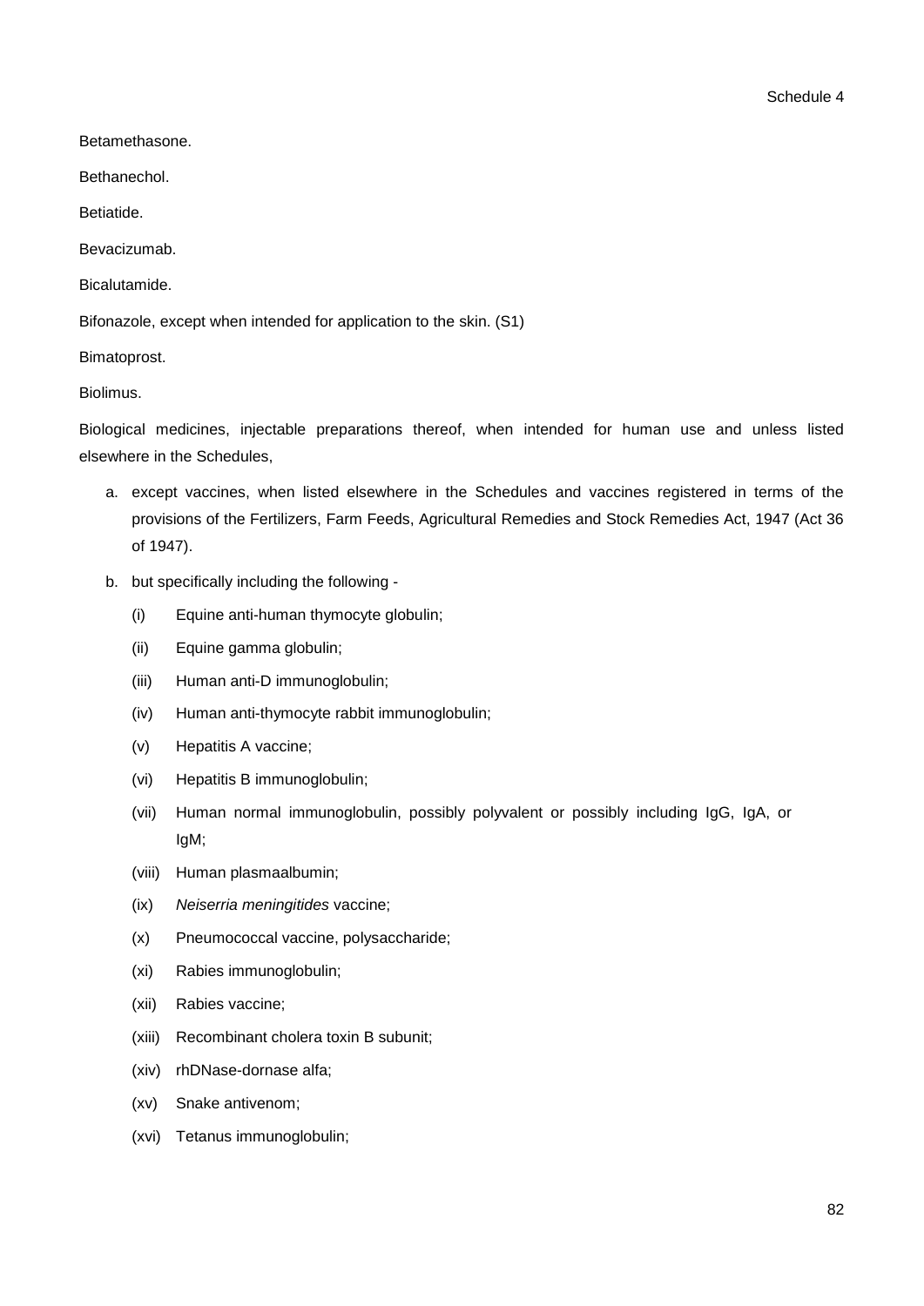Betamethasone.

Bethanechol.

Betiatide.

Bevacizumab.

Bicalutamide.

Bifonazole, except when intended for application to the skin. (S1)

Bimatoprost.

Biolimus.

Biological medicines, injectable preparations thereof, when intended for human use and unless listed elsewhere in the Schedules,

a. except vaccines, when listed elsewhere in the Schedules and vaccines registered in terms of the provisions of the Fertilizers, Farm Feeds, Agricultural Remedies and Stock Remedies Act, 1947 (Act 36 of 1947).

b. but specifically including the following -

   (i) Equine anti-human thymocyte globulin;

   (ii) Equine gamma globulin;

   (iii) Human anti-D immunoglobulin;

   (iv) Human anti-thymocyte rabbit immunoglobulin;

   (v) Hepatitis A vaccine;

   (vi) Hepatitis B immunoglobulin;

   (vii) Human normal immunoglobulin, possibly polyvalent or possibly including IgG, IgA, or IgM;

   (viii) Human plasmaalbumin;

   (ix) *Neiserria meningitides* vaccine;

   (x) Pneumococcal vaccine, polysaccharide;

   (xi) Rabies immunoglobulin;

   (xii) Rabies vaccine;

   (xiii) Recombinant cholera toxin B subunit;

   (xiv) rhDNase-dornase alfa;

   (xv) Snake antivenom;

   (xvi) Tetanus immunoglobulin;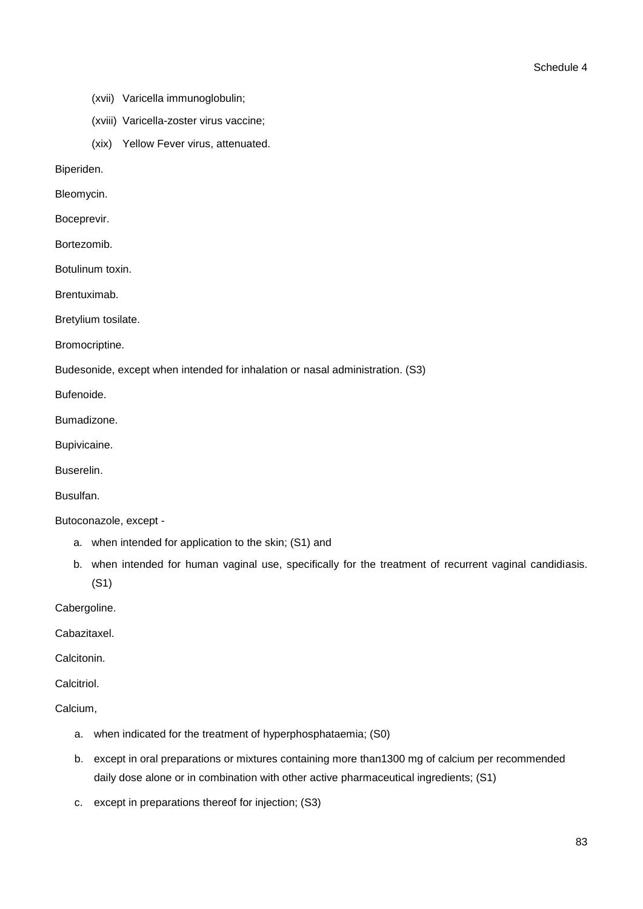(xvii) Varicella immunoglobulin;

(xviii) Varicella-zoster virus vaccine;

(xix) Yellow Fever virus, attenuated.

Biperiden.

Bleomycin.

Boceprevir.

Bortezomib.

Botulinum toxin.

Brentuximab.

Bretylium tosilate.

Bromocriptine.

Budesonide, except when intended for inhalation or nasal administration. (S3)

Bufenoide.

Bumadizone.

Bupivicaine.

Buserelin.

Busulfan.

Butoconazole, except -

a. when intended for application to the skin; (S1) and
b. when intended for human vaginal use, specifically for the treatment of recurrent vaginal candidiasis. (S1)

Cabergoline.

Cabazitaxel.

Calcitonin.

Calcitriol.

Calcium,

a. when indicated for the treatment of hyperphosphataemia; (S0)
b. except in oral preparations or mixtures containing more than1300 mg of calcium per recommended daily dose alone or in combination with other active pharmaceutical ingredients; (S1)
c. except in preparations thereof for injection; (S3)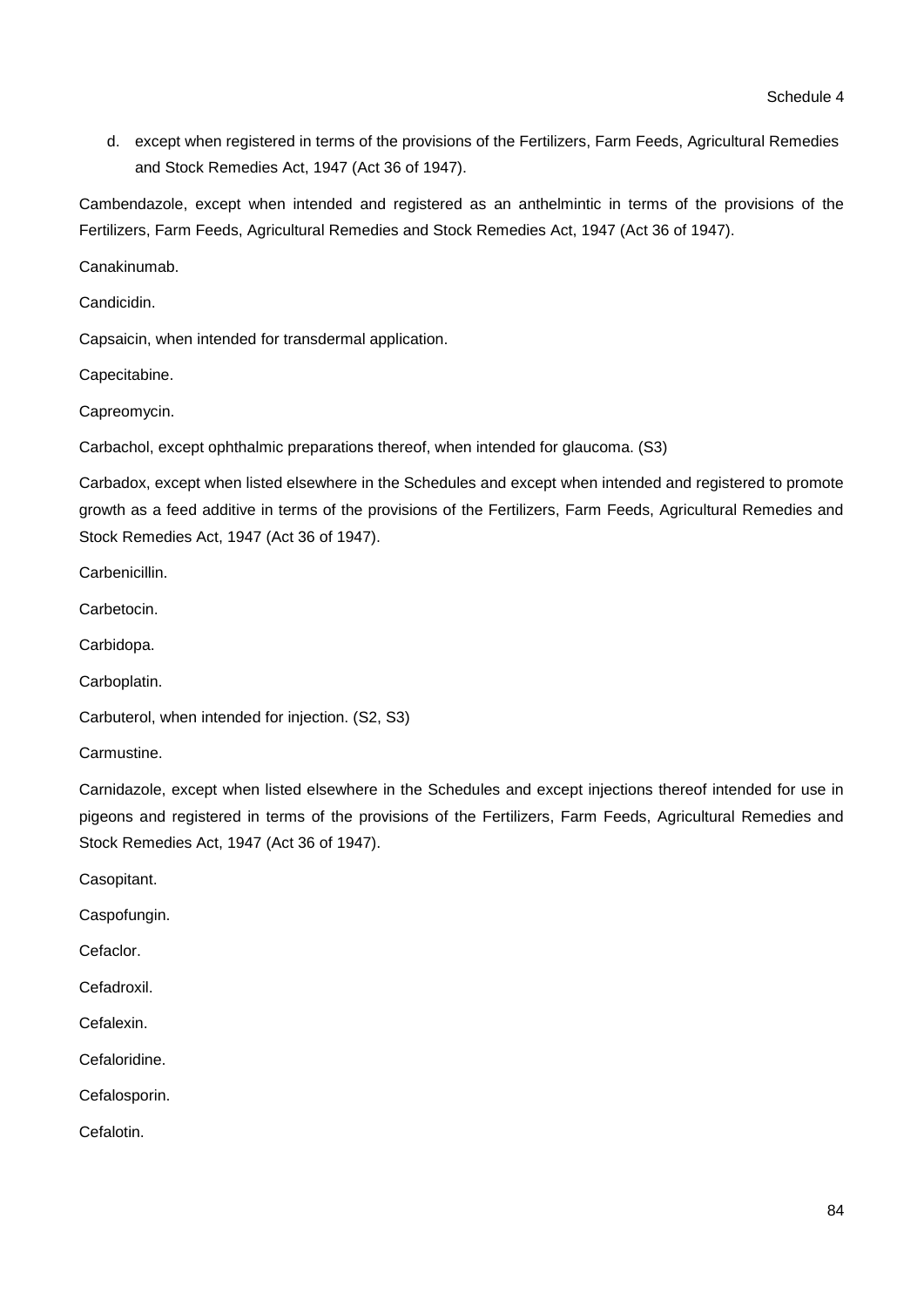d. except when registered in terms of the provisions of the Fertilizers, Farm Feeds, Agricultural Remedies and Stock Remedies Act, 1947 (Act 36 of 1947).

Cambendazole, except when intended and registered as an anthelmintic in terms of the provisions of the Fertilizers, Farm Feeds, Agricultural Remedies and Stock Remedies Act, 1947 (Act 36 of 1947).

Canakinumab.

Candicidin.

Capsaicin, when intended for transdermal application.

Capecitabine.

Capreomycin.

Carbachol, except ophthalmic preparations thereof, when intended for glaucoma. (S3)

Carbadox, except when listed elsewhere in the Schedules and except when intended and registered to promote growth as a feed additive in terms of the provisions of the Fertilizers, Farm Feeds, Agricultural Remedies and Stock Remedies Act, 1947 (Act 36 of 1947).

Carbenicillin.

Carbetocin.

Carbidopa.

Carboplatin.

Carbuterol, when intended for injection. (S2, S3)

Carmustine.

Carnidazole, except when listed elsewhere in the Schedules and except injections thereof intended for use in pigeons and registered in terms of the provisions of the Fertilizers, Farm Feeds, Agricultural Remedies and Stock Remedies Act, 1947 (Act 36 of 1947).

Casopitant.

Caspofungin.

Cefaclor.

Cefadroxil.

Cefalexin.

Cefaloridine.

Cefalosporin.

Cefalotin.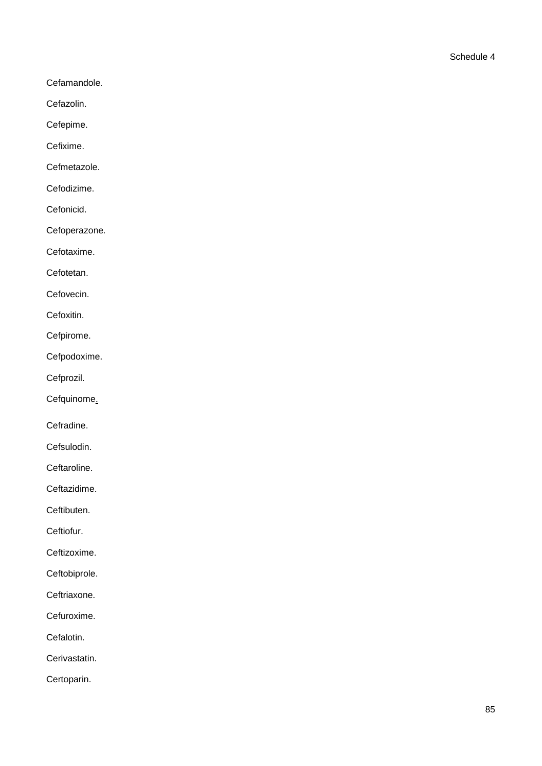Cefamandole.

Cefazolin.

Cefepime.

Cefixime.

Cefmetazole.

Cefodizime.

Cefonicid.

Cefoperazone.

Cefotaxime.

Cefotetan.

Cefovecin.

Cefoxitin.

Cefpirome.

Cefpodoxime.

Cefprozil.

Cefquinome.

Cefradine.

Cefsulodin.

Ceftaroline.

Ceftazidime.

Ceftibuten.

Ceftiofur.

Ceftizoxime.

Ceftobiprole.

Ceftriaxone.

Cefuroxime.

Cefalotin.

Cerivastatin.

Certoparin.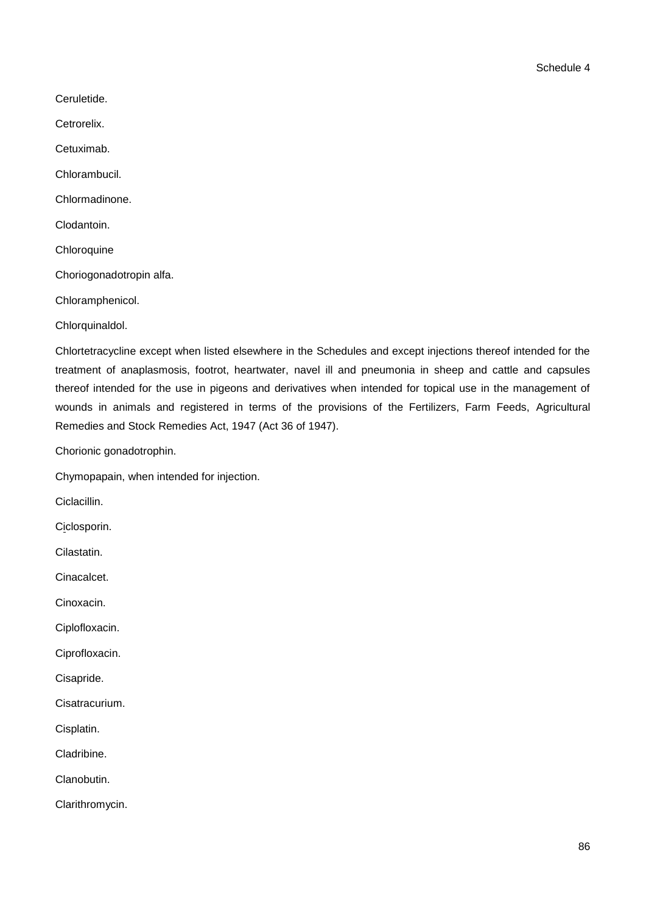Ceruletide.

Cetrorelix.

Cetuximab.

Chlorambucil.

Chlormadinone.

Clodantoin.

Chloroquine

Choriogonadotropin alfa.

Chloramphenicol.

Chlorquinaldol.

Chlortetracycline except when listed elsewhere in the Schedules and except injections thereof intended for the treatment of anaplasmosis, footrot, heartwater, navel ill and pneumonia in sheep and cattle and capsules thereof intended for the use in pigeons and derivatives when intended for topical use in the management of wounds in animals and registered in terms of the provisions of the Fertilizers, Farm Feeds, Agricultural Remedies and Stock Remedies Act, 1947 (Act 36 of 1947).

Chorionic gonadotrophin.

Chymopapain, when intended for injection.

Ciclacillin.

Ciclosporin.

Cilastatin.

Cinacalcet.

Cinoxacin.

Ciplofloxacin.

Ciprofloxacin.

Cisapride.

Cisatracurium.

Cisplatin.

Cladribine.

Clanobutin.

Clarithromycin.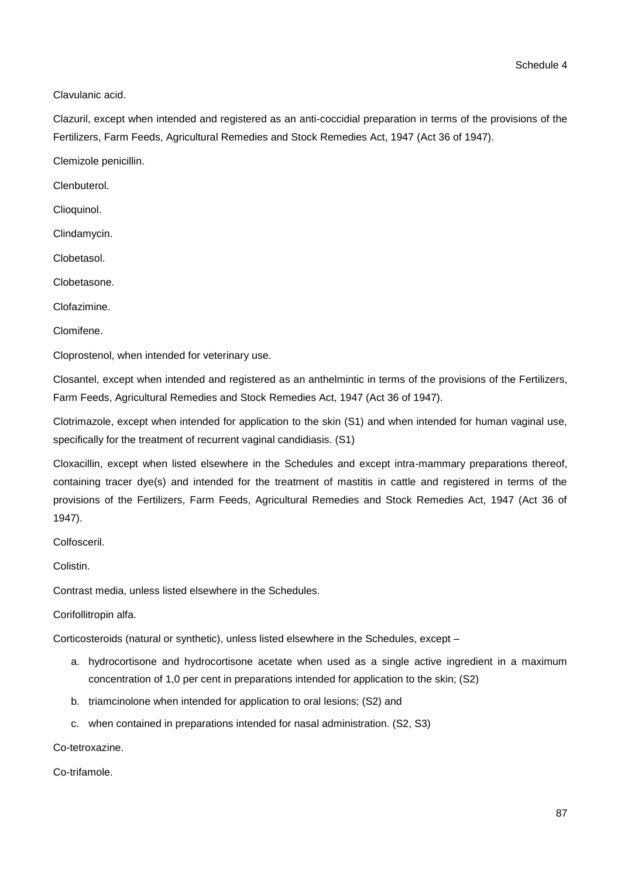Clavulanic acid.

Clazuril, except when intended and registered as an anti-coccidial preparation in terms of the provisions of the Fertilizers, Farm Feeds, Agricultural Remedies and Stock Remedies Act, 1947 (Act 36 of 1947).

Clemizole penicillin.

Clenbuterol.

Clioquinol.

Clindamycin.

Clobetasol.

Clobetasone.

Clofazimine.

Clomifene.

Cloprostenol, when intended for veterinary use.

Closantel, except when intended and registered as an anthelmintic in terms of the provisions of the Fertilizers, Farm Feeds, Agricultural Remedies and Stock Remedies Act, 1947 (Act 36 of 1947).

Clotrimazole, except when intended for application to the skin (S1) and when intended for human vaginal use, specifically for the treatment of recurrent vaginal candidiasis. (S1)

Cloxacillin, except when listed elsewhere in the Schedules and except intra-mammary preparations thereof, containing tracer dye(s) and intended for the treatment of mastitis in cattle and registered in terms of the provisions of the Fertilizers, Farm Feeds, Agricultural Remedies and Stock Remedies Act, 1947 (Act 36 of 1947).

Colfosceril.

Colistin.

Contrast media, unless listed elsewhere in the Schedules.

Corifollitropin alfa.

Corticosteroids (natural or synthetic), unless listed elsewhere in the Schedules, except –

a. hydrocortisone and hydrocortisone acetate when used as a single active ingredient in a maximum concentration of 1,0 per cent in preparations intended for application to the skin; (S2)
b. triamcinolone when intended for application to oral lesions; (S2) and
c. when contained in preparations intended for nasal administration. (S2, S3)

Co-tetroxazine.

Co-trifamole.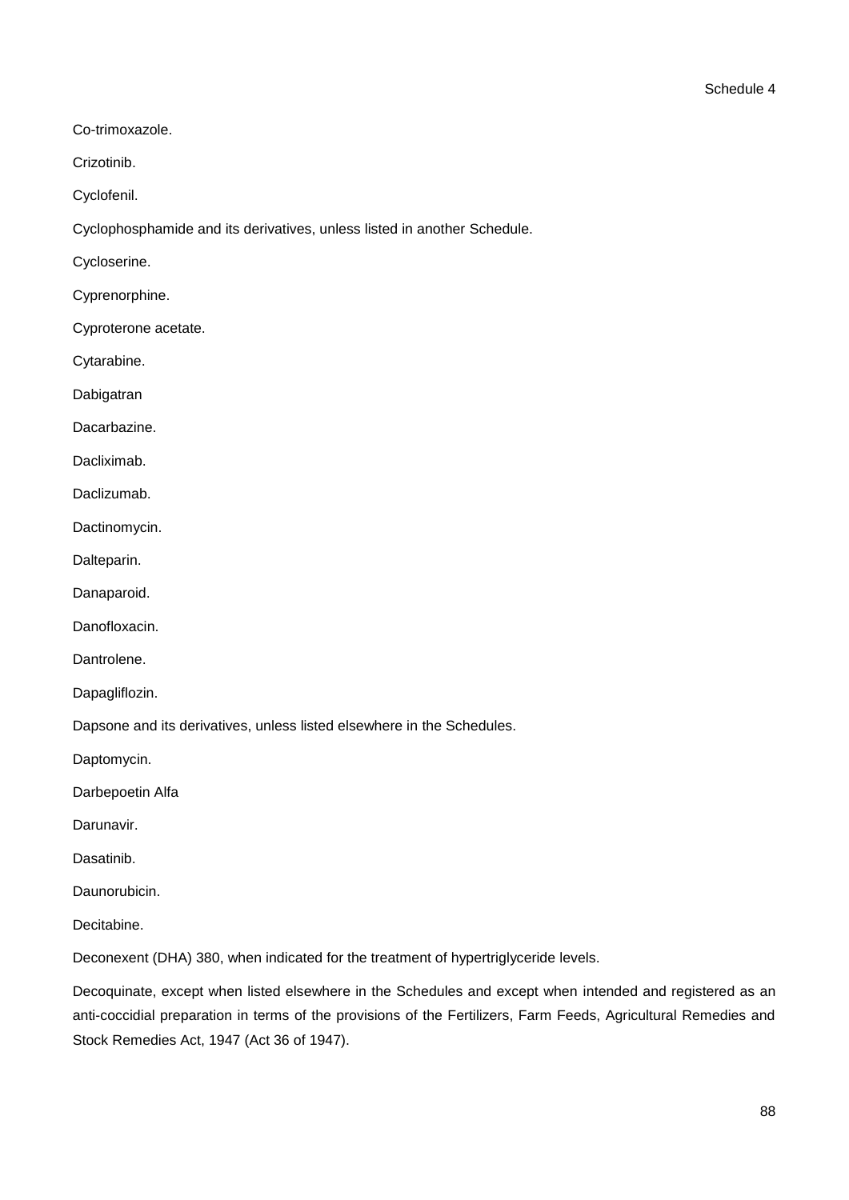Co-trimoxazole.

Crizotinib.

Cyclofenil.

Cyclophosphamide and its derivatives, unless listed in another Schedule.

Cycloserine.

Cyprenorphine.

Cyproterone acetate.

Cytarabine.

Dabigatran

Dacarbazine.

Dacliximab.

Daclizumab.

Dactinomycin.

Dalteparin.

Danaparoid.

Danofloxacin.

Dantrolene.

Dapagliflozin.

Dapsone and its derivatives, unless listed elsewhere in the Schedules.

Daptomycin.

Darbepoetin Alfa

Darunavir.

Dasatinib.

Daunorubicin.

Decitabine.

Deconexent (DHA) 380, when indicated for the treatment of hypertriglyceride levels.

Decoquinate, except when listed elsewhere in the Schedules and except when intended and registered as an anti-coccidial preparation in terms of the provisions of the Fertilizers, Farm Feeds, Agricultural Remedies and Stock Remedies Act, 1947 (Act 36 of 1947).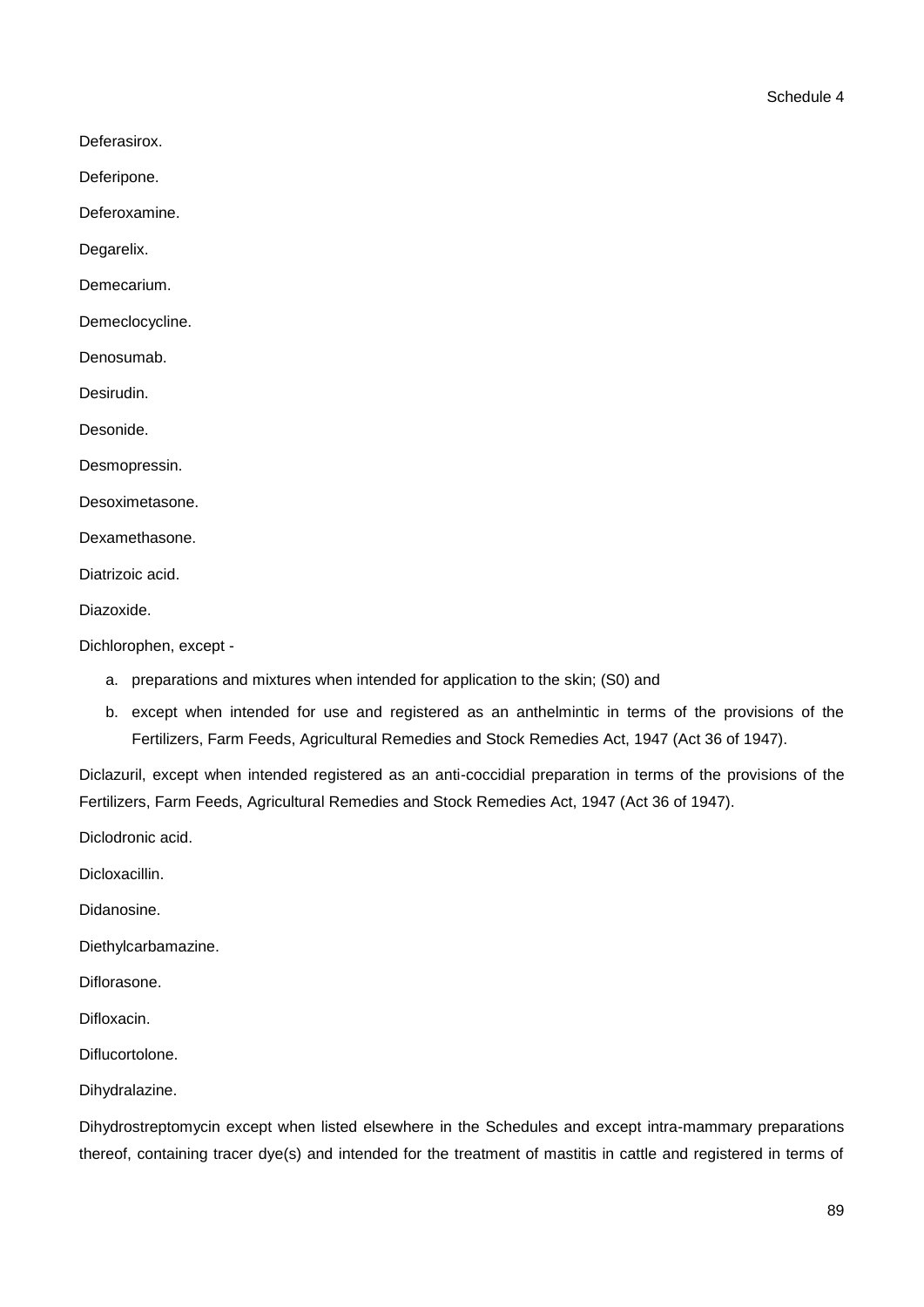Deferasirox.

Deferipone.

Deferoxamine.

Degarelix.

Demecarium.

Demeclocycline.

Denosumab.

Desirudin.

Desonide.

Desmopressin.

Desoximetasone.

Dexamethasone.

Diatrizoic acid.

Diazoxide.

Dichlorophen, except -

a. preparations and mixtures when intended for application to the skin; (S0) and
b. except when intended for use and registered as an anthelmintic in terms of the provisions of the Fertilizers, Farm Feeds, Agricultural Remedies and Stock Remedies Act, 1947 (Act 36 of 1947).

Diclazuril, except when intended registered as an anti-coccidial preparation in terms of the provisions of the Fertilizers, Farm Feeds, Agricultural Remedies and Stock Remedies Act, 1947 (Act 36 of 1947).

Diclodronic acid.

Dicloxacillin.

Didanosine.

Diethylcarbamazine.

Diflorasone.

Difloxacin.

Diflucortolone.

Dihydralazine.

Dihydrostreptomycin except when listed elsewhere in the Schedules and except intra-mammary preparations thereof, containing tracer dye(s) and intended for the treatment of mastitis in cattle and registered in terms of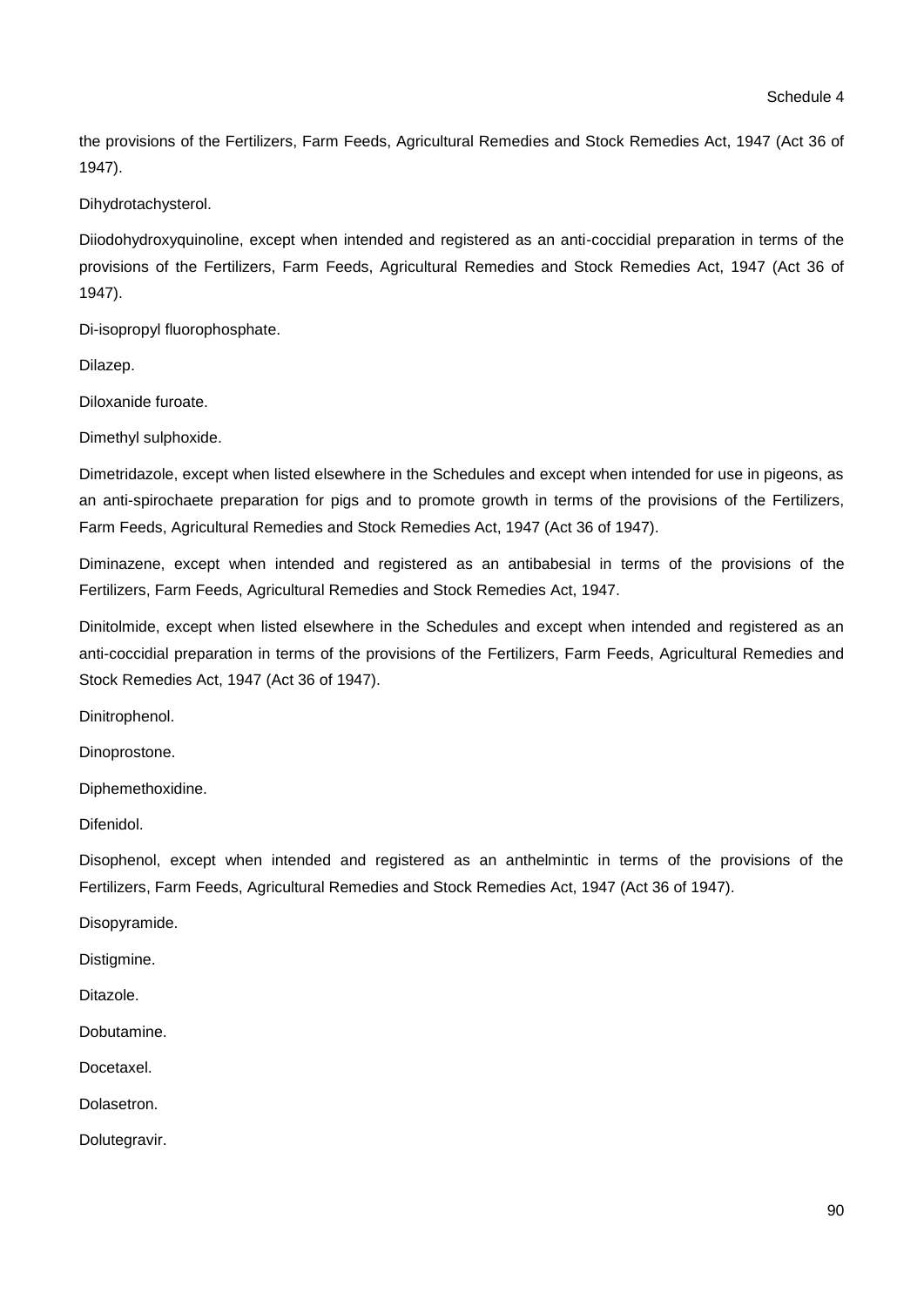the provisions of the Fertilizers, Farm Feeds, Agricultural Remedies and Stock Remedies Act, 1947 (Act 36 of 1947).

Dihydrotachysterol.

Diiodohydroxyquinoline, except when intended and registered as an anti-coccidial preparation in terms of the provisions of the Fertilizers, Farm Feeds, Agricultural Remedies and Stock Remedies Act, 1947 (Act 36 of 1947).

Di-isopropyl fluorophosphate.

Dilazep.

Diloxanide furoate.

Dimethyl sulphoxide.

Dimetridazole, except when listed elsewhere in the Schedules and except when intended for use in pigeons, as an anti-spirochaete preparation for pigs and to promote growth in terms of the provisions of the Fertilizers, Farm Feeds, Agricultural Remedies and Stock Remedies Act, 1947 (Act 36 of 1947).

Diminazene, except when intended and registered as an antibabesial in terms of the provisions of the Fertilizers, Farm Feeds, Agricultural Remedies and Stock Remedies Act, 1947.

Dinitolmide, except when listed elsewhere in the Schedules and except when intended and registered as an anti-coccidial preparation in terms of the provisions of the Fertilizers, Farm Feeds, Agricultural Remedies and Stock Remedies Act, 1947 (Act 36 of 1947).

Dinitrophenol.

Dinoprostone.

Diphemethoxidine.

Difenidol.

Disophenol, except when intended and registered as an anthelmintic in terms of the provisions of the Fertilizers, Farm Feeds, Agricultural Remedies and Stock Remedies Act, 1947 (Act 36 of 1947).

Disopyramide.

Distigmine.

Ditazole.

Dobutamine.

Docetaxel.

Dolasetron.

Dolutegravir.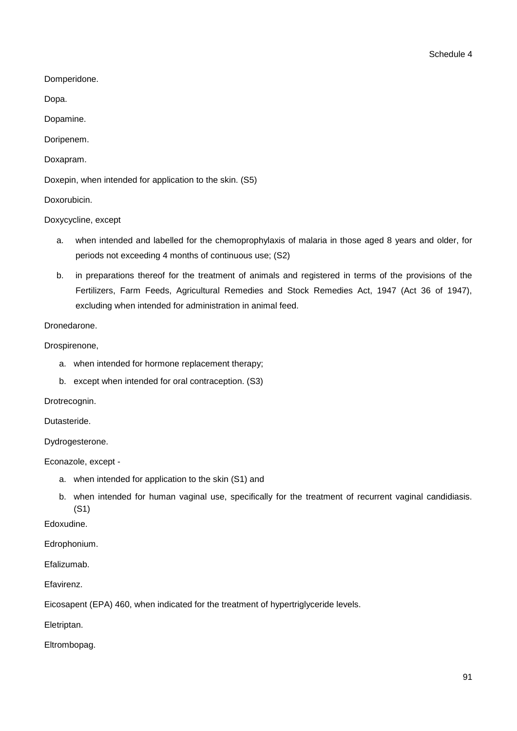Domperidone.

Dopa.

Dopamine.

Doripenem.

Doxapram.

Doxepin, when intended for application to the skin. (S5)

Doxorubicin.

Doxycycline, except

a. when intended and labelled for the chemoprophylaxis of malaria in those aged 8 years and older, for periods not exceeding 4 months of continuous use; (S2)

b. in preparations thereof for the treatment of animals and registered in terms of the provisions of the Fertilizers, Farm Feeds, Agricultural Remedies and Stock Remedies Act, 1947 (Act 36 of 1947), excluding when intended for administration in animal feed.

Dronedarone.

Drospirenone,

a. when intended for hormone replacement therapy;

b. except when intended for oral contraception. (S3)

Drotrecognin.

Dutasteride.

Dydrogesterone.

Econazole, except -

a. when intended for application to the skin (S1) and

b. when intended for human vaginal use, specifically for the treatment of recurrent vaginal candidiasis. (S1)

Edoxudine.

Edrophonium.

Efalizumab.

Efavirenz.

Eicosapent (EPA) 460, when indicated for the treatment of hypertriglyceride levels.

Eletriptan.

Eltrombopag.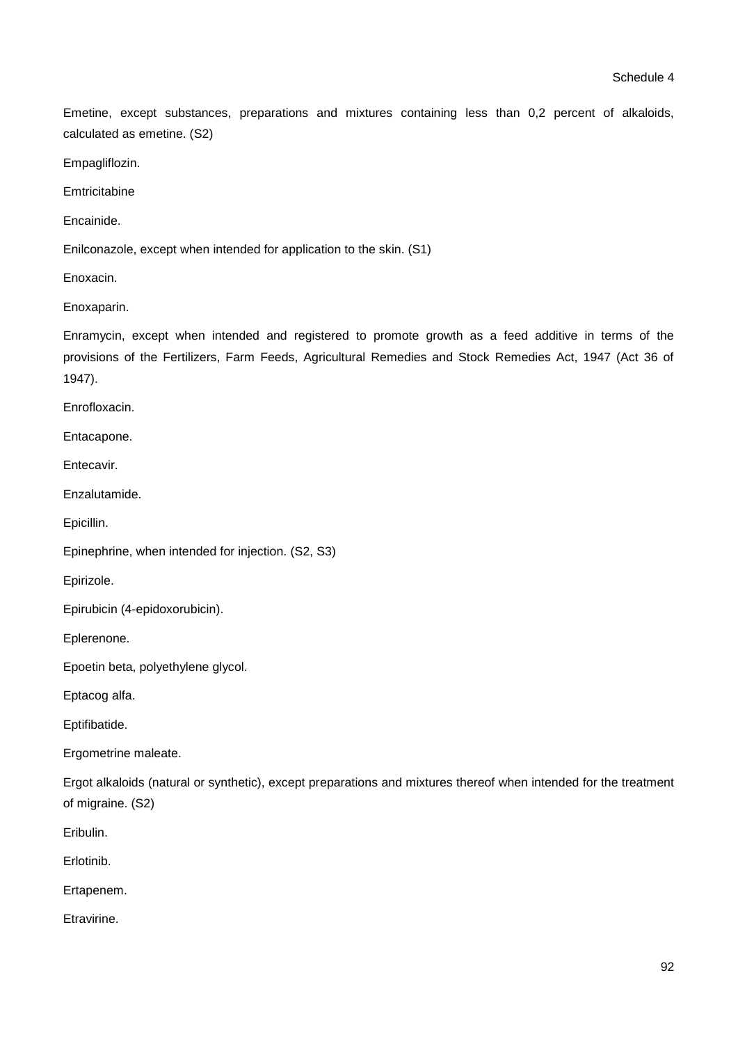Emetine, except substances, preparations and mixtures containing less than 0,2 percent of alkaloids, calculated as emetine. (S2)

Empagliflozin.

Emtricitabine

Encainide.

Enilconazole, except when intended for application to the skin. (S1)

Enoxacin.

Enoxaparin.

Enramycin, except when intended and registered to promote growth as a feed additive in terms of the provisions of the Fertilizers, Farm Feeds, Agricultural Remedies and Stock Remedies Act, 1947 (Act 36 of 1947).

Enrofloxacin.

Entacapone.

Entecavir.

Enzalutamide.

Epicillin.

Epinephrine, when intended for injection. (S2, S3)

Epirizole.

Epirubicin (4-epidoxorubicin).

Eplerenone.

Epoetin beta, polyethylene glycol.

Eptacog alfa.

Eptifibatide.

Ergometrine maleate.

Ergot alkaloids (natural or synthetic), except preparations and mixtures thereof when intended for the treatment of migraine. (S2)

Eribulin.

Erlotinib.

Ertapenem.

Etravirine.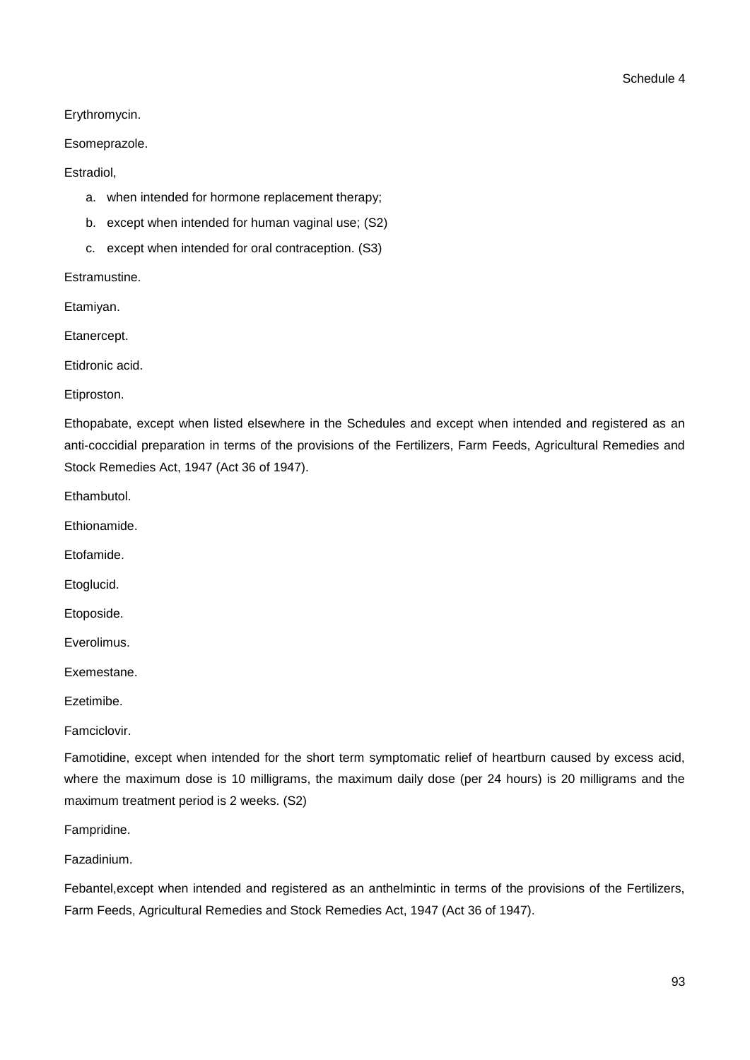Erythromycin.

Esomeprazole.

Estradiol,

a. when intended for hormone replacement therapy;
b. except when intended for human vaginal use; (S2)
c. except when intended for oral contraception. (S3)

Estramustine.

Etamiyan.

Etanercept.

Etidronic acid.

Etiproston.

Ethopabate, except when listed elsewhere in the Schedules and except when intended and registered as an anti-coccidial preparation in terms of the provisions of the Fertilizers, Farm Feeds, Agricultural Remedies and Stock Remedies Act, 1947 (Act 36 of 1947).

Ethambutol.

Ethionamide.

Etofamide.

Etoglucid.

Etoposide.

Everolimus.

Exemestane.

Ezetimibe.

Famciclovir.

Famotidine, except when intended for the short term symptomatic relief of heartburn caused by excess acid, where the maximum dose is 10 milligrams, the maximum daily dose (per 24 hours) is 20 milligrams and the maximum treatment period is 2 weeks. (S2)

Fampridine.

Fazadinium.

Febantel,except when intended and registered as an anthelmintic in terms of the provisions of the Fertilizers, Farm Feeds, Agricultural Remedies and Stock Remedies Act, 1947 (Act 36 of 1947).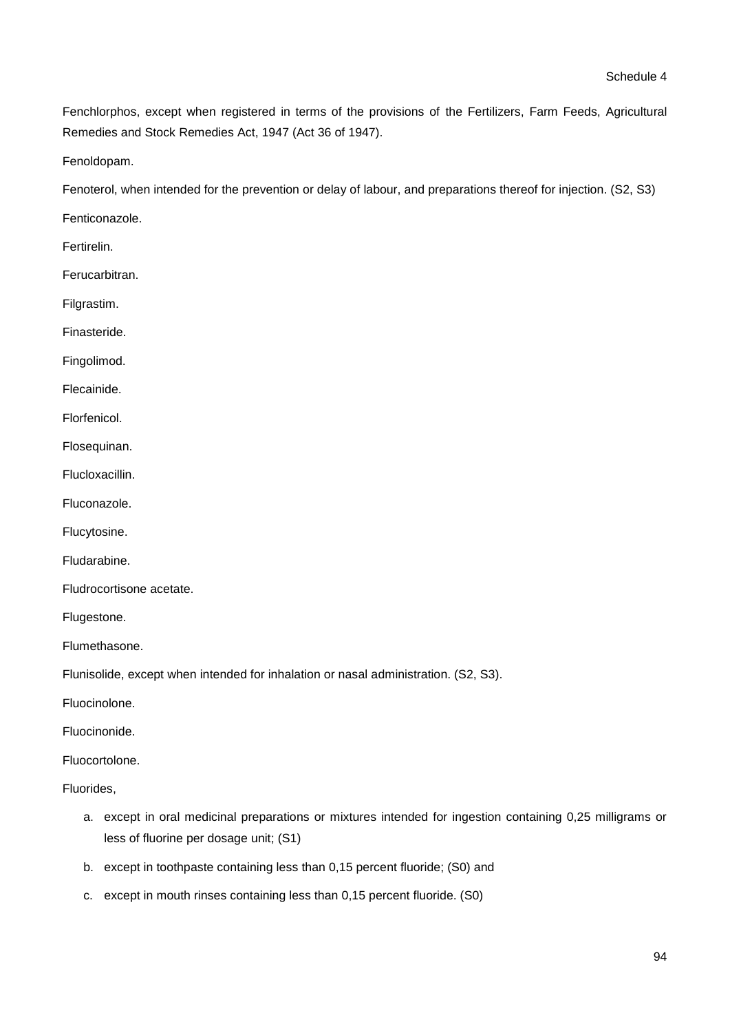Fenchlorphos, except when registered in terms of the provisions of the Fertilizers, Farm Feeds, Agricultural Remedies and Stock Remedies Act, 1947 (Act 36 of 1947).

Fenoldopam.

Fenoterol, when intended for the prevention or delay of labour, and preparations thereof for injection. (S2, S3)

Fenticonazole.

Fertirelin.

Ferucarbitran.

Filgrastim.

Finasteride.

Fingolimod.

Flecainide.

Florfenicol.

Flosequinan.

Flucloxacillin.

Fluconazole.

Flucytosine.

Fludarabine.

Fludrocortisone acetate.

Flugestone.

Flumethasone.

Flunisolide, except when intended for inhalation or nasal administration. (S2, S3).

Fluocinolone.

Fluocinonide.

Fluocortolone.

Fluorides,

a. except in oral medicinal preparations or mixtures intended for ingestion containing 0,25 milligrams or less of fluorine per dosage unit; (S1)
b. except in toothpaste containing less than 0,15 percent fluoride; (S0) and
c. except in mouth rinses containing less than 0,15 percent fluoride. (S0)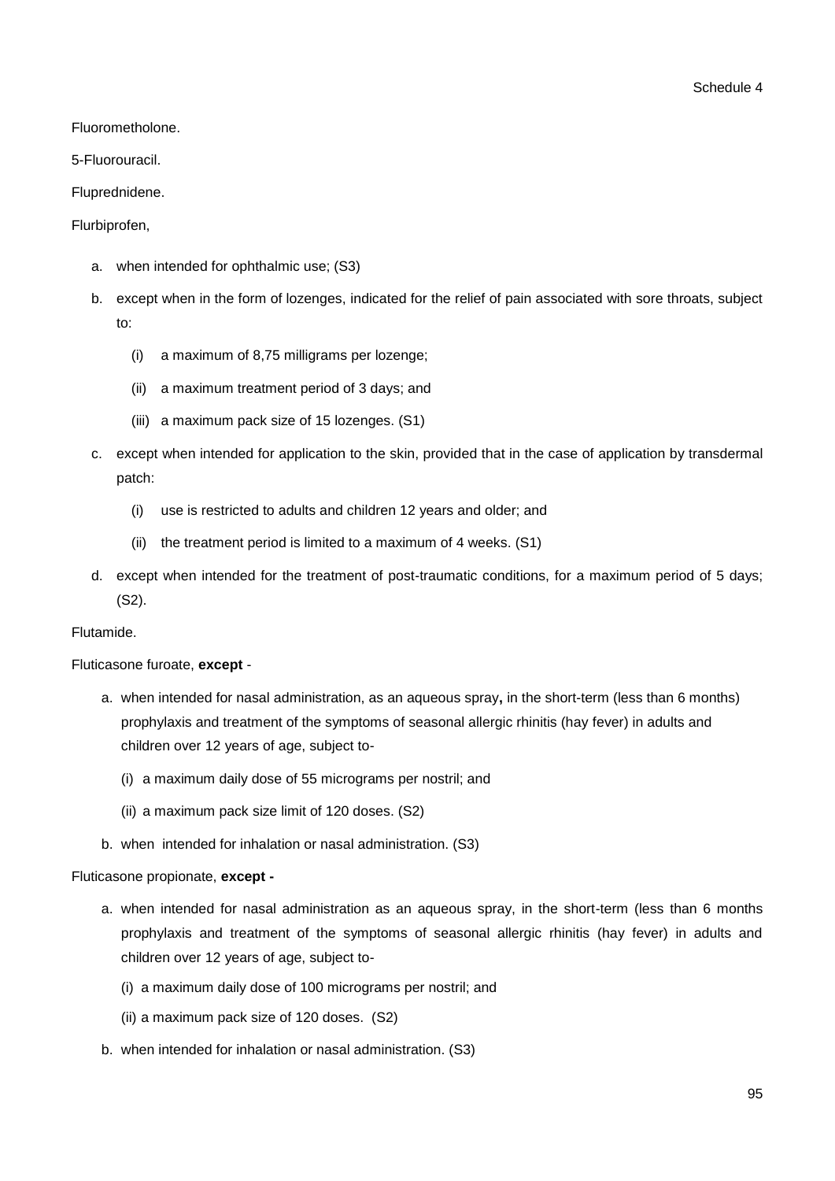Fluorometholone.

5-Fluorouracil.

Fluprednidene.

Flurbiprofen,

a. when intended for ophthalmic use; (S3)
b. except when in the form of lozenges, indicated for the relief of pain associated with sore throats, subject to:
   (i) a maximum of 8,75 milligrams per lozenge;
   (ii) a maximum treatment period of 3 days; and
   (iii) a maximum pack size of 15 lozenges. (S1)
c. except when intended for application to the skin, provided that in the case of application by transdermal patch:
   (i) use is restricted to adults and children 12 years and older; and
   (ii) the treatment period is limited to a maximum of 4 weeks. (S1)
d. except when intended for the treatment of post-traumatic conditions, for a maximum period of 5 days; (S2).

Flutamide.

Fluticasone furoate, **except** -

a. when intended for nasal administration, as an aqueous spray**,** in the short-term (less than 6 months) prophylaxis and treatment of the symptoms of seasonal allergic rhinitis (hay fever) in adults and children over 12 years of age, subject to-
   (i) a maximum daily dose of 55 micrograms per nostril; and
   (ii) a maximum pack size limit of 120 doses. (S2)
b. when intended for inhalation or nasal administration. (S3)

Fluticasone propionate, **except -**

a. when intended for nasal administration as an aqueous spray, in the short-term (less than 6 months prophylaxis and treatment of the symptoms of seasonal allergic rhinitis (hay fever) in adults and children over 12 years of age, subject to-
   (i) a maximum daily dose of 100 micrograms per nostril; and
   (ii) a maximum pack size of 120 doses. (S2)
b. when intended for inhalation or nasal administration. (S3)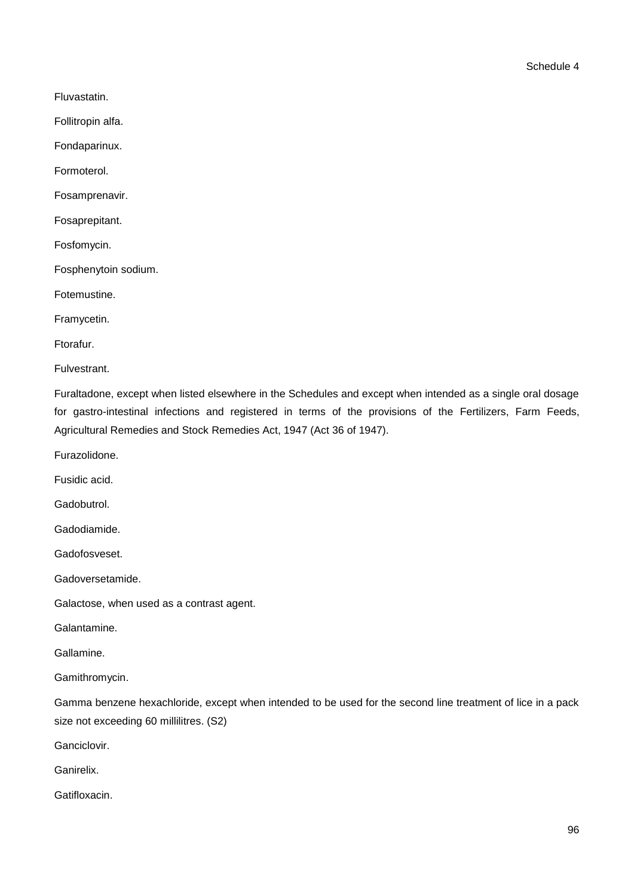Fluvastatin.

Follitropin alfa.

Fondaparinux.

Formoterol.

Fosamprenavir.

Fosaprepitant.

Fosfomycin.

Fosphenytoin sodium.

Fotemustine.

Framycetin.

Ftorafur.

Fulvestrant.

Furaltadone, except when listed elsewhere in the Schedules and except when intended as a single oral dosage for gastro-intestinal infections and registered in terms of the provisions of the Fertilizers, Farm Feeds, Agricultural Remedies and Stock Remedies Act, 1947 (Act 36 of 1947).

Furazolidone.

Fusidic acid.

Gadobutrol.

Gadodiamide.

Gadofosveset.

Gadoversetamide.

Galactose, when used as a contrast agent.

Galantamine.

Gallamine.

Gamithromycin.

Gamma benzene hexachloride, except when intended to be used for the second line treatment of lice in a pack size not exceeding 60 millilitres. (S2)

Ganciclovir.

Ganirelix.

Gatifloxacin.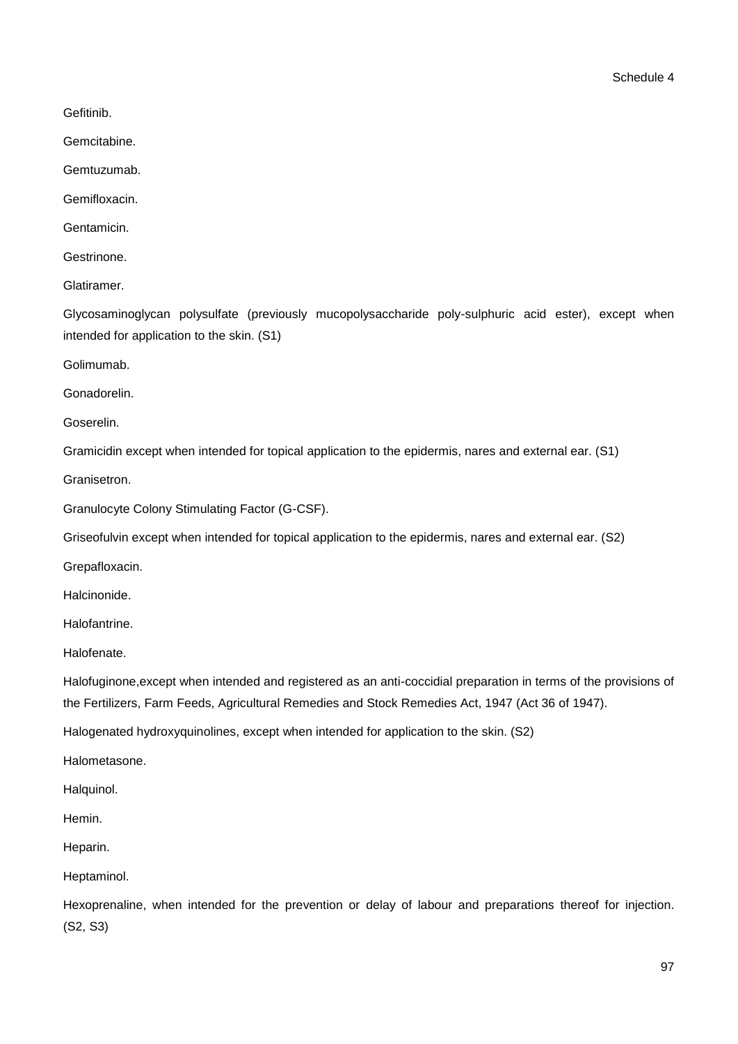Gefitinib.

Gemcitabine.

Gemtuzumab.

Gemifloxacin.

Gentamicin.

Gestrinone.

Glatiramer.

Glycosaminoglycan polysulfate (previously mucopolysaccharide poly-sulphuric acid ester), except when intended for application to the skin. (S1)

Golimumab.

Gonadorelin.

Goserelin.

Gramicidin except when intended for topical application to the epidermis, nares and external ear. (S1)

Granisetron.

Granulocyte Colony Stimulating Factor (G-CSF).

Griseofulvin except when intended for topical application to the epidermis, nares and external ear. (S2)

Grepafloxacin.

Halcinonide.

Halofantrine.

Halofenate.

Halofuginone,except when intended and registered as an anti-coccidial preparation in terms of the provisions of the Fertilizers, Farm Feeds, Agricultural Remedies and Stock Remedies Act, 1947 (Act 36 of 1947).

Halogenated hydroxyquinolines, except when intended for application to the skin. (S2)

Halometasone.

Halquinol.

Hemin.

Heparin.

Heptaminol.

Hexoprenaline, when intended for the prevention or delay of labour and preparations thereof for injection. (S2, S3)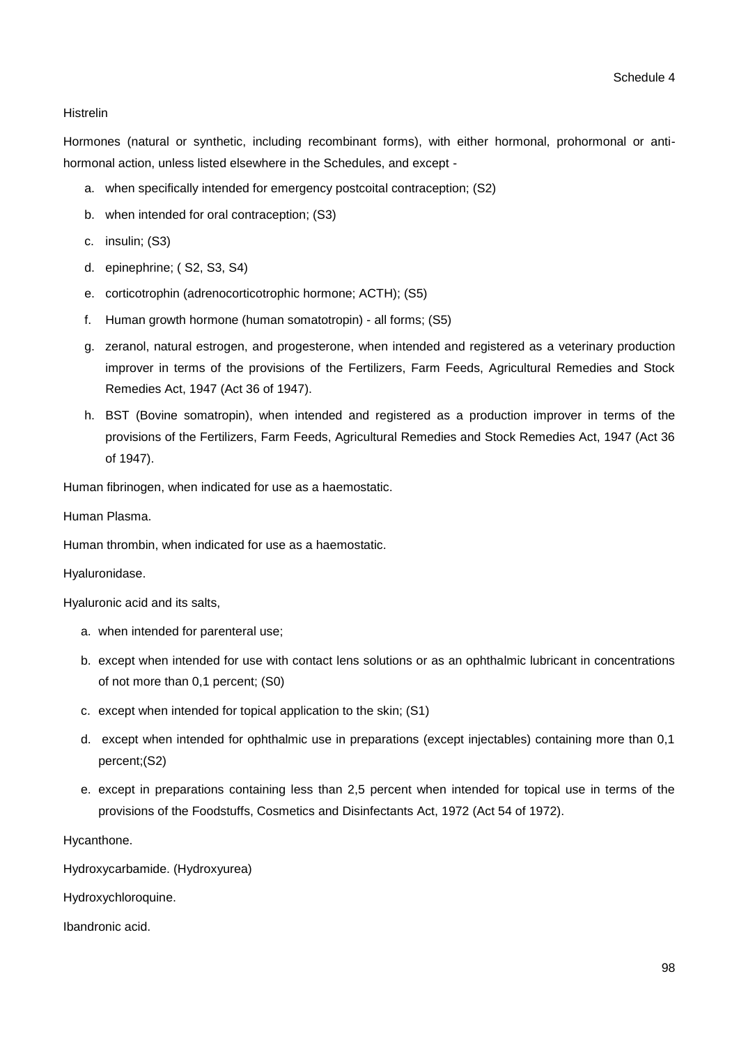Histrelin

Hormones (natural or synthetic, including recombinant forms), with either hormonal, prohormonal or anti-hormonal action, unless listed elsewhere in the Schedules, and except -

a. when specifically intended for emergency postcoital contraception; (S2)
b. when intended for oral contraception; (S3)
c. insulin; (S3)
d. epinephrine; ( S2, S3, S4)
e. corticotrophin (adrenocorticotrophic hormone; ACTH); (S5)
f. Human growth hormone (human somatotropin) - all forms; (S5)
g. zeranol, natural estrogen, and progesterone, when intended and registered as a veterinary production improver in terms of the provisions of the Fertilizers, Farm Feeds, Agricultural Remedies and Stock Remedies Act, 1947 (Act 36 of 1947).
h. BST (Bovine somatropin), when intended and registered as a production improver in terms of the provisions of the Fertilizers, Farm Feeds, Agricultural Remedies and Stock Remedies Act, 1947 (Act 36 of 1947).

Human fibrinogen, when indicated for use as a haemostatic.

Human Plasma.

Human thrombin, when indicated for use as a haemostatic.

Hyaluronidase.

Hyaluronic acid and its salts,

a. when intended for parenteral use;
b. except when intended for use with contact lens solutions or as an ophthalmic lubricant in concentrations of not more than 0,1 percent; (S0)
c. except when intended for topical application to the skin; (S1)
d. except when intended for ophthalmic use in preparations (except injectables) containing more than 0,1 percent;(S2)
e. except in preparations containing less than 2,5 percent when intended for topical use in terms of the provisions of the Foodstuffs, Cosmetics and Disinfectants Act, 1972 (Act 54 of 1972).

Hycanthone.

Hydroxycarbamide. (Hydroxyurea)

Hydroxychloroquine.

Ibandronic acid.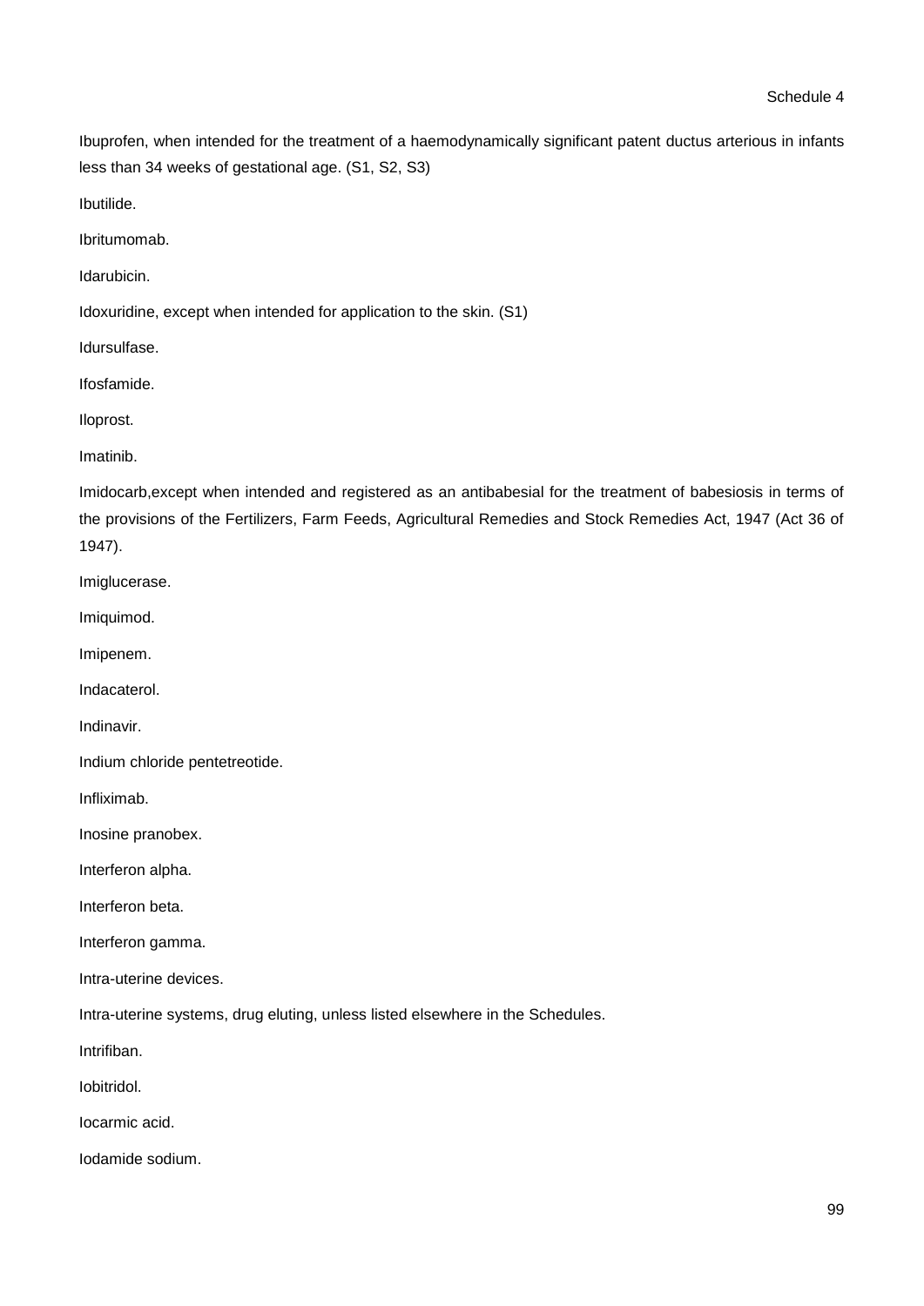Ibuprofen, when intended for the treatment of a haemodynamically significant patent ductus arterious in infants less than 34 weeks of gestational age. (S1, S2, S3)

Ibutilide.

Ibritumomab.

Idarubicin.

Idoxuridine, except when intended for application to the skin. (S1)

Idursulfase.

Ifosfamide.

Iloprost.

Imatinib.

Imidocarb,except when intended and registered as an antibabesial for the treatment of babesiosis in terms of the provisions of the Fertilizers, Farm Feeds, Agricultural Remedies and Stock Remedies Act, 1947 (Act 36 of 1947).

Imiglucerase.

Imiquimod.

Imipenem.

Indacaterol.

Indinavir.

Indium chloride pentetreotide.

Infliximab.

Inosine pranobex.

Interferon alpha.

Interferon beta.

Interferon gamma.

Intra-uterine devices.

Intra-uterine systems, drug eluting, unless listed elsewhere in the Schedules.

Intrifiban.

Iobitridol.

Iocarmic acid.

Iodamide sodium.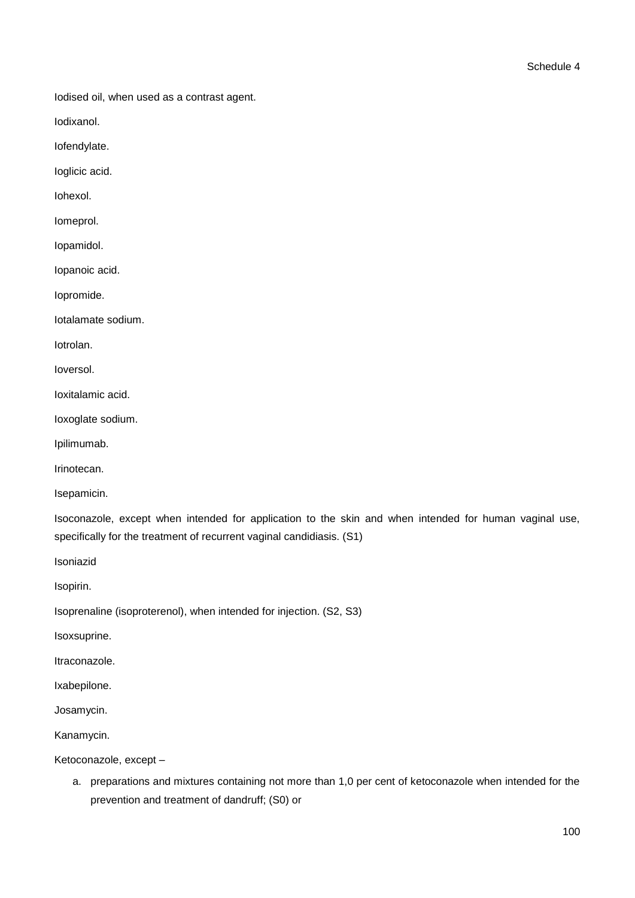Iodised oil, when used as a contrast agent.

Iodixanol.

Iofendylate.

Ioglicic acid.

Iohexol.

Iomeprol.

Iopamidol.

Iopanoic acid.

Iopromide.

Iotalamate sodium.

Iotrolan.

Ioversol.

Ioxitalamic acid.

Ioxoglate sodium.

Ipilimumab.

Irinotecan.

Isepamicin.

Isoconazole, except when intended for application to the skin and when intended for human vaginal use, specifically for the treatment of recurrent vaginal candidiasis. (S1)

Isoniazid

Isopirin.

Isoprenaline (isoproterenol), when intended for injection. (S2, S3)

Isoxsuprine.

Itraconazole.

Ixabepilone.

Josamycin.

Kanamycin.

Ketoconazole, except –

a. preparations and mixtures containing not more than 1,0 per cent of ketoconazole when intended for the prevention and treatment of dandruff; (S0) or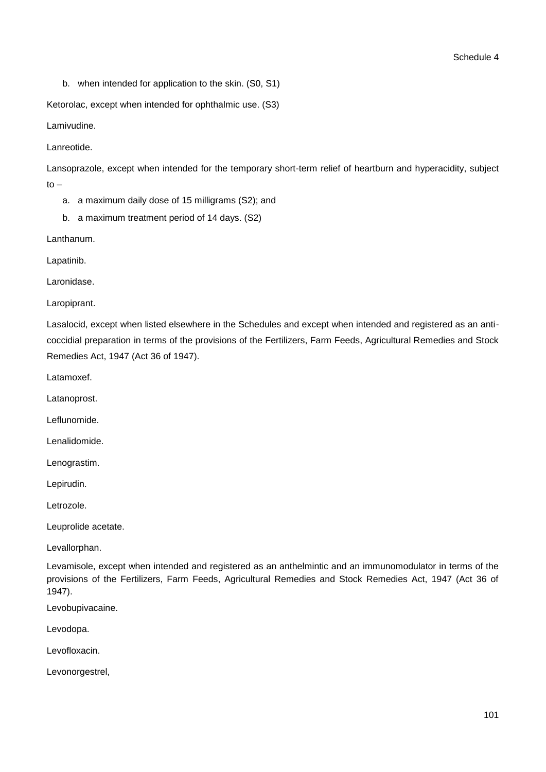b. when intended for application to the skin. (S0, S1)

Ketorolac, except when intended for ophthalmic use. (S3)

Lamivudine.

Lanreotide.

Lansoprazole, except when intended for the temporary short-term relief of heartburn and hyperacidity, subject to –

a. a maximum daily dose of 15 milligrams (S2); and
b. a maximum treatment period of 14 days. (S2)

Lanthanum.

Lapatinib.

Laronidase.

Laropiprant.

Lasalocid, except when listed elsewhere in the Schedules and except when intended and registered as an anti-coccidial preparation in terms of the provisions of the Fertilizers, Farm Feeds, Agricultural Remedies and Stock Remedies Act, 1947 (Act 36 of 1947).

Latamoxef.

Latanoprost.

Leflunomide.

Lenalidomide.

Lenograstim.

Lepirudin.

Letrozole.

Leuprolide acetate.

Levallorphan.

Levamisole, except when intended and registered as an anthelmintic and an immunomodulator in terms of the provisions of the Fertilizers, Farm Feeds, Agricultural Remedies and Stock Remedies Act, 1947 (Act 36 of 1947).

Levobupivacaine.

Levodopa.

Levofloxacin.

Levonorgestrel,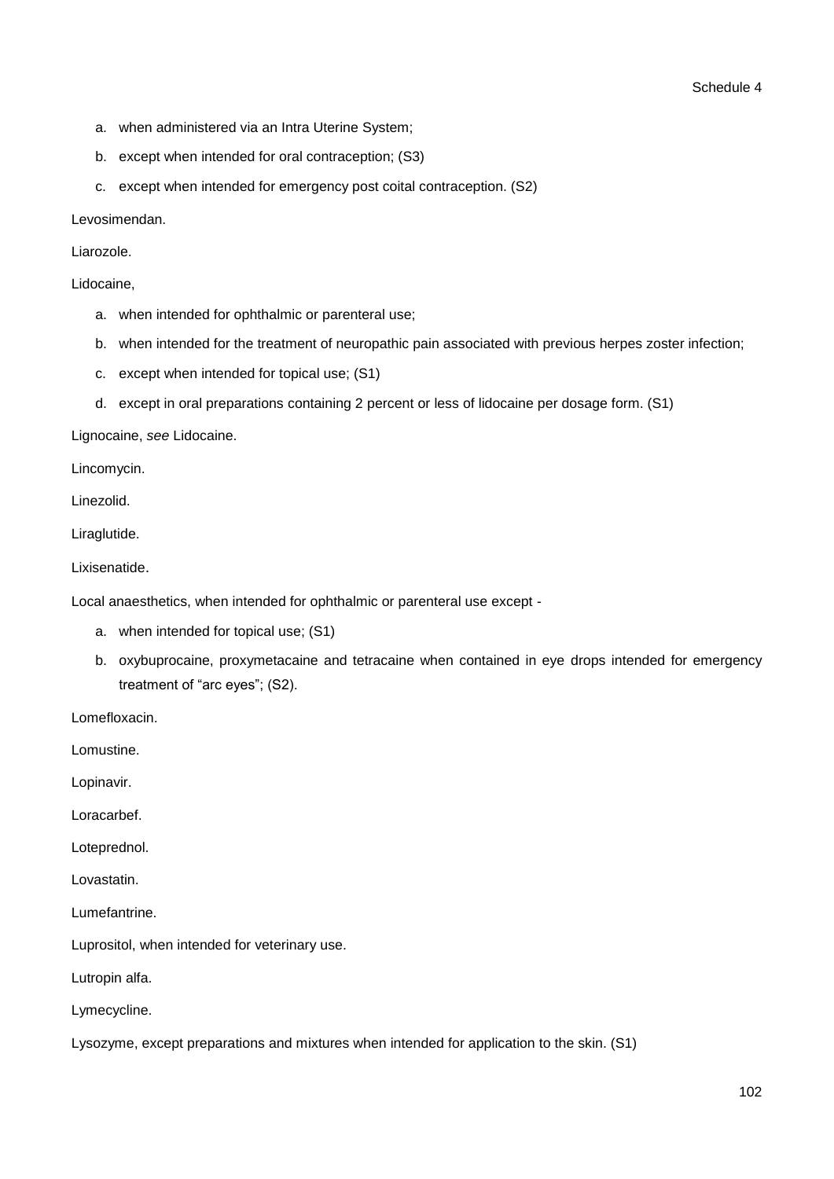a. when administered via an Intra Uterine System;
b. except when intended for oral contraception; (S3)
c. except when intended for emergency post coital contraception. (S2)

Levosimendan.

Liarozole.

Lidocaine,

a. when intended for ophthalmic or parenteral use;
b. when intended for the treatment of neuropathic pain associated with previous herpes zoster infection;
c. except when intended for topical use; (S1)
d. except in oral preparations containing 2 percent or less of lidocaine per dosage form. (S1)

Lignocaine, *see* Lidocaine.

Lincomycin.

Linezolid.

Liraglutide.

Lixisenatide.

Local anaesthetics, when intended for ophthalmic or parenteral use except -

a. when intended for topical use; (S1)
b. oxybuprocaine, proxymetacaine and tetracaine when contained in eye drops intended for emergency treatment of "arc eyes"; (S2).

Lomefloxacin.

Lomustine.

Lopinavir.

Loracarbef.

Loteprednol.

Lovastatin.

Lumefantrine.

Luprositol, when intended for veterinary use.

Lutropin alfa.

Lymecycline.

Lysozyme, except preparations and mixtures when intended for application to the skin. (S1)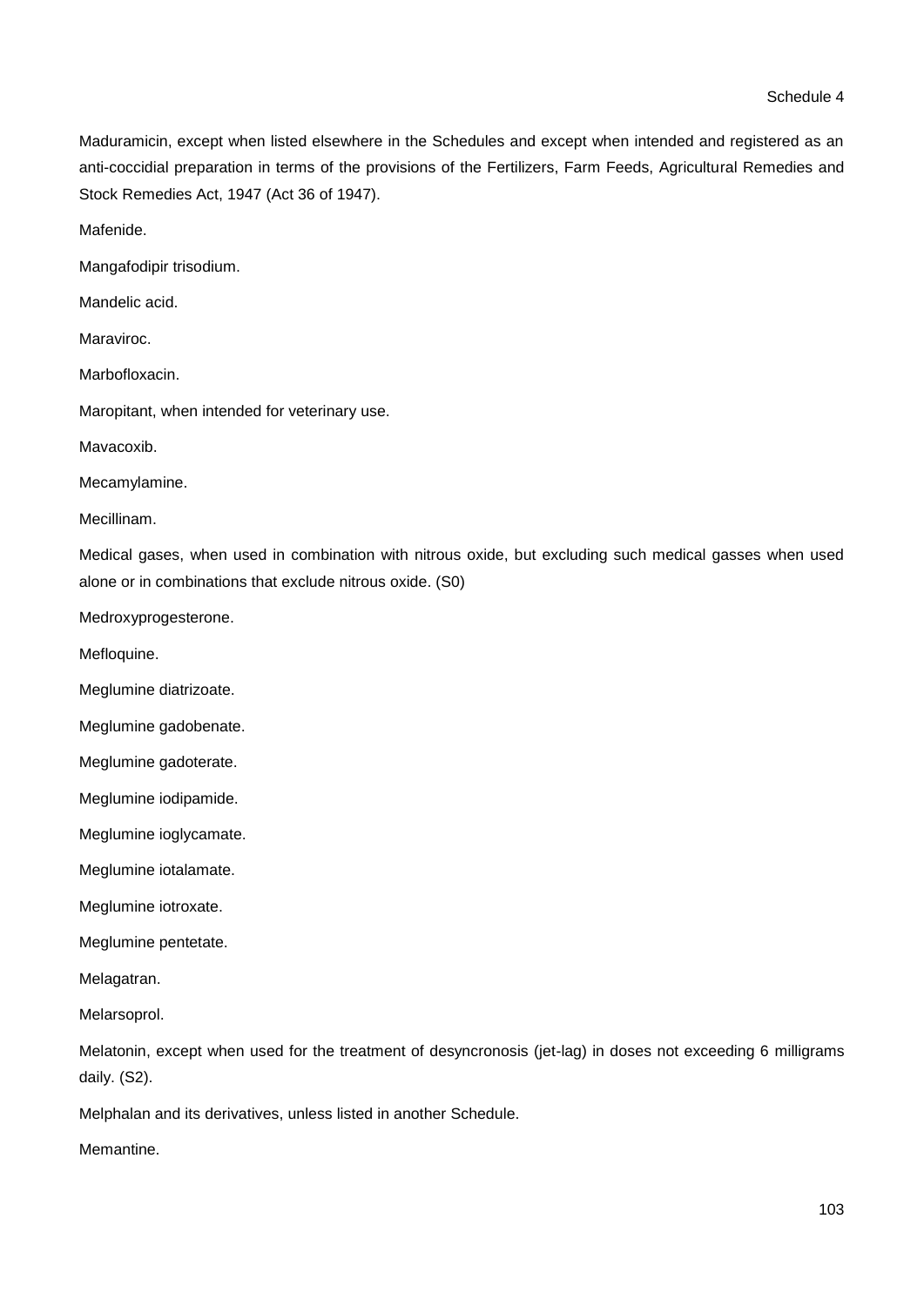Maduramicin, except when listed elsewhere in the Schedules and except when intended and registered as an anti-coccidial preparation in terms of the provisions of the Fertilizers, Farm Feeds, Agricultural Remedies and Stock Remedies Act, 1947 (Act 36 of 1947).

Mafenide.

Mangafodipir trisodium.

Mandelic acid.

Maraviroc.

Marbofloxacin.

Maropitant, when intended for veterinary use.

Mavacoxib.

Mecamylamine.

Mecillinam.

Medical gases, when used in combination with nitrous oxide, but excluding such medical gasses when used alone or in combinations that exclude nitrous oxide. (S0)

Medroxyprogesterone.

Mefloquine.

Meglumine diatrizoate.

Meglumine gadobenate.

Meglumine gadoterate.

Meglumine iodipamide.

Meglumine ioglycamate.

Meglumine iotalamate.

Meglumine iotroxate.

Meglumine pentetate.

Melagatran.

Melarsoprol.

Melatonin, except when used for the treatment of desyncronosis (jet-lag) in doses not exceeding 6 milligrams daily. (S2).

Melphalan and its derivatives, unless listed in another Schedule.

Memantine.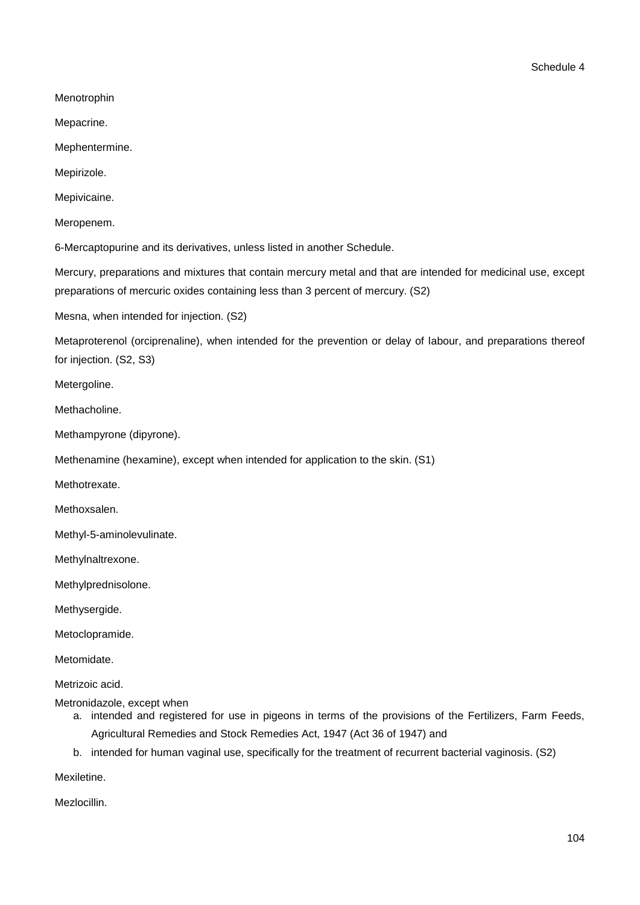Menotrophin

Mepacrine.

Mephentermine.

Mepirizole.

Mepivicaine.

Meropenem.

6-Mercaptopurine and its derivatives, unless listed in another Schedule.

Mercury, preparations and mixtures that contain mercury metal and that are intended for medicinal use, except preparations of mercuric oxides containing less than 3 percent of mercury. (S2)

Mesna, when intended for injection. (S2)

Metaproterenol (orciprenaline), when intended for the prevention or delay of labour, and preparations thereof for injection. (S2, S3)

Metergoline.

Methacholine.

Methampyrone (dipyrone).

Methenamine (hexamine), except when intended for application to the skin. (S1)

Methotrexate.

Methoxsalen.

Methyl-5-aminolevulinate.

Methylnaltrexone.

Methylprednisolone.

Methysergide.

Metoclopramide.

Metomidate.

Metrizoic acid.

Metronidazole, except when

a. intended and registered for use in pigeons in terms of the provisions of the Fertilizers, Farm Feeds, Agricultural Remedies and Stock Remedies Act, 1947 (Act 36 of 1947) and
b. intended for human vaginal use, specifically for the treatment of recurrent bacterial vaginosis. (S2)

Mexiletine.

Mezlocillin.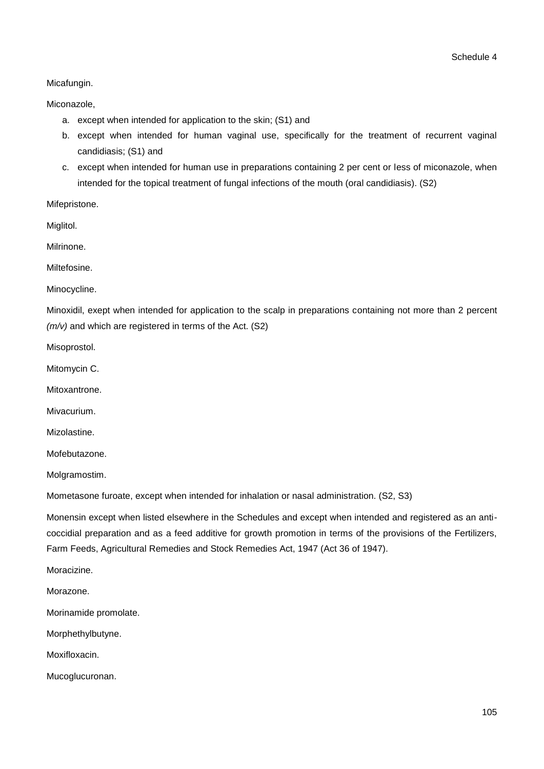Micafungin.

Miconazole,

a. except when intended for application to the skin; (S1) and
b. except when intended for human vaginal use, specifically for the treatment of recurrent vaginal candidiasis; (S1) and
c. except when intended for human use in preparations containing 2 per cent or less of miconazole, when intended for the topical treatment of fungal infections of the mouth (oral candidiasis). (S2)

Mifepristone.

Miglitol.

Milrinone.

Miltefosine.

Minocycline.

Minoxidil, exept when intended for application to the scalp in preparations containing not more than 2 percent *(m/v)* and which are registered in terms of the Act. (S2)

Misoprostol.

Mitomycin C.

Mitoxantrone.

Mivacurium.

Mizolastine.

Mofebutazone.

Molgramostim.

Mometasone furoate, except when intended for inhalation or nasal administration. (S2, S3)

Monensin except when listed elsewhere in the Schedules and except when intended and registered as an anti-coccidial preparation and as a feed additive for growth promotion in terms of the provisions of the Fertilizers, Farm Feeds, Agricultural Remedies and Stock Remedies Act, 1947 (Act 36 of 1947).

Moracizine.

Morazone.

Morinamide promolate.

Morphethylbutyne.

Moxifloxacin.

Mucoglucuronan.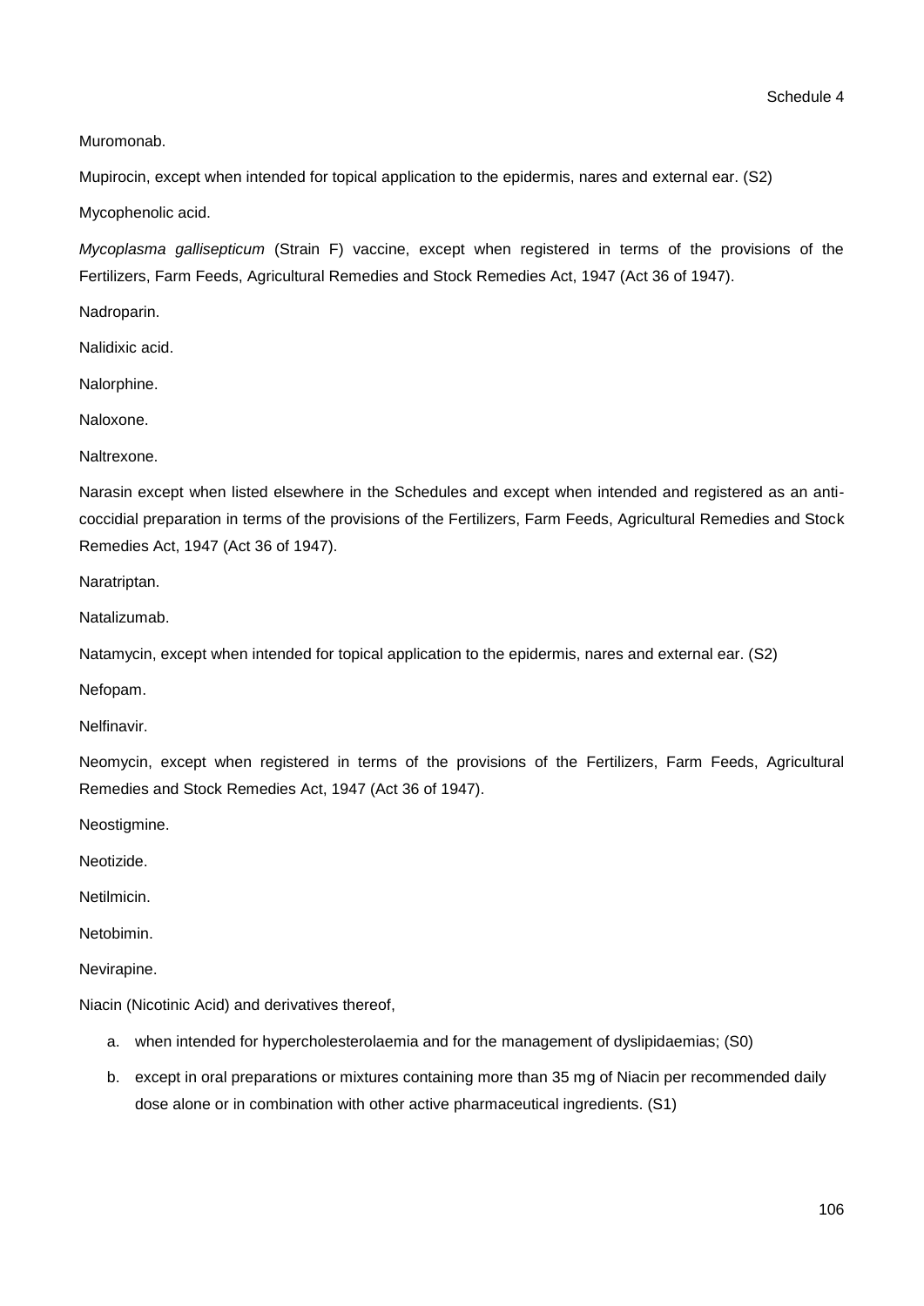Muromonab.

Mupirocin, except when intended for topical application to the epidermis, nares and external ear. (S2)

Mycophenolic acid.

*Mycoplasma gallisepticum* (Strain F) vaccine, except when registered in terms of the provisions of the Fertilizers, Farm Feeds, Agricultural Remedies and Stock Remedies Act, 1947 (Act 36 of 1947).

Nadroparin.

Nalidixic acid.

Nalorphine.

Naloxone.

Naltrexone.

Narasin except when listed elsewhere in the Schedules and except when intended and registered as an anti-coccidial preparation in terms of the provisions of the Fertilizers, Farm Feeds, Agricultural Remedies and Stock Remedies Act, 1947 (Act 36 of 1947).

Naratriptan.

Natalizumab.

Natamycin, except when intended for topical application to the epidermis, nares and external ear. (S2)

Nefopam.

Nelfinavir.

Neomycin, except when registered in terms of the provisions of the Fertilizers, Farm Feeds, Agricultural Remedies and Stock Remedies Act, 1947 (Act 36 of 1947).

Neostigmine.

Neotizide.

Netilmicin.

Netobimin.

Nevirapine.

Niacin (Nicotinic Acid) and derivatives thereof,

a. when intended for hypercholesterolaemia and for the management of dyslipidaemias; (S0)
b. except in oral preparations or mixtures containing more than 35 mg of Niacin per recommended daily dose alone or in combination with other active pharmaceutical ingredients. (S1)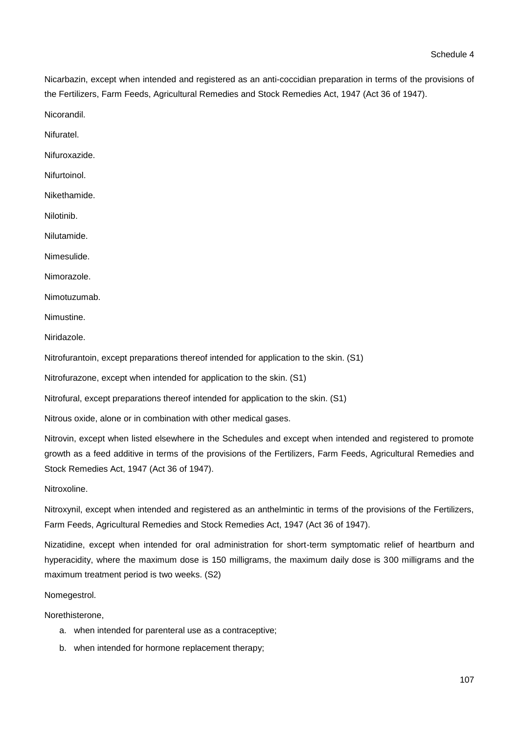Nicarbazin, except when intended and registered as an anti-coccidian preparation in terms of the provisions of the Fertilizers, Farm Feeds, Agricultural Remedies and Stock Remedies Act, 1947 (Act 36 of 1947).

Nicorandil.

Nifuratel.

Nifuroxazide.

Nifurtoinol.

Nikethamide.

Nilotinib.

Nilutamide.

Nimesulide.

Nimorazole.

Nimotuzumab.

Nimustine.

Niridazole.

Nitrofurantoin, except preparations thereof intended for application to the skin. (S1)

Nitrofurazone, except when intended for application to the skin. (S1)

Nitrofural, except preparations thereof intended for application to the skin. (S1)

Nitrous oxide, alone or in combination with other medical gases.

Nitrovin, except when listed elsewhere in the Schedules and except when intended and registered to promote growth as a feed additive in terms of the provisions of the Fertilizers, Farm Feeds, Agricultural Remedies and Stock Remedies Act, 1947 (Act 36 of 1947).

Nitroxoline.

Nitroxynil, except when intended and registered as an anthelmintic in terms of the provisions of the Fertilizers, Farm Feeds, Agricultural Remedies and Stock Remedies Act, 1947 (Act 36 of 1947).

Nizatidine, except when intended for oral administration for short-term symptomatic relief of heartburn and hyperacidity, where the maximum dose is 150 milligrams, the maximum daily dose is 300 milligrams and the maximum treatment period is two weeks. (S2)

Nomegestrol.

Norethisterone,

a. when intended for parenteral use as a contraceptive;
b. when intended for hormone replacement therapy;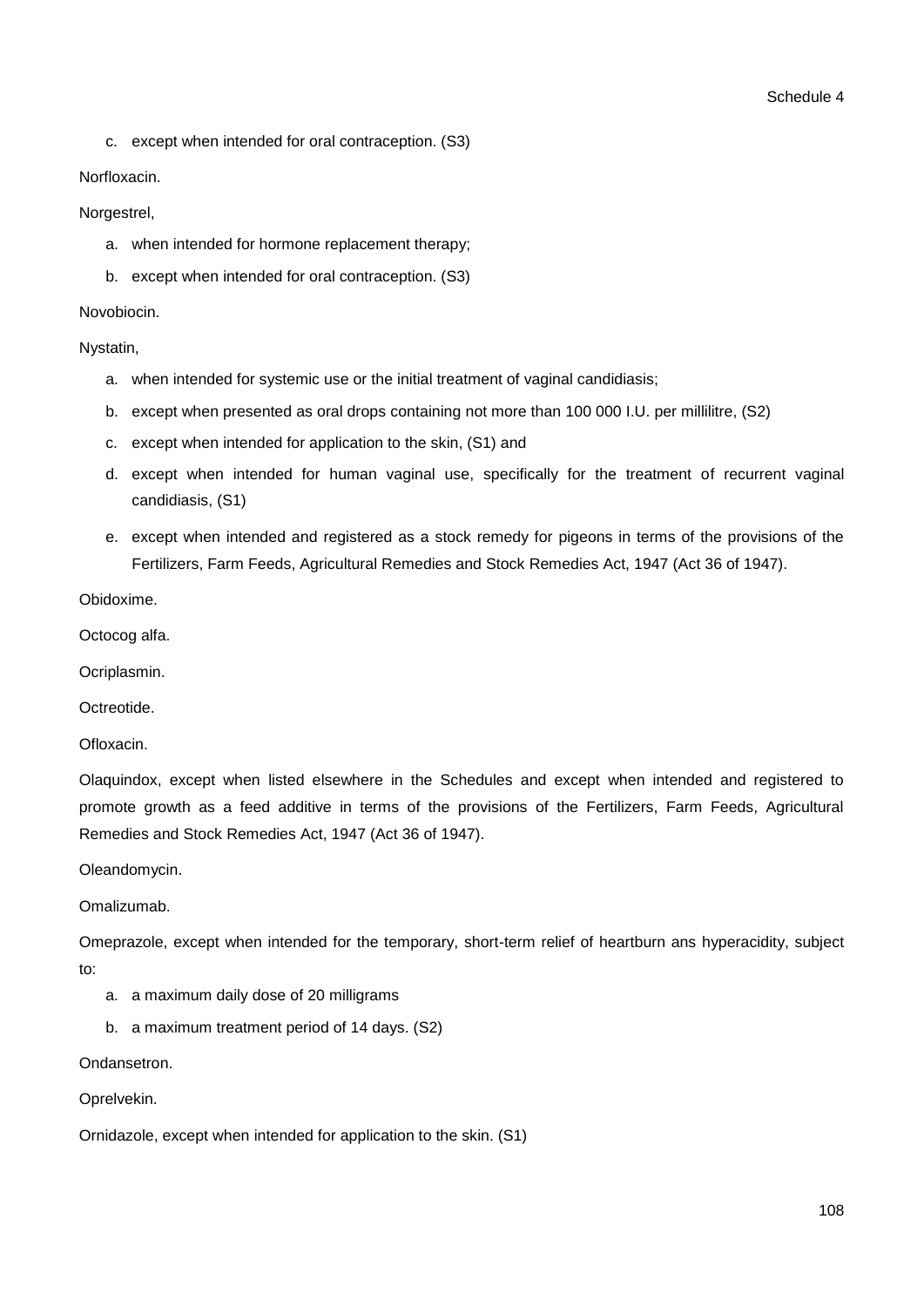c. except when intended for oral contraception. (S3)

Norfloxacin.

Norgestrel,

a. when intended for hormone replacement therapy;
b. except when intended for oral contraception. (S3)

Novobiocin.

Nystatin,

a. when intended for systemic use or the initial treatment of vaginal candidiasis;
b. except when presented as oral drops containing not more than 100 000 I.U. per millilitre, (S2)
c. except when intended for application to the skin, (S1) and
d. except when intended for human vaginal use, specifically for the treatment of recurrent vaginal candidiasis, (S1)
e. except when intended and registered as a stock remedy for pigeons in terms of the provisions of the Fertilizers, Farm Feeds, Agricultural Remedies and Stock Remedies Act, 1947 (Act 36 of 1947).

Obidoxime.

Octocog alfa.

Ocriplasmin.

Octreotide.

Ofloxacin.

Olaquindox, except when listed elsewhere in the Schedules and except when intended and registered to promote growth as a feed additive in terms of the provisions of the Fertilizers, Farm Feeds, Agricultural Remedies and Stock Remedies Act, 1947 (Act 36 of 1947).

Oleandomycin.

Omalizumab.

Omeprazole, except when intended for the temporary, short-term relief of heartburn ans hyperacidity, subject to:

a. a maximum daily dose of 20 milligrams
b. a maximum treatment period of 14 days. (S2)

Ondansetron.

Oprelvekin.

Ornidazole, except when intended for application to the skin. (S1)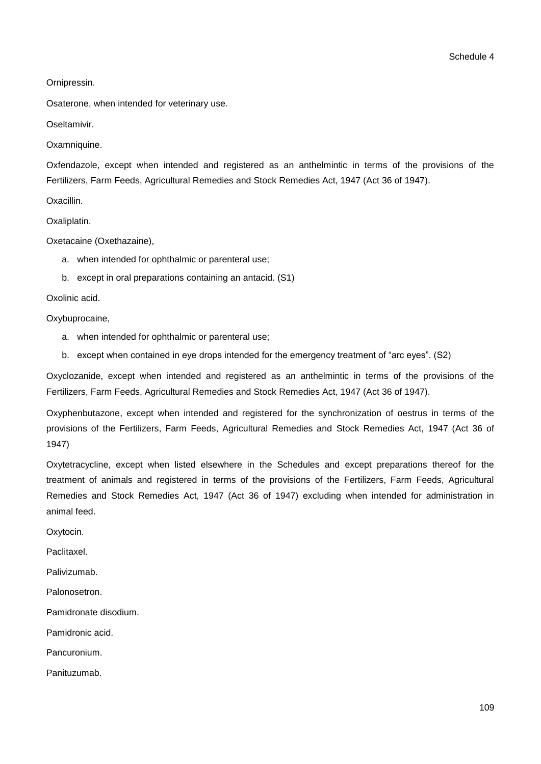Ornipressin.

Osaterone, when intended for veterinary use.

Oseltamivir.

Oxamniquine.

Oxfendazole, except when intended and registered as an anthelmintic in terms of the provisions of the Fertilizers, Farm Feeds, Agricultural Remedies and Stock Remedies Act, 1947 (Act 36 of 1947).

Oxacillin.

Oxaliplatin.

Oxetacaine (Oxethazaine),

a. when intended for ophthalmic or parenteral use;
b. except in oral preparations containing an antacid. (S1)

Oxolinic acid.

Oxybuprocaine,

a. when intended for ophthalmic or parenteral use;
b. except when contained in eye drops intended for the emergency treatment of "arc eyes". (S2)

Oxyclozanide, except when intended and registered as an anthelmintic in terms of the provisions of the Fertilizers, Farm Feeds, Agricultural Remedies and Stock Remedies Act, 1947 (Act 36 of 1947).

Oxyphenbutazone, except when intended and registered for the synchronization of oestrus in terms of the provisions of the Fertilizers, Farm Feeds, Agricultural Remedies and Stock Remedies Act, 1947 (Act 36 of 1947)

Oxytetracycline, except when listed elsewhere in the Schedules and except preparations thereof for the treatment of animals and registered in terms of the provisions of the Fertilizers, Farm Feeds, Agricultural Remedies and Stock Remedies Act, 1947 (Act 36 of 1947) excluding when intended for administration in animal feed.

Oxytocin.

Paclitaxel.

Palivizumab.

Palonosetron.

Pamidronate disodium.

Pamidronic acid.

Pancuronium.

Panituzumab.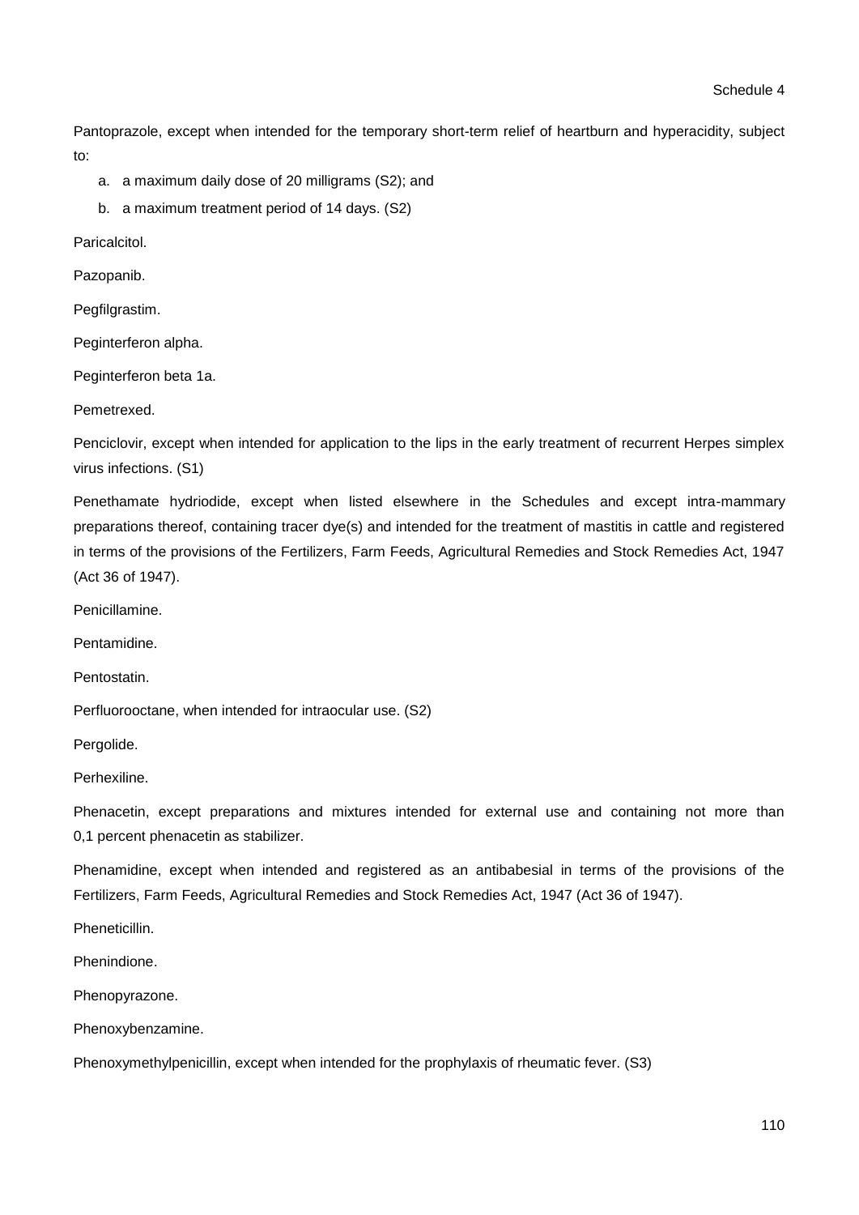Pantoprazole, except when intended for the temporary short-term relief of heartburn and hyperacidity, subject to:

a. a maximum daily dose of 20 milligrams (S2); and
b. a maximum treatment period of 14 days. (S2)

Paricalcitol.

Pazopanib.

Pegfilgrastim.

Peginterferon alpha.

Peginterferon beta 1a.

Pemetrexed.

Penciclovir, except when intended for application to the lips in the early treatment of recurrent Herpes simplex virus infections. (S1)

Penethamate hydriodide, except when listed elsewhere in the Schedules and except intra-mammary preparations thereof, containing tracer dye(s) and intended for the treatment of mastitis in cattle and registered in terms of the provisions of the Fertilizers, Farm Feeds, Agricultural Remedies and Stock Remedies Act, 1947 (Act 36 of 1947).

Penicillamine.

Pentamidine.

Pentostatin.

Perfluorooctane, when intended for intraocular use. (S2)

Pergolide.

Perhexiline.

Phenacetin, except preparations and mixtures intended for external use and containing not more than 0,1 percent phenacetin as stabilizer.

Phenamidine, except when intended and registered as an antibabesial in terms of the provisions of the Fertilizers, Farm Feeds, Agricultural Remedies and Stock Remedies Act, 1947 (Act 36 of 1947).

Pheneticillin.

Phenindione.

Phenopyrazone.

Phenoxybenzamine.

Phenoxymethylpenicillin, except when intended for the prophylaxis of rheumatic fever. (S3)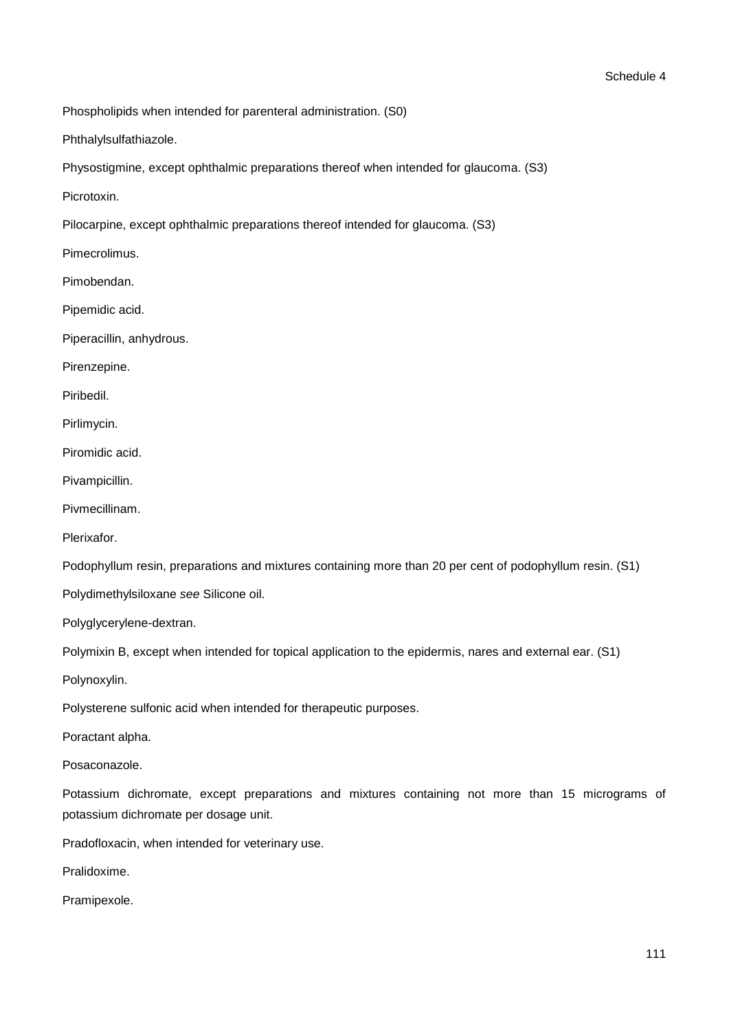Phospholipids when intended for parenteral administration. (S0)

Phthalylsulfathiazole.

Physostigmine, except ophthalmic preparations thereof when intended for glaucoma. (S3)

Picrotoxin.

Pilocarpine, except ophthalmic preparations thereof intended for glaucoma. (S3)

Pimecrolimus.

Pimobendan.

Pipemidic acid.

Piperacillin, anhydrous.

Pirenzepine.

Piribedil.

Pirlimycin.

Piromidic acid.

Pivampicillin.

Pivmecillinam.

Plerixafor.

Podophyllum resin, preparations and mixtures containing more than 20 per cent of podophyllum resin. (S1)

Polydimethylsiloxane *see* Silicone oil.

Polyglycerylene-dextran.

Polymixin B, except when intended for topical application to the epidermis, nares and external ear. (S1)

Polynoxylin.

Polysterene sulfonic acid when intended for therapeutic purposes.

Poractant alpha.

Posaconazole.

Potassium dichromate, except preparations and mixtures containing not more than 15 micrograms of potassium dichromate per dosage unit.

Pradofloxacin, when intended for veterinary use.

Pralidoxime.

Pramipexole.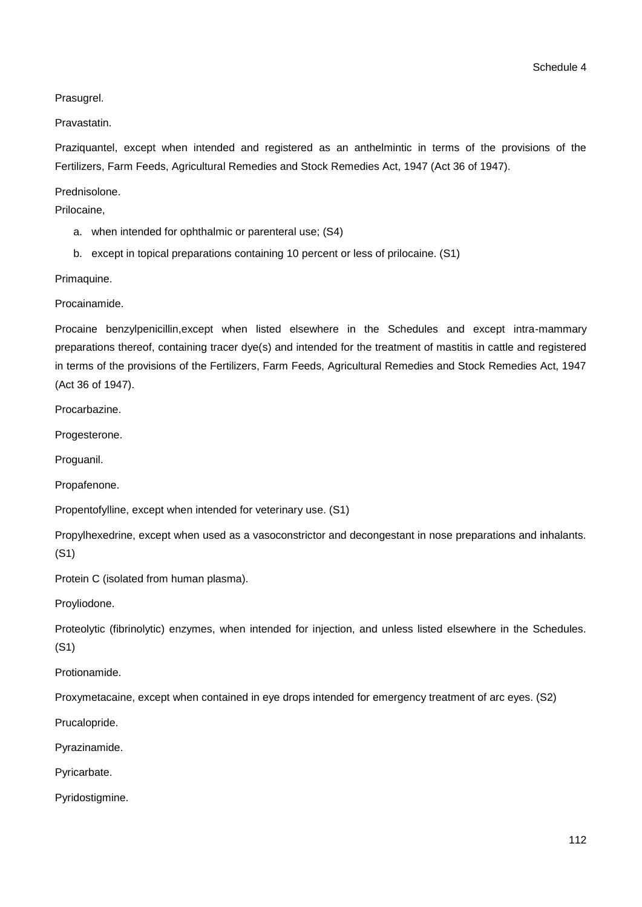Prasugrel.

Pravastatin.

Praziquantel, except when intended and registered as an anthelmintic in terms of the provisions of the Fertilizers, Farm Feeds, Agricultural Remedies and Stock Remedies Act, 1947 (Act 36 of 1947).

Prednisolone.

Prilocaine,

a. when intended for ophthalmic or parenteral use; (S4)
b. except in topical preparations containing 10 percent or less of prilocaine. (S1)

Primaquine.

Procainamide.

Procaine benzylpenicillin,except when listed elsewhere in the Schedules and except intra-mammary preparations thereof, containing tracer dye(s) and intended for the treatment of mastitis in cattle and registered in terms of the provisions of the Fertilizers, Farm Feeds, Agricultural Remedies and Stock Remedies Act, 1947 (Act 36 of 1947).

Procarbazine.

Progesterone.

Proguanil.

Propafenone.

Propentofylline, except when intended for veterinary use. (S1)

Propylhexedrine, except when used as a vasoconstrictor and decongestant in nose preparations and inhalants. (S1)

Protein C (isolated from human plasma).

Proyliodone.

Proteolytic (fibrinolytic) enzymes, when intended for injection, and unless listed elsewhere in the Schedules. (S1)

Protionamide.

Proxymetacaine, except when contained in eye drops intended for emergency treatment of arc eyes. (S2)

Prucalopride.

Pyrazinamide.

Pyricarbate.

Pyridostigmine.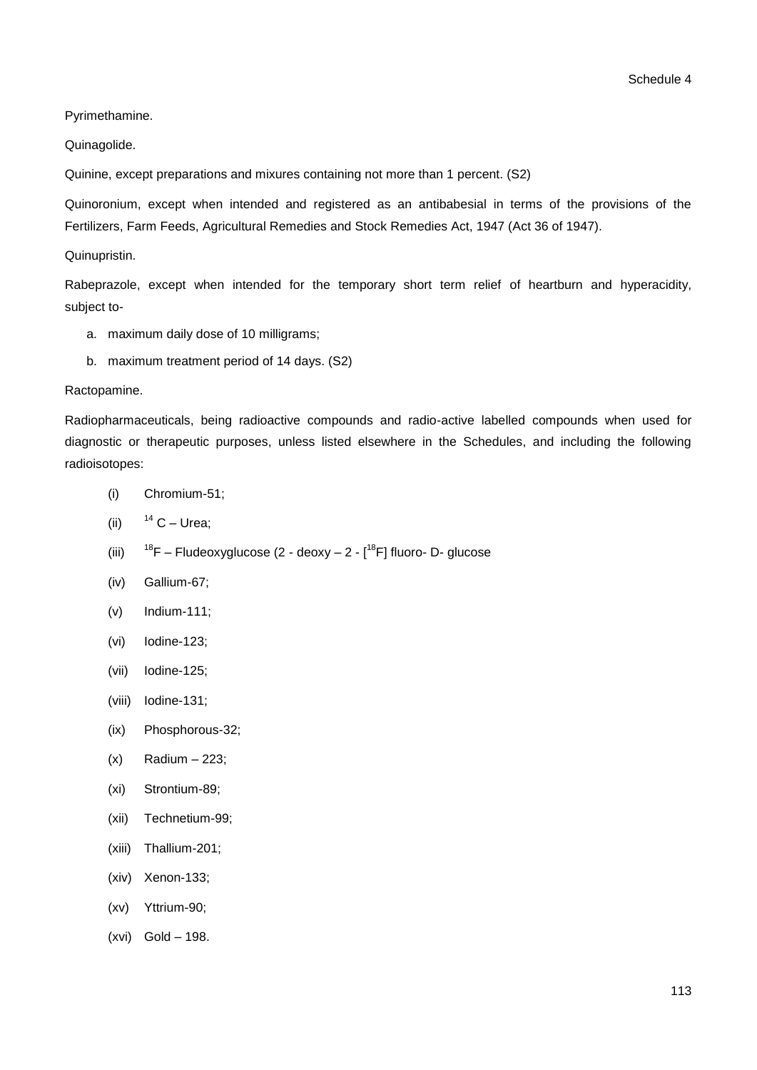Pyrimethamine.

Quinagolide.

Quinine, except preparations and mixures containing not more than 1 percent. (S2)

Quinoronium, except when intended and registered as an antibabesial in terms of the provisions of the Fertilizers, Farm Feeds, Agricultural Remedies and Stock Remedies Act, 1947 (Act 36 of 1947).

Quinupristin.

Rabeprazole, except when intended for the temporary short term relief of heartburn and hyperacidity, subject to-

a. maximum daily dose of 10 milligrams;
b. maximum treatment period of 14 days. (S2)

Ractopamine.

Radiopharmaceuticals, being radioactive compounds and radio-active labelled compounds when used for diagnostic or therapeutic purposes, unless listed elsewhere in the Schedules, and including the following radioisotopes:

(i) Chromium-51;

(ii) $^{14}$ C – Urea;

(iii) $^{18}$F – Fludeoxyglucose (2 - deoxy – 2 - [$^{18}$F] fluoro- D- glucose

(iv) Gallium-67;

(v) Indium-111;

(vi) Iodine-123;

(vii) Iodine-125;

(viii) Iodine-131;

(ix) Phosphorous-32;

(x) Radium – 223;

(xi) Strontium-89;

(xii) Technetium-99;

(xiii) Thallium-201;

(xiv) Xenon-133;

(xv) Yttrium-90;

(xvi) Gold – 198.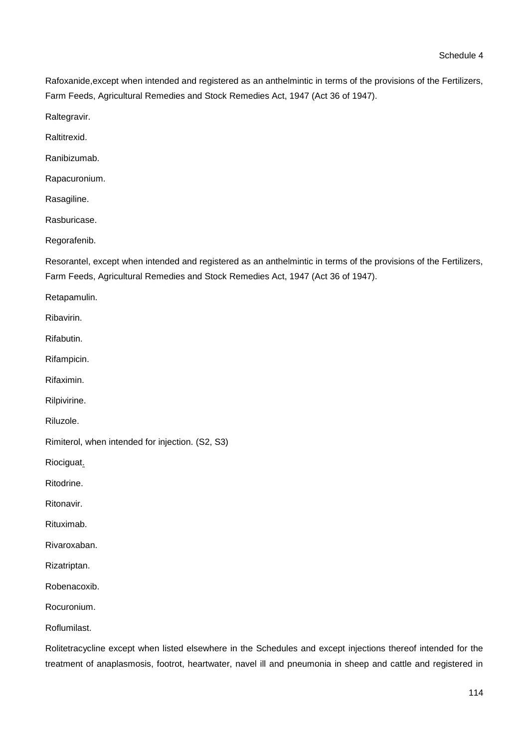Rafoxanide,except when intended and registered as an anthelmintic in terms of the provisions of the Fertilizers, Farm Feeds, Agricultural Remedies and Stock Remedies Act, 1947 (Act 36 of 1947).

Raltegravir.

Raltitrexid.

Ranibizumab.

Rapacuronium.

Rasagiline.

Rasburicase.

Regorafenib.

Resorantel, except when intended and registered as an anthelmintic in terms of the provisions of the Fertilizers, Farm Feeds, Agricultural Remedies and Stock Remedies Act, 1947 (Act 36 of 1947).

Retapamulin.

Ribavirin.

Rifabutin.

Rifampicin.

Rifaximin.

Rilpivirine.

Riluzole.

Rimiterol, when intended for injection. (S2, S3)

Riociguat.

Ritodrine.

Ritonavir.

Rituximab.

Rivaroxaban.

Rizatriptan.

Robenacoxib.

Rocuronium.

Roflumilast.

Rolitetracycline except when listed elsewhere in the Schedules and except injections thereof intended for the treatment of anaplasmosis, footrot, heartwater, navel ill and pneumonia in sheep and cattle and registered in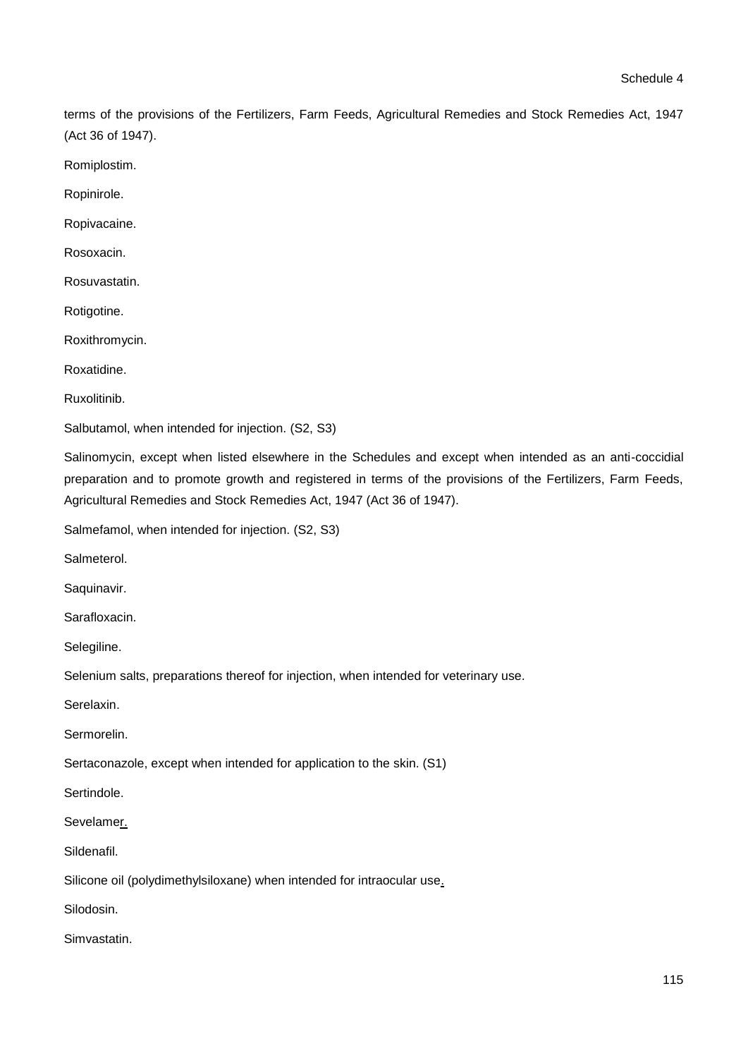terms of the provisions of the Fertilizers, Farm Feeds, Agricultural Remedies and Stock Remedies Act, 1947 (Act 36 of 1947).

Romiplostim.

Ropinirole.

Ropivacaine.

Rosoxacin.

Rosuvastatin.

Rotigotine.

Roxithromycin.

Roxatidine.

Ruxolitinib.

Salbutamol, when intended for injection. (S2, S3)

Salinomycin, except when listed elsewhere in the Schedules and except when intended as an anti-coccidial preparation and to promote growth and registered in terms of the provisions of the Fertilizers, Farm Feeds, Agricultural Remedies and Stock Remedies Act, 1947 (Act 36 of 1947).

Salmefamol, when intended for injection. (S2, S3)

Salmeterol.

Saquinavir.

Sarafloxacin.

Selegiline.

Selenium salts, preparations thereof for injection, when intended for veterinary use.

Serelaxin.

Sermorelin.

Sertaconazole, except when intended for application to the skin. (S1)

Sertindole.

Sevelamer.

Sildenafil.

Silicone oil (polydimethylsiloxane) when intended for intraocular use.

Silodosin.

Simvastatin.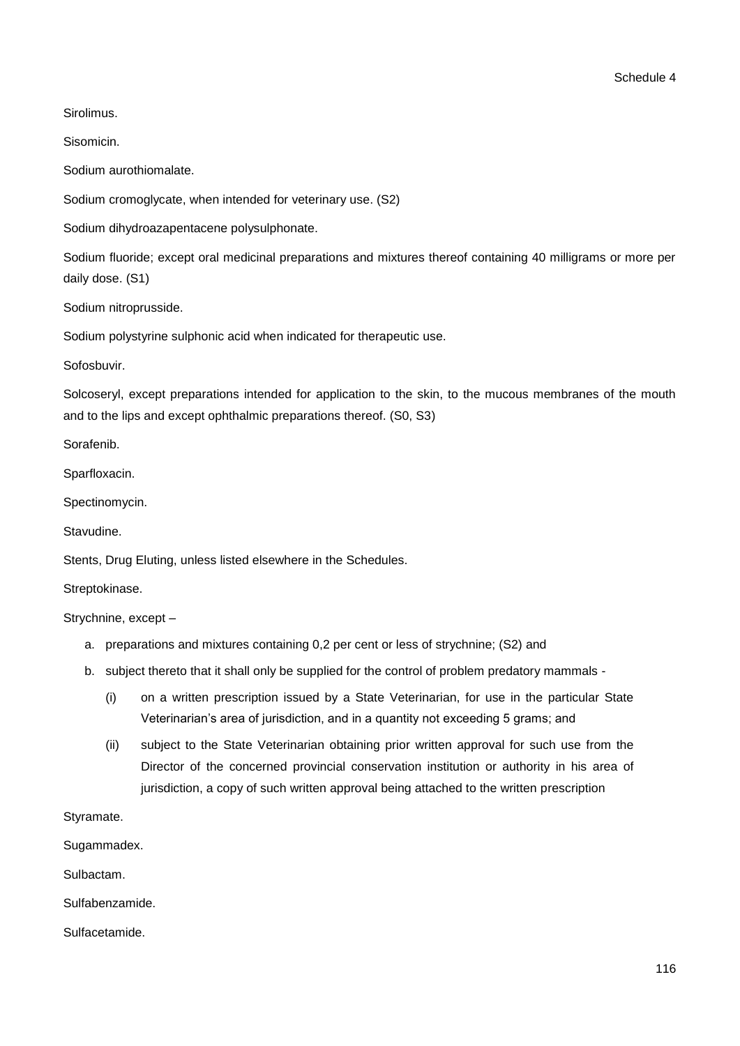Sirolimus.

Sisomicin.

Sodium aurothiomalate.

Sodium cromoglycate, when intended for veterinary use. (S2)

Sodium dihydroazapentacene polysulphonate.

Sodium fluoride; except oral medicinal preparations and mixtures thereof containing 40 milligrams or more per daily dose. (S1)

Sodium nitroprusside.

Sodium polystyrine sulphonic acid when indicated for therapeutic use.

Sofosbuvir.

Solcoseryl, except preparations intended for application to the skin, to the mucous membranes of the mouth and to the lips and except ophthalmic preparations thereof. (S0, S3)

Sorafenib.

Sparfloxacin.

Spectinomycin.

Stavudine.

Stents, Drug Eluting, unless listed elsewhere in the Schedules.

Streptokinase.

Strychnine, except –

a. preparations and mixtures containing 0,2 per cent or less of strychnine; (S2) and
b. subject thereto that it shall only be supplied for the control of problem predatory mammals -
    (i) on a written prescription issued by a State Veterinarian, for use in the particular State Veterinarian's area of jurisdiction, and in a quantity not exceeding 5 grams; and
    (ii) subject to the State Veterinarian obtaining prior written approval for such use from the Director of the concerned provincial conservation institution or authority in his area of jurisdiction, a copy of such written approval being attached to the written prescription

Styramate.

Sugammadex.

Sulbactam.

Sulfabenzamide.

Sulfacetamide.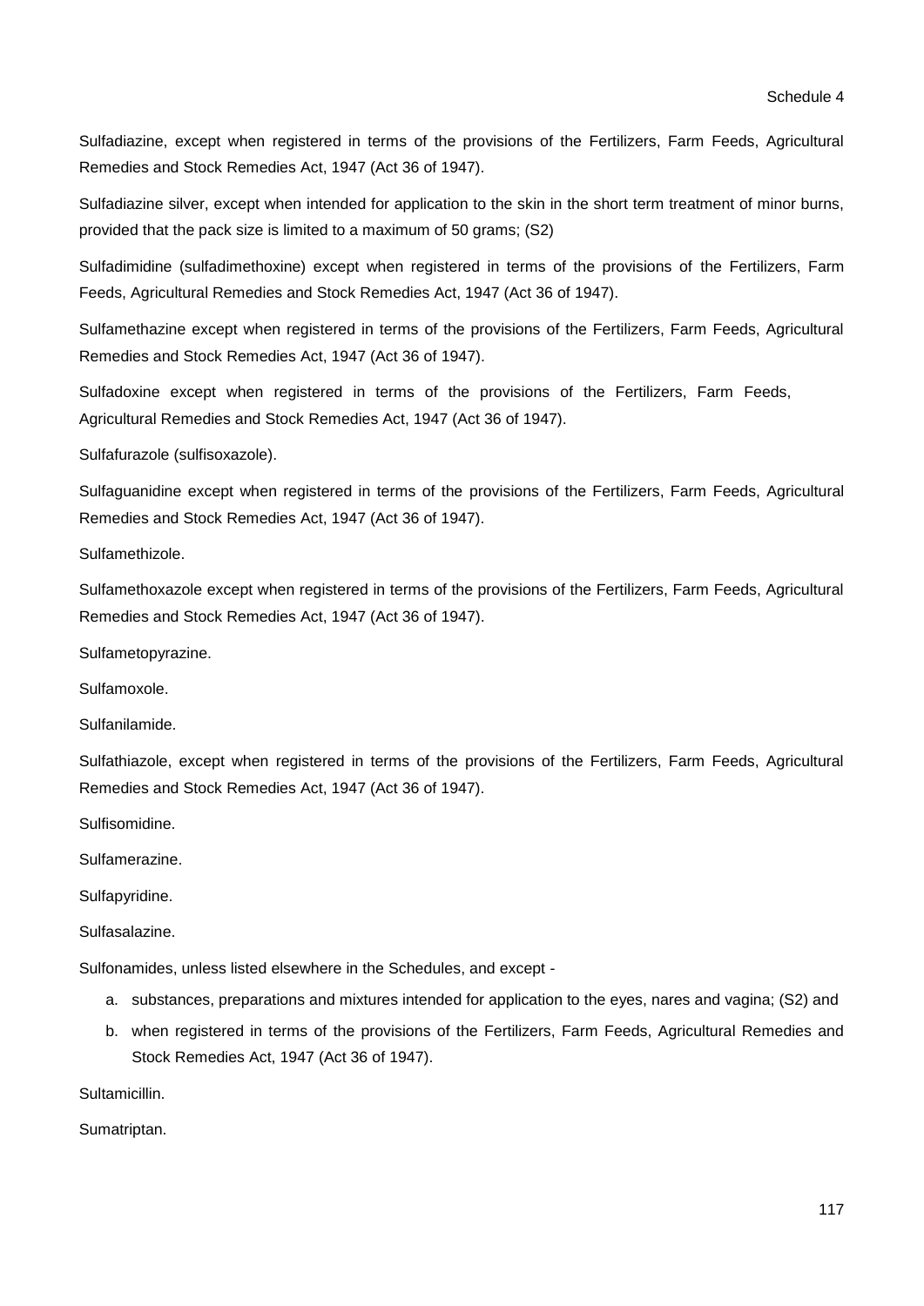Sulfadiazine, except when registered in terms of the provisions of the Fertilizers, Farm Feeds, Agricultural Remedies and Stock Remedies Act, 1947 (Act 36 of 1947).

Sulfadiazine silver, except when intended for application to the skin in the short term treatment of minor burns, provided that the pack size is limited to a maximum of 50 grams; (S2)

Sulfadimidine (sulfadimethoxine) except when registered in terms of the provisions of the Fertilizers, Farm Feeds, Agricultural Remedies and Stock Remedies Act, 1947 (Act 36 of 1947).

Sulfamethazine except when registered in terms of the provisions of the Fertilizers, Farm Feeds, Agricultural Remedies and Stock Remedies Act, 1947 (Act 36 of 1947).

Sulfadoxine except when registered in terms of the provisions of the Fertilizers, Farm Feeds, Agricultural Remedies and Stock Remedies Act, 1947 (Act 36 of 1947).

Sulfafurazole (sulfisoxazole).

Sulfaguanidine except when registered in terms of the provisions of the Fertilizers, Farm Feeds, Agricultural Remedies and Stock Remedies Act, 1947 (Act 36 of 1947).

Sulfamethizole.

Sulfamethoxazole except when registered in terms of the provisions of the Fertilizers, Farm Feeds, Agricultural Remedies and Stock Remedies Act, 1947 (Act 36 of 1947).

Sulfametopyrazine.

Sulfamoxole.

Sulfanilamide.

Sulfathiazole, except when registered in terms of the provisions of the Fertilizers, Farm Feeds, Agricultural Remedies and Stock Remedies Act, 1947 (Act 36 of 1947).

Sulfisomidine.

Sulfamerazine.

Sulfapyridine.

Sulfasalazine.

Sulfonamides, unless listed elsewhere in the Schedules, and except -

a. substances, preparations and mixtures intended for application to the eyes, nares and vagina; (S2) and
b. when registered in terms of the provisions of the Fertilizers, Farm Feeds, Agricultural Remedies and Stock Remedies Act, 1947 (Act 36 of 1947).

Sultamicillin.

Sumatriptan.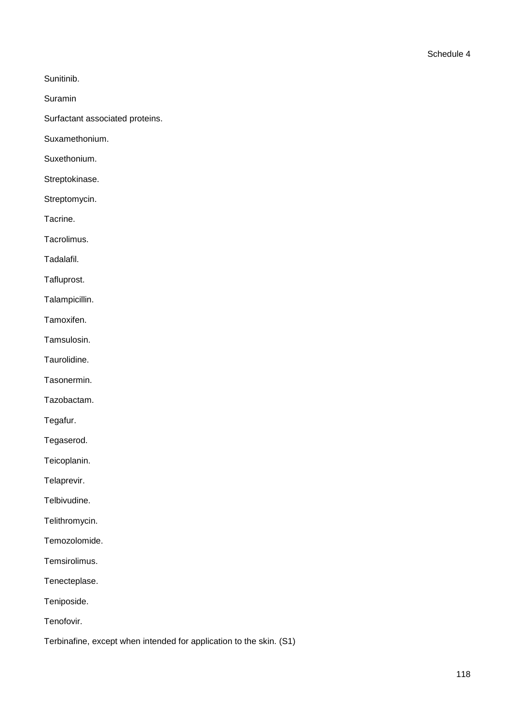Sunitinib.

Suramin

Surfactant associated proteins.

Suxamethonium.

Suxethonium.

Streptokinase.

Streptomycin.

Tacrine.

Tacrolimus.

Tadalafil.

Tafluprost.

Talampicillin.

Tamoxifen.

Tamsulosin.

Taurolidine.

Tasonermin.

Tazobactam.

Tegafur.

Tegaserod.

Teicoplanin.

Telaprevir.

Telbivudine.

Telithromycin.

Temozolomide.

Temsirolimus.

Tenecteplase.

Teniposide.

Tenofovir.

Terbinafine, except when intended for application to the skin. (S1)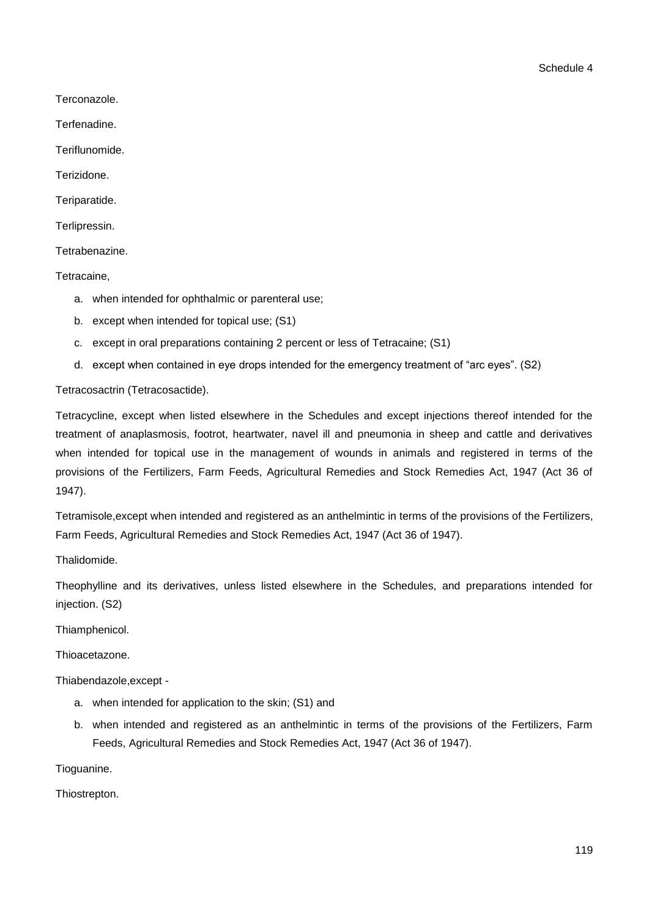Terconazole.

Terfenadine.

Teriflunomide.

Terizidone.

Teriparatide.

Terlipressin.

Tetrabenazine.

Tetracaine,

a. when intended for ophthalmic or parenteral use;
b. except when intended for topical use; (S1)
c. except in oral preparations containing 2 percent or less of Tetracaine; (S1)
d. except when contained in eye drops intended for the emergency treatment of "arc eyes". (S2)

Tetracosactrin (Tetracosactide).

Tetracycline, except when listed elsewhere in the Schedules and except injections thereof intended for the treatment of anaplasmosis, footrot, heartwater, navel ill and pneumonia in sheep and cattle and derivatives when intended for topical use in the management of wounds in animals and registered in terms of the provisions of the Fertilizers, Farm Feeds, Agricultural Remedies and Stock Remedies Act, 1947 (Act 36 of 1947).

Tetramisole,except when intended and registered as an anthelmintic in terms of the provisions of the Fertilizers, Farm Feeds, Agricultural Remedies and Stock Remedies Act, 1947 (Act 36 of 1947).

Thalidomide.

Theophylline and its derivatives, unless listed elsewhere in the Schedules, and preparations intended for injection. (S2)

Thiamphenicol.

Thioacetazone.

Thiabendazole,except -

a. when intended for application to the skin; (S1) and
b. when intended and registered as an anthelmintic in terms of the provisions of the Fertilizers, Farm Feeds, Agricultural Remedies and Stock Remedies Act, 1947 (Act 36 of 1947).

Tioguanine.

Thiostrepton.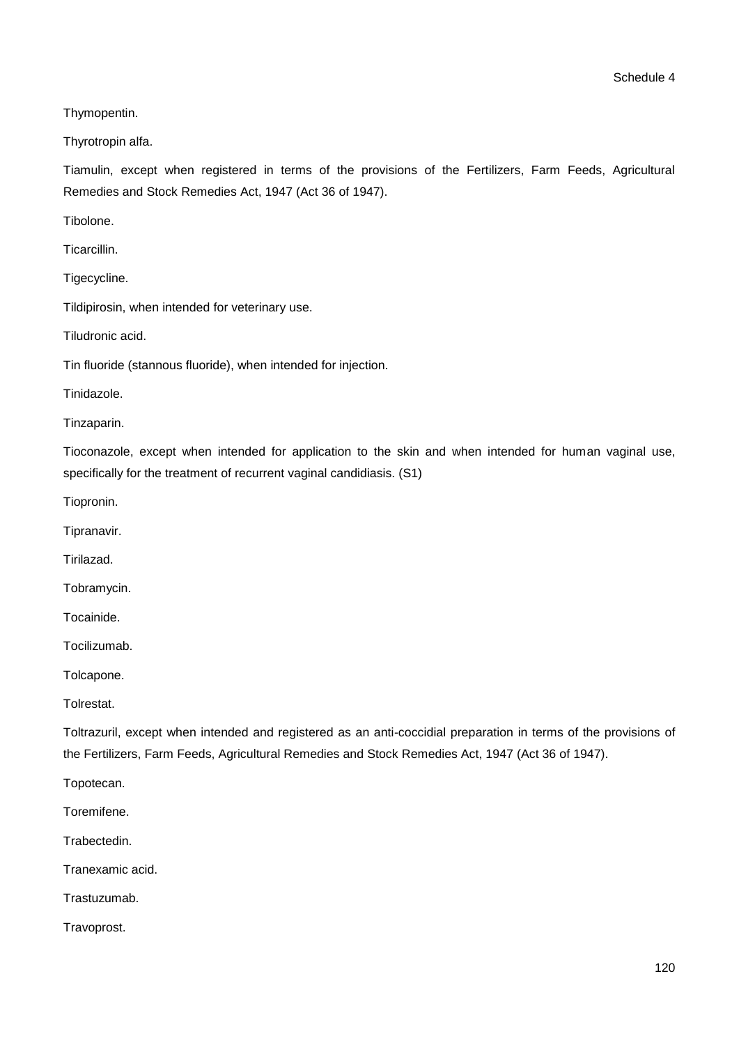Thymopentin.

Thyrotropin alfa.

Tiamulin, except when registered in terms of the provisions of the Fertilizers, Farm Feeds, Agricultural Remedies and Stock Remedies Act, 1947 (Act 36 of 1947).

Tibolone.

Ticarcillin.

Tigecycline.

Tildipirosin, when intended for veterinary use.

Tiludronic acid.

Tin fluoride (stannous fluoride), when intended for injection.

Tinidazole.

Tinzaparin.

Tioconazole, except when intended for application to the skin and when intended for human vaginal use, specifically for the treatment of recurrent vaginal candidiasis. (S1)

Tiopronin.

Tipranavir.

Tirilazad.

Tobramycin.

Tocainide.

Tocilizumab.

Tolcapone.

Tolrestat.

Toltrazuril, except when intended and registered as an anti-coccidial preparation in terms of the provisions of the Fertilizers, Farm Feeds, Agricultural Remedies and Stock Remedies Act, 1947 (Act 36 of 1947).

Topotecan.

Toremifene.

Trabectedin.

Tranexamic acid.

Trastuzumab.

Travoprost.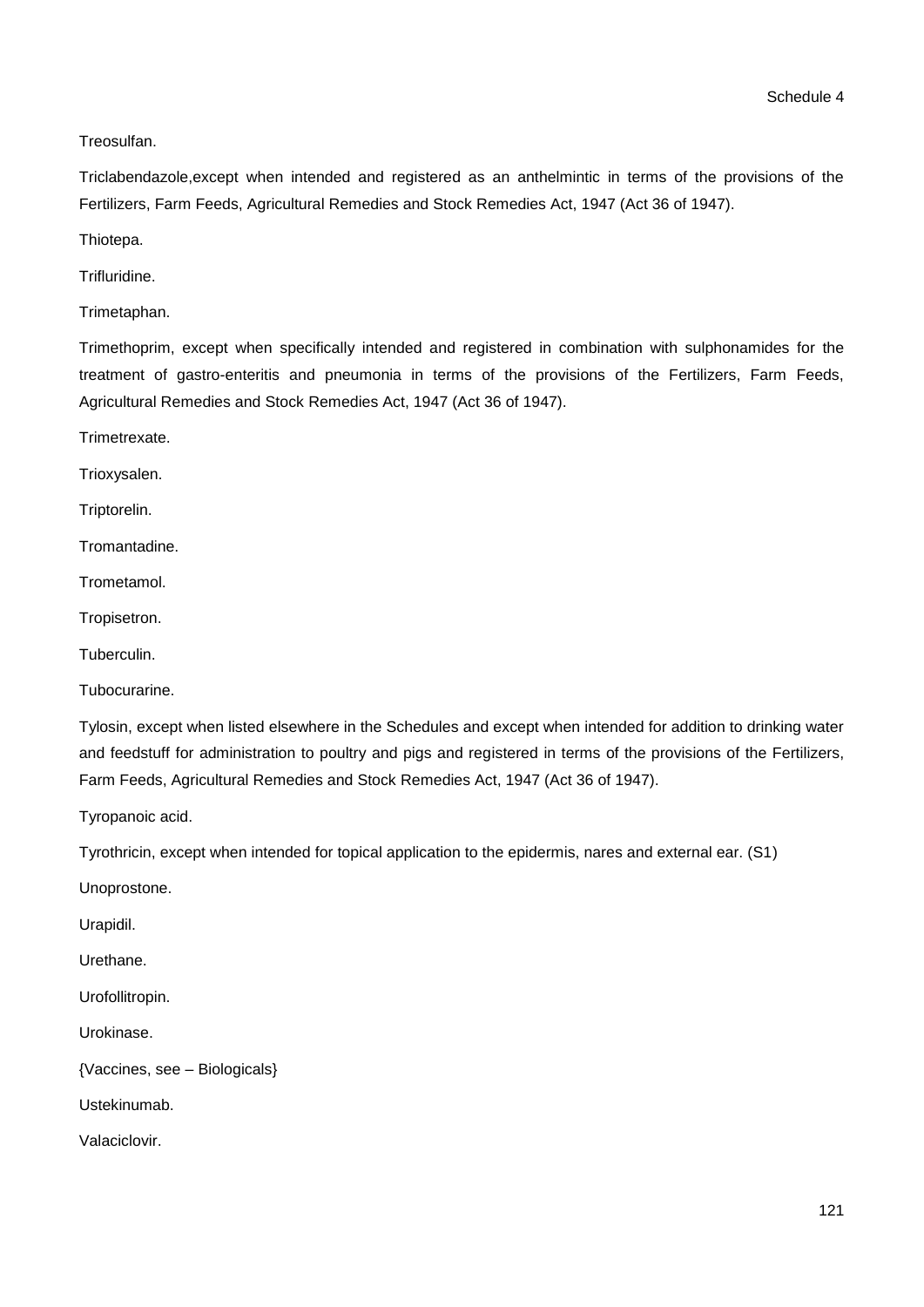Treosulfan.

Triclabendazole,except when intended and registered as an anthelmintic in terms of the provisions of the Fertilizers, Farm Feeds, Agricultural Remedies and Stock Remedies Act, 1947 (Act 36 of 1947).

Thiotepa.

Trifluridine.

Trimetaphan.

Trimethoprim, except when specifically intended and registered in combination with sulphonamides for the treatment of gastro-enteritis and pneumonia in terms of the provisions of the Fertilizers, Farm Feeds, Agricultural Remedies and Stock Remedies Act, 1947 (Act 36 of 1947).

Trimetrexate.

Trioxysalen.

Triptorelin.

Tromantadine.

Trometamol.

Tropisetron.

Tuberculin.

Tubocurarine.

Tylosin, except when listed elsewhere in the Schedules and except when intended for addition to drinking water and feedstuff for administration to poultry and pigs and registered in terms of the provisions of the Fertilizers, Farm Feeds, Agricultural Remedies and Stock Remedies Act, 1947 (Act 36 of 1947).

Tyropanoic acid.

Tyrothricin, except when intended for topical application to the epidermis, nares and external ear. (S1)

Unoprostone.

Urapidil.

Urethane.

Urofollitropin.

Urokinase.

{Vaccines, see – Biologicals}

Ustekinumab.

Valaciclovir.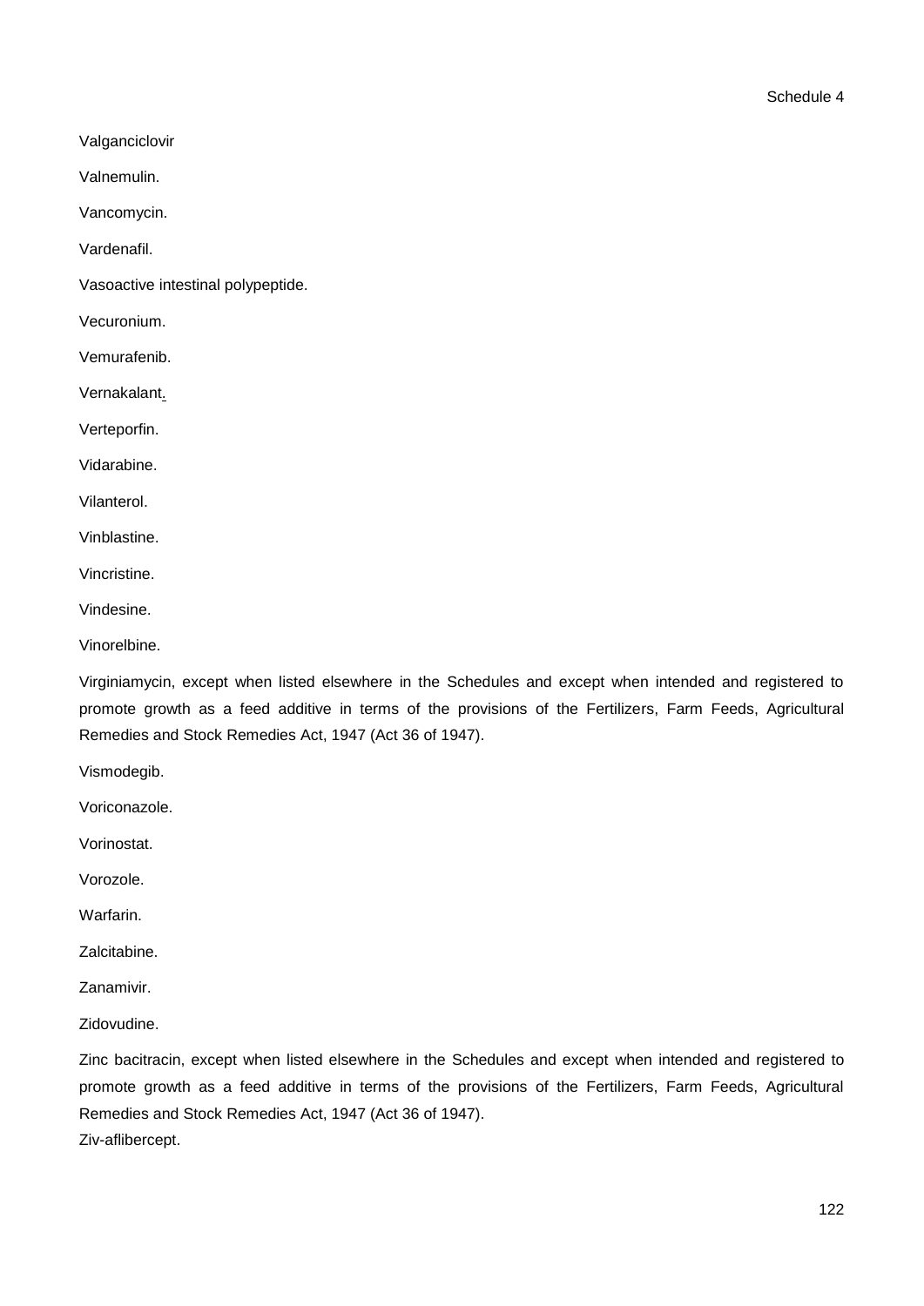Valganciclovir

Valnemulin.

Vancomycin.

Vardenafil.

Vasoactive intestinal polypeptide.

Vecuronium.

Vemurafenib.

Vernakalant.

Verteporfin.

Vidarabine.

Vilanterol.

Vinblastine.

Vincristine.

Vindesine.

Vinorelbine.

Virginiamycin, except when listed elsewhere in the Schedules and except when intended and registered to promote growth as a feed additive in terms of the provisions of the Fertilizers, Farm Feeds, Agricultural Remedies and Stock Remedies Act, 1947 (Act 36 of 1947).

Vismodegib.

Voriconazole.

Vorinostat.

Vorozole.

Warfarin.

Zalcitabine.

Zanamivir.

Zidovudine.

Zinc bacitracin, except when listed elsewhere in the Schedules and except when intended and registered to promote growth as a feed additive in terms of the provisions of the Fertilizers, Farm Feeds, Agricultural Remedies and Stock Remedies Act, 1947 (Act 36 of 1947).

Ziv-aflibercept.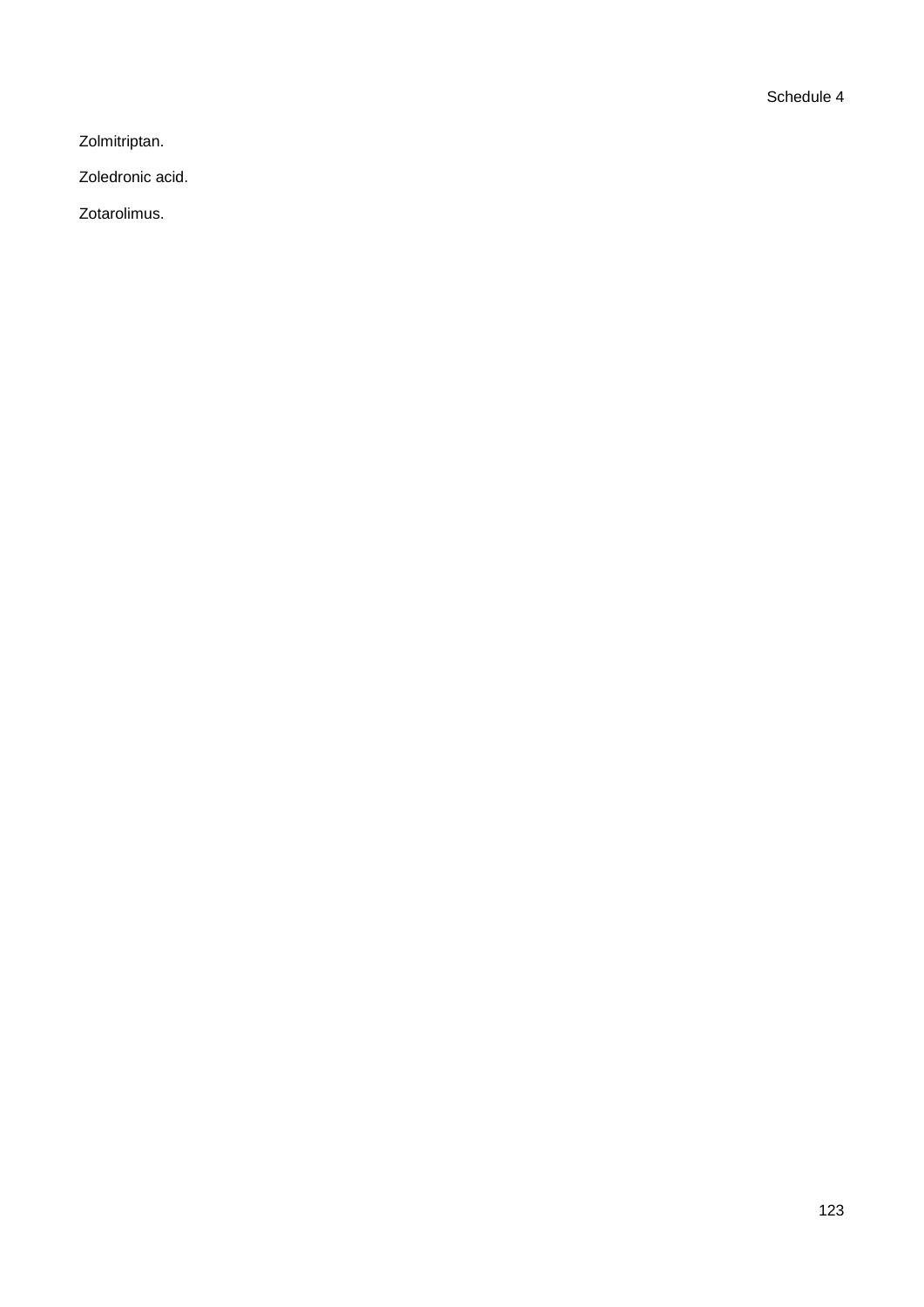Zolmitriptan.

Zoledronic acid.

Zotarolimus.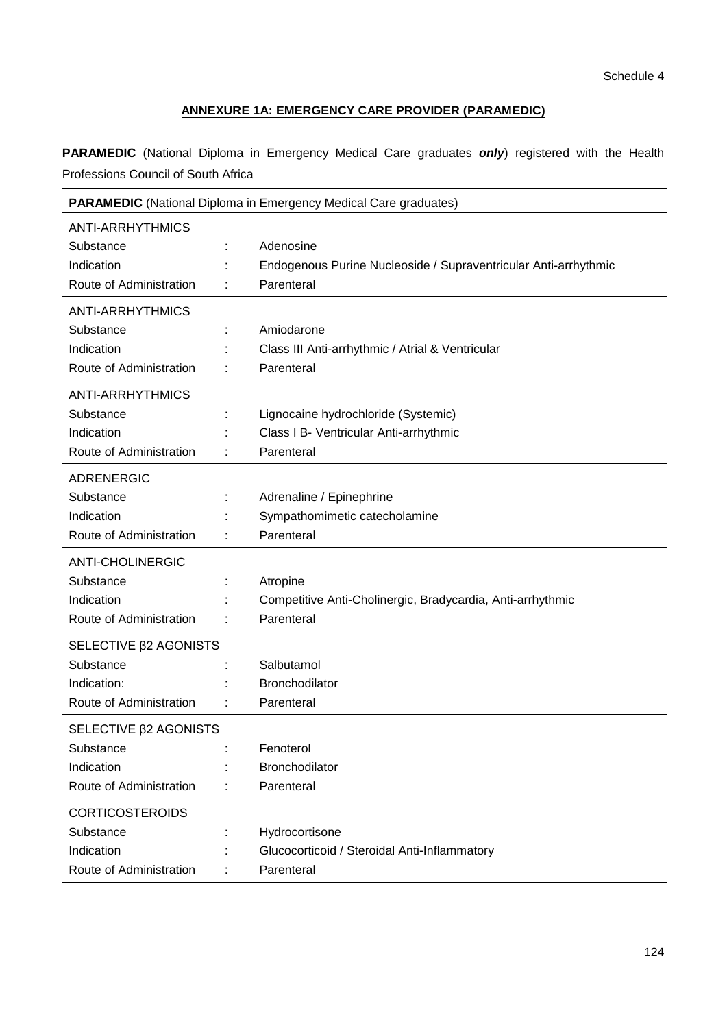Schedule 4

## ANNEXURE 1A: EMERGENCY CARE PROVIDER (PARAMEDIC)

**PARAMEDIC** (National Diploma in Emergency Medical Care graduates ***only***) registered with the Health Professions Council of South Africa

| **PARAMEDIC** (National Diploma in Emergency Medical Care graduates) | | |
|---|---|---|
| ANTI-ARRHYTHMICS | | |
| Substance | : | Adenosine |
| Indication | : | Endogenous Purine Nucleoside / Supraventricular Anti-arrhythmic |
| Route of Administration | : | Parenteral |
| ANTI-ARRHYTHMICS | | |
| Substance | : | Amiodarone |
| Indication | : | Class III Anti-arrhythmic / Atrial & Ventricular |
| Route of Administration | : | Parenteral |
| ANTI-ARRHYTHMICS | | |
| Substance | : | Lignocaine hydrochloride (Systemic) |
| Indication | : | Class I B- Ventricular Anti-arrhythmic |
| Route of Administration | : | Parenteral |
| ADRENERGIC | | |
| Substance | : | Adrenaline / Epinephrine |
| Indication | : | Sympathomimetic catecholamine |
| Route of Administration | : | Parenteral |
| ANTI-CHOLINERGIC | | |
| Substance | : | Atropine |
| Indication | : | Competitive Anti-Cholinergic, Bradycardia, Anti-arrhythmic |
| Route of Administration | : | Parenteral |
| SELECTIVE β2 AGONISTS | | |
| Substance | : | Salbutamol |
| Indication: | : | Bronchodilator |
| Route of Administration | : | Parenteral |
| SELECTIVE β2 AGONISTS | | |
| Substance | : | Fenoterol |
| Indication | : | Bronchodilator |
| Route of Administration | : | Parenteral |
| CORTICOSTEROIDS | | |
| Substance | : | Hydrocortisone |
| Indication | : | Glucocorticoid / Steroidal Anti-Inflammatory |
| Route of Administration | : | Parenteral |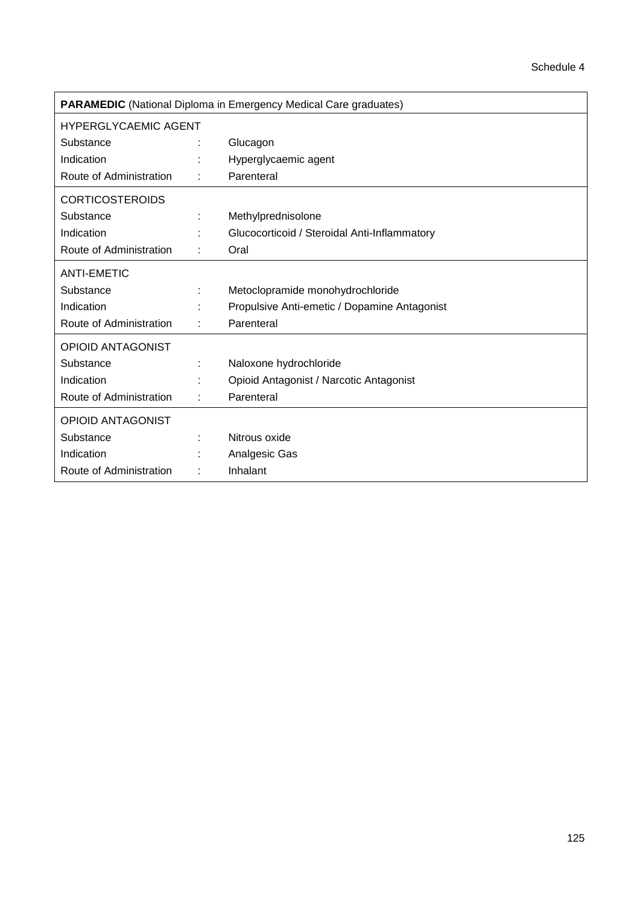Schedule 4

| **PARAMEDIC** (National Diploma in Emergency Medical Care graduates) | | |
|---|---|---|
| HYPERGLYCAEMIC AGENT | | |
| Substance | : | Glucagon |
| Indication | : | Hyperglycaemic agent |
| Route of Administration | : | Parenteral |
| CORTICOSTEROIDS | | |
| Substance | : | Methylprednisolone |
| Indication | : | Glucocorticoid / Steroidal Anti-Inflammatory |
| Route of Administration | : | Oral |
| ANTI-EMETIC | | |
| Substance | : | Metoclopramide monohydrochloride |
| Indication | : | Propulsive Anti-emetic / Dopamine Antagonist |
| Route of Administration | : | Parenteral |
| OPIOID ANTAGONIST | | |
| Substance | : | Naloxone hydrochloride |
| Indication | : | Opioid Antagonist / Narcotic Antagonist |
| Route of Administration | : | Parenteral |
| OPIOID ANTAGONIST | | |
| Substance | : | Nitrous oxide |
| Indication | : | Analgesic Gas |
| Route of Administration | : | Inhalant |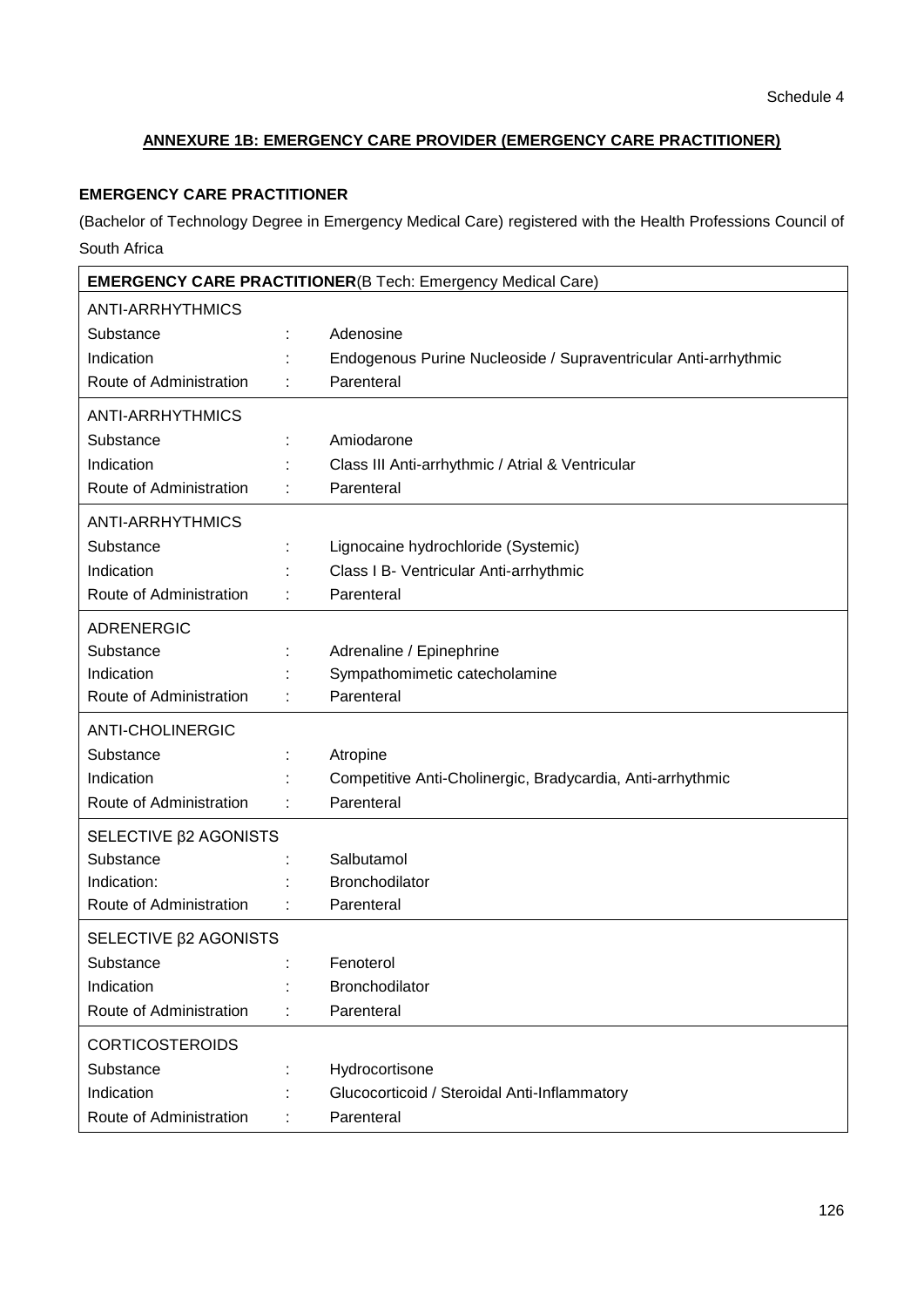Schedule 4

## ANNEXURE 1B: EMERGENCY CARE PROVIDER (EMERGENCY CARE PRACTITIONER)

**EMERGENCY CARE PRACTITIONER**

(Bachelor of Technology Degree in Emergency Medical Care) registered with the Health Professions Council of South Africa

| **EMERGENCY CARE PRACTITIONER**(B Tech: Emergency Medical Care) | | |
|---|---|---|
| ANTI-ARRHYTHMICS | | |
| Substance | : | Adenosine |
| Indication | : | Endogenous Purine Nucleoside / Supraventricular Anti-arrhythmic |
| Route of Administration | : | Parenteral |
| ANTI-ARRHYTHMICS | | |
| Substance | : | Amiodarone |
| Indication | : | Class III Anti-arrhythmic / Atrial & Ventricular |
| Route of Administration | : | Parenteral |
| ANTI-ARRHYTHMICS | | |
| Substance | : | Lignocaine hydrochloride (Systemic) |
| Indication | : | Class I B- Ventricular Anti-arrhythmic |
| Route of Administration | : | Parenteral |
| ADRENERGIC | | |
| Substance | : | Adrenaline / Epinephrine |
| Indication | : | Sympathomimetic catecholamine |
| Route of Administration | : | Parenteral |
| ANTI-CHOLINERGIC | | |
| Substance | : | Atropine |
| Indication | : | Competitive Anti-Cholinergic, Bradycardia, Anti-arrhythmic |
| Route of Administration | : | Parenteral |
| SELECTIVE β2 AGONISTS | | |
| Substance | : | Salbutamol |
| Indication: | : | Bronchodilator |
| Route of Administration | : | Parenteral |
| SELECTIVE β2 AGONISTS | | |
| Substance | : | Fenoterol |
| Indication | : | Bronchodilator |
| Route of Administration | : | Parenteral |
| CORTICOSTEROIDS | | |
| Substance | : | Hydrocortisone |
| Indication | : | Glucocorticoid / Steroidal Anti-Inflammatory |
| Route of Administration | : | Parenteral |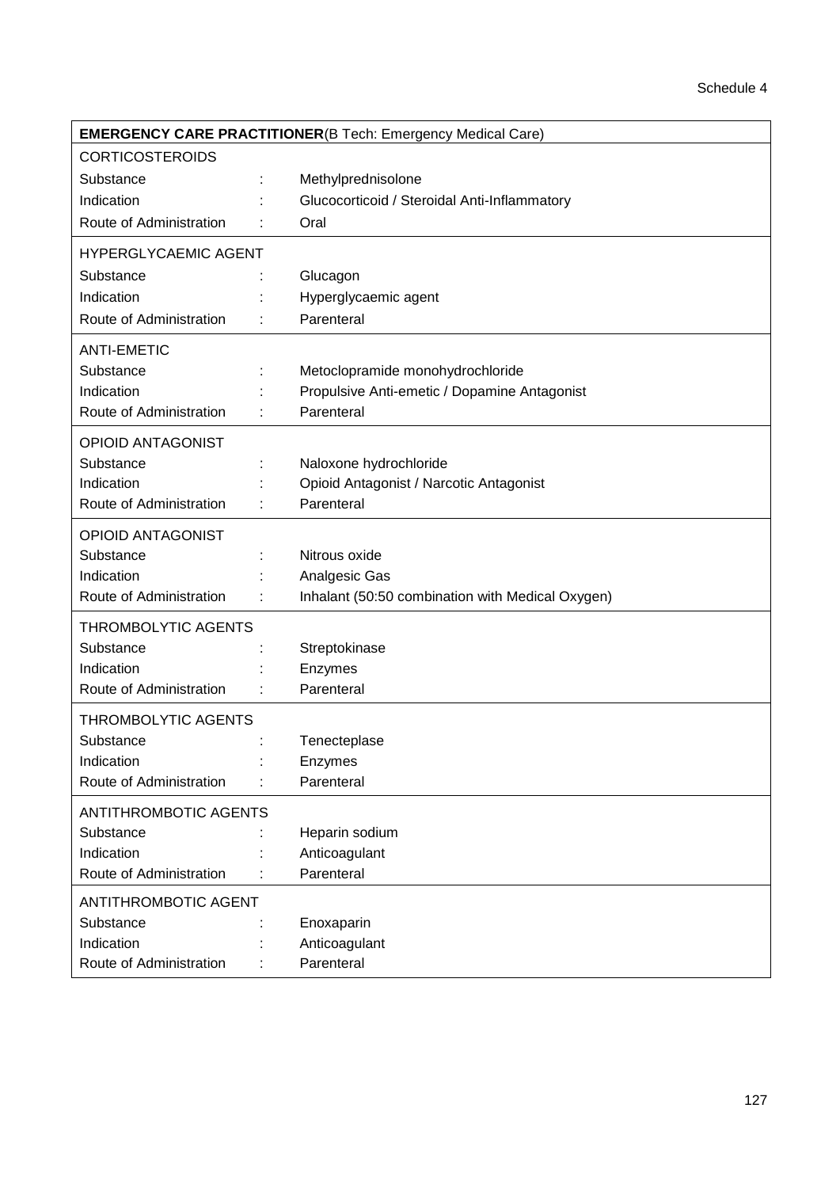Schedule 4

**EMERGENCY CARE PRACTITIONER**(B Tech: Emergency Medical Care)

CORTICOSTEROIDS

| | | |
|---|---|---|
| Substance | : | Methylprednisolone |
| Indication | : | Glucocorticoid / Steroidal Anti-Inflammatory |
| Route of Administration | : | Oral |

HYPERGLYCAEMIC AGENT

| | | |
|---|---|---|
| Substance | : | Glucagon |
| Indication | : | Hyperglycaemic agent |
| Route of Administration | : | Parenteral |

ANTI-EMETIC

| | | |
|---|---|---|
| Substance | : | Metoclopramide monohydrochloride |
| Indication | : | Propulsive Anti-emetic / Dopamine Antagonist |
| Route of Administration | : | Parenteral |

OPIOID ANTAGONIST

| | | |
|---|---|---|
| Substance | : | Naloxone hydrochloride |
| Indication | : | Opioid Antagonist / Narcotic Antagonist |
| Route of Administration | : | Parenteral |

OPIOID ANTAGONIST

| | | |
|---|---|---|
| Substance | : | Nitrous oxide |
| Indication | : | Analgesic Gas |
| Route of Administration | : | Inhalant (50:50 combination with Medical Oxygen) |

THROMBOLYTIC AGENTS

| | | |
|---|---|---|
| Substance | : | Streptokinase |
| Indication | : | Enzymes |
| Route of Administration | : | Parenteral |

THROMBOLYTIC AGENTS

| | | |
|---|---|---|
| Substance | : | Tenecteplase |
| Indication | : | Enzymes |
| Route of Administration | : | Parenteral |

ANTITHROMBOTIC AGENTS

| | | |
|---|---|---|
| Substance | : | Heparin sodium |
| Indication | : | Anticoagulant |
| Route of Administration | : | Parenteral |

ANTITHROMBOTIC AGENT

| | | |
|---|---|---|
| Substance | : | Enoxaparin |
| Indication | : | Anticoagulant |
| Route of Administration | : | Parenteral |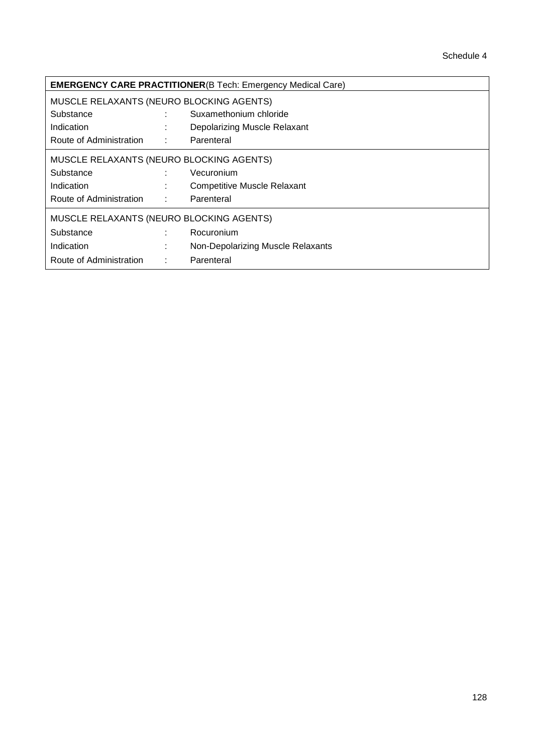Schedule 4

| **EMERGENCY CARE PRACTITIONER**(B Tech: Emergency Medical Care) | | |
|---|---|---|
| MUSCLE RELAXANTS (NEURO BLOCKING AGENTS) | | |
| Substance | : | Suxamethonium chloride |
| Indication | : | Depolarizing Muscle Relaxant |
| Route of Administration | : | Parenteral |
| MUSCLE RELAXANTS (NEURO BLOCKING AGENTS) | | |
| Substance | : | Vecuronium |
| Indication | : | Competitive Muscle Relaxant |
| Route of Administration | : | Parenteral |
| MUSCLE RELAXANTS (NEURO BLOCKING AGENTS) | | |
| Substance | : | Rocuronium |
| Indication | : | Non-Depolarizing Muscle Relaxants |
| Route of Administration | : | Parenteral |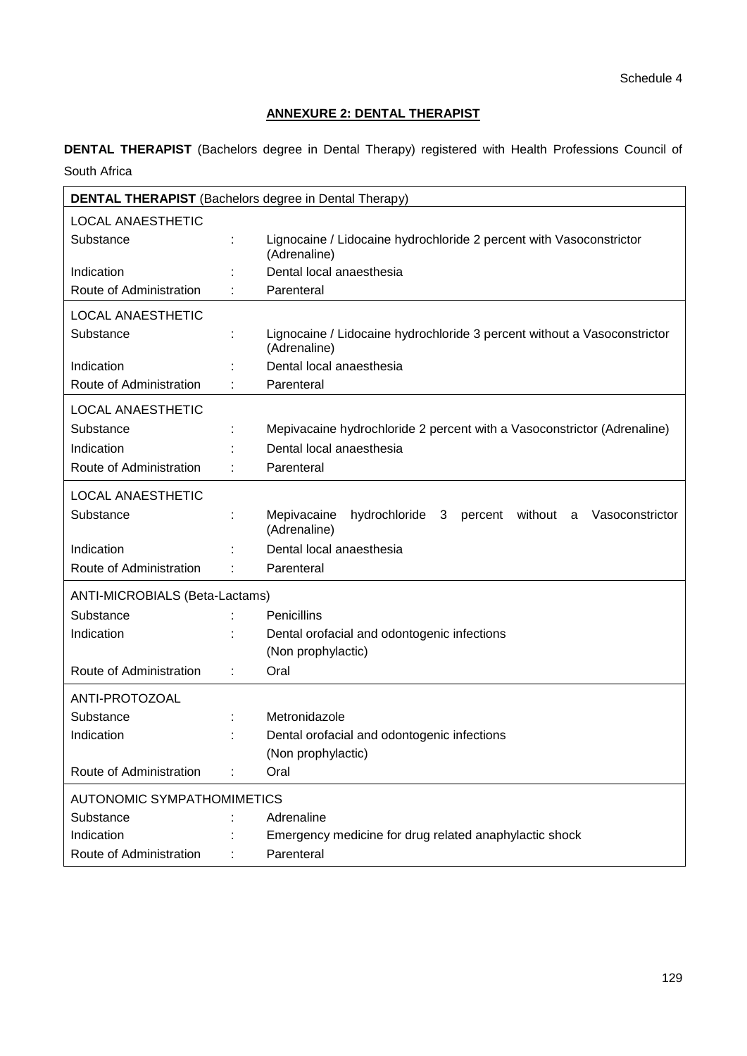Schedule 4

## ANNEXURE 2: DENTAL THERAPIST

**DENTAL THERAPIST** (Bachelors degree in Dental Therapy) registered with Health Professions Council of South Africa

| **DENTAL THERAPIST** (Bachelors degree in Dental Therapy) | | |
|---|---|---|
| LOCAL ANAESTHETIC | | |
| Substance | : | Lignocaine / Lidocaine hydrochloride 2 percent with Vasoconstrictor (Adrenaline) |
| Indication | : | Dental local anaesthesia |
| Route of Administration | : | Parenteral |
| LOCAL ANAESTHETIC | | |
| Substance | : | Lignocaine / Lidocaine hydrochloride 3 percent without a Vasoconstrictor (Adrenaline) |
| Indication | : | Dental local anaesthesia |
| Route of Administration | : | Parenteral |
| LOCAL ANAESTHETIC | | |
| Substance | : | Mepivacaine hydrochloride 2 percent with a Vasoconstrictor (Adrenaline) |
| Indication | : | Dental local anaesthesia |
| Route of Administration | : | Parenteral |
| LOCAL ANAESTHETIC | | |
| Substance | : | Mepivacaine hydrochloride 3 percent without a Vasoconstrictor (Adrenaline) |
| Indication | : | Dental local anaesthesia |
| Route of Administration | : | Parenteral |
| ANTI-MICROBIALS (Beta-Lactams) | | |
| Substance | : | Penicillins |
| Indication | : | Dental orofacial and odontogenic infections (Non prophylactic) |
| Route of Administration | : | Oral |
| ANTI-PROTOZOAL | | |
| Substance | : | Metronidazole |
| Indication | : | Dental orofacial and odontogenic infections (Non prophylactic) |
| Route of Administration | : | Oral |
| AUTONOMIC SYMPATHOMIMETICS | | |
| Substance | : | Adrenaline |
| Indication | : | Emergency medicine for drug related anaphylactic shock |
| Route of Administration | : | Parenteral |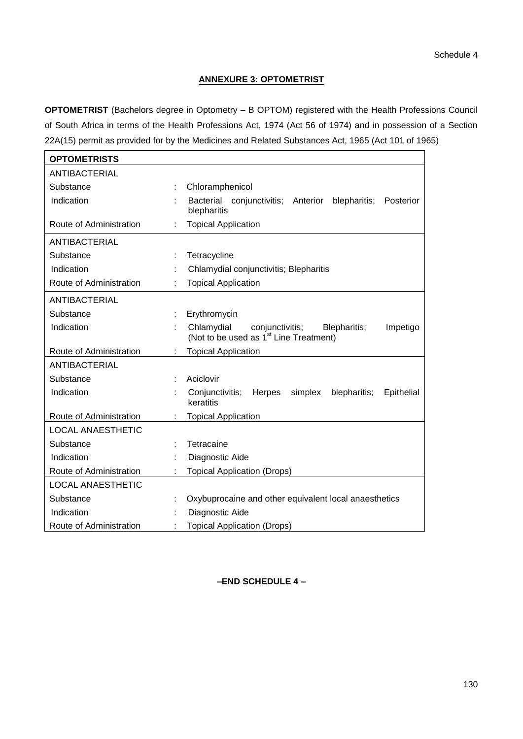Schedule 4

## ANNEXURE 3: OPTOMETRIST

**OPTOMETRIST** (Bachelors degree in Optometry – B OPTOM) registered with the Health Professions Council of South Africa in terms of the Health Professions Act, 1974 (Act 56 of 1974) and in possession of a Section 22A(15) permit as provided for by the Medicines and Related Substances Act, 1965 (Act 101 of 1965)

| **OPTOMETRISTS** | | |
|---|---|---|
| ANTIBACTERIAL | | |
| Substance | : | Chloramphenicol |
| Indication | : | Bacterial conjunctivitis; Anterior blepharitis; Posterior blepharitis |
| Route of Administration | : | Topical Application |
| ANTIBACTERIAL | | |
| Substance | : | Tetracycline |
| Indication | : | Chlamydial conjunctivitis; Blepharitis |
| Route of Administration | : | Topical Application |
| ANTIBACTERIAL | | |
| Substance | : | Erythromycin |
| Indication | : | Chlamydial conjunctivitis; Blepharitis; Impetigo (Not to be used as 1st Line Treatment) |
| Route of Administration | : | Topical Application |
| ANTIBACTERIAL | | |
| Substance | : | Aciclovir |
| Indication | : | Conjunctivitis; Herpes simplex blepharitis; Epithelial keratitis |
| Route of Administration | : | Topical Application |
| LOCAL ANAESTHETIC | | |
| Substance | : | Tetracaine |
| Indication | : | Diagnostic Aide |
| Route of Administration | : | Topical Application (Drops) |
| LOCAL ANAESTHETIC | | |
| Substance | : | Oxybuprocaine and other equivalent local anaesthetics |
| Indication | : | Diagnostic Aide |
| Route of Administration | : | Topical Application (Drops) |

**–END SCHEDULE 4 –**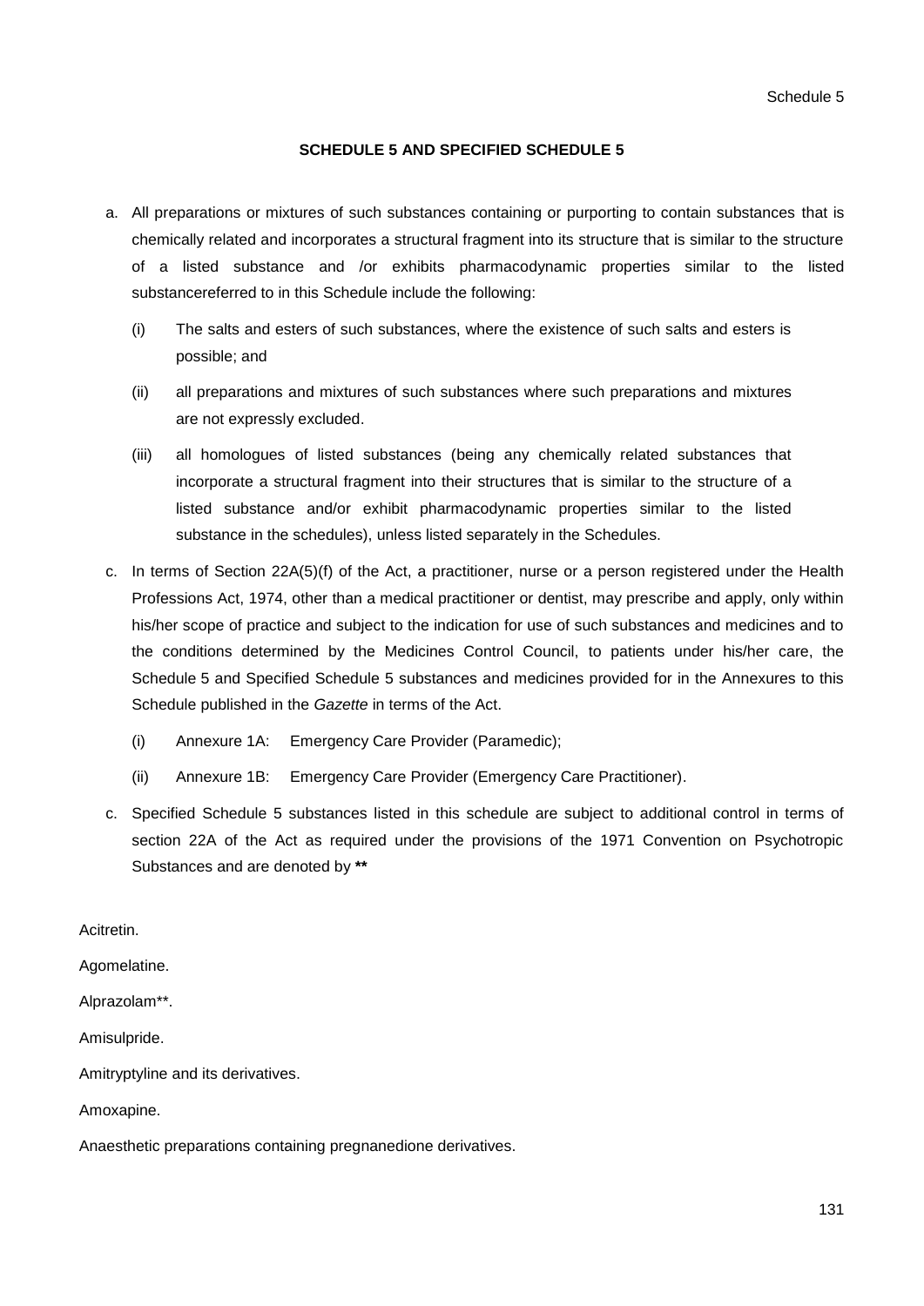## SCHEDULE 5 AND SPECIFIED SCHEDULE 5

a. All preparations or mixtures of such substances containing or purporting to contain substances that is chemically related and incorporates a structural fragment into its structure that is similar to the structure of a listed substance and /or exhibits pharmacodynamic properties similar to the listed substancereferred to in this Schedule include the following:

   (i) The salts and esters of such substances, where the existence of such salts and esters is possible; and

   (ii) all preparations and mixtures of such substances where such preparations and mixtures are not expressly excluded.

   (iii) all homologues of listed substances (being any chemically related substances that incorporate a structural fragment into their structures that is similar to the structure of a listed substance and/or exhibit pharmacodynamic properties similar to the listed substance in the schedules), unless listed separately in the Schedules.

c. In terms of Section 22A(5)(f) of the Act, a practitioner, nurse or a person registered under the Health Professions Act, 1974, other than a medical practitioner or dentist, may prescribe and apply, only within his/her scope of practice and subject to the indication for use of such substances and medicines and to the conditions determined by the Medicines Control Council, to patients under his/her care, the Schedule 5 and Specified Schedule 5 substances and medicines provided for in the Annexures to this Schedule published in the *Gazette* in terms of the Act.

   (i) Annexure 1A: Emergency Care Provider (Paramedic);

   (ii) Annexure 1B: Emergency Care Provider (Emergency Care Practitioner).

c. Specified Schedule 5 substances listed in this schedule are subject to additional control in terms of section 22A of the Act as required under the provisions of the 1971 Convention on Psychotropic Substances and are denoted by **\*\***

Acitretin.

Agomelatine.

Alprazolam**.

Amisulpride.

Amitryptyline and its derivatives.

Amoxapine.

Anaesthetic preparations containing pregnanedione derivatives.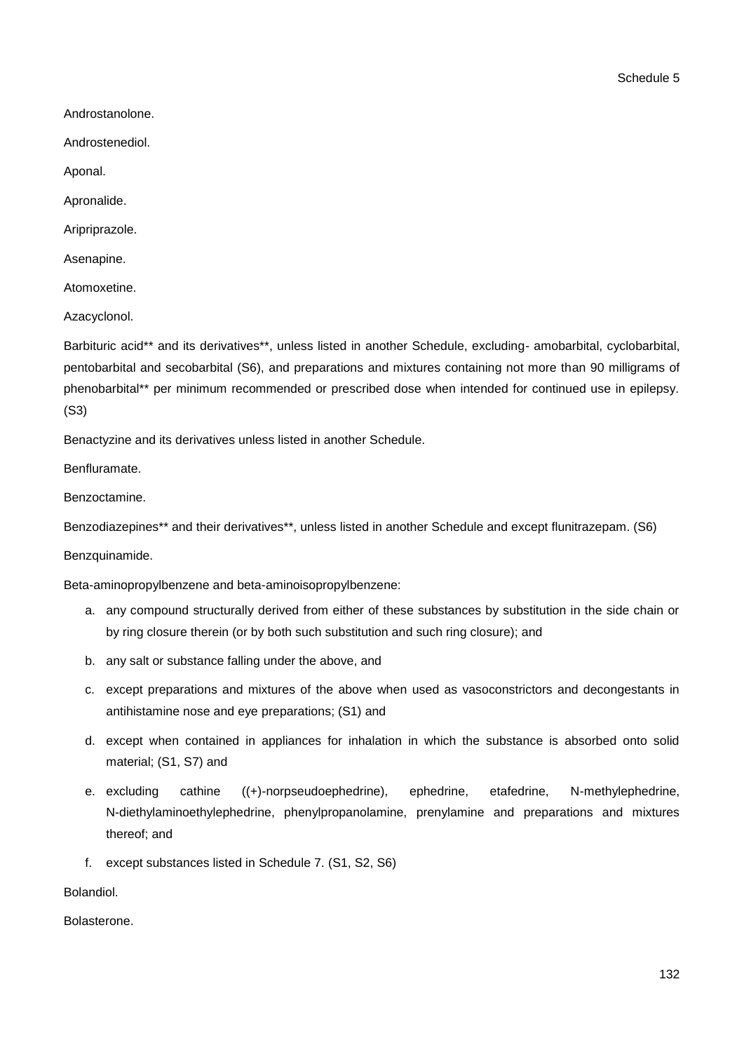Androstanolone.

Androstenediol.

Aponal.

Apronalide.

Aripriprazole.

Asenapine.

Atomoxetine.

Azacyclonol.

Barbituric acid** and its derivatives**, unless listed in another Schedule, excluding- amobarbital, cyclobarbital, pentobarbital and secobarbital (S6), and preparations and mixtures containing not more than 90 milligrams of phenobarbital** per minimum recommended or prescribed dose when intended for continued use in epilepsy. (S3)

Benactyzine and its derivatives unless listed in another Schedule.

Benfluramate.

Benzoctamine.

Benzodiazepines** and their derivatives**, unless listed in another Schedule and except flunitrazepam. (S6)

Benzquinamide.

Beta-aminopropylbenzene and beta-aminoisopropylbenzene:

a. any compound structurally derived from either of these substances by substitution in the side chain or by ring closure therein (or by both such substitution and such ring closure); and
b. any salt or substance falling under the above, and
c. except preparations and mixtures of the above when used as vasoconstrictors and decongestants in antihistamine nose and eye preparations; (S1) and
d. except when contained in appliances for inhalation in which the substance is absorbed onto solid material; (S1, S7) and
e. excluding cathine ((+)-norpseudoephedrine), ephedrine, etafedrine, N-methylephedrine, N-diethylaminoethylephedrine, phenylpropanolamine, prenylamine and preparations and mixtures thereof; and
f. except substances listed in Schedule 7. (S1, S2, S6)

Bolandiol.

Bolasterone.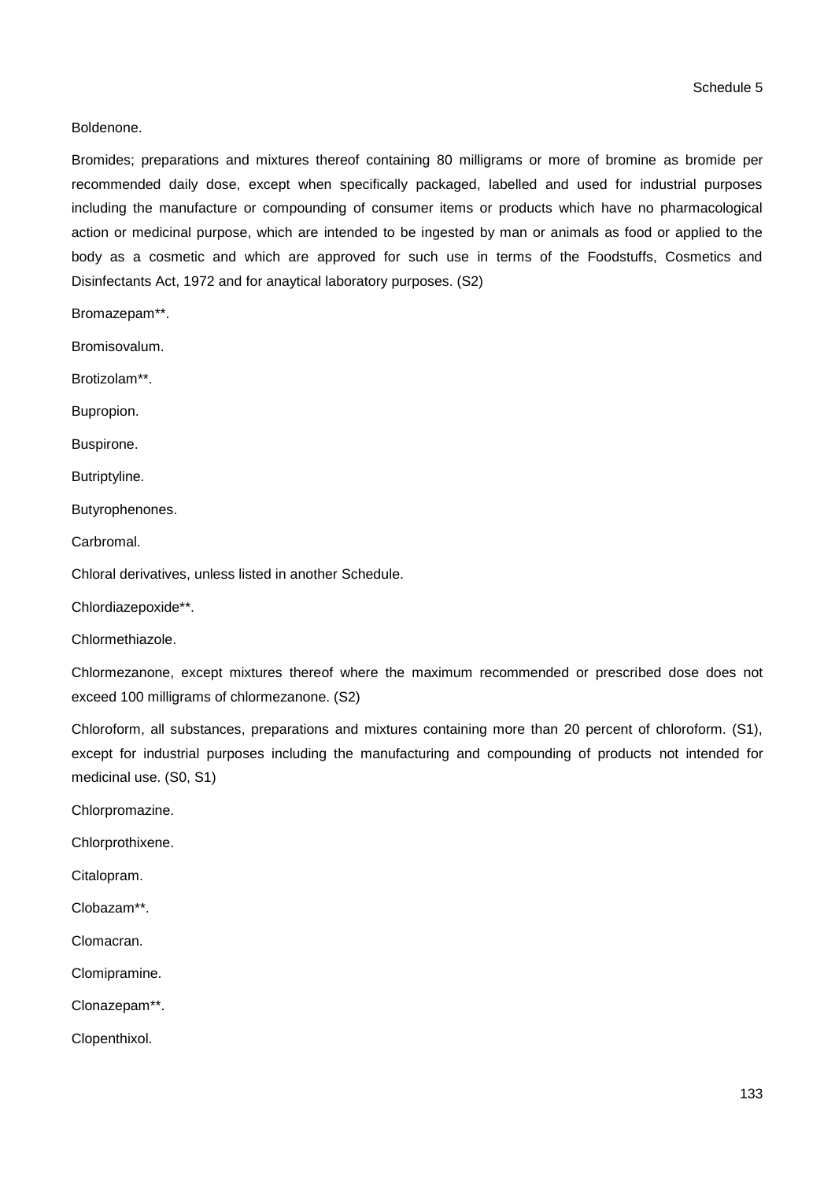Boldenone.

Bromides; preparations and mixtures thereof containing 80 milligrams or more of bromine as bromide per recommended daily dose, except when specifically packaged, labelled and used for industrial purposes including the manufacture or compounding of consumer items or products which have no pharmacological action or medicinal purpose, which are intended to be ingested by man or animals as food or applied to the body as a cosmetic and which are approved for such use in terms of the Foodstuffs, Cosmetics and Disinfectants Act, 1972 and for anaytical laboratory purposes. (S2)

Bromazepam**.

Bromisovalum.

Brotizolam**.

Bupropion.

Buspirone.

Butriptyline.

Butyrophenones.

Carbromal.

Chloral derivatives, unless listed in another Schedule.

Chlordiazepoxide**.

Chlormethiazole.

Chlormezanone, except mixtures thereof where the maximum recommended or prescribed dose does not exceed 100 milligrams of chlormezanone. (S2)

Chloroform, all substances, preparations and mixtures containing more than 20 percent of chloroform. (S1), except for industrial purposes including the manufacturing and compounding of products not intended for medicinal use. (S0, S1)

Chlorpromazine.

Chlorprothixene.

Citalopram.

Clobazam**.

Clomacran.

Clomipramine.

Clonazepam**.

Clopenthixol.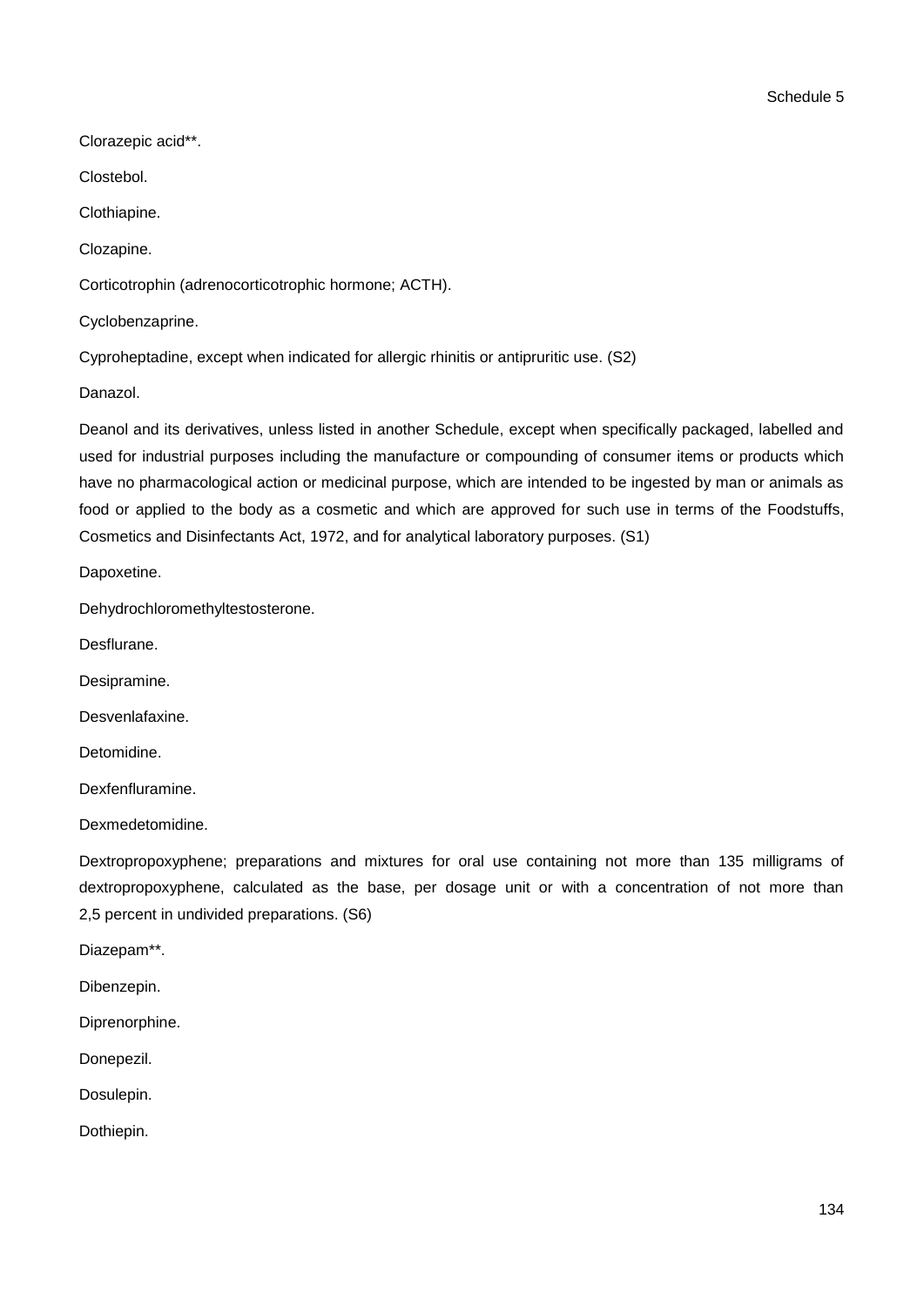Clorazepic acid**.

Clostebol.

Clothiapine.

Clozapine.

Corticotrophin (adrenocorticotrophic hormone; ACTH).

Cyclobenzaprine.

Cyproheptadine, except when indicated for allergic rhinitis or antipruritic use. (S2)

Danazol.

Deanol and its derivatives, unless listed in another Schedule, except when specifically packaged, labelled and used for industrial purposes including the manufacture or compounding of consumer items or products which have no pharmacological action or medicinal purpose, which are intended to be ingested by man or animals as food or applied to the body as a cosmetic and which are approved for such use in terms of the Foodstuffs, Cosmetics and Disinfectants Act, 1972, and for analytical laboratory purposes. (S1)

Dapoxetine.

Dehydrochloromethyltestosterone.

Desflurane.

Desipramine.

Desvenlafaxine.

Detomidine.

Dexfenfluramine.

Dexmedetomidine.

Dextropropoxyphene; preparations and mixtures for oral use containing not more than 135 milligrams of dextropropoxyphene, calculated as the base, per dosage unit or with a concentration of not more than 2,5 percent in undivided preparations. (S6)

Diazepam**.

Dibenzepin.

Diprenorphine.

Donepezil.

Dosulepin.

Dothiepin.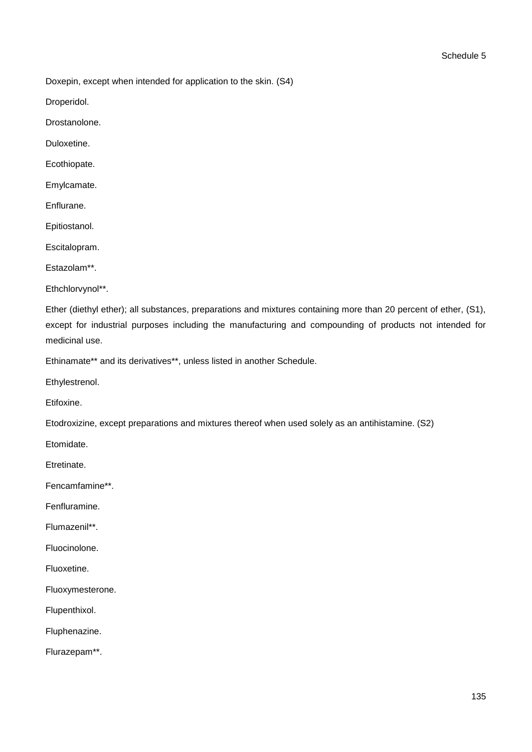Doxepin, except when intended for application to the skin. (S4)

Droperidol.

Drostanolone.

Duloxetine.

Ecothiopate.

Emylcamate.

Enflurane.

Epitiostanol.

Escitalopram.

Estazolam**.

Ethchlorvynol**.

Ether (diethyl ether); all substances, preparations and mixtures containing more than 20 percent of ether, (S1), except for industrial purposes including the manufacturing and compounding of products not intended for medicinal use.

Ethinamate** and its derivatives**, unless listed in another Schedule.

Ethylestrenol.

Etifoxine.

Etodroxizine, except preparations and mixtures thereof when used solely as an antihistamine. (S2)

Etomidate.

Etretinate.

Fencamfamine**.

Fenfluramine.

Flumazenil**.

Fluocinolone.

Fluoxetine.

Fluoxymesterone.

Flupenthixol.

Fluphenazine.

Flurazepam**.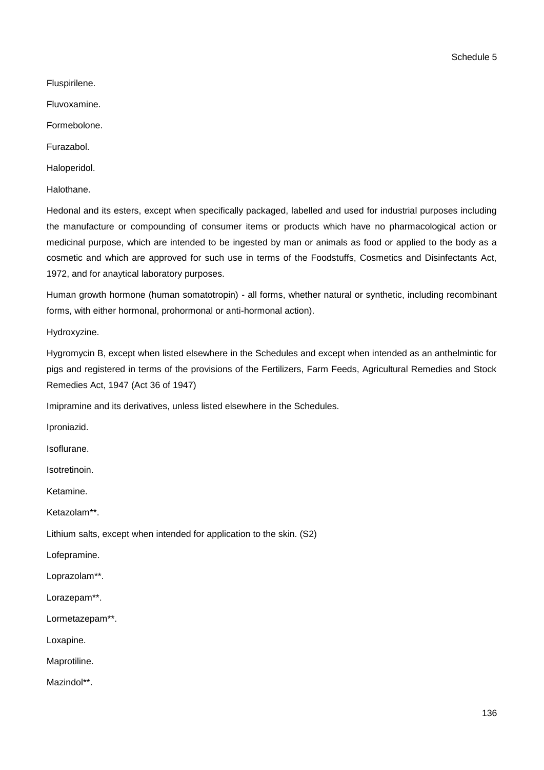Fluspirilene.

Fluvoxamine.

Formebolone.

Furazabol.

Haloperidol.

Halothane.

Hedonal and its esters, except when specifically packaged, labelled and used for industrial purposes including the manufacture or compounding of consumer items or products which have no pharmacological action or medicinal purpose, which are intended to be ingested by man or animals as food or applied to the body as a cosmetic and which are approved for such use in terms of the Foodstuffs, Cosmetics and Disinfectants Act, 1972, and for anaytical laboratory purposes.

Human growth hormone (human somatotropin) - all forms, whether natural or synthetic, including recombinant forms, with either hormonal, prohormonal or anti-hormonal action).

Hydroxyzine.

Hygromycin B, except when listed elsewhere in the Schedules and except when intended as an anthelmintic for pigs and registered in terms of the provisions of the Fertilizers, Farm Feeds, Agricultural Remedies and Stock Remedies Act, 1947 (Act 36 of 1947)

Imipramine and its derivatives, unless listed elsewhere in the Schedules.

Iproniazid.

Isoflurane.

Isotretinoin.

Ketamine.

Ketazolam**.

Lithium salts, except when intended for application to the skin. (S2)

Lofepramine.

Loprazolam**.

Lorazepam**.

Lormetazepam**.

Loxapine.

Maprotiline.

Mazindol**.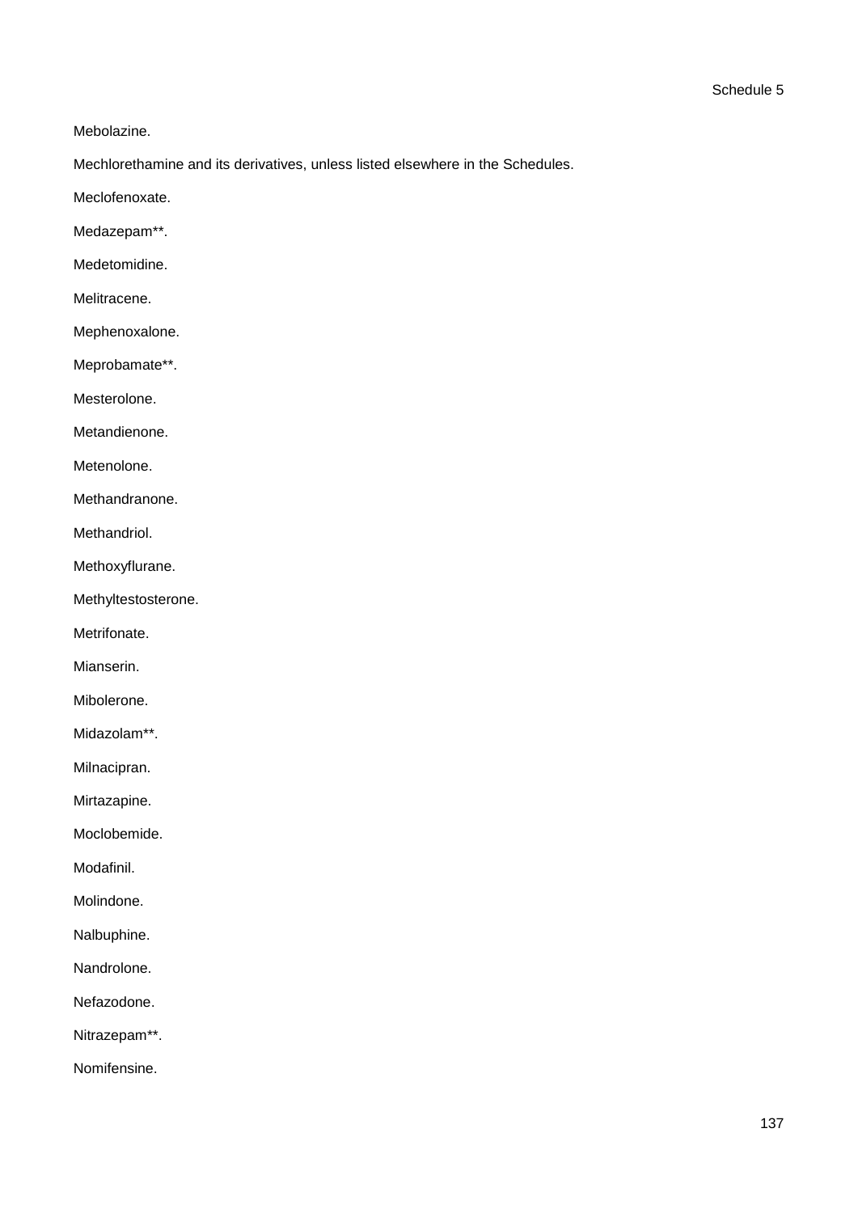Mebolazine.

Mechlorethamine and its derivatives, unless listed elsewhere in the Schedules.

Meclofenoxate.

Medazepam**.

Medetomidine.

Melitracene.

Mephenoxalone.

Meprobamate**.

Mesterolone.

Metandienone.

Metenolone.

Methandranone.

Methandriol.

Methoxyflurane.

Methyltestosterone.

Metrifonate.

Mianserin.

Mibolerone.

Midazolam**.

Milnacipran.

Mirtazapine.

Moclobemide.

Modafinil.

Molindone.

Nalbuphine.

Nandrolone.

Nefazodone.

Nitrazepam**.

Nomifensine.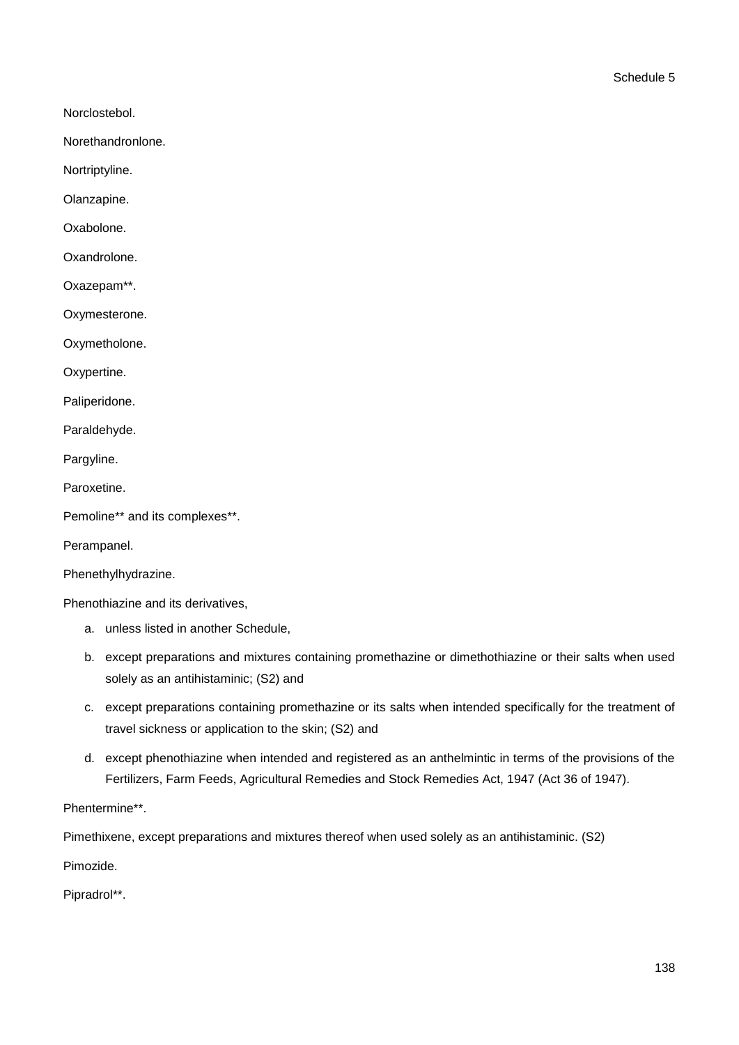Norclostebol.

Norethandronlone.

Nortriptyline.

Olanzapine.

Oxabolone.

Oxandrolone.

Oxazepam**.

Oxymesterone.

Oxymetholone.

Oxypertine.

Paliperidone.

Paraldehyde.

Pargyline.

Paroxetine.

Pemoline** and its complexes**.

Perampanel.

Phenethylhydrazine.

Phenothiazine and its derivatives,

a. unless listed in another Schedule,
b. except preparations and mixtures containing promethazine or dimethothiazine or their salts when used solely as an antihistaminic; (S2) and
c. except preparations containing promethazine or its salts when intended specifically for the treatment of travel sickness or application to the skin; (S2) and
d. except phenothiazine when intended and registered as an anthelmintic in terms of the provisions of the Fertilizers, Farm Feeds, Agricultural Remedies and Stock Remedies Act, 1947 (Act 36 of 1947).

Phentermine**.

Pimethixene, except preparations and mixtures thereof when used solely as an antihistaminic. (S2)

Pimozide.

Pipradrol**.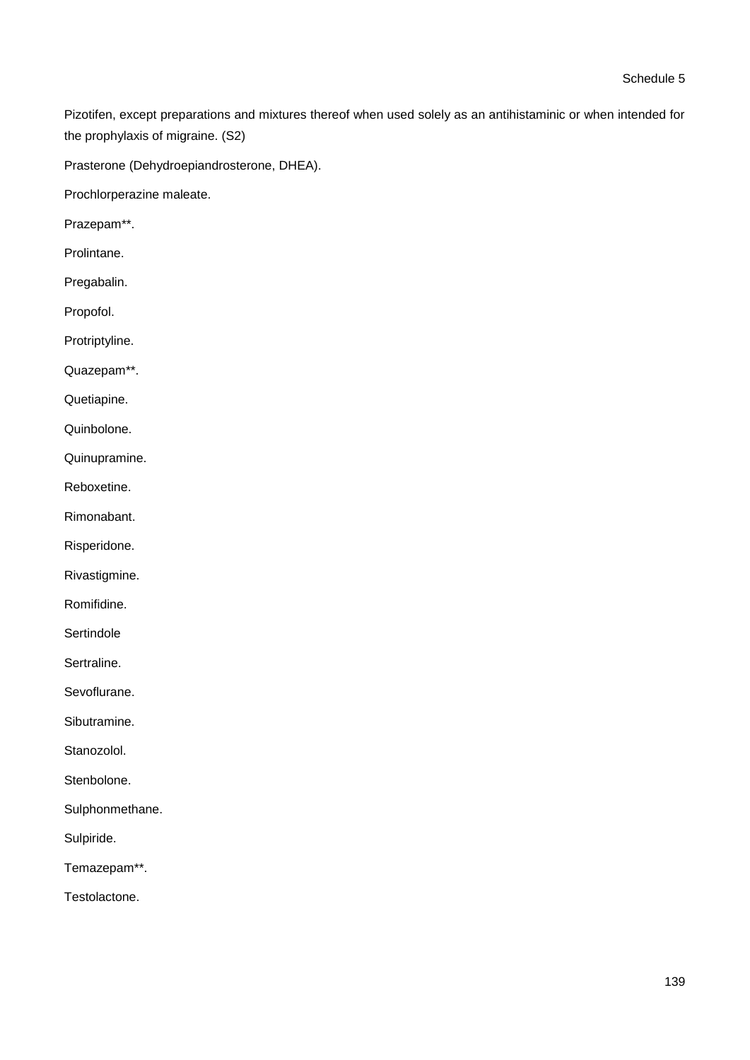Pizotifen, except preparations and mixtures thereof when used solely as an antihistaminic or when intended for the prophylaxis of migraine. (S2)

Prasterone (Dehydroepiandrosterone, DHEA).

Prochlorperazine maleate.

Prazepam**.

Prolintane.

Pregabalin.

Propofol.

Protriptyline.

Quazepam**.

Quetiapine.

Quinbolone.

Quinupramine.

Reboxetine.

Rimonabant.

Risperidone.

Rivastigmine.

Romifidine.

Sertindole

Sertraline.

Sevoflurane.

Sibutramine.

Stanozolol.

Stenbolone.

Sulphonmethane.

Sulpiride.

Temazepam**.

Testolactone.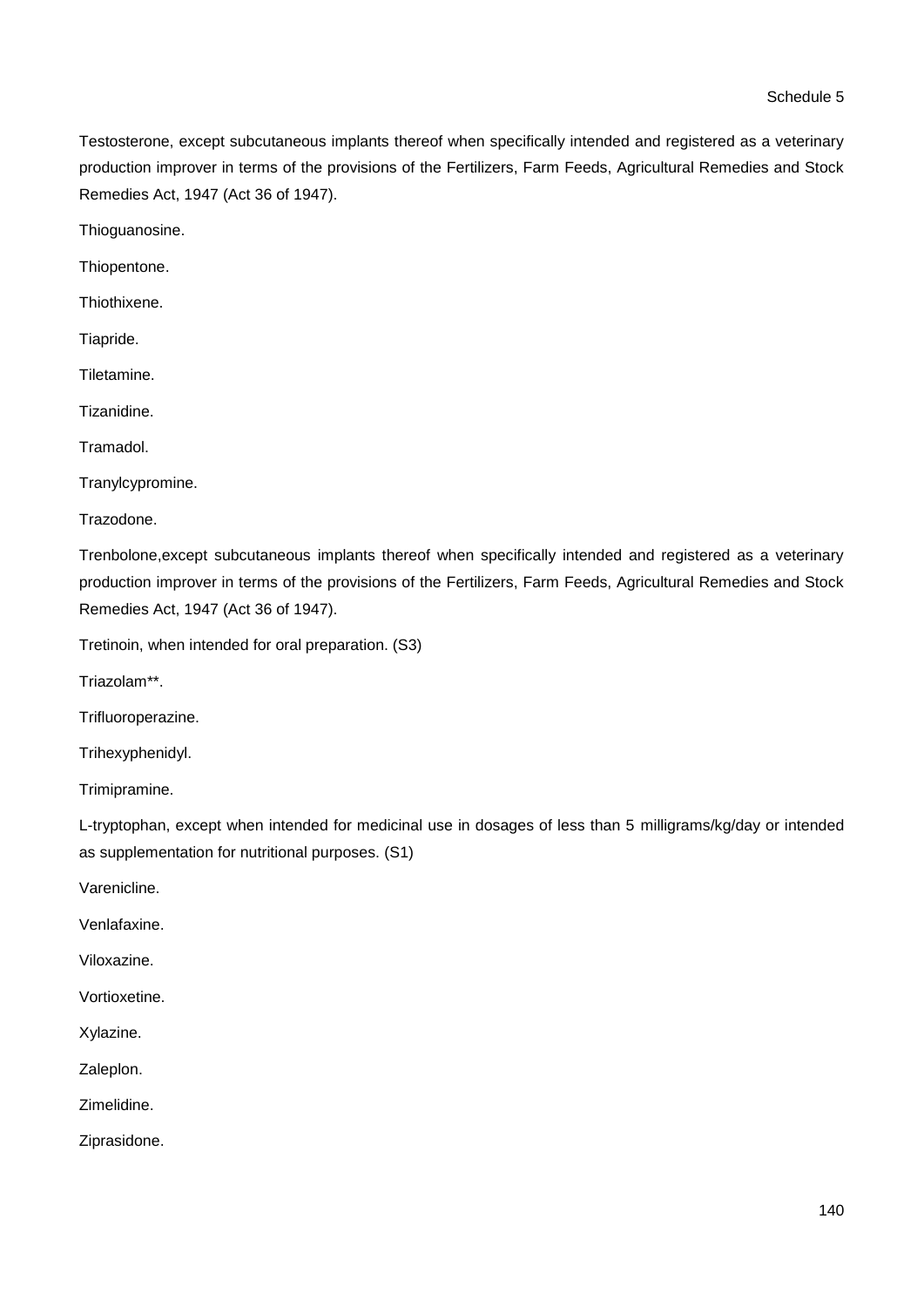Testosterone, except subcutaneous implants thereof when specifically intended and registered as a veterinary production improver in terms of the provisions of the Fertilizers, Farm Feeds, Agricultural Remedies and Stock Remedies Act, 1947 (Act 36 of 1947).

Thioguanosine.

Thiopentone.

Thiothixene.

Tiapride.

Tiletamine.

Tizanidine.

Tramadol.

Tranylcypromine.

Trazodone.

Trenbolone,except subcutaneous implants thereof when specifically intended and registered as a veterinary production improver in terms of the provisions of the Fertilizers, Farm Feeds, Agricultural Remedies and Stock Remedies Act, 1947 (Act 36 of 1947).

Tretinoin, when intended for oral preparation. (S3)

Triazolam**.

Trifluoroperazine.

Trihexyphenidyl.

Trimipramine.

L-tryptophan, except when intended for medicinal use in dosages of less than 5 milligrams/kg/day or intended as supplementation for nutritional purposes. (S1)

Varenicline.

Venlafaxine.

Viloxazine.

Vortioxetine.

Xylazine.

Zaleplon.

Zimelidine.

Ziprasidone.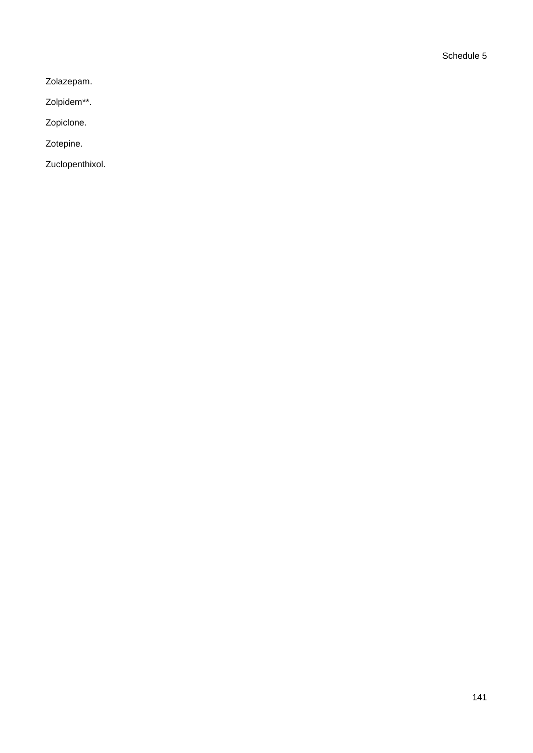Zolazepam.

Zolpidem**.

Zopiclone.

Zotepine.

Zuclopenthixol.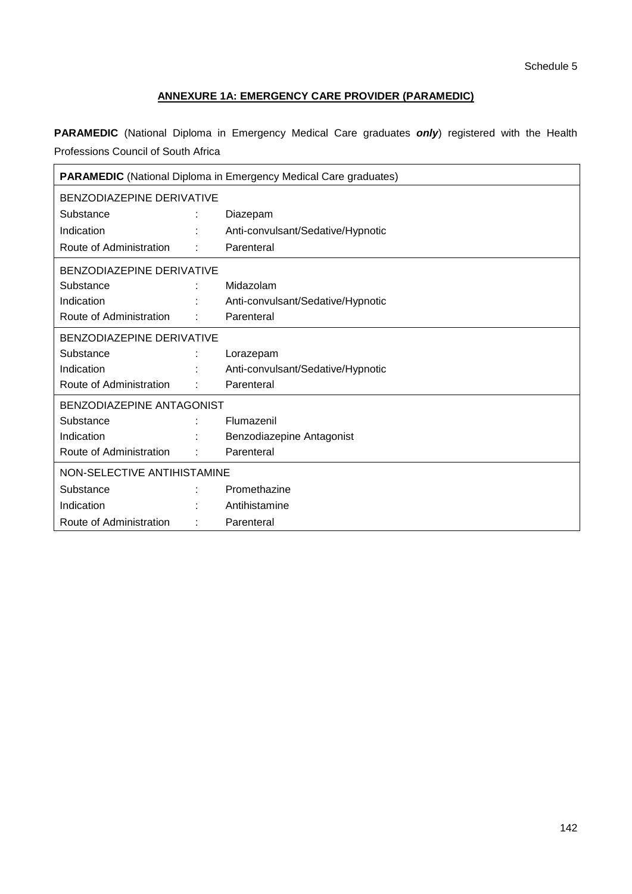Schedule 5

## ANNEXURE 1A: EMERGENCY CARE PROVIDER (PARAMEDIC)

**PARAMEDIC** (National Diploma in Emergency Medical Care graduates ***only***) registered with the Health Professions Council of South Africa

| **PARAMEDIC** (National Diploma in Emergency Medical Care graduates) | | |
|---|---|---|
| BENZODIAZEPINE DERIVATIVE | | |
| Substance | : | Diazepam |
| Indication | : | Anti-convulsant/Sedative/Hypnotic |
| Route of Administration | : | Parenteral |
| BENZODIAZEPINE DERIVATIVE | | |
| Substance | : | Midazolam |
| Indication | : | Anti-convulsant/Sedative/Hypnotic |
| Route of Administration | : | Parenteral |
| BENZODIAZEPINE DERIVATIVE | | |
| Substance | : | Lorazepam |
| Indication | : | Anti-convulsant/Sedative/Hypnotic |
| Route of Administration | : | Parenteral |
| BENZODIAZEPINE ANTAGONIST | | |
| Substance | : | Flumazenil |
| Indication | : | Benzodiazepine Antagonist |
| Route of Administration | : | Parenteral |
| NON-SELECTIVE ANTIHISTAMINE | | |
| Substance | : | Promethazine |
| Indication | : | Antihistamine |
| Route of Administration | : | Parenteral |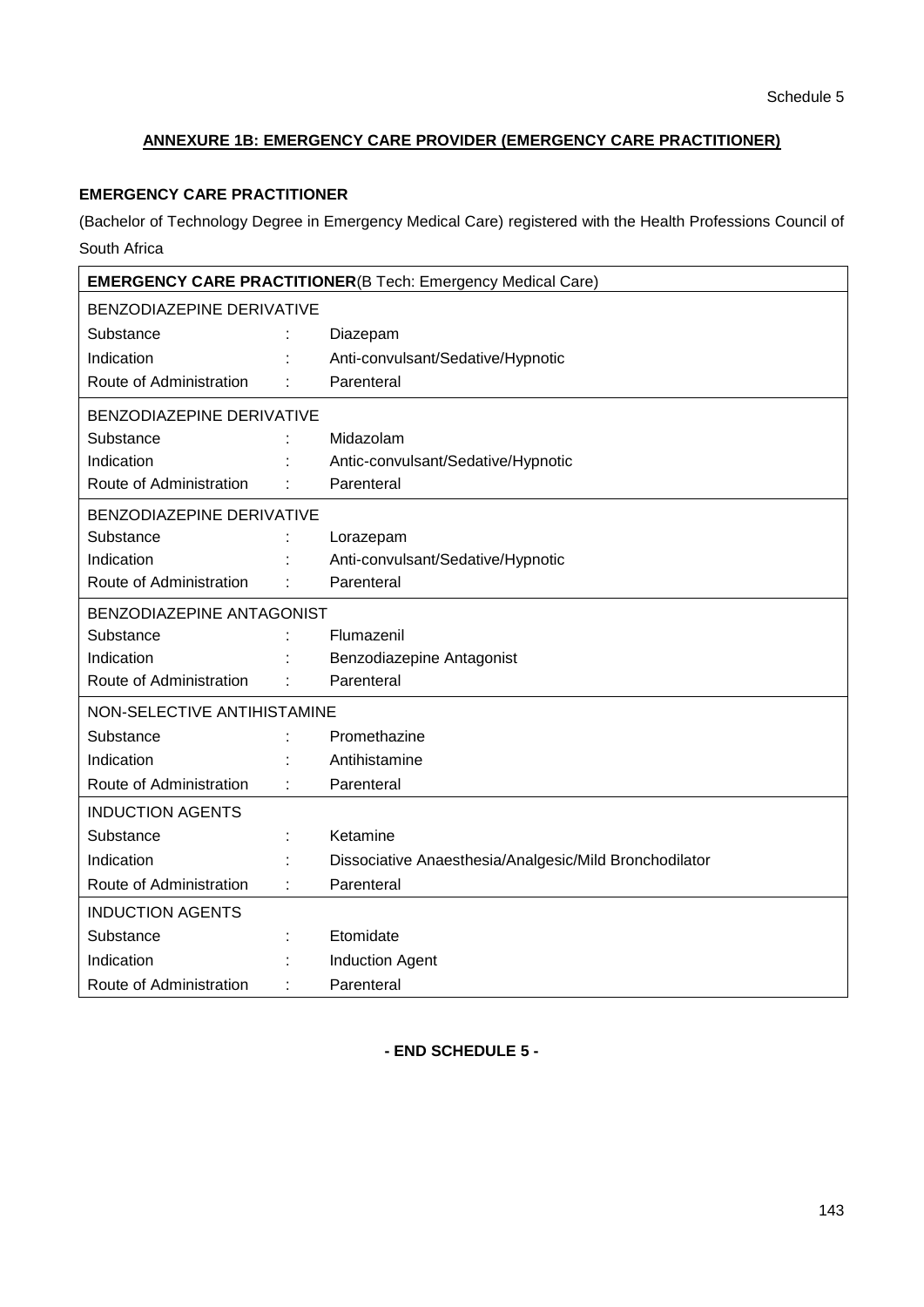Schedule 5

## ANNEXURE 1B: EMERGENCY CARE PROVIDER (EMERGENCY CARE PRACTITIONER)

**EMERGENCY CARE PRACTITIONER**

(Bachelor of Technology Degree in Emergency Medical Care) registered with the Health Professions Council of South Africa

| **EMERGENCY CARE PRACTITIONER**(B Tech: Emergency Medical Care) | | |
|---|---|---|
| BENZODIAZEPINE DERIVATIVE | | |
| Substance | : | Diazepam |
| Indication | : | Anti-convulsant/Sedative/Hypnotic |
| Route of Administration | : | Parenteral |
| BENZODIAZEPINE DERIVATIVE | | |
| Substance | : | Midazolam |
| Indication | : | Antic-convulsant/Sedative/Hypnotic |
| Route of Administration | : | Parenteral |
| BENZODIAZEPINE DERIVATIVE | | |
| Substance | : | Lorazepam |
| Indication | : | Anti-convulsant/Sedative/Hypnotic |
| Route of Administration | : | Parenteral |
| BENZODIAZEPINE ANTAGONIST | | |
| Substance | : | Flumazenil |
| Indication | : | Benzodiazepine Antagonist |
| Route of Administration | : | Parenteral |
| NON-SELECTIVE ANTIHISTAMINE | | |
| Substance | : | Promethazine |
| Indication | : | Antihistamine |
| Route of Administration | : | Parenteral |
| INDUCTION AGENTS | | |
| Substance | : | Ketamine |
| Indication | : | Dissociative Anaesthesia/Analgesic/Mild Bronchodilator |
| Route of Administration | : | Parenteral |
| INDUCTION AGENTS | | |
| Substance | : | Etomidate |
| Indication | : | Induction Agent |
| Route of Administration | : | Parenteral |

**- END SCHEDULE 5 -**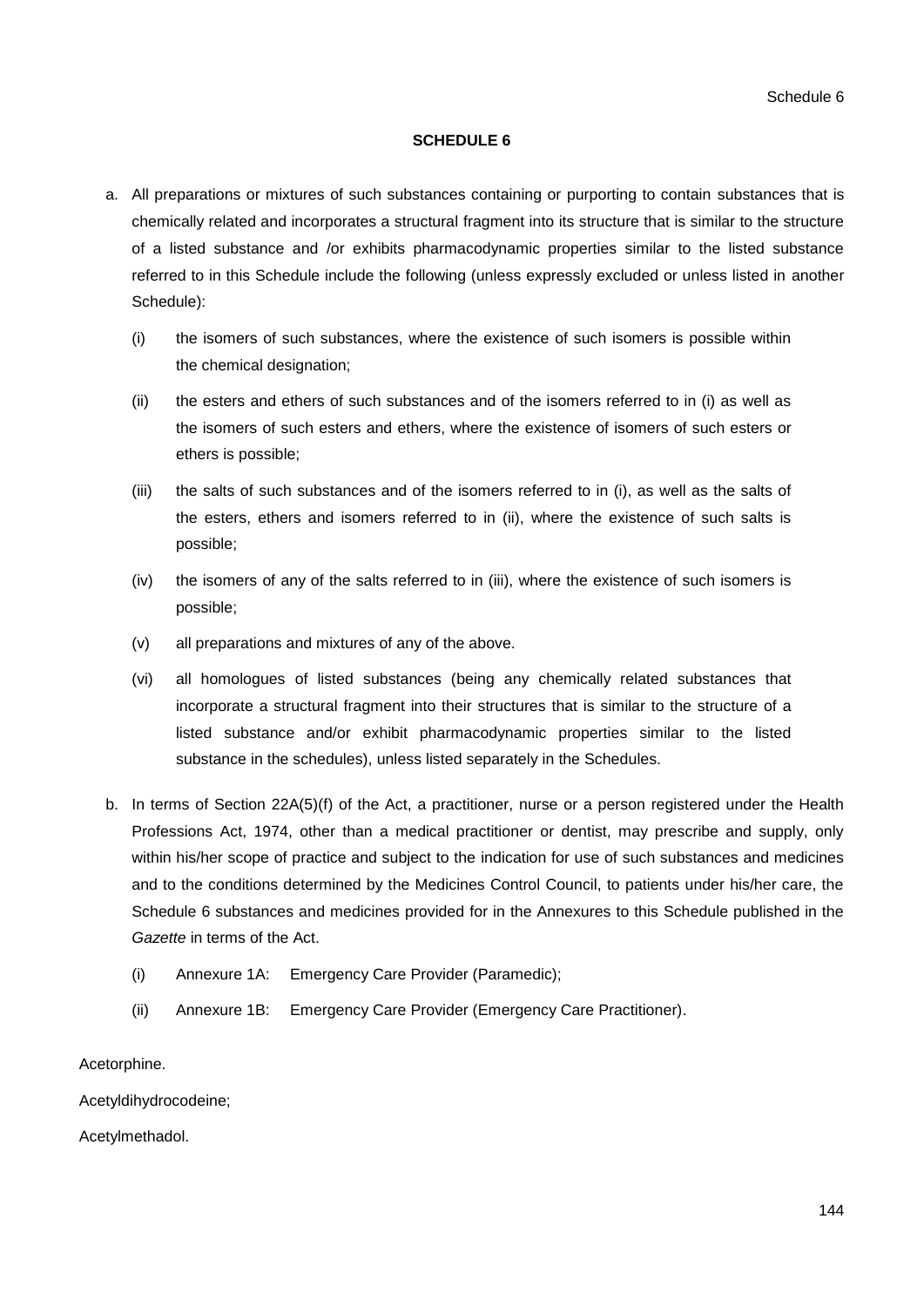# SCHEDULE 6

a. All preparations or mixtures of such substances containing or purporting to contain substances that is chemically related and incorporates a structural fragment into its structure that is similar to the structure of a listed substance and /or exhibits pharmacodynamic properties similar to the listed substance referred to in this Schedule include the following (unless expressly excluded or unless listed in another Schedule):

   (i) the isomers of such substances, where the existence of such isomers is possible within the chemical designation;

   (ii) the esters and ethers of such substances and of the isomers referred to in (i) as well as the isomers of such esters and ethers, where the existence of isomers of such esters or ethers is possible;

   (iii) the salts of such substances and of the isomers referred to in (i), as well as the salts of the esters, ethers and isomers referred to in (ii), where the existence of such salts is possible;

   (iv) the isomers of any of the salts referred to in (iii), where the existence of such isomers is possible;

   (v) all preparations and mixtures of any of the above.

   (vi) all homologues of listed substances (being any chemically related substances that incorporate a structural fragment into their structures that is similar to the structure of a listed substance and/or exhibit pharmacodynamic properties similar to the listed substance in the schedules), unless listed separately in the Schedules.

b. In terms of Section 22A(5)(f) of the Act, a practitioner, nurse or a person registered under the Health Professions Act, 1974, other than a medical practitioner or dentist, may prescribe and supply, only within his/her scope of practice and subject to the indication for use of such substances and medicines and to the conditions determined by the Medicines Control Council, to patients under his/her care, the Schedule 6 substances and medicines provided for in the Annexures to this Schedule published in the *Gazette* in terms of the Act.

   (i) Annexure 1A: Emergency Care Provider (Paramedic);

   (ii) Annexure 1B: Emergency Care Provider (Emergency Care Practitioner).

Acetorphine.

Acetyldihydrocodeine;

Acetylmethadol.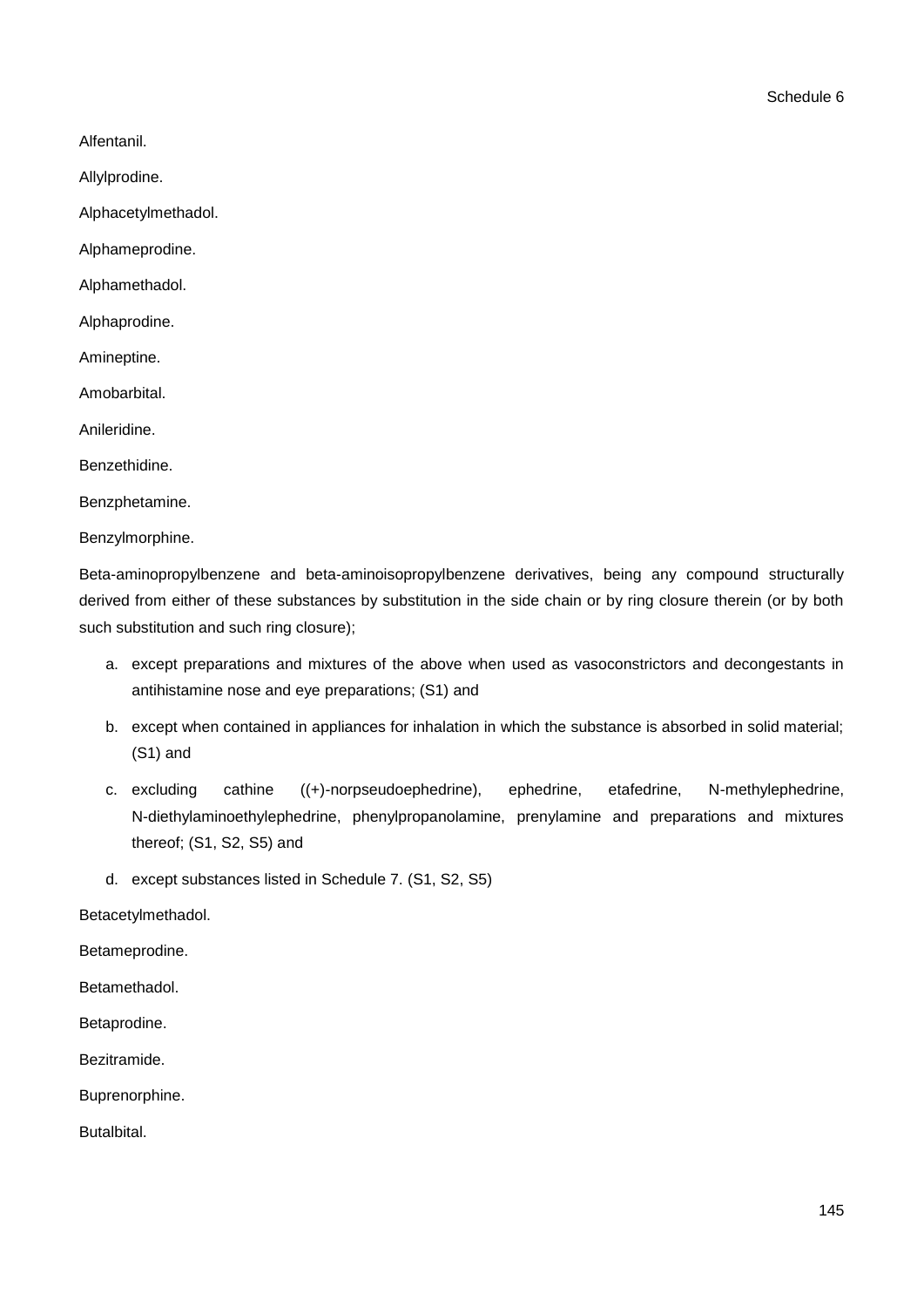Alfentanil.

Allylprodine.

Alphacetylmethadol.

Alphameprodine.

Alphamethadol.

Alphaprodine.

Amineptine.

Amobarbital.

Anileridine.

Benzethidine.

Benzphetamine.

Benzylmorphine.

Beta-aminopropylbenzene and beta-aminoisopropylbenzene derivatives, being any compound structurally derived from either of these substances by substitution in the side chain or by ring closure therein (or by both such substitution and such ring closure);

a. except preparations and mixtures of the above when used as vasoconstrictors and decongestants in antihistamine nose and eye preparations; (S1) and
b. except when contained in appliances for inhalation in which the substance is absorbed in solid material; (S1) and
c. excluding cathine ((+)-norpseudoephedrine), ephedrine, etafedrine, N-methylephedrine, N-diethylaminoethylephedrine, phenylpropanolamine, prenylamine and preparations and mixtures thereof; (S1, S2, S5) and
d. except substances listed in Schedule 7. (S1, S2, S5)

Betacetylmethadol.

Betameprodine.

Betamethadol.

Betaprodine.

Bezitramide.

Buprenorphine.

Butalbital.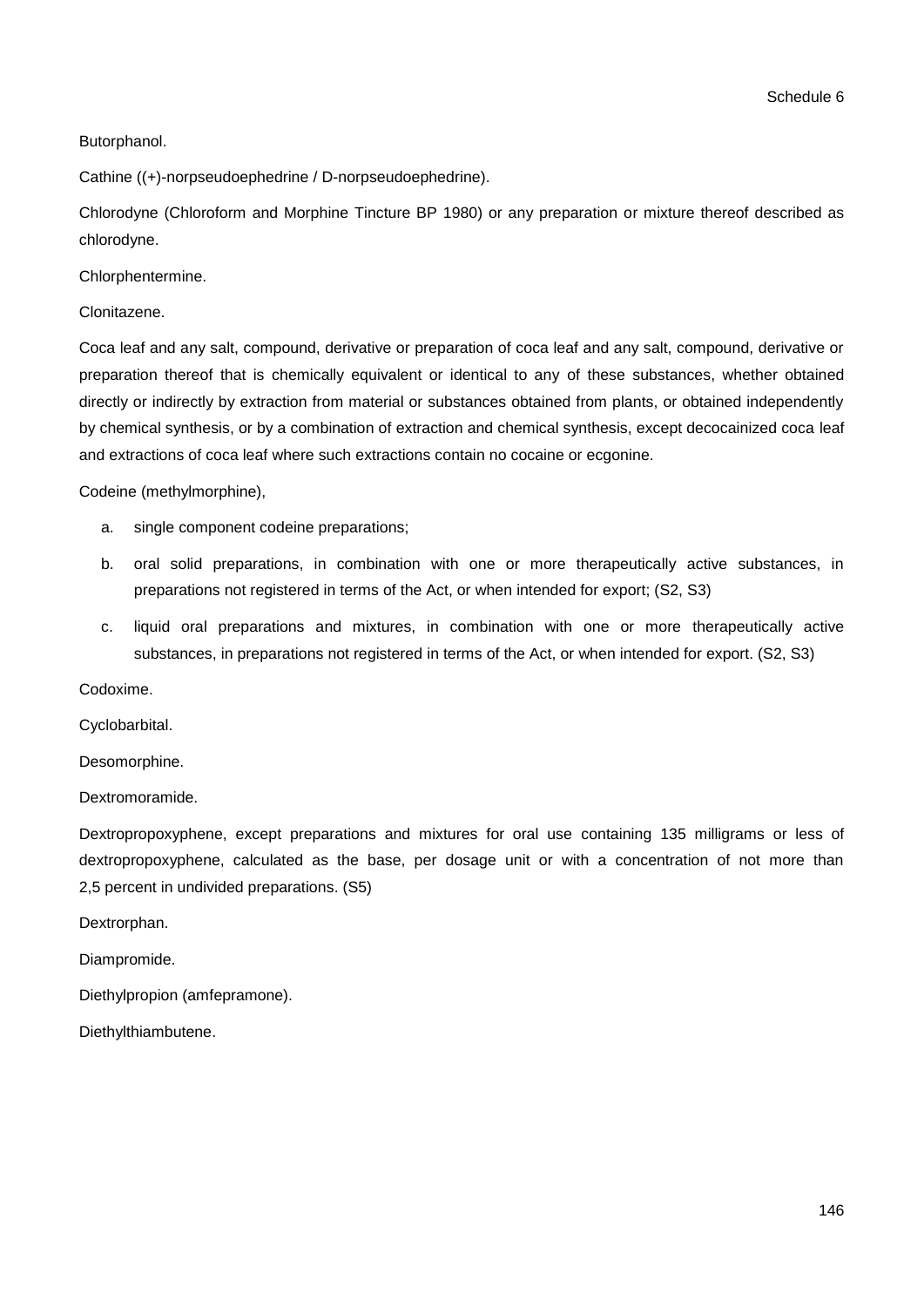Butorphanol.

Cathine ((+)-norpseudoephedrine / D-norpseudoephedrine).

Chlorodyne (Chloroform and Morphine Tincture BP 1980) or any preparation or mixture thereof described as chlorodyne.

Chlorphentermine.

Clonitazene.

Coca leaf and any salt, compound, derivative or preparation of coca leaf and any salt, compound, derivative or preparation thereof that is chemically equivalent or identical to any of these substances, whether obtained directly or indirectly by extraction from material or substances obtained from plants, or obtained independently by chemical synthesis, or by a combination of extraction and chemical synthesis, except decocainized coca leaf and extractions of coca leaf where such extractions contain no cocaine or ecgonine.

Codeine (methylmorphine),

a. single component codeine preparations;
b. oral solid preparations, in combination with one or more therapeutically active substances, in preparations not registered in terms of the Act, or when intended for export; (S2, S3)
c. liquid oral preparations and mixtures, in combination with one or more therapeutically active substances, in preparations not registered in terms of the Act, or when intended for export. (S2, S3)

Codoxime.

Cyclobarbital.

Desomorphine.

Dextromoramide.

Dextropropoxyphene, except preparations and mixtures for oral use containing 135 milligrams or less of dextropropoxyphene, calculated as the base, per dosage unit or with a concentration of not more than 2,5 percent in undivided preparations. (S5)

Dextrorphan.

Diampromide.

Diethylpropion (amfepramone).

Diethylthiambutene.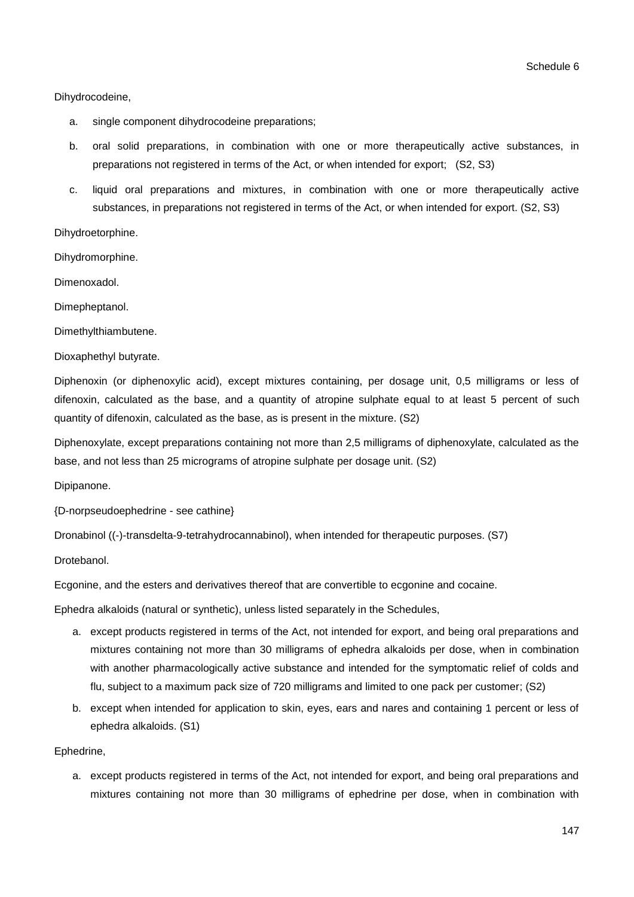Dihydrocodeine,

a. single component dihydrocodeine preparations;

b. oral solid preparations, in combination with one or more therapeutically active substances, in preparations not registered in terms of the Act, or when intended for export; (S2, S3)

c. liquid oral preparations and mixtures, in combination with one or more therapeutically active substances, in preparations not registered in terms of the Act, or when intended for export. (S2, S3)

Dihydroetorphine.

Dihydromorphine.

Dimenoxadol.

Dimepheptanol.

Dimethylthiambutene.

Dioxaphethyl butyrate.

Diphenoxin (or diphenoxylic acid), except mixtures containing, per dosage unit, 0,5 milligrams or less of difenoxin, calculated as the base, and a quantity of atropine sulphate equal to at least 5 percent of such quantity of difenoxin, calculated as the base, as is present in the mixture. (S2)

Diphenoxylate, except preparations containing not more than 2,5 milligrams of diphenoxylate, calculated as the base, and not less than 25 micrograms of atropine sulphate per dosage unit. (S2)

Dipipanone.

{D-norpseudoephedrine - see cathine}

Dronabinol ((-)-transdelta-9-tetrahydrocannabinol), when intended for therapeutic purposes. (S7)

Drotebanol.

Ecgonine, and the esters and derivatives thereof that are convertible to ecgonine and cocaine.

Ephedra alkaloids (natural or synthetic), unless listed separately in the Schedules,

a. except products registered in terms of the Act, not intended for export, and being oral preparations and mixtures containing not more than 30 milligrams of ephedra alkaloids per dose, when in combination with another pharmacologically active substance and intended for the symptomatic relief of colds and flu, subject to a maximum pack size of 720 milligrams and limited to one pack per customer; (S2)

b. except when intended for application to skin, eyes, ears and nares and containing 1 percent or less of ephedra alkaloids. (S1)

Ephedrine,

a. except products registered in terms of the Act, not intended for export, and being oral preparations and mixtures containing not more than 30 milligrams of ephedrine per dose, when in combination with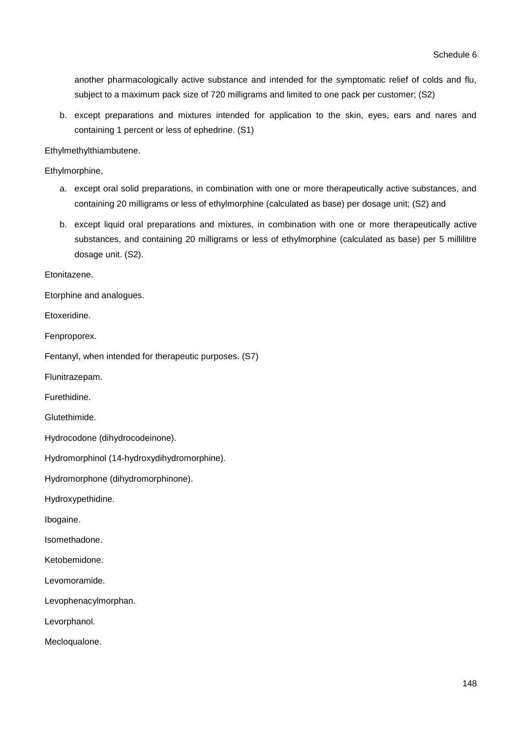another pharmacologically active substance and intended for the symptomatic relief of colds and flu, subject to a maximum pack size of 720 milligrams and limited to one pack per customer; (S2)

b. except preparations and mixtures intended for application to the skin, eyes, ears and nares and containing 1 percent or less of ephedrine. (S1)

Ethylmethylthiambutene.

Ethylmorphine,

a. except oral solid preparations, in combination with one or more therapeutically active substances, and containing 20 milligrams or less of ethylmorphine (calculated as base) per dosage unit; (S2) and
b. except liquid oral preparations and mixtures, in combination with one or more therapeutically active substances, and containing 20 milligrams or less of ethylmorphine (calculated as base) per 5 millilitre dosage unit. (S2).

Etonitazene.

Etorphine and analogues.

Etoxeridine.

Fenproporex.

Fentanyl, when intended for therapeutic purposes. (S7)

Flunitrazepam.

Furethidine.

Glutethimide.

Hydrocodone (dihydrocodeinone).

Hydromorphinol (14-hydroxydihydromorphine).

Hydromorphone (dihydromorphinone).

Hydroxypethidine.

Ibogaine.

Isomethadone.

Ketobemidone.

Levomoramide.

Levophenacylmorphan.

Levorphanol.

Mecloqualone.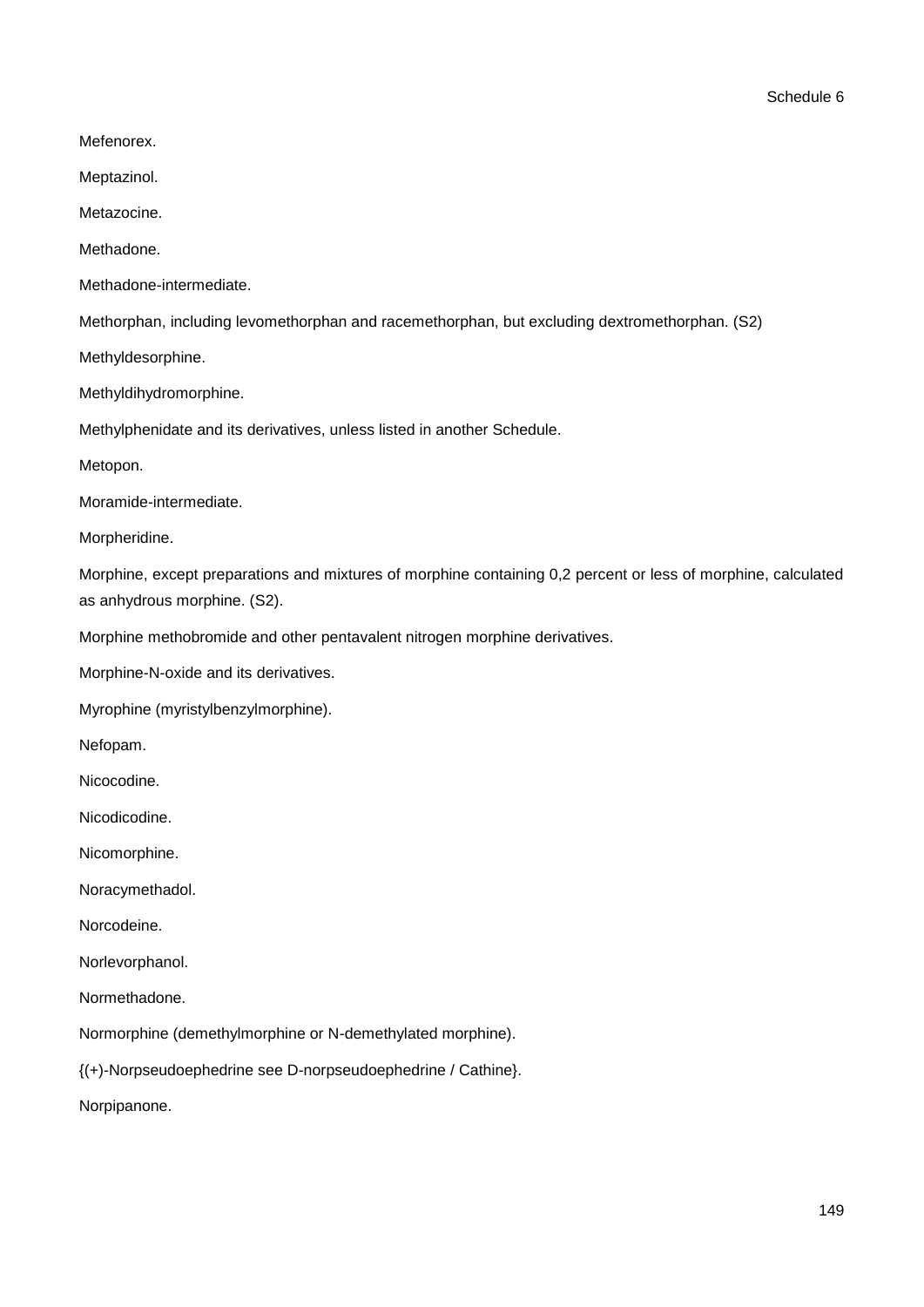Mefenorex.

Meptazinol.

Metazocine.

Methadone.

Methadone-intermediate.

Methorphan, including levomethorphan and racemethorphan, but excluding dextromethorphan. (S2)

Methyldesorphine.

Methyldihydromorphine.

Methylphenidate and its derivatives, unless listed in another Schedule.

Metopon.

Moramide-intermediate.

Morpheridine.

Morphine, except preparations and mixtures of morphine containing 0,2 percent or less of morphine, calculated as anhydrous morphine. (S2).

Morphine methobromide and other pentavalent nitrogen morphine derivatives.

Morphine-N-oxide and its derivatives.

Myrophine (myristylbenzylmorphine).

Nefopam.

Nicocodine.

Nicodicodine.

Nicomorphine.

Noracymethadol.

Norcodeine.

Norlevorphanol.

Normethadone.

Normorphine (demethylmorphine or N-demethylated morphine).

{(+)-Norpseudoephedrine see D-norpseudoephedrine / Cathine}.

Norpipanone.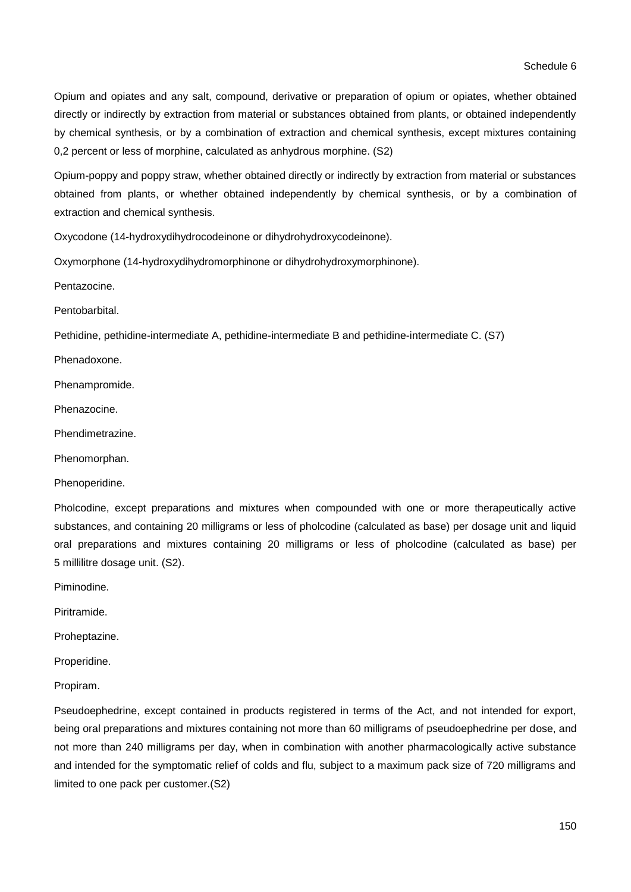Opium and opiates and any salt, compound, derivative or preparation of opium or opiates, whether obtained directly or indirectly by extraction from material or substances obtained from plants, or obtained independently by chemical synthesis, or by a combination of extraction and chemical synthesis, except mixtures containing 0,2 percent or less of morphine, calculated as anhydrous morphine. (S2)

Opium-poppy and poppy straw, whether obtained directly or indirectly by extraction from material or substances obtained from plants, or whether obtained independently by chemical synthesis, or by a combination of extraction and chemical synthesis.

Oxycodone (14-hydroxydihydrocodeinone or dihydrohydroxycodeinone).

Oxymorphone (14-hydroxydihydromorphinone or dihydrohydroxymorphinone).

Pentazocine.

Pentobarbital.

Pethidine, pethidine-intermediate A, pethidine-intermediate B and pethidine-intermediate C. (S7)

Phenadoxone.

Phenampromide.

Phenazocine.

Phendimetrazine.

Phenomorphan.

Phenoperidine.

Pholcodine, except preparations and mixtures when compounded with one or more therapeutically active substances, and containing 20 milligrams or less of pholcodine (calculated as base) per dosage unit and liquid oral preparations and mixtures containing 20 milligrams or less of pholcodine (calculated as base) per 5 millilitre dosage unit. (S2).

Piminodine.

Piritramide.

Proheptazine.

Properidine.

Propiram.

Pseudoephedrine, except contained in products registered in terms of the Act, and not intended for export, being oral preparations and mixtures containing not more than 60 milligrams of pseudoephedrine per dose, and not more than 240 milligrams per day, when in combination with another pharmacologically active substance and intended for the symptomatic relief of colds and flu, subject to a maximum pack size of 720 milligrams and limited to one pack per customer.(S2)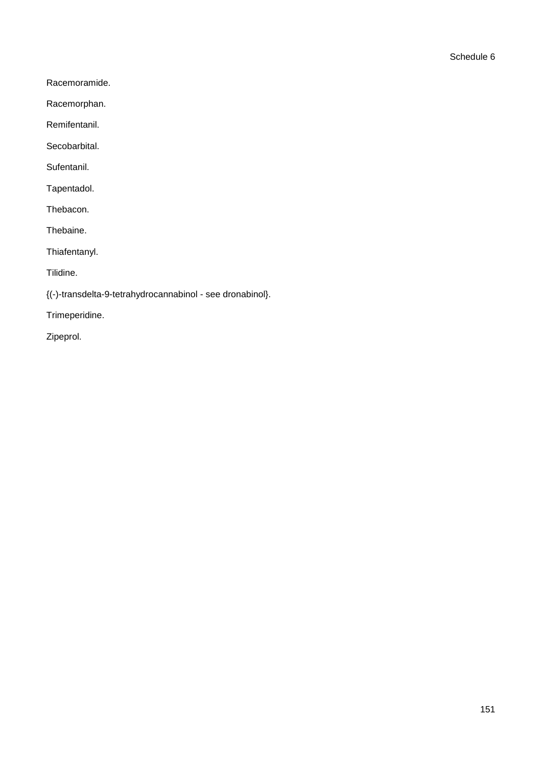Racemoramide.

Racemorphan.

Remifentanil.

Secobarbital.

Sufentanil.

Tapentadol.

Thebacon.

Thebaine.

Thiafentanyl.

Tilidine.

{(-)-transdelta-9-tetrahydrocannabinol - see dronabinol}.

Trimeperidine.

Zipeprol.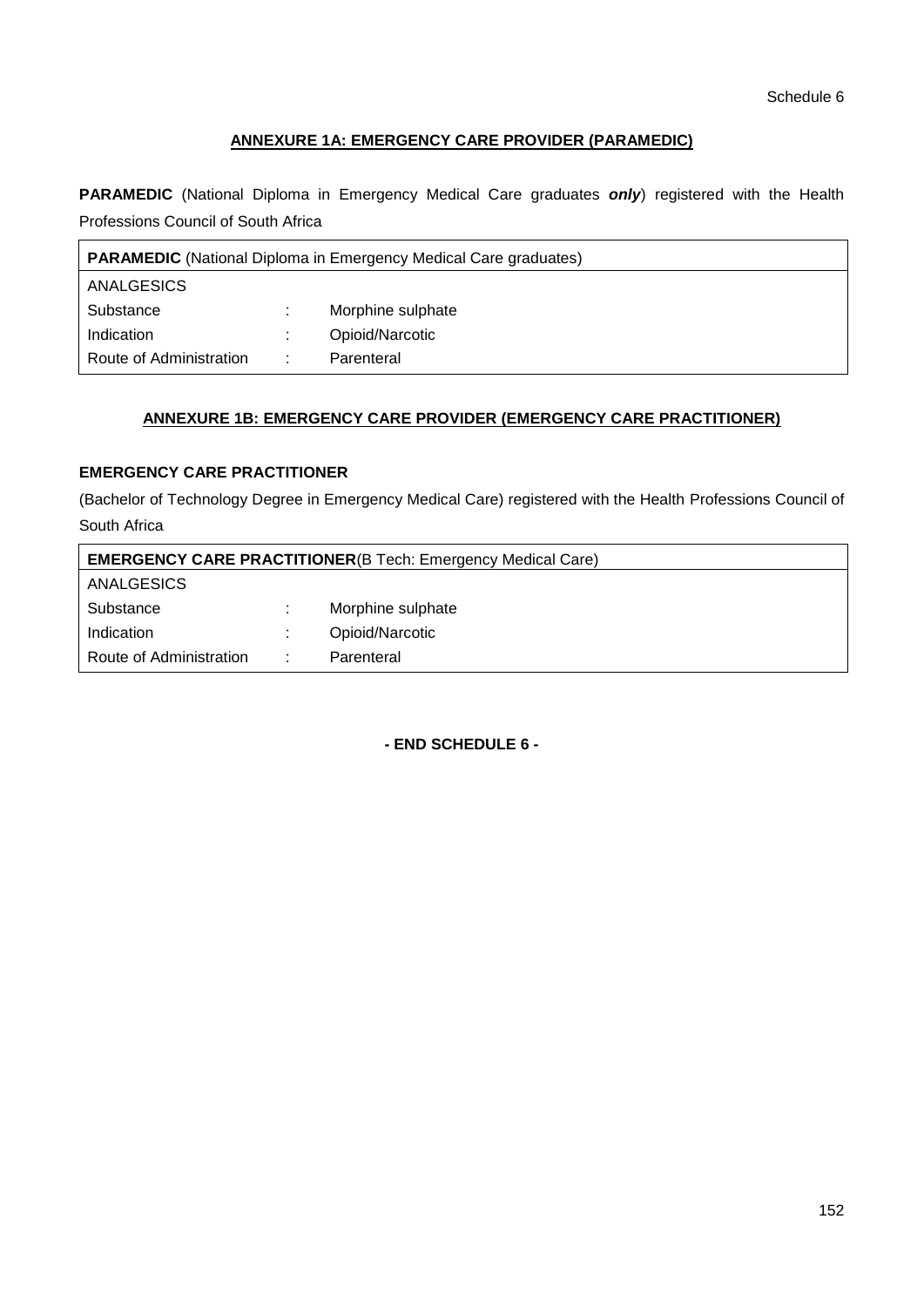Schedule 6

## ANNEXURE 1A: EMERGENCY CARE PROVIDER (PARAMEDIC)

**PARAMEDIC** (National Diploma in Emergency Medical Care graduates ***only***) registered with the Health Professions Council of South Africa

| **PARAMEDIC** (National Diploma in Emergency Medical Care graduates) | | |
|---|---|---|
| ANALGESICS | | |
| Substance | : | Morphine sulphate |
| Indication | : | Opioid/Narcotic |
| Route of Administration | : | Parenteral |

## ANNEXURE 1B: EMERGENCY CARE PROVIDER (EMERGENCY CARE PRACTITIONER)

**EMERGENCY CARE PRACTITIONER**

(Bachelor of Technology Degree in Emergency Medical Care) registered with the Health Professions Council of South Africa

| **EMERGENCY CARE PRACTITIONER**(B Tech: Emergency Medical Care) | | |
|---|---|---|
| ANALGESICS | | |
| Substance | : | Morphine sulphate |
| Indication | : | Opioid/Narcotic |
| Route of Administration | : | Parenteral |

**- END SCHEDULE 6 -**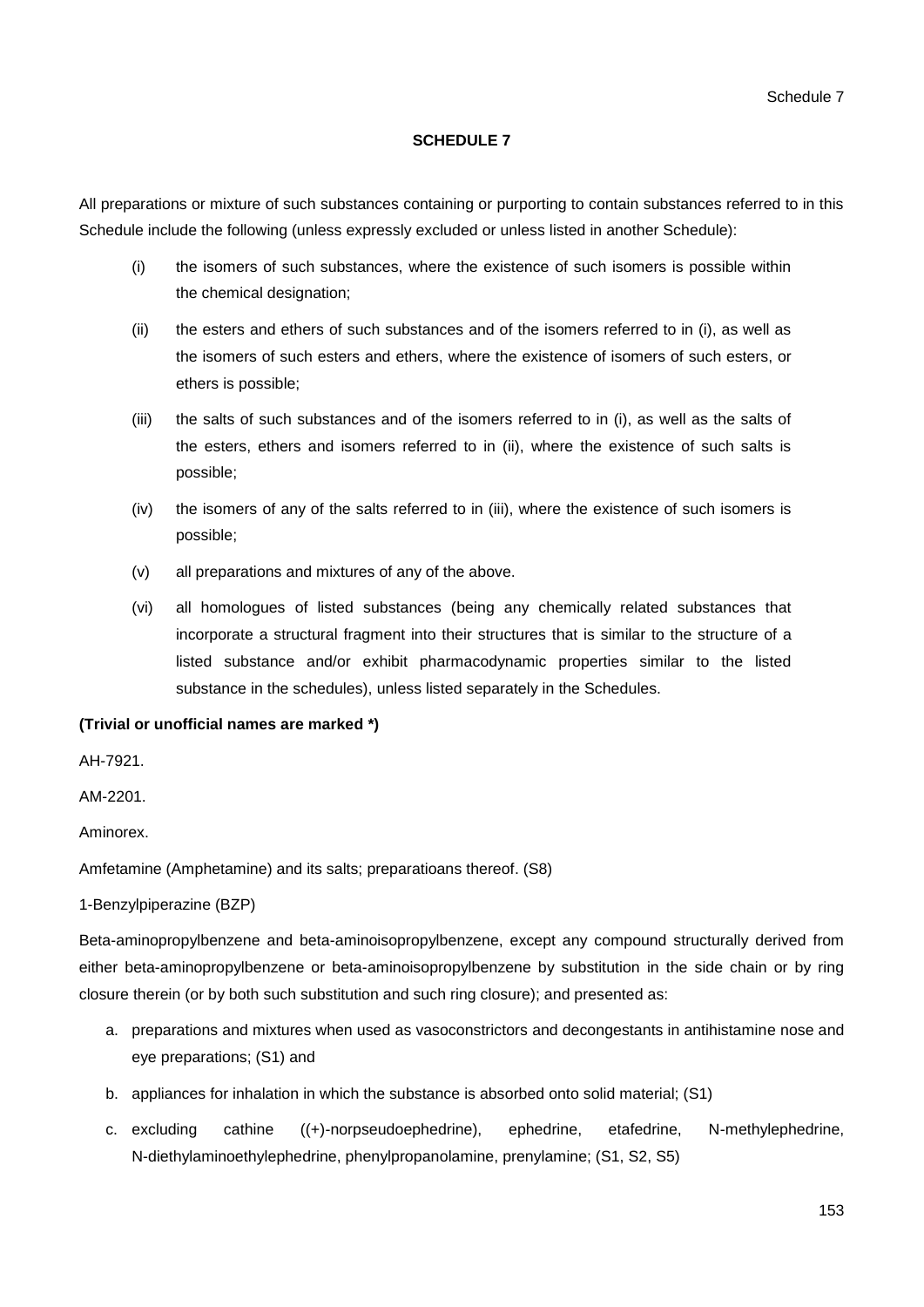## SCHEDULE 7

All preparations or mixture of such substances containing or purporting to contain substances referred to in this Schedule include the following (unless expressly excluded or unless listed in another Schedule):

(i) the isomers of such substances, where the existence of such isomers is possible within the chemical designation;

(ii) the esters and ethers of such substances and of the isomers referred to in (i), as well as the isomers of such esters and ethers, where the existence of isomers of such esters, or ethers is possible;

(iii) the salts of such substances and of the isomers referred to in (i), as well as the salts of the esters, ethers and isomers referred to in (ii), where the existence of such salts is possible;

(iv) the isomers of any of the salts referred to in (iii), where the existence of such isomers is possible;

(v) all preparations and mixtures of any of the above.

(vi) all homologues of listed substances (being any chemically related substances that incorporate a structural fragment into their structures that is similar to the structure of a listed substance and/or exhibit pharmacodynamic properties similar to the listed substance in the schedules), unless listed separately in the Schedules.

**(Trivial or unofficial names are marked *)**

AH-7921.

AM-2201.

Aminorex.

Amfetamine (Amphetamine) and its salts; preparatioans thereof. (S8)

1-Benzylpiperazine (BZP)

Beta-aminopropylbenzene and beta-aminoisopropylbenzene, except any compound structurally derived from either beta-aminopropylbenzene or beta-aminoisopropylbenzene by substitution in the side chain or by ring closure therein (or by both such substitution and such ring closure); and presented as:

a. preparations and mixtures when used as vasoconstrictors and decongestants in antihistamine nose and eye preparations; (S1) and
b. appliances for inhalation in which the substance is absorbed onto solid material; (S1)
c. excluding cathine ((+)-norpseudoephedrine), ephedrine, etafedrine, N-methylephedrine, N-diethylaminoethylephedrine, phenylpropanolamine, prenylamine; (S1, S2, S5)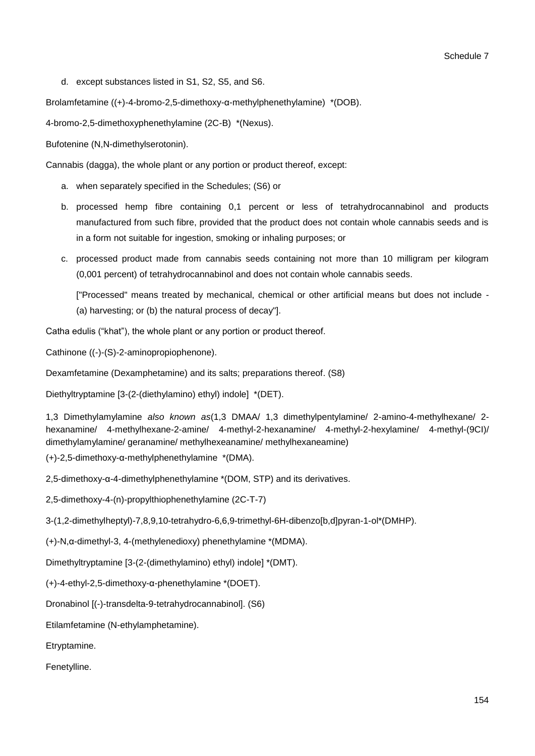d. except substances listed in S1, S2, S5, and S6.

Brolamfetamine ((+)-4-bromo-2,5-dimethoxy-α-methylphenethylamine) *(DOB).

4-bromo-2,5-dimethoxyphenethylamine (2C-B) *(Nexus).

Bufotenine (N,N-dimethylserotonin).

Cannabis (dagga), the whole plant or any portion or product thereof, except:

a. when separately specified in the Schedules; (S6) or

b. processed hemp fibre containing 0,1 percent or less of tetrahydrocannabinol and products manufactured from such fibre, provided that the product does not contain whole cannabis seeds and is in a form not suitable for ingestion, smoking or inhaling purposes; or

c. processed product made from cannabis seeds containing not more than 10 milligram per kilogram (0,001 percent) of tetrahydrocannabinol and does not contain whole cannabis seeds.

["Processed" means treated by mechanical, chemical or other artificial means but does not include - (a) harvesting; or (b) the natural process of decay"].

Catha edulis ("khat"), the whole plant or any portion or product thereof.

Cathinone ((-)-(S)-2-aminopropiophenone).

Dexamfetamine (Dexamphetamine) and its salts; preparations thereof. (S8)

Diethyltryptamine [3-(2-(diethylamino) ethyl) indole] *(DET).

1,3 Dimethylamylamine *also known as*(1,3 DMAA/ 1,3 dimethylpentylamine/ 2-amino-4-methylhexane/ 2-hexanamine/ 4-methylhexane-2-amine/ 4-methyl-2-hexanamine/ 4-methyl-2-hexylamine/ 4-methyl-(9CI)/ dimethylamylamine/ geranamine/ methylhexeanamine/ methylhexaneamine)

(+)-2,5-dimethoxy-α-methylphenethylamine *(DMA).

2,5-dimethoxy-α-4-dimethylphenethylamine *(DOM, STP) and its derivatives.

2,5-dimethoxy-4-(n)-propylthiophenethylamine (2C-T-7)

3-(1,2-dimethylheptyl)-7,8,9,10-tetrahydro-6,6,9-trimethyl-6H-dibenzo[b,d]pyran-1-ol*(DMHP).

(+)-N,α-dimethyl-3, 4-(methylenedioxy) phenethylamine *(MDMA).

Dimethyltryptamine [3-(2-(dimethylamino) ethyl) indole] *(DMT).

(+)-4-ethyl-2,5-dimethoxy-α-phenethylamine *(DOET).

Dronabinol [(-)-transdelta-9-tetrahydrocannabinol]. (S6)

Etilamfetamine (N-ethylamphetamine).

Etryptamine.

Fenetylline.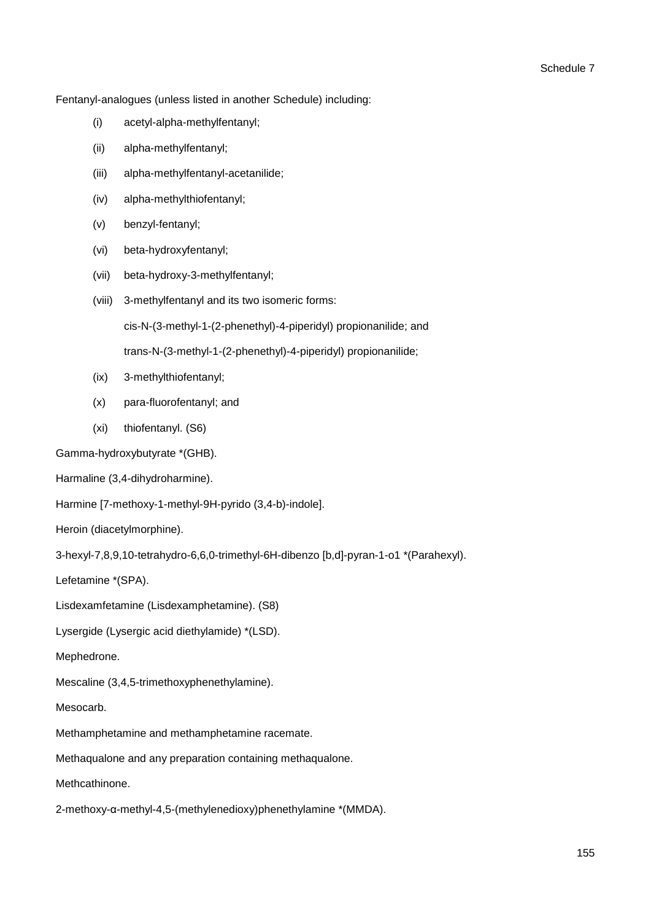Fentanyl-analogues (unless listed in another Schedule) including:

(i) acetyl-alpha-methylfentanyl;

(ii) alpha-methylfentanyl;

(iii) alpha-methylfentanyl-acetanilide;

(iv) alpha-methylthiofentanyl;

(v) benzyl-fentanyl;

(vi) beta-hydroxyfentanyl;

(vii) beta-hydroxy-3-methylfentanyl;

(viii) 3-methylfentanyl and its two isomeric forms:

cis-N-(3-methyl-1-(2-phenethyl)-4-piperidyl) propionanilide; and

trans-N-(3-methyl-1-(2-phenethyl)-4-piperidyl) propionanilide;

(ix) 3-methylthiofentanyl;

(x) para-fluorofentanyl; and

(xi) thiofentanyl. (S6)

Gamma-hydroxybutyrate *(GHB).

Harmaline (3,4-dihydroharmine).

Harmine [7-methoxy-1-methyl-9H-pyrido (3,4-b)-indole].

Heroin (diacetylmorphine).

3-hexyl-7,8,9,10-tetrahydro-6,6,0-trimethyl-6H-dibenzo [b,d]-pyran-1-o1 *(Parahexyl).

Lefetamine *(SPA).

Lisdexamfetamine (Lisdexamphetamine). (S8)

Lysergide (Lysergic acid diethylamide) *(LSD).

Mephedrone.

Mescaline (3,4,5-trimethoxyphenethylamine).

Mesocarb.

Methamphetamine and methamphetamine racemate.

Methaqualone and any preparation containing methaqualone.

Methcathinone.

2-methoxy-α-methyl-4,5-(methylenedioxy)phenethylamine *(MMDA).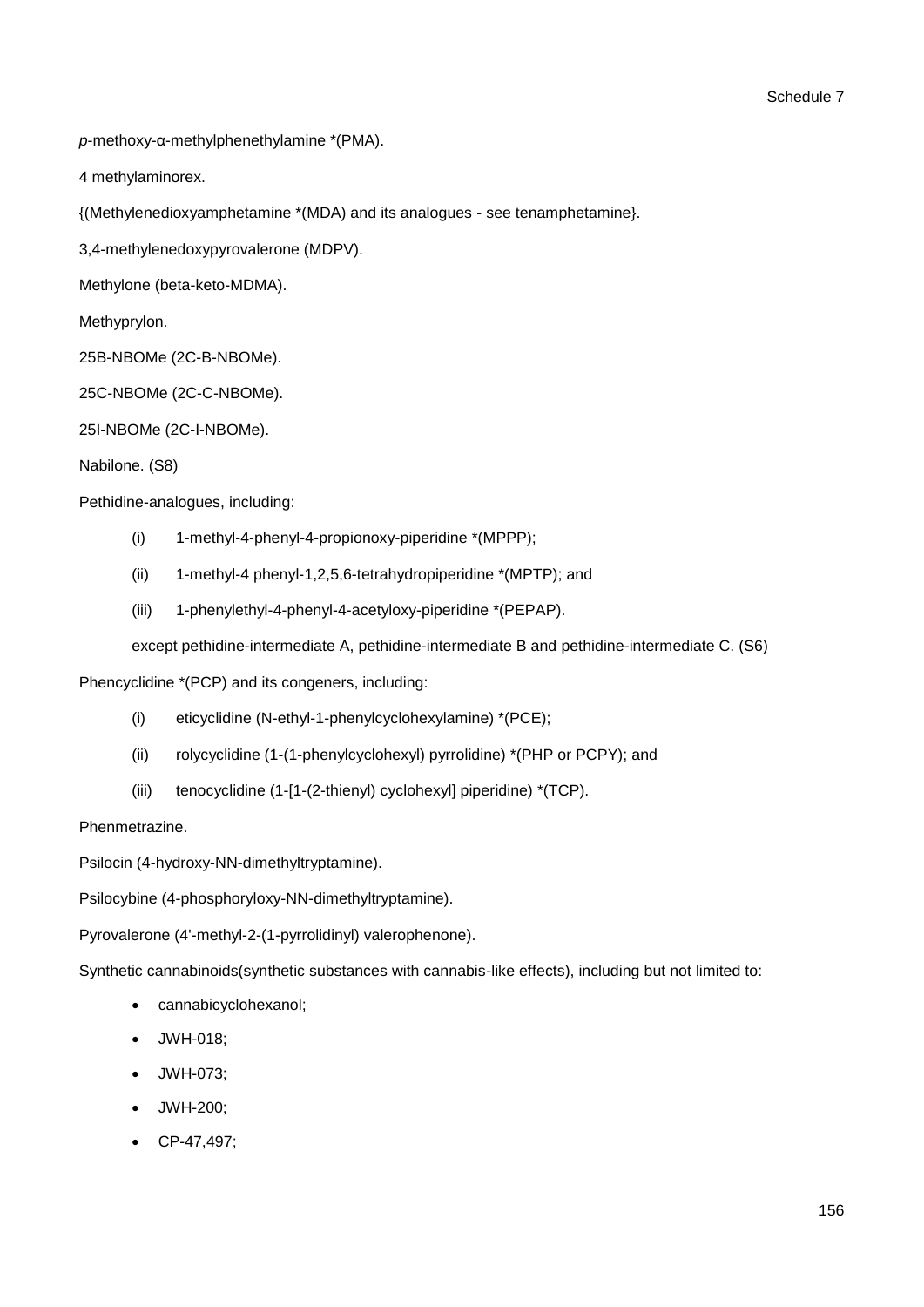*p*-methoxy-α-methylphenethylamine *(PMA).

4 methylaminorex.

{(Methylenedioxyamphetamine *(MDA) and its analogues - see tenamphetamine}.

3,4-methylenedoxypyrovalerone (MDPV).

Methylone (beta-keto-MDMA).

Methyprylon.

25B-NBOMe (2C-B-NBOMe).

25C-NBOMe (2C-C-NBOMe).

25I-NBOMe (2C-I-NBOMe).

Nabilone. (S8)

Pethidine-analogues, including:

(i) 1-methyl-4-phenyl-4-propionoxy-piperidine *(MPPP);

(ii) 1-methyl-4 phenyl-1,2,5,6-tetrahydropiperidine *(MPTP); and

(iii) 1-phenylethyl-4-phenyl-4-acetyloxy-piperidine *(PEPAP).

except pethidine-intermediate A, pethidine-intermediate B and pethidine-intermediate C. (S6)

Phencyclidine *(PCP) and its congeners, including:

(i) eticyclidine (N-ethyl-1-phenylcyclohexylamine) *(PCE);

(ii) rolycyclidine (1-(1-phenylcyclohexyl) pyrrolidine) *(PHP or PCPY); and

(iii) tenocyclidine (1-[1-(2-thienyl) cyclohexyl] piperidine) *(TCP).

Phenmetrazine.

Psilocin (4-hydroxy-NN-dimethyltryptamine).

Psilocybine (4-phosphoryloxy-NN-dimethyltryptamine).

Pyrovalerone (4'-methyl-2-(1-pyrrolidinyl) valerophenone).

Synthetic cannabinoids(synthetic substances with cannabis-like effects), including but not limited to:

- cannabicyclohexanol;
- JWH-018;
- JWH-073;
- JWH-200;
- CP-47,497;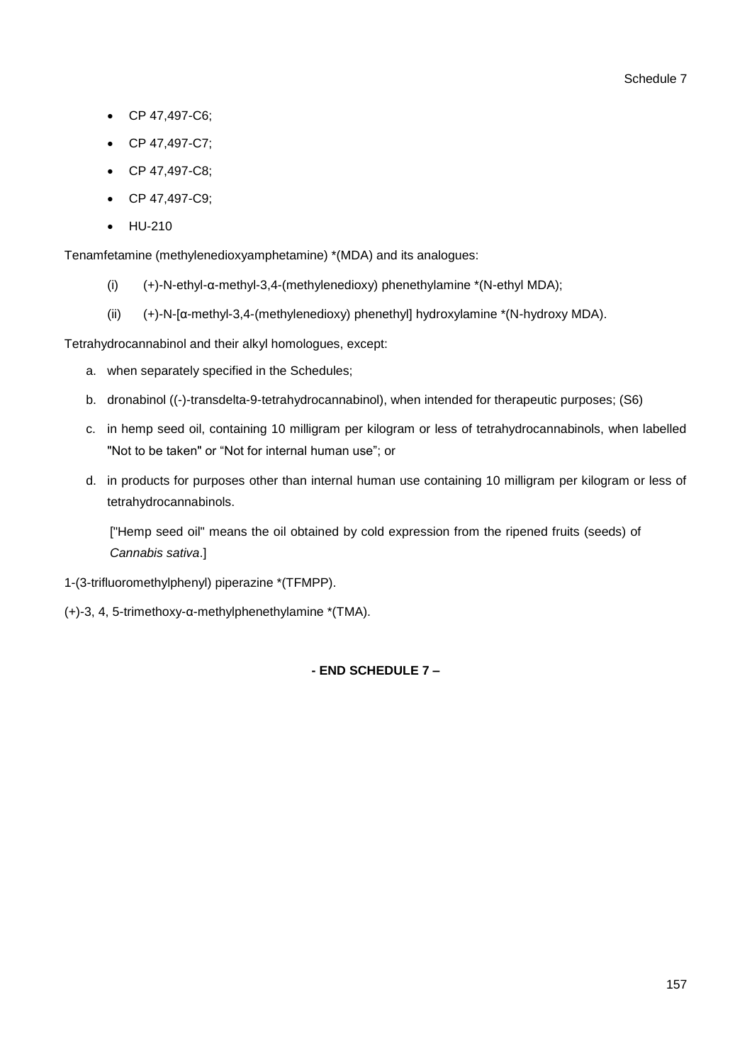- CP 47,497-C6;
- CP 47,497-C7;
- CP 47,497-C8;
- CP 47,497-C9;
- HU-210

Tenamfetamine (methylenedioxyamphetamine) *(MDA) and its analogues:

(i) (+)-N-ethyl-α-methyl-3,4-(methylenedioxy) phenethylamine *(N-ethyl MDA);

(ii) (+)-N-[α-methyl-3,4-(methylenedioxy) phenethyl] hydroxylamine *(N-hydroxy MDA).

Tetrahydrocannabinol and their alkyl homologues, except:

a. when separately specified in the Schedules;

b. dronabinol ((-)-transdelta-9-tetrahydrocannabinol), when intended for therapeutic purposes; (S6)

c. in hemp seed oil, containing 10 milligram per kilogram or less of tetrahydrocannabinols, when labelled "Not to be taken" or "Not for internal human use"; or

d. in products for purposes other than internal human use containing 10 milligram per kilogram or less of tetrahydrocannabinols.

["Hemp seed oil" means the oil obtained by cold expression from the ripened fruits (seeds) of *Cannabis sativa*.]

1-(3-trifluoromethylphenyl) piperazine *(TFMPP).

(+)-3, 4, 5-trimethoxy-α-methylphenethylamine *(TMA).

**- END SCHEDULE 7 –**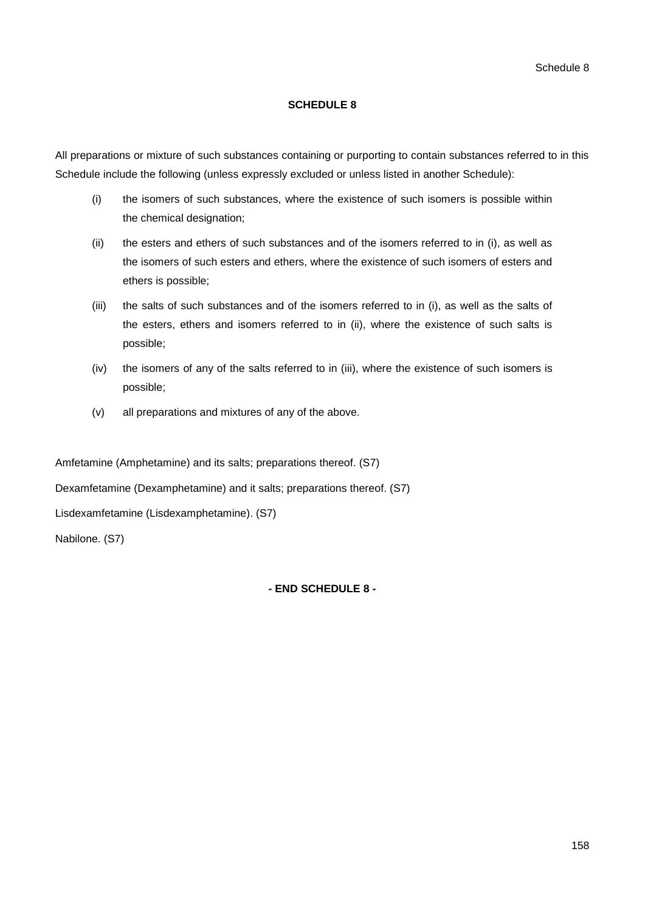# SCHEDULE 8

All preparations or mixture of such substances containing or purporting to contain substances referred to in this Schedule include the following (unless expressly excluded or unless listed in another Schedule):

(i) the isomers of such substances, where the existence of such isomers is possible within the chemical designation;

(ii) the esters and ethers of such substances and of the isomers referred to in (i), as well as the isomers of such esters and ethers, where the existence of such isomers of esters and ethers is possible;

(iii) the salts of such substances and of the isomers referred to in (i), as well as the salts of the esters, ethers and isomers referred to in (ii), where the existence of such salts is possible;

(iv) the isomers of any of the salts referred to in (iii), where the existence of such isomers is possible;

(v) all preparations and mixtures of any of the above.

Amfetamine (Amphetamine) and its salts; preparations thereof. (S7)

Dexamfetamine (Dexamphetamine) and it salts; preparations thereof. (S7)

Lisdexamfetamine (Lisdexamphetamine). (S7)

Nabilone. (S7)

**- END SCHEDULE 8 -**